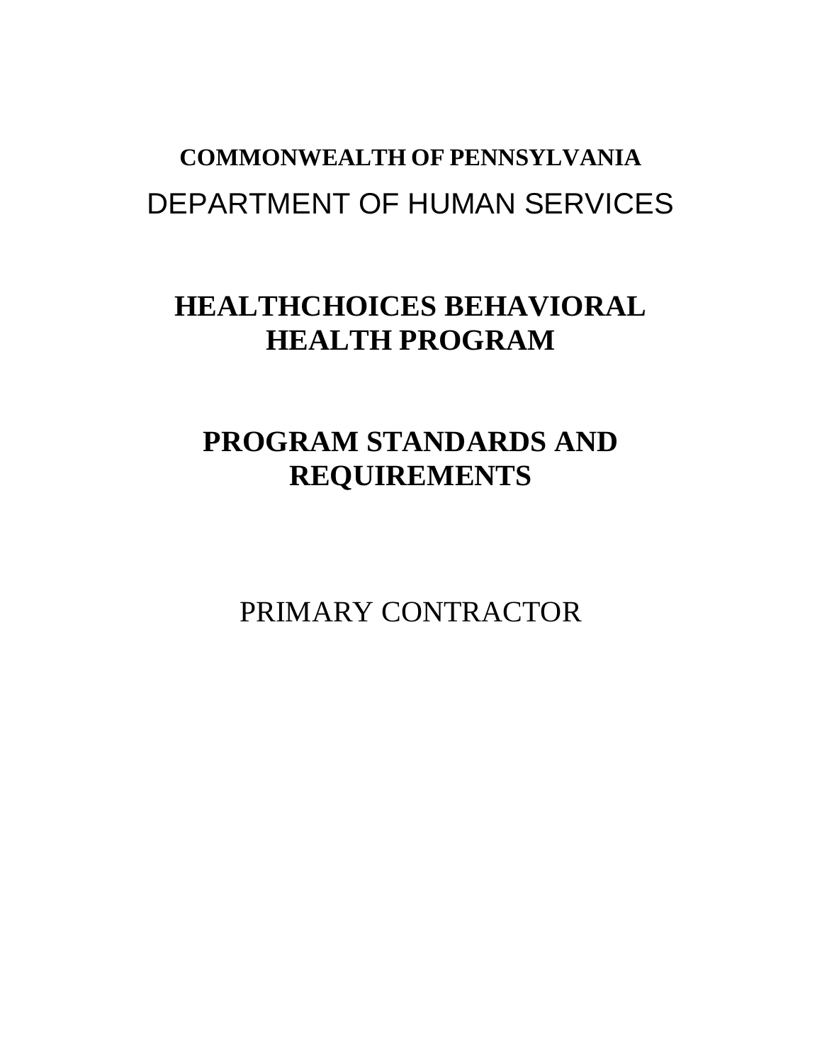**COMMONWEALTH OF PENNSYLVANIA**

DEPARTMENT OF HUMAN SERVICES

# HEALTHCHOICES BEHAVIORAL HEALTH PROGRAM

# PROGRAM STANDARDS AND REQUIREMENTS

PRIMARY CONTRACTOR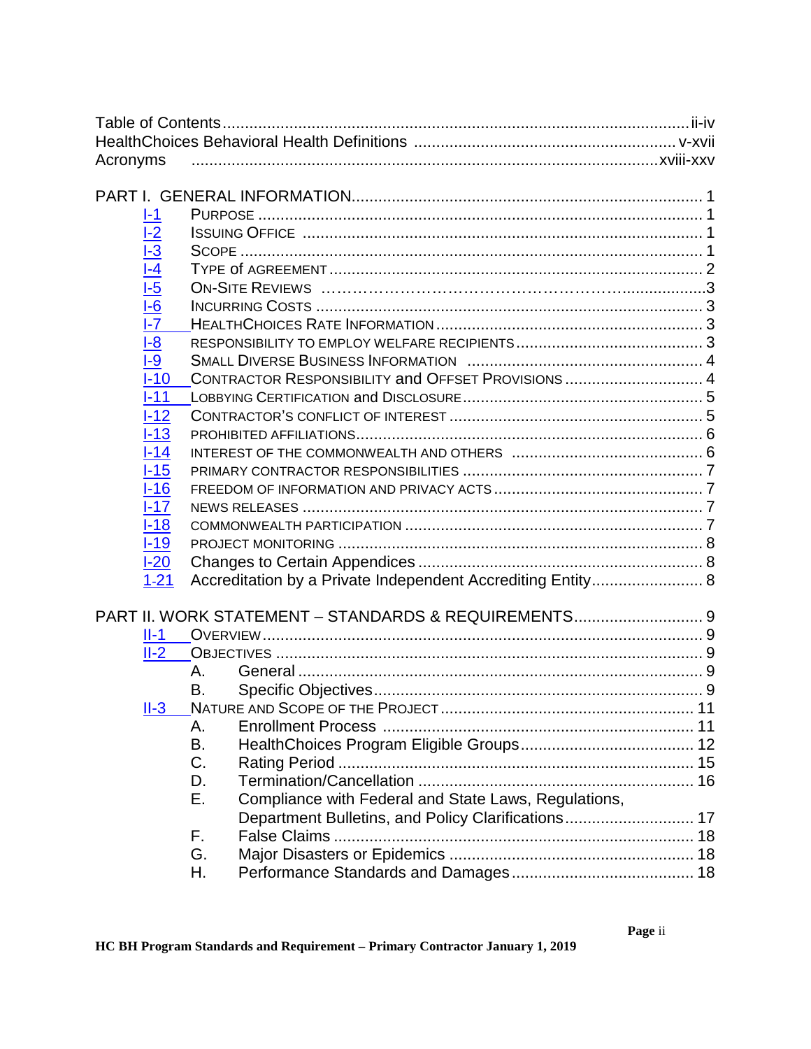Table of Contents ........................................ ii-iv
HealthChoices Behavioral Health Definitions ........................................ v-xvii
Acronyms ........................................ xviii-xxv

PART I. GENERAL INFORMATION ........................................ 1

- I-1 PURPOSE ........................................ 1
- I-2 ISSUING OFFICE ........................................ 1
- I-3 SCOPE ........................................ 1
- I-4 TYPE of AGREEMENT ........................................ 2
- I-5 ON-SITE REVIEWS ........................................ 3
- I-6 INCURRING COSTS ........................................ 3
- I-7 HEALTHCHOICES RATE INFORMATION ........................................ 3
- I-8 RESPONSIBILITY TO EMPLOY WELFARE RECIPIENTS ........................................ 3
- I-9 SMALL DIVERSE BUSINESS INFORMATION ........................................ 4
- I-10 CONTRACTOR RESPONSIBILITY and OFFSET PROVISIONS ........................................ 4
- I-11 LOBBYING CERTIFICATION and DISCLOSURE ........................................ 5
- I-12 CONTRACTOR'S CONFLICT OF INTEREST ........................................ 5
- I-13 PROHIBITED AFFILIATIONS ........................................ 6
- I-14 INTEREST OF THE COMMONWEALTH AND OTHERS ........................................ 6
- I-15 PRIMARY CONTRACTOR RESPONSIBILITIES ........................................ 7
- I-16 FREEDOM OF INFORMATION AND PRIVACY ACTS ........................................ 7
- I-17 NEWS RELEASES ........................................ 7
- I-18 COMMONWEALTH PARTICIPATION ........................................ 7
- I-19 PROJECT MONITORING ........................................ 8
- I-20 Changes to Certain Appendices ........................................ 8
- 1-21 Accreditation by a Private Independent Accrediting Entity ........................................ 8

PART II. WORK STATEMENT – STANDARDS & REQUIREMENTS ........................................ 9

- II-1 OVERVIEW ........................................ 9
- II-2 OBJECTIVES ........................................ 9
  - A. General ........................................ 9
  - B. Specific Objectives ........................................ 9
- II-3 NATURE AND SCOPE OF THE PROJECT ........................................ 11
  - A. Enrollment Process ........................................ 11
  - B. HealthChoices Program Eligible Groups ........................................ 12
  - C. Rating Period ........................................ 15
  - D. Termination/Cancellation ........................................ 16
  - E. Compliance with Federal and State Laws, Regulations, Department Bulletins, and Policy Clarifications ........................................ 17
  - F. False Claims ........................................ 18
  - G. Major Disasters or Epidemics ........................................ 18
  - H. Performance Standards and Damages ........................................ 18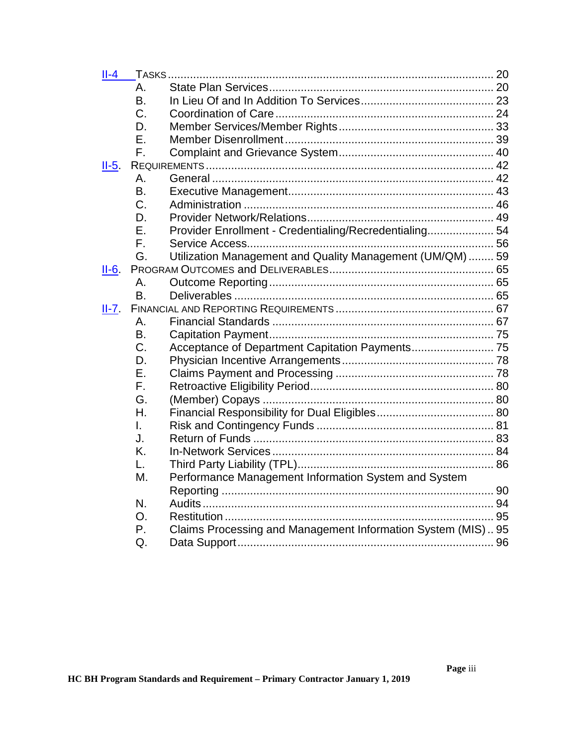| | | |
|---|---|---|
| II-4 | TASKS | 20 |
| | A. State Plan Services | 20 |
| | B. In Lieu Of and In Addition To Services | 23 |
| | C. Coordination of Care | 24 |
| | D. Member Services/Member Rights | 33 |
| | E. Member Disenrollment | 39 |
| | F. Complaint and Grievance System | 40 |
| II-5. | REQUIREMENTS | 42 |
| | A. General | 42 |
| | B. Executive Management | 43 |
| | C. Administration | 46 |
| | D. Provider Network/Relations | 49 |
| | E. Provider Enrollment - Credentialing/Recredentialing | 54 |
| | F. Service Access | 56 |
| | G. Utilization Management and Quality Management (UM/QM) | 59 |
| II-6. | PROGRAM OUTCOMES and DELIVERABLES | 65 |
| | A. Outcome Reporting | 65 |
| | B. Deliverables | 65 |
| II-7. | FINANCIAL AND REPORTING REQUIREMENTS | 67 |
| | A. Financial Standards | 67 |
| | B. Capitation Payment | 75 |
| | C. Acceptance of Department Capitation Payments | 75 |
| | D. Physician Incentive Arrangements | 78 |
| | E. Claims Payment and Processing | 78 |
| | F. Retroactive Eligibility Period | 80 |
| | G. (Member) Copays | 80 |
| | H. Financial Responsibility for Dual Eligibles | 80 |
| | I. Risk and Contingency Funds | 81 |
| | J. Return of Funds | 83 |
| | K. In-Network Services | 84 |
| | L. Third Party Liability (TPL) | 86 |
| | M. Performance Management Information System and System Reporting | 90 |
| | N. Audits | 94 |
| | O. Restitution | 95 |
| | P. Claims Processing and Management Information System (MIS) | 95 |
| | Q. Data Support | 96 |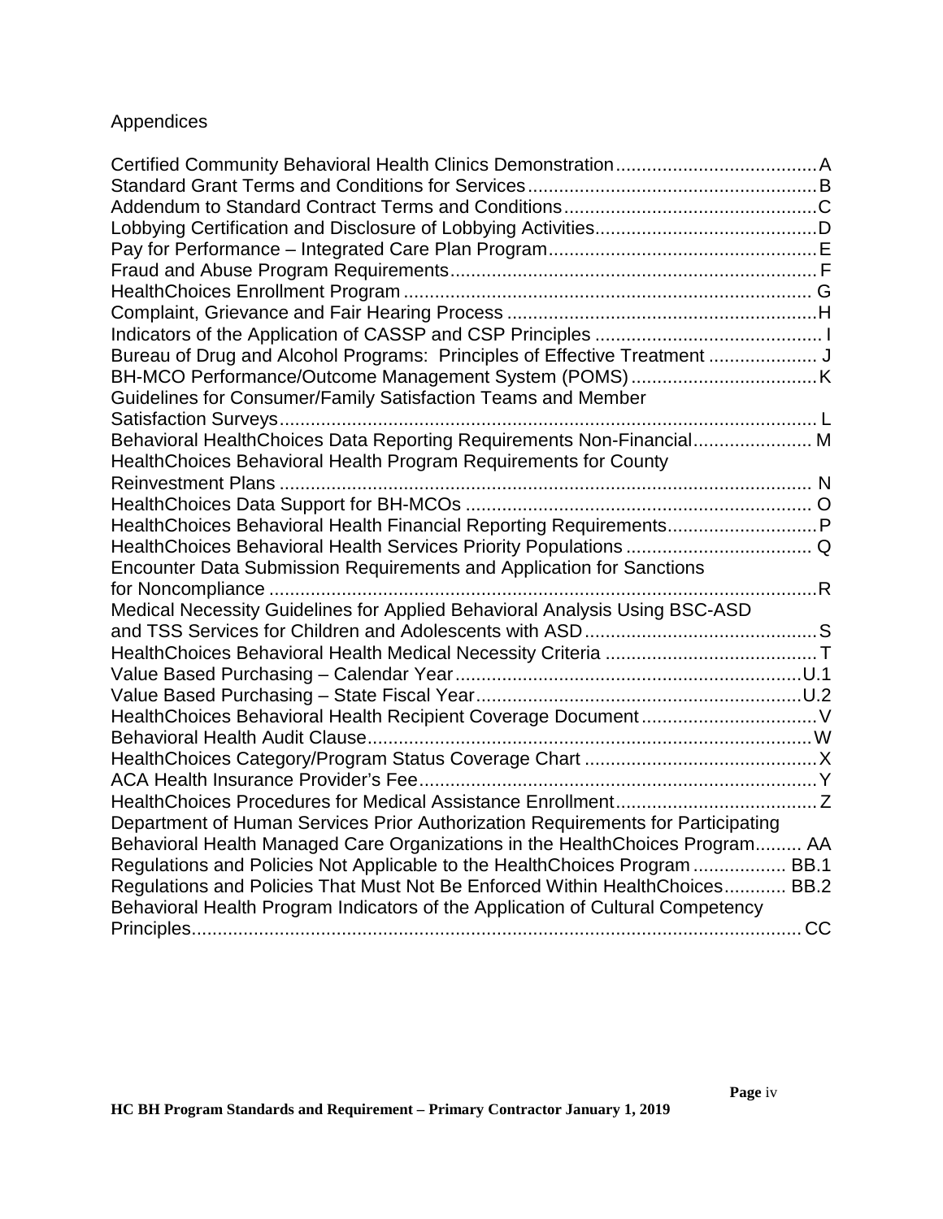## Appendices

| Appendix | |
|---|---|
| Certified Community Behavioral Health Clinics Demonstration | A |
| Standard Grant Terms and Conditions for Services | B |
| Addendum to Standard Contract Terms and Conditions | C |
| Lobbying Certification and Disclosure of Lobbying Activities | D |
| Pay for Performance – Integrated Care Plan Program | E |
| Fraud and Abuse Program Requirements | F |
| HealthChoices Enrollment Program | G |
| Complaint, Grievance and Fair Hearing Process | H |
| Indicators of the Application of CASSP and CSP Principles | I |
| Bureau of Drug and Alcohol Programs: Principles of Effective Treatment | J |
| BH-MCO Performance/Outcome Management System (POMS) | K |
| Guidelines for Consumer/Family Satisfaction Teams and Member Satisfaction Surveys | L |
| Behavioral HealthChoices Data Reporting Requirements Non-Financial | M |
| HealthChoices Behavioral Health Program Requirements for County Reinvestment Plans | N |
| HealthChoices Data Support for BH-MCOs | O |
| HealthChoices Behavioral Health Financial Reporting Requirements | P |
| HealthChoices Behavioral Health Services Priority Populations | Q |
| Encounter Data Submission Requirements and Application for Sanctions for Noncompliance | R |
| Medical Necessity Guidelines for Applied Behavioral Analysis Using BSC-ASD and TSS Services for Children and Adolescents with ASD | S |
| HealthChoices Behavioral Health Medical Necessity Criteria | T |
| Value Based Purchasing – Calendar Year | U.1 |
| Value Based Purchasing – State Fiscal Year | U.2 |
| HealthChoices Behavioral Health Recipient Coverage Document | V |
| Behavioral Health Audit Clause | W |
| HealthChoices Category/Program Status Coverage Chart | X |
| ACA Health Insurance Provider's Fee | Y |
| HealthChoices Procedures for Medical Assistance Enrollment | Z |
| Department of Human Services Prior Authorization Requirements for Participating Behavioral Health Managed Care Organizations in the HealthChoices Program | AA |
| Regulations and Policies Not Applicable to the HealthChoices Program | BB.1 |
| Regulations and Policies That Must Not Be Enforced Within HealthChoices | BB.2 |
| Behavioral Health Program Indicators of the Application of Cultural Competency Principles | CC |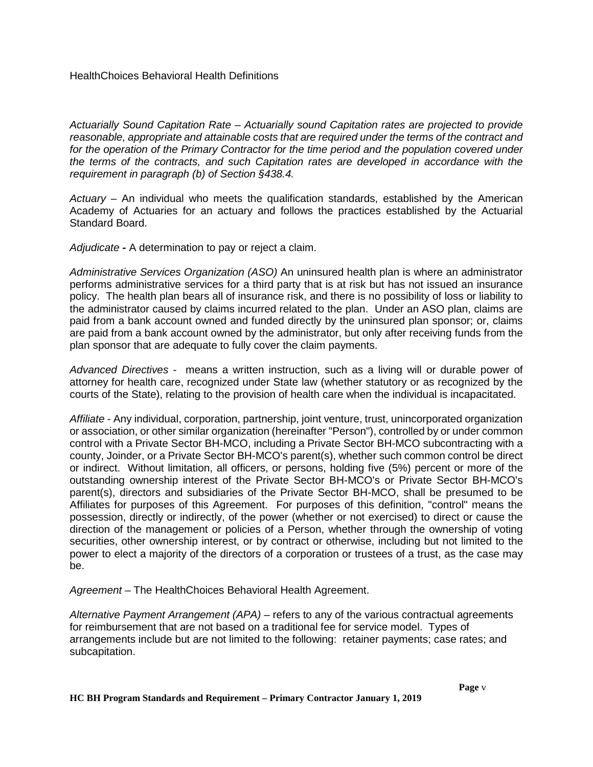HealthChoices Behavioral Health Definitions

*Actuarially Sound Capitation Rate – Actuarially sound Capitation rates are projected to provide reasonable, appropriate and attainable costs that are required under the terms of the contract and for the operation of the Primary Contractor for the time period and the population covered under the terms of the contracts, and such Capitation rates are developed in accordance with the requirement in paragraph (b) of Section §438.4.*

*Actuary* – An individual who meets the qualification standards, established by the American Academy of Actuaries for an actuary and follows the practices established by the Actuarial Standard Board.

*Adjudicate* **-** A determination to pay or reject a claim.

*Administrative Services Organization (ASO)* An uninsured health plan is where an administrator performs administrative services for a third party that is at risk but has not issued an insurance policy. The health plan bears all of insurance risk, and there is no possibility of loss or liability to the administrator caused by claims incurred related to the plan. Under an ASO plan, claims are paid from a bank account owned and funded directly by the uninsured plan sponsor; or, claims are paid from a bank account owned by the administrator, but only after receiving funds from the plan sponsor that are adequate to fully cover the claim payments.

*Advanced Directives* - means a written instruction, such as a living will or durable power of attorney for health care, recognized under State law (whether statutory or as recognized by the courts of the State), relating to the provision of health care when the individual is incapacitated.

*Affiliate* - Any individual, corporation, partnership, joint venture, trust, unincorporated organization or association, or other similar organization (hereinafter "Person"), controlled by or under common control with a Private Sector BH-MCO, including a Private Sector BH-MCO subcontracting with a county, Joinder, or a Private Sector BH-MCO's parent(s), whether such common control be direct or indirect. Without limitation, all officers, or persons, holding five (5%) percent or more of the outstanding ownership interest of the Private Sector BH-MCO's or Private Sector BH-MCO's parent(s), directors and subsidiaries of the Private Sector BH-MCO, shall be presumed to be Affiliates for purposes of this Agreement. For purposes of this definition, "control" means the possession, directly or indirectly, of the power (whether or not exercised) to direct or cause the direction of the management or policies of a Person, whether through the ownership of voting securities, other ownership interest, or by contract or otherwise, including but not limited to the power to elect a majority of the directors of a corporation or trustees of a trust, as the case may be.

*Agreement* – The HealthChoices Behavioral Health Agreement.

*Alternative Payment Arrangement (APA)* – refers to any of the various contractual agreements for reimbursement that are not based on a traditional fee for service model. Types of arrangements include but are not limited to the following: retainer payments; case rates; and subcapitation.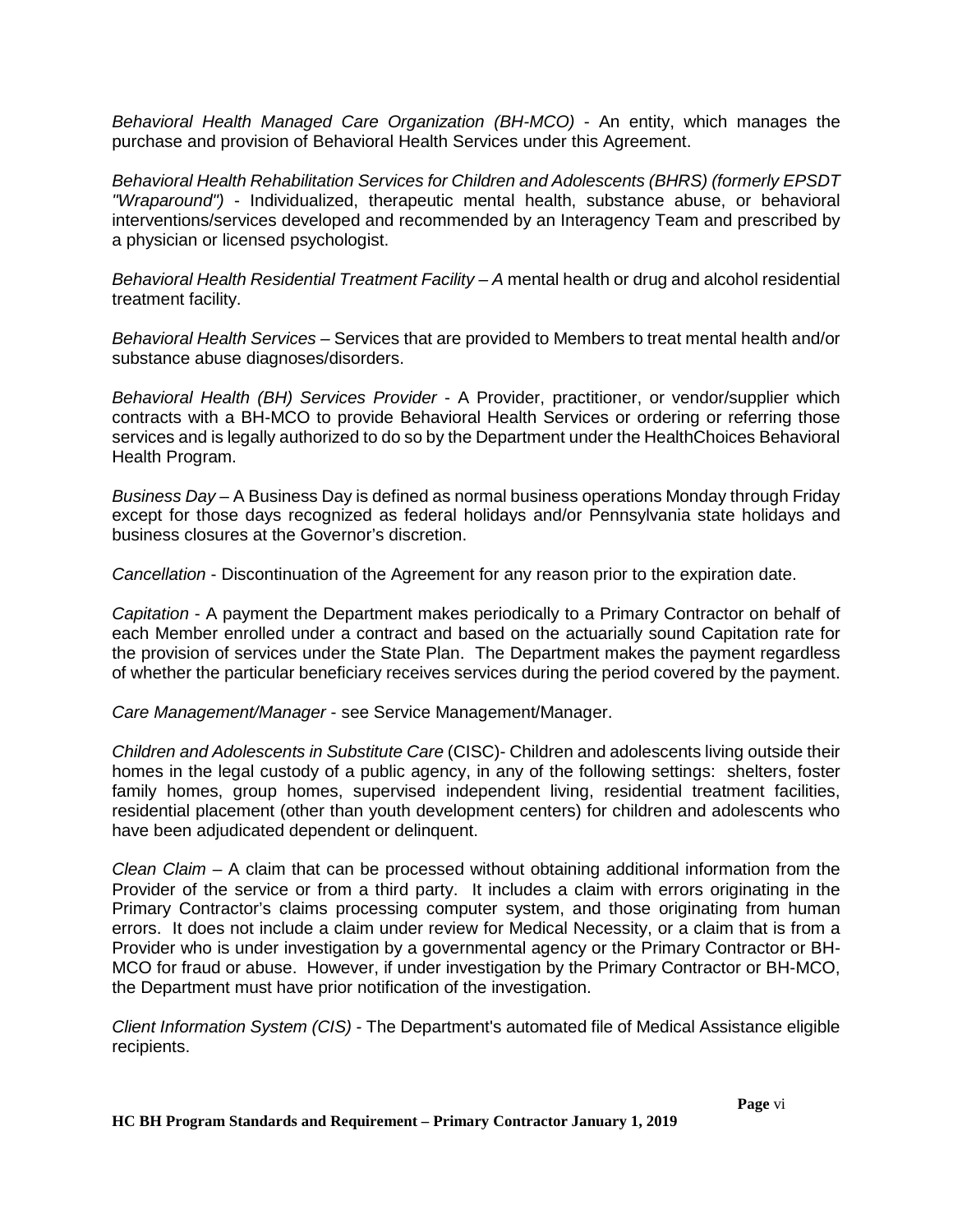*Behavioral Health Managed Care Organization (BH-MCO)* - An entity, which manages the purchase and provision of Behavioral Health Services under this Agreement.

*Behavioral Health Rehabilitation Services for Children and Adolescents (BHRS) (formerly EPSDT "Wraparound")* - Individualized, therapeutic mental health, substance abuse, or behavioral interventions/services developed and recommended by an Interagency Team and prescribed by a physician or licensed psychologist.

*Behavioral Health Residential Treatment Facility – A* mental health or drug and alcohol residential treatment facility.

*Behavioral Health Services* – Services that are provided to Members to treat mental health and/or substance abuse diagnoses/disorders.

*Behavioral Health (BH) Services Provider* - A Provider, practitioner, or vendor/supplier which contracts with a BH-MCO to provide Behavioral Health Services or ordering or referring those services and is legally authorized to do so by the Department under the HealthChoices Behavioral Health Program.

*Business Day* – A Business Day is defined as normal business operations Monday through Friday except for those days recognized as federal holidays and/or Pennsylvania state holidays and business closures at the Governor's discretion.

*Cancellation* - Discontinuation of the Agreement for any reason prior to the expiration date.

*Capitation* - A payment the Department makes periodically to a Primary Contractor on behalf of each Member enrolled under a contract and based on the actuarially sound Capitation rate for the provision of services under the State Plan. The Department makes the payment regardless of whether the particular beneficiary receives services during the period covered by the payment.

*Care Management/Manager* - see Service Management/Manager.

*Children and Adolescents in Substitute Care* (CISC)- Children and adolescents living outside their homes in the legal custody of a public agency, in any of the following settings: shelters, foster family homes, group homes, supervised independent living, residential treatment facilities, residential placement (other than youth development centers) for children and adolescents who have been adjudicated dependent or delinquent.

*Clean Claim* – A claim that can be processed without obtaining additional information from the Provider of the service or from a third party. It includes a claim with errors originating in the Primary Contractor's claims processing computer system, and those originating from human errors. It does not include a claim under review for Medical Necessity, or a claim that is from a Provider who is under investigation by a governmental agency or the Primary Contractor or BH-MCO for fraud or abuse. However, if under investigation by the Primary Contractor or BH-MCO, the Department must have prior notification of the investigation.

*Client Information System (CIS)* - The Department's automated file of Medical Assistance eligible recipients.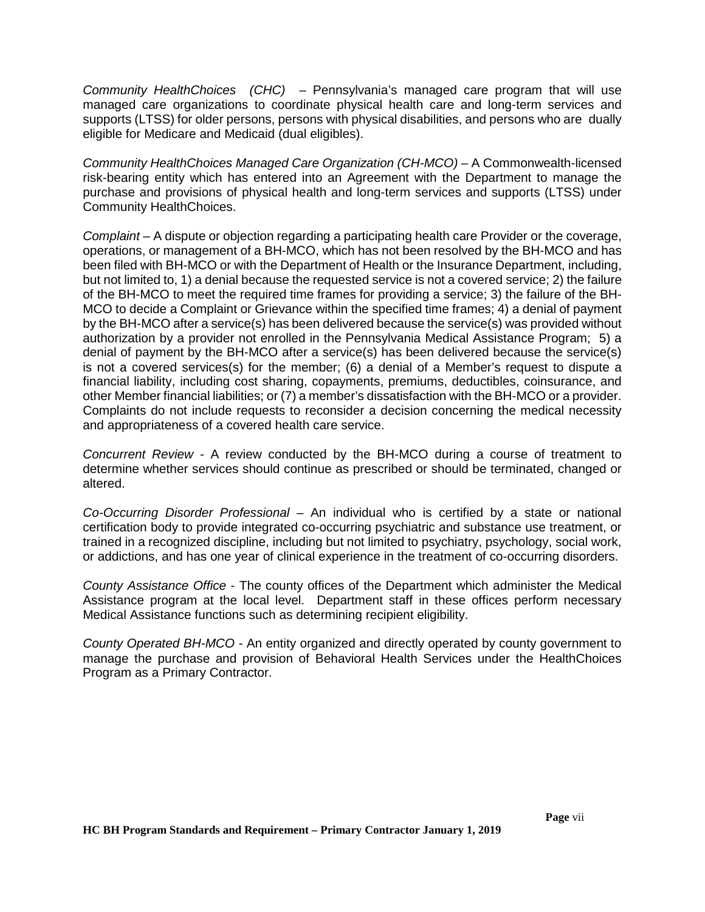*Community HealthChoices (CHC)* – Pennsylvania's managed care program that will use managed care organizations to coordinate physical health care and long-term services and supports (LTSS) for older persons, persons with physical disabilities, and persons who are dually eligible for Medicare and Medicaid (dual eligibles).

*Community HealthChoices Managed Care Organization (CH-MCO)* – A Commonwealth-licensed risk-bearing entity which has entered into an Agreement with the Department to manage the purchase and provisions of physical health and long-term services and supports (LTSS) under Community HealthChoices.

*Complaint* – A dispute or objection regarding a participating health care Provider or the coverage, operations, or management of a BH-MCO, which has not been resolved by the BH-MCO and has been filed with BH-MCO or with the Department of Health or the Insurance Department, including, but not limited to, 1) a denial because the requested service is not a covered service; 2) the failure of the BH-MCO to meet the required time frames for providing a service; 3) the failure of the BH-MCO to decide a Complaint or Grievance within the specified time frames; 4) a denial of payment by the BH-MCO after a service(s) has been delivered because the service(s) was provided without authorization by a provider not enrolled in the Pennsylvania Medical Assistance Program; 5) a denial of payment by the BH-MCO after a service(s) has been delivered because the service(s) is not a covered services(s) for the member; (6) a denial of a Member's request to dispute a financial liability, including cost sharing, copayments, premiums, deductibles, coinsurance, and other Member financial liabilities; or (7) a member's dissatisfaction with the BH-MCO or a provider. Complaints do not include requests to reconsider a decision concerning the medical necessity and appropriateness of a covered health care service.

*Concurrent Review* - A review conducted by the BH-MCO during a course of treatment to determine whether services should continue as prescribed or should be terminated, changed or altered.

*Co-Occurring Disorder Professional* – An individual who is certified by a state or national certification body to provide integrated co-occurring psychiatric and substance use treatment, or trained in a recognized discipline, including but not limited to psychiatry, psychology, social work, or addictions, and has one year of clinical experience in the treatment of co-occurring disorders.

*County Assistance Office* - The county offices of the Department which administer the Medical Assistance program at the local level. Department staff in these offices perform necessary Medical Assistance functions such as determining recipient eligibility.

*County Operated BH-MCO* - An entity organized and directly operated by county government to manage the purchase and provision of Behavioral Health Services under the HealthChoices Program as a Primary Contractor.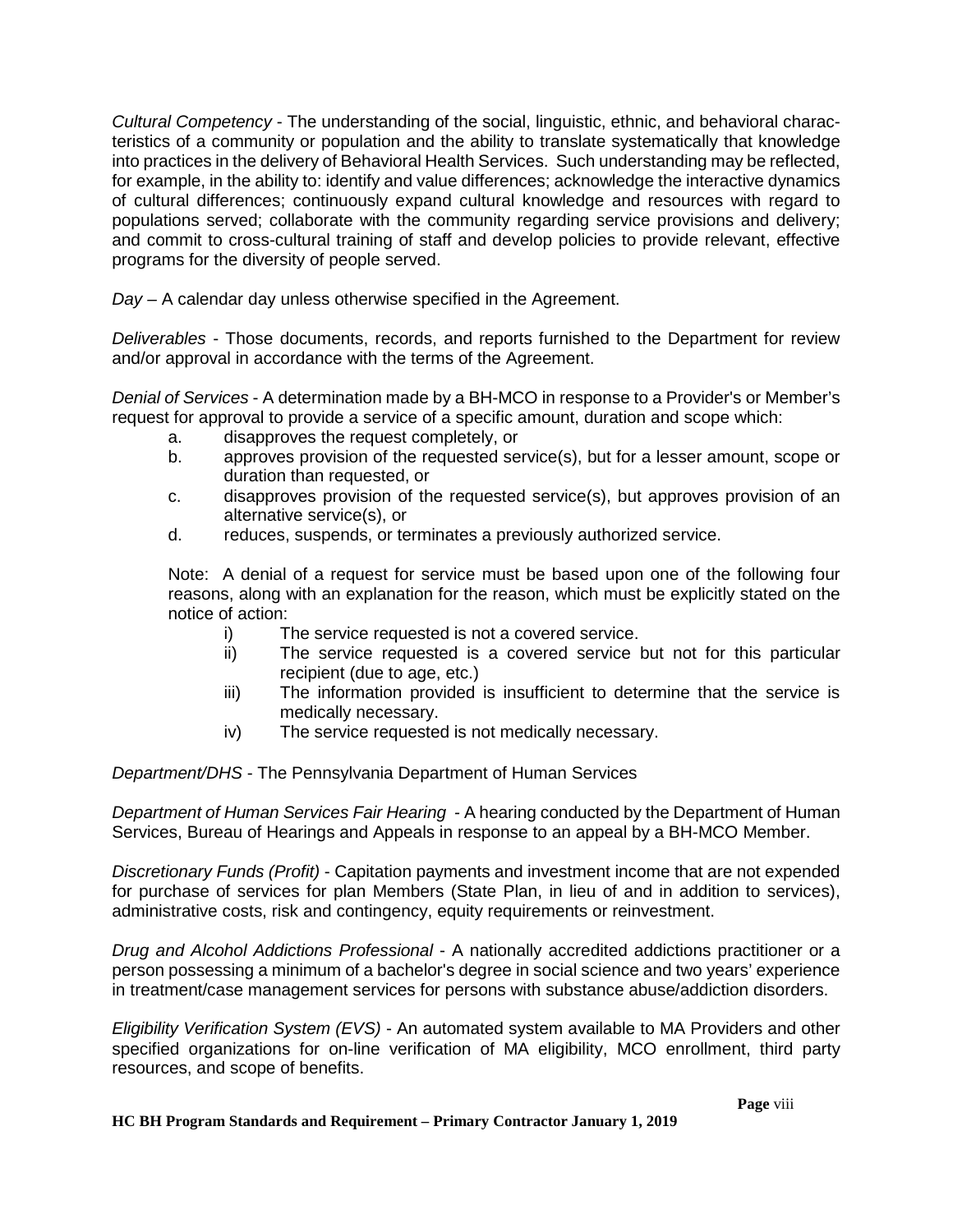*Cultural Competency* - The understanding of the social, linguistic, ethnic, and behavioral characteristics of a community or population and the ability to translate systematically that knowledge into practices in the delivery of Behavioral Health Services. Such understanding may be reflected, for example, in the ability to: identify and value differences; acknowledge the interactive dynamics of cultural differences; continuously expand cultural knowledge and resources with regard to populations served; collaborate with the community regarding service provisions and delivery; and commit to cross-cultural training of staff and develop policies to provide relevant, effective programs for the diversity of people served.

*Day* – A calendar day unless otherwise specified in the Agreement.

*Deliverables* - Those documents, records, and reports furnished to the Department for review and/or approval in accordance with the terms of the Agreement.

*Denial of Services* - A determination made by a BH-MCO in response to a Provider's or Member's request for approval to provide a service of a specific amount, duration and scope which:

a. disapproves the request completely, or
b. approves provision of the requested service(s), but for a lesser amount, scope or duration than requested, or
c. disapproves provision of the requested service(s), but approves provision of an alternative service(s), or
d. reduces, suspends, or terminates a previously authorized service.

Note: A denial of a request for service must be based upon one of the following four reasons, along with an explanation for the reason, which must be explicitly stated on the notice of action:

i) The service requested is not a covered service.
ii) The service requested is a covered service but not for this particular recipient (due to age, etc.)
iii) The information provided is insufficient to determine that the service is medically necessary.
iv) The service requested is not medically necessary.

*Department/DHS* - The Pennsylvania Department of Human Services

*Department of Human Services Fair Hearing* - A hearing conducted by the Department of Human Services, Bureau of Hearings and Appeals in response to an appeal by a BH-MCO Member.

*Discretionary Funds (Profit)* - Capitation payments and investment income that are not expended for purchase of services for plan Members (State Plan, in lieu of and in addition to services), administrative costs, risk and contingency, equity requirements or reinvestment.

*Drug and Alcohol Addictions Professional* - A nationally accredited addictions practitioner or a person possessing a minimum of a bachelor's degree in social science and two years' experience in treatment/case management services for persons with substance abuse/addiction disorders.

*Eligibility Verification System (EVS)* - An automated system available to MA Providers and other specified organizations for on-line verification of MA eligibility, MCO enrollment, third party resources, and scope of benefits.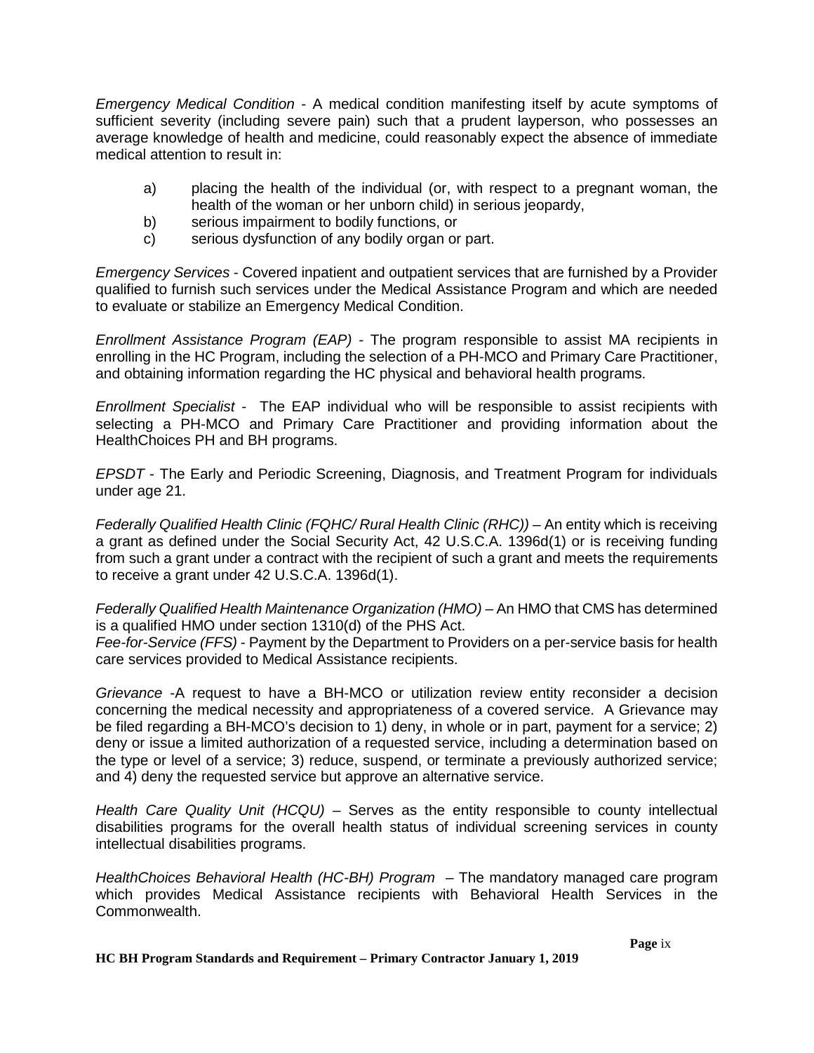*Emergency Medical Condition* - A medical condition manifesting itself by acute symptoms of sufficient severity (including severe pain) such that a prudent layperson, who possesses an average knowledge of health and medicine, could reasonably expect the absence of immediate medical attention to result in:

a) placing the health of the individual (or, with respect to a pregnant woman, the health of the woman or her unborn child) in serious jeopardy,
b) serious impairment to bodily functions, or
c) serious dysfunction of any bodily organ or part.

*Emergency Services* - Covered inpatient and outpatient services that are furnished by a Provider qualified to furnish such services under the Medical Assistance Program and which are needed to evaluate or stabilize an Emergency Medical Condition.

*Enrollment Assistance Program (EAP)* - The program responsible to assist MA recipients in enrolling in the HC Program, including the selection of a PH-MCO and Primary Care Practitioner, and obtaining information regarding the HC physical and behavioral health programs.

*Enrollment Specialist* - The EAP individual who will be responsible to assist recipients with selecting a PH-MCO and Primary Care Practitioner and providing information about the HealthChoices PH and BH programs.

*EPSDT* - The Early and Periodic Screening, Diagnosis, and Treatment Program for individuals under age 21.

*Federally Qualified Health Clinic (FQHC/ Rural Health Clinic (RHC))* – An entity which is receiving a grant as defined under the Social Security Act, 42 U.S.C.A. 1396d(1) or is receiving funding from such a grant under a contract with the recipient of such a grant and meets the requirements to receive a grant under 42 U.S.C.A. 1396d(1).

*Federally Qualified Health Maintenance Organization (HMO)* – An HMO that CMS has determined is a qualified HMO under section 1310(d) of the PHS Act.

*Fee-for-Service (FFS)* - Payment by the Department to Providers on a per-service basis for health care services provided to Medical Assistance recipients.

*Grievance* -A request to have a BH-MCO or utilization review entity reconsider a decision concerning the medical necessity and appropriateness of a covered service. A Grievance may be filed regarding a BH-MCO's decision to 1) deny, in whole or in part, payment for a service; 2) deny or issue a limited authorization of a requested service, including a determination based on the type or level of a service; 3) reduce, suspend, or terminate a previously authorized service; and 4) deny the requested service but approve an alternative service.

*Health Care Quality Unit (HCQU)* – Serves as the entity responsible to county intellectual disabilities programs for the overall health status of individual screening services in county intellectual disabilities programs.

*HealthChoices Behavioral Health (HC-BH) Program* – The mandatory managed care program which provides Medical Assistance recipients with Behavioral Health Services in the Commonwealth.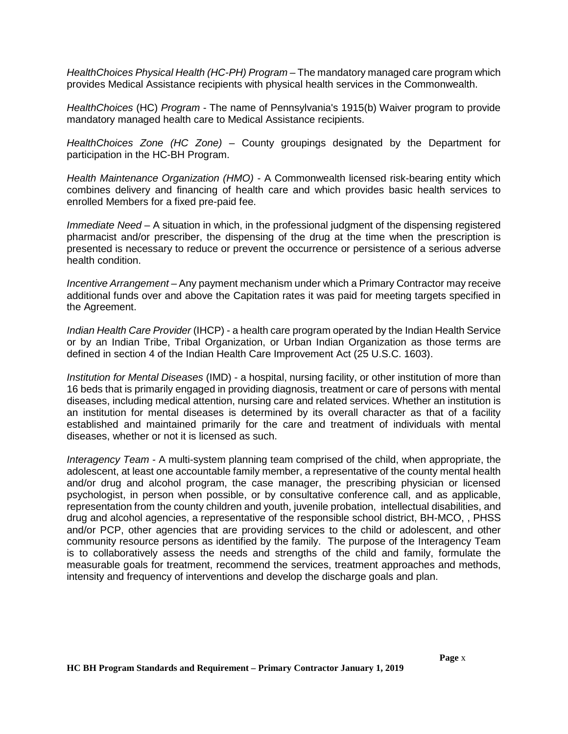*HealthChoices Physical Health (HC-PH) Program* – The mandatory managed care program which provides Medical Assistance recipients with physical health services in the Commonwealth.

*HealthChoices* (HC) *Program* - The name of Pennsylvania's 1915(b) Waiver program to provide mandatory managed health care to Medical Assistance recipients.

*HealthChoices Zone (HC Zone)* – County groupings designated by the Department for participation in the HC-BH Program.

*Health Maintenance Organization (HMO)* - A Commonwealth licensed risk-bearing entity which combines delivery and financing of health care and which provides basic health services to enrolled Members for a fixed pre-paid fee.

*Immediate Need* – A situation in which, in the professional judgment of the dispensing registered pharmacist and/or prescriber, the dispensing of the drug at the time when the prescription is presented is necessary to reduce or prevent the occurrence or persistence of a serious adverse health condition.

*Incentive Arrangement* – Any payment mechanism under which a Primary Contractor may receive additional funds over and above the Capitation rates it was paid for meeting targets specified in the Agreement.

*Indian Health Care Provider* (IHCP) - a health care program operated by the Indian Health Service or by an Indian Tribe, Tribal Organization, or Urban Indian Organization as those terms are defined in section 4 of the Indian Health Care Improvement Act (25 U.S.C. 1603).

*Institution for Mental Diseases* (IMD) - a hospital, nursing facility, or other institution of more than 16 beds that is primarily engaged in providing diagnosis, treatment or care of persons with mental diseases, including medical attention, nursing care and related services. Whether an institution is an institution for mental diseases is determined by its overall character as that of a facility established and maintained primarily for the care and treatment of individuals with mental diseases, whether or not it is licensed as such.

*Interagency Team* - A multi-system planning team comprised of the child, when appropriate, the adolescent, at least one accountable family member, a representative of the county mental health and/or drug and alcohol program, the case manager, the prescribing physician or licensed psychologist, in person when possible, or by consultative conference call, and as applicable, representation from the county children and youth, juvenile probation, intellectual disabilities, and drug and alcohol agencies, a representative of the responsible school district, BH-MCO, , PHSS and/or PCP, other agencies that are providing services to the child or adolescent, and other community resource persons as identified by the family. The purpose of the Interagency Team is to collaboratively assess the needs and strengths of the child and family, formulate the measurable goals for treatment, recommend the services, treatment approaches and methods, intensity and frequency of interventions and develop the discharge goals and plan.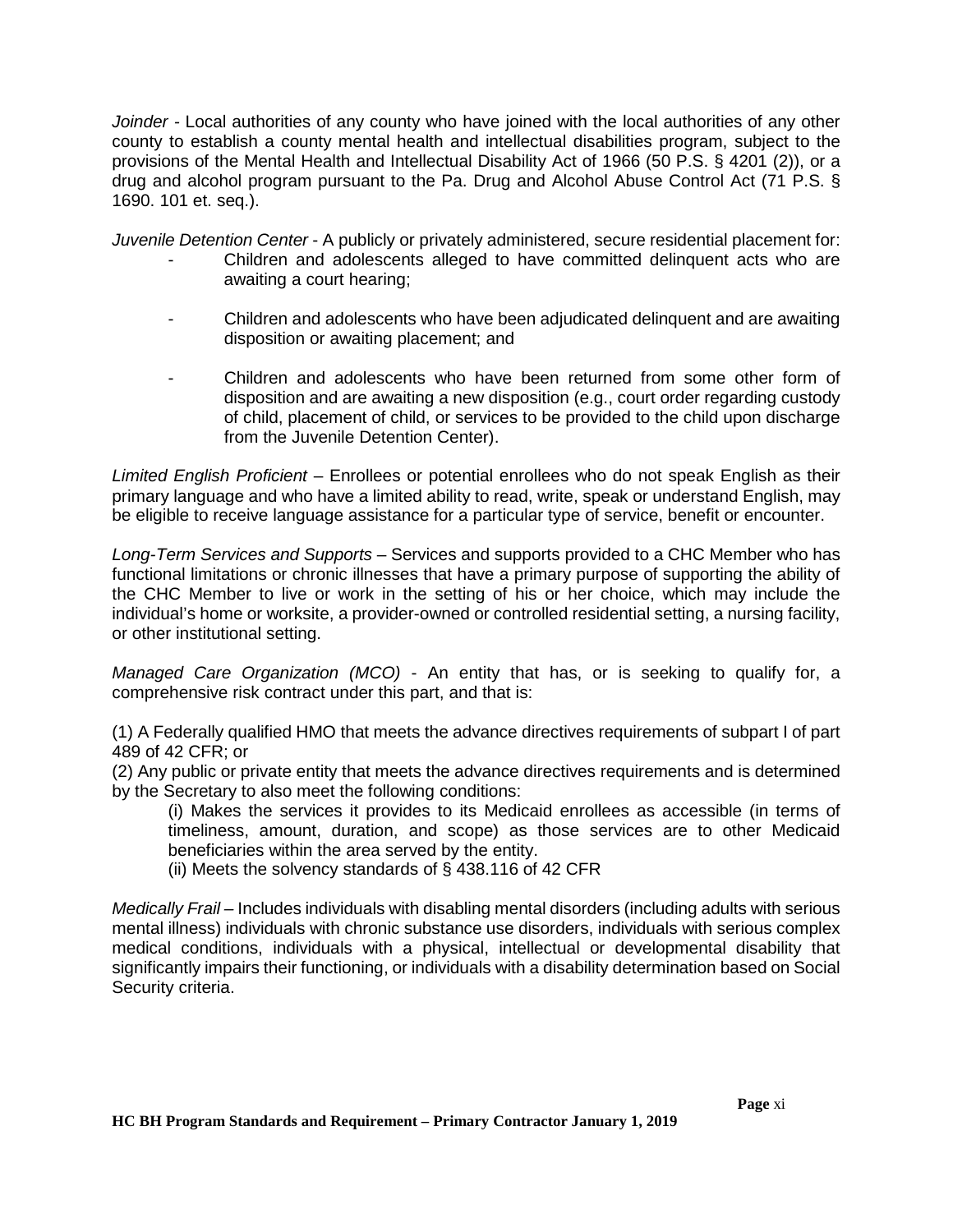*Joinder* - Local authorities of any county who have joined with the local authorities of any other county to establish a county mental health and intellectual disabilities program, subject to the provisions of the Mental Health and Intellectual Disability Act of 1966 (50 P.S. § 4201 (2)), or a drug and alcohol program pursuant to the Pa. Drug and Alcohol Abuse Control Act (71 P.S. § 1690. 101 et. seq.).

*Juvenile Detention Center* - A publicly or privately administered, secure residential placement for:

- Children and adolescents alleged to have committed delinquent acts who are awaiting a court hearing;
- Children and adolescents who have been adjudicated delinquent and are awaiting disposition or awaiting placement; and
- Children and adolescents who have been returned from some other form of disposition and are awaiting a new disposition (e.g., court order regarding custody of child, placement of child, or services to be provided to the child upon discharge from the Juvenile Detention Center).

*Limited English Proficient* – Enrollees or potential enrollees who do not speak English as their primary language and who have a limited ability to read, write, speak or understand English, may be eligible to receive language assistance for a particular type of service, benefit or encounter.

*Long-Term Services and Supports* – Services and supports provided to a CHC Member who has functional limitations or chronic illnesses that have a primary purpose of supporting the ability of the CHC Member to live or work in the setting of his or her choice, which may include the individual's home or worksite, a provider-owned or controlled residential setting, a nursing facility, or other institutional setting.

*Managed Care Organization (MCO)* - An entity that has, or is seeking to qualify for, a comprehensive risk contract under this part, and that is:

(1) A Federally qualified HMO that meets the advance directives requirements of subpart I of part 489 of 42 CFR; or

(2) Any public or private entity that meets the advance directives requirements and is determined by the Secretary to also meet the following conditions:

(i) Makes the services it provides to its Medicaid enrollees as accessible (in terms of timeliness, amount, duration, and scope) as those services are to other Medicaid beneficiaries within the area served by the entity.

(ii) Meets the solvency standards of § 438.116 of 42 CFR

*Medically Frail* – Includes individuals with disabling mental disorders (including adults with serious mental illness) individuals with chronic substance use disorders, individuals with serious complex medical conditions, individuals with a physical, intellectual or developmental disability that significantly impairs their functioning, or individuals with a disability determination based on Social Security criteria.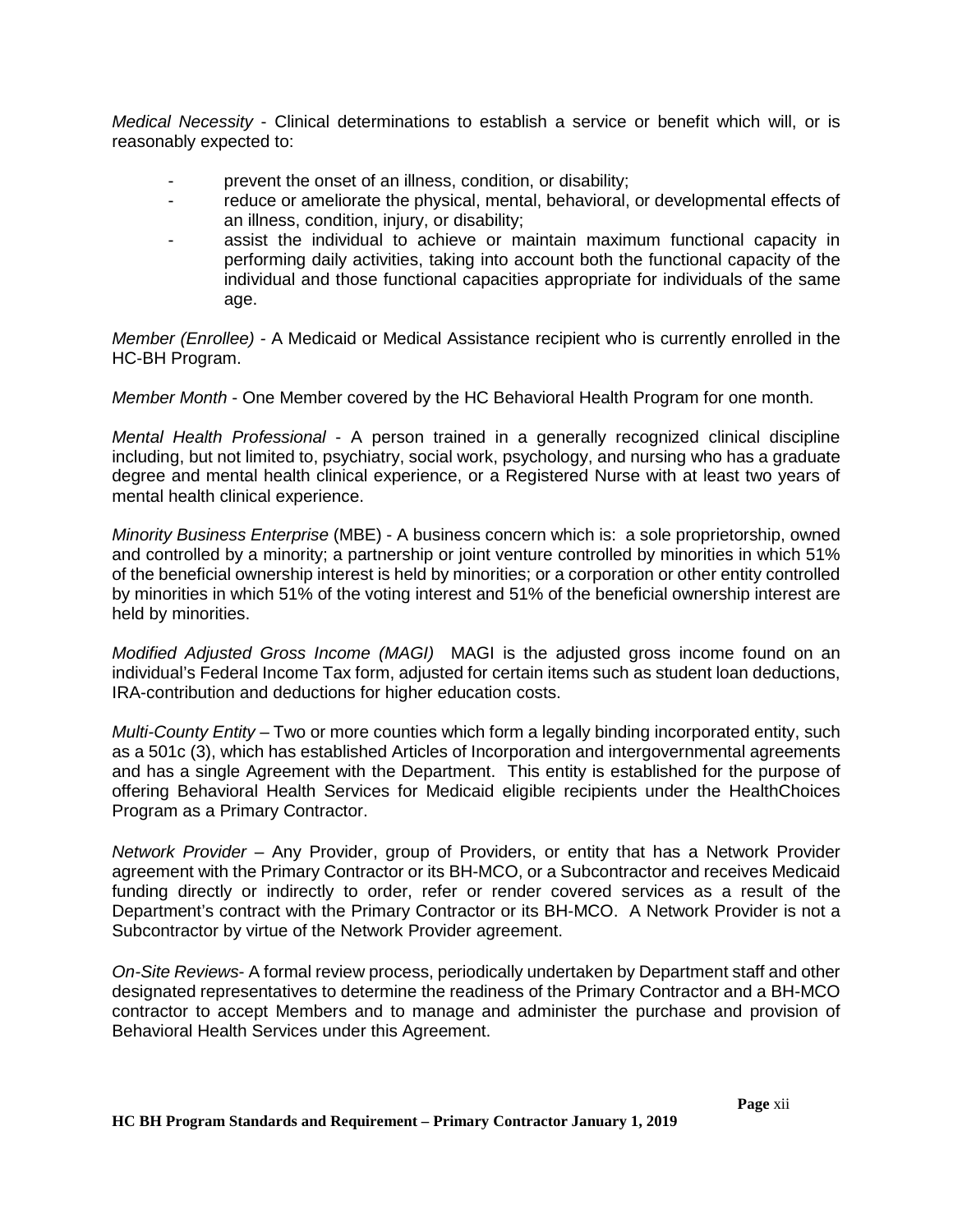*Medical Necessity* - Clinical determinations to establish a service or benefit which will, or is reasonably expected to:

- prevent the onset of an illness, condition, or disability;
- reduce or ameliorate the physical, mental, behavioral, or developmental effects of an illness, condition, injury, or disability;
- assist the individual to achieve or maintain maximum functional capacity in performing daily activities, taking into account both the functional capacity of the individual and those functional capacities appropriate for individuals of the same age.

*Member (Enrollee)* - A Medicaid or Medical Assistance recipient who is currently enrolled in the HC-BH Program.

*Member Month* - One Member covered by the HC Behavioral Health Program for one month.

*Mental Health Professional* - A person trained in a generally recognized clinical discipline including, but not limited to, psychiatry, social work, psychology, and nursing who has a graduate degree and mental health clinical experience, or a Registered Nurse with at least two years of mental health clinical experience.

*Minority Business Enterprise* (MBE) - A business concern which is: a sole proprietorship, owned and controlled by a minority; a partnership or joint venture controlled by minorities in which 51% of the beneficial ownership interest is held by minorities; or a corporation or other entity controlled by minorities in which 51% of the voting interest and 51% of the beneficial ownership interest are held by minorities.

*Modified Adjusted Gross Income (MAGI)* MAGI is the adjusted gross income found on an individual's Federal Income Tax form, adjusted for certain items such as student loan deductions, IRA-contribution and deductions for higher education costs.

*Multi-County Entity* – Two or more counties which form a legally binding incorporated entity, such as a 501c (3), which has established Articles of Incorporation and intergovernmental agreements and has a single Agreement with the Department. This entity is established for the purpose of offering Behavioral Health Services for Medicaid eligible recipients under the HealthChoices Program as a Primary Contractor.

*Network Provider* – Any Provider, group of Providers, or entity that has a Network Provider agreement with the Primary Contractor or its BH-MCO, or a Subcontractor and receives Medicaid funding directly or indirectly to order, refer or render covered services as a result of the Department's contract with the Primary Contractor or its BH-MCO. A Network Provider is not a Subcontractor by virtue of the Network Provider agreement.

*On-Site Reviews*- A formal review process, periodically undertaken by Department staff and other designated representatives to determine the readiness of the Primary Contractor and a BH-MCO contractor to accept Members and to manage and administer the purchase and provision of Behavioral Health Services under this Agreement.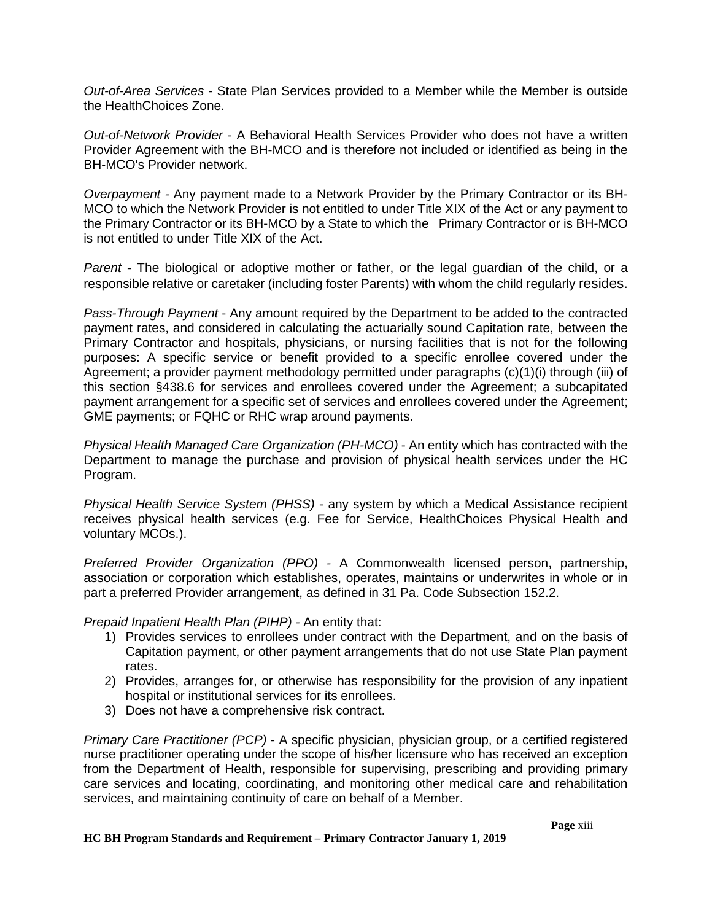*Out-of-Area Services* - State Plan Services provided to a Member while the Member is outside the HealthChoices Zone.

*Out-of-Network Provider* - A Behavioral Health Services Provider who does not have a written Provider Agreement with the BH-MCO and is therefore not included or identified as being in the BH-MCO's Provider network.

*Overpayment* - Any payment made to a Network Provider by the Primary Contractor or its BH-MCO to which the Network Provider is not entitled to under Title XIX of the Act or any payment to the Primary Contractor or its BH-MCO by a State to which the Primary Contractor or is BH-MCO is not entitled to under Title XIX of the Act.

*Parent* - The biological or adoptive mother or father, or the legal guardian of the child, or a responsible relative or caretaker (including foster Parents) with whom the child regularly resides.

*Pass-Through Payment* - Any amount required by the Department to be added to the contracted payment rates, and considered in calculating the actuarially sound Capitation rate, between the Primary Contractor and hospitals, physicians, or nursing facilities that is not for the following purposes: A specific service or benefit provided to a specific enrollee covered under the Agreement; a provider payment methodology permitted under paragraphs (c)(1)(i) through (iii) of this section §438.6 for services and enrollees covered under the Agreement; a subcapitated payment arrangement for a specific set of services and enrollees covered under the Agreement; GME payments; or FQHC or RHC wrap around payments.

*Physical Health Managed Care Organization (PH-MCO)* - An entity which has contracted with the Department to manage the purchase and provision of physical health services under the HC Program.

*Physical Health Service System (PHSS)* - any system by which a Medical Assistance recipient receives physical health services (e.g. Fee for Service, HealthChoices Physical Health and voluntary MCOs.).

*Preferred Provider Organization (PPO)* - A Commonwealth licensed person, partnership, association or corporation which establishes, operates, maintains or underwrites in whole or in part a preferred Provider arrangement, as defined in 31 Pa. Code Subsection 152.2.

*Prepaid Inpatient Health Plan (PIHP)* - An entity that:

1) Provides services to enrollees under contract with the Department, and on the basis of Capitation payment, or other payment arrangements that do not use State Plan payment rates.
2) Provides, arranges for, or otherwise has responsibility for the provision of any inpatient hospital or institutional services for its enrollees.
3) Does not have a comprehensive risk contract.

*Primary Care Practitioner (PCP)* - A specific physician, physician group, or a certified registered nurse practitioner operating under the scope of his/her licensure who has received an exception from the Department of Health, responsible for supervising, prescribing and providing primary care services and locating, coordinating, and monitoring other medical care and rehabilitation services, and maintaining continuity of care on behalf of a Member.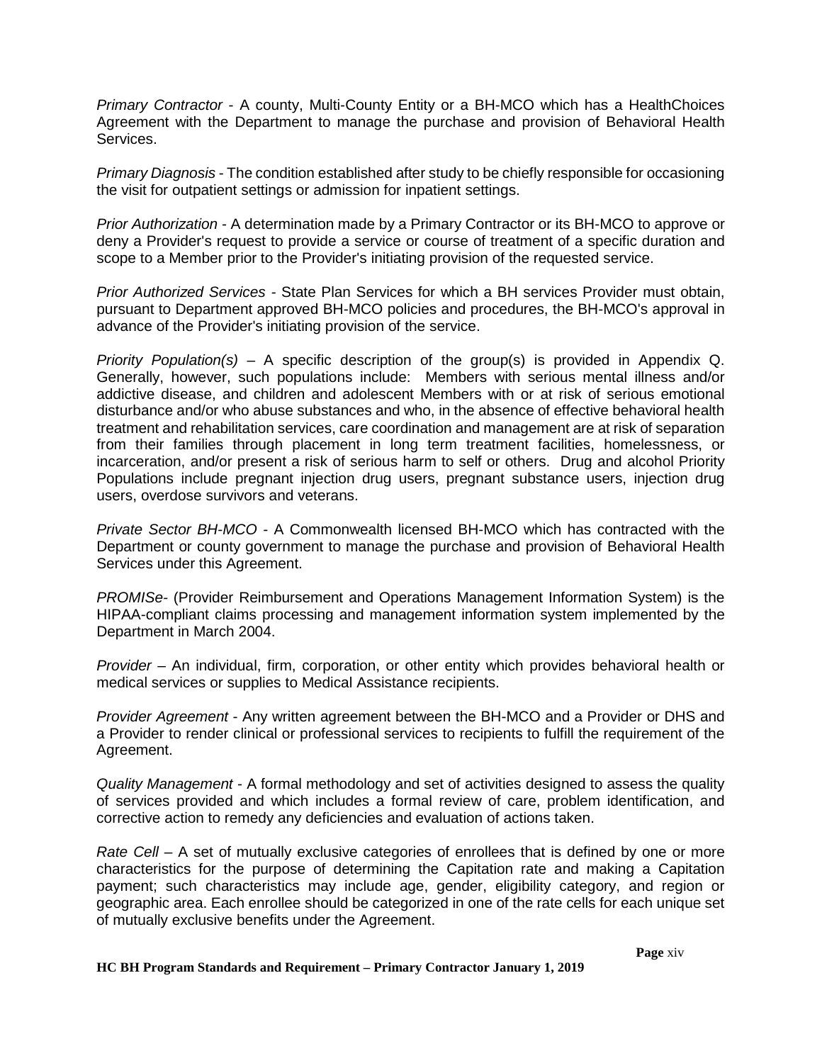*Primary Contractor* - A county, Multi-County Entity or a BH-MCO which has a HealthChoices Agreement with the Department to manage the purchase and provision of Behavioral Health Services.

*Primary Diagnosis* - The condition established after study to be chiefly responsible for occasioning the visit for outpatient settings or admission for inpatient settings.

*Prior Authorization* - A determination made by a Primary Contractor or its BH-MCO to approve or deny a Provider's request to provide a service or course of treatment of a specific duration and scope to a Member prior to the Provider's initiating provision of the requested service.

*Prior Authorized Services* - State Plan Services for which a BH services Provider must obtain, pursuant to Department approved BH-MCO policies and procedures, the BH-MCO's approval in advance of the Provider's initiating provision of the service.

*Priority Population(s)* – A specific description of the group(s) is provided in Appendix Q. Generally, however, such populations include: Members with serious mental illness and/or addictive disease, and children and adolescent Members with or at risk of serious emotional disturbance and/or who abuse substances and who, in the absence of effective behavioral health treatment and rehabilitation services, care coordination and management are at risk of separation from their families through placement in long term treatment facilities, homelessness, or incarceration, and/or present a risk of serious harm to self or others. Drug and alcohol Priority Populations include pregnant injection drug users, pregnant substance users, injection drug users, overdose survivors and veterans.

*Private Sector BH-MCO* - A Commonwealth licensed BH-MCO which has contracted with the Department or county government to manage the purchase and provision of Behavioral Health Services under this Agreement.

*PROMISe*- (Provider Reimbursement and Operations Management Information System) is the HIPAA-compliant claims processing and management information system implemented by the Department in March 2004.

*Provider* – An individual, firm, corporation, or other entity which provides behavioral health or medical services or supplies to Medical Assistance recipients.

*Provider Agreement* - Any written agreement between the BH-MCO and a Provider or DHS and a Provider to render clinical or professional services to recipients to fulfill the requirement of the Agreement.

*Quality Management* - A formal methodology and set of activities designed to assess the quality of services provided and which includes a formal review of care, problem identification, and corrective action to remedy any deficiencies and evaluation of actions taken.

*Rate Cell* – A set of mutually exclusive categories of enrollees that is defined by one or more characteristics for the purpose of determining the Capitation rate and making a Capitation payment; such characteristics may include age, gender, eligibility category, and region or geographic area. Each enrollee should be categorized in one of the rate cells for each unique set of mutually exclusive benefits under the Agreement.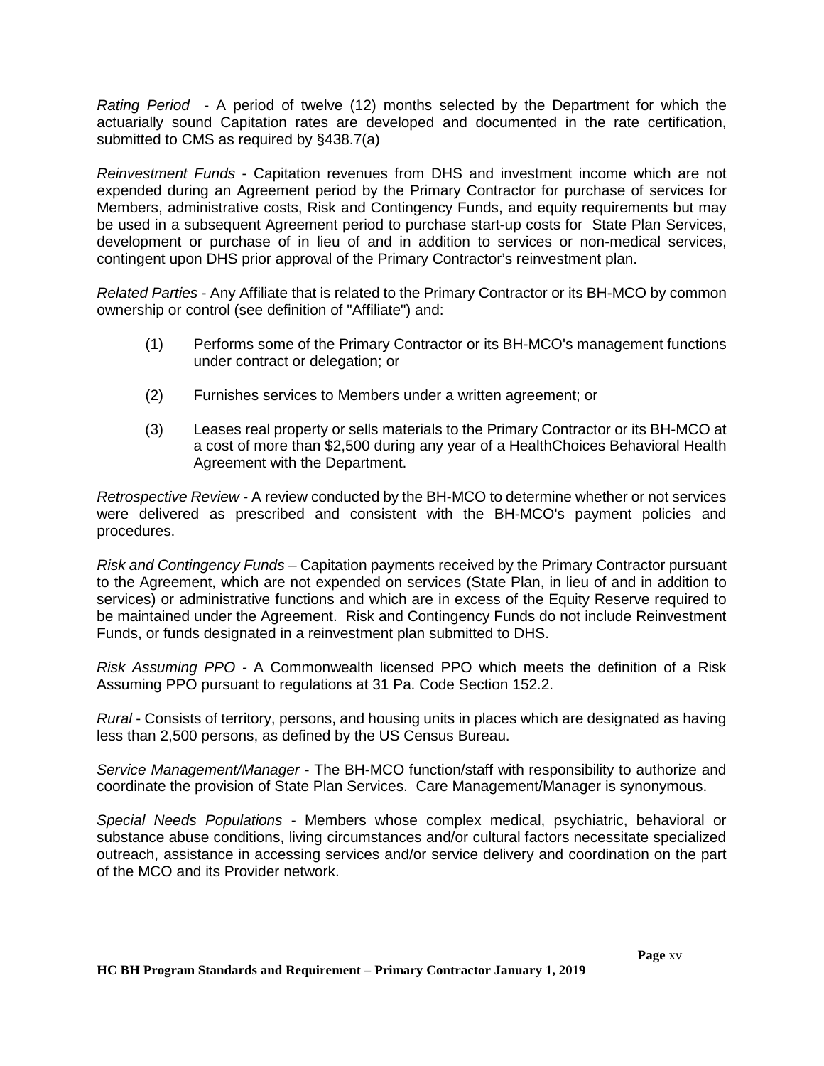*Rating Period* - A period of twelve (12) months selected by the Department for which the actuarially sound Capitation rates are developed and documented in the rate certification, submitted to CMS as required by §438.7(a)

*Reinvestment Funds* - Capitation revenues from DHS and investment income which are not expended during an Agreement period by the Primary Contractor for purchase of services for Members, administrative costs, Risk and Contingency Funds, and equity requirements but may be used in a subsequent Agreement period to purchase start-up costs for State Plan Services, development or purchase of in lieu of and in addition to services or non-medical services, contingent upon DHS prior approval of the Primary Contractor's reinvestment plan.

*Related Parties* - Any Affiliate that is related to the Primary Contractor or its BH-MCO by common ownership or control (see definition of "Affiliate") and:

(1) Performs some of the Primary Contractor or its BH-MCO's management functions under contract or delegation; or

(2) Furnishes services to Members under a written agreement; or

(3) Leases real property or sells materials to the Primary Contractor or its BH-MCO at a cost of more than $2,500 during any year of a HealthChoices Behavioral Health Agreement with the Department.

*Retrospective Review* - A review conducted by the BH-MCO to determine whether or not services were delivered as prescribed and consistent with the BH-MCO's payment policies and procedures.

*Risk and Contingency Funds* – Capitation payments received by the Primary Contractor pursuant to the Agreement, which are not expended on services (State Plan, in lieu of and in addition to services) or administrative functions and which are in excess of the Equity Reserve required to be maintained under the Agreement. Risk and Contingency Funds do not include Reinvestment Funds, or funds designated in a reinvestment plan submitted to DHS.

*Risk Assuming PPO* - A Commonwealth licensed PPO which meets the definition of a Risk Assuming PPO pursuant to regulations at 31 Pa. Code Section 152.2.

*Rural* - Consists of territory, persons, and housing units in places which are designated as having less than 2,500 persons, as defined by the US Census Bureau.

*Service Management/Manager* - The BH-MCO function/staff with responsibility to authorize and coordinate the provision of State Plan Services. Care Management/Manager is synonymous.

*Special Needs Populations* - Members whose complex medical, psychiatric, behavioral or substance abuse conditions, living circumstances and/or cultural factors necessitate specialized outreach, assistance in accessing services and/or service delivery and coordination on the part of the MCO and its Provider network.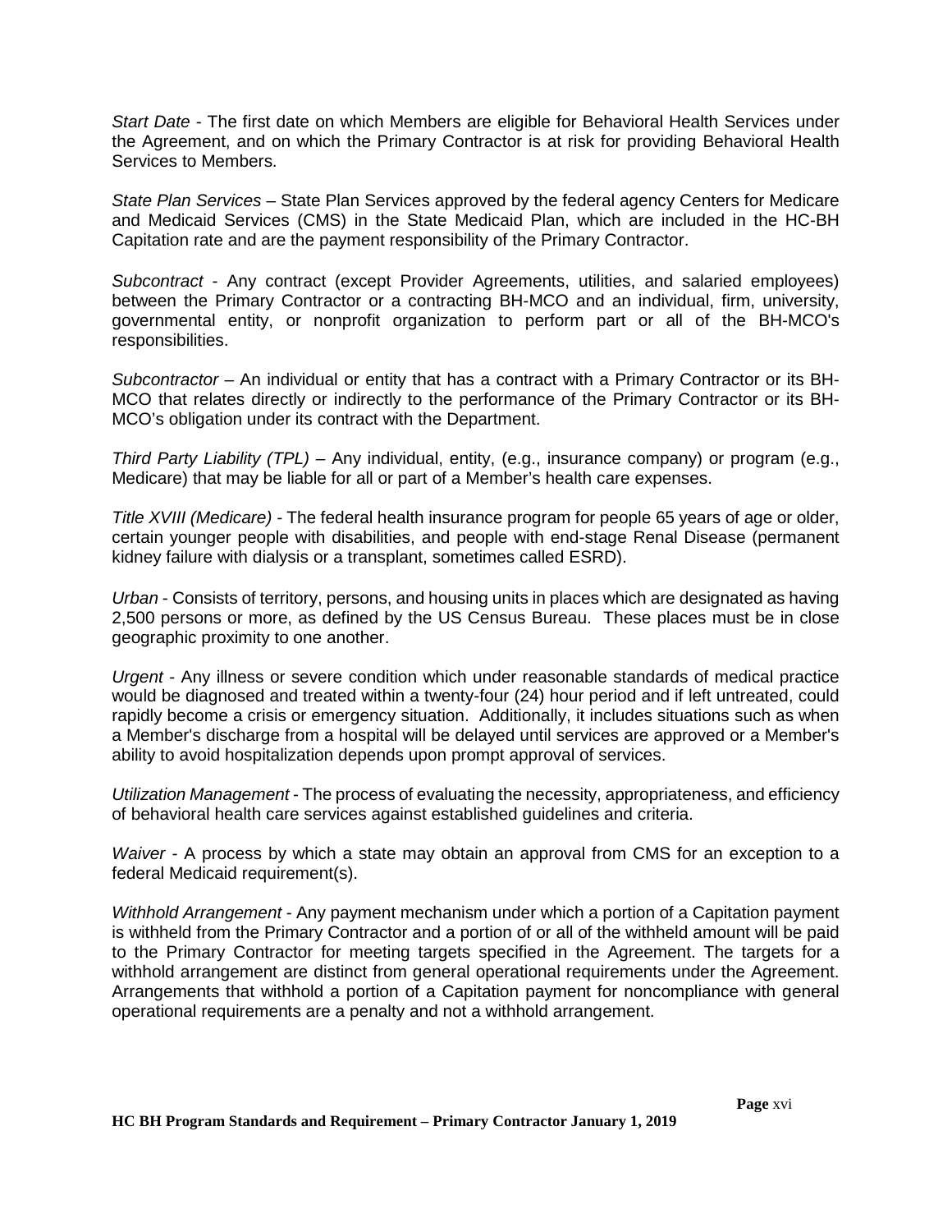*Start Date* - The first date on which Members are eligible for Behavioral Health Services under the Agreement, and on which the Primary Contractor is at risk for providing Behavioral Health Services to Members.

*State Plan Services* – State Plan Services approved by the federal agency Centers for Medicare and Medicaid Services (CMS) in the State Medicaid Plan, which are included in the HC-BH Capitation rate and are the payment responsibility of the Primary Contractor.

*Subcontract* - Any contract (except Provider Agreements, utilities, and salaried employees) between the Primary Contractor or a contracting BH-MCO and an individual, firm, university, governmental entity, or nonprofit organization to perform part or all of the BH-MCO's responsibilities.

*Subcontractor* – An individual or entity that has a contract with a Primary Contractor or its BH-MCO that relates directly or indirectly to the performance of the Primary Contractor or its BH-MCO's obligation under its contract with the Department.

*Third Party Liability (TPL)* – Any individual, entity, (e.g., insurance company) or program (e.g., Medicare) that may be liable for all or part of a Member's health care expenses.

*Title XVIII (Medicare)* - The federal health insurance program for people 65 years of age or older, certain younger people with disabilities, and people with end-stage Renal Disease (permanent kidney failure with dialysis or a transplant, sometimes called ESRD).

*Urban* - Consists of territory, persons, and housing units in places which are designated as having 2,500 persons or more, as defined by the US Census Bureau. These places must be in close geographic proximity to one another.

*Urgent* - Any illness or severe condition which under reasonable standards of medical practice would be diagnosed and treated within a twenty-four (24) hour period and if left untreated, could rapidly become a crisis or emergency situation. Additionally, it includes situations such as when a Member's discharge from a hospital will be delayed until services are approved or a Member's ability to avoid hospitalization depends upon prompt approval of services.

*Utilization Management* - The process of evaluating the necessity, appropriateness, and efficiency of behavioral health care services against established guidelines and criteria.

*Waiver* - A process by which a state may obtain an approval from CMS for an exception to a federal Medicaid requirement(s).

*Withhold Arrangement* - Any payment mechanism under which a portion of a Capitation payment is withheld from the Primary Contractor and a portion of or all of the withheld amount will be paid to the Primary Contractor for meeting targets specified in the Agreement. The targets for a withhold arrangement are distinct from general operational requirements under the Agreement. Arrangements that withhold a portion of a Capitation payment for noncompliance with general operational requirements are a penalty and not a withhold arrangement.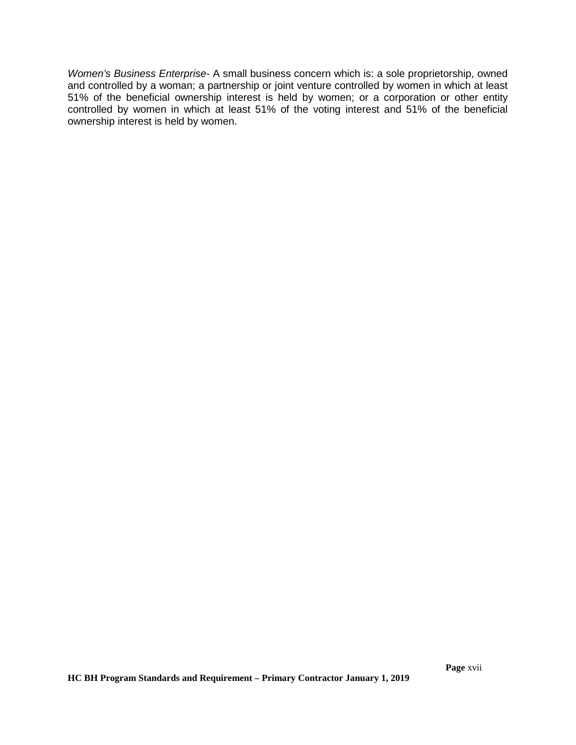*Women's Business Enterprise*- A small business concern which is: a sole proprietorship, owned and controlled by a woman; a partnership or joint venture controlled by women in which at least 51% of the beneficial ownership interest is held by women; or a corporation or other entity controlled by women in which at least 51% of the voting interest and 51% of the beneficial ownership interest is held by women.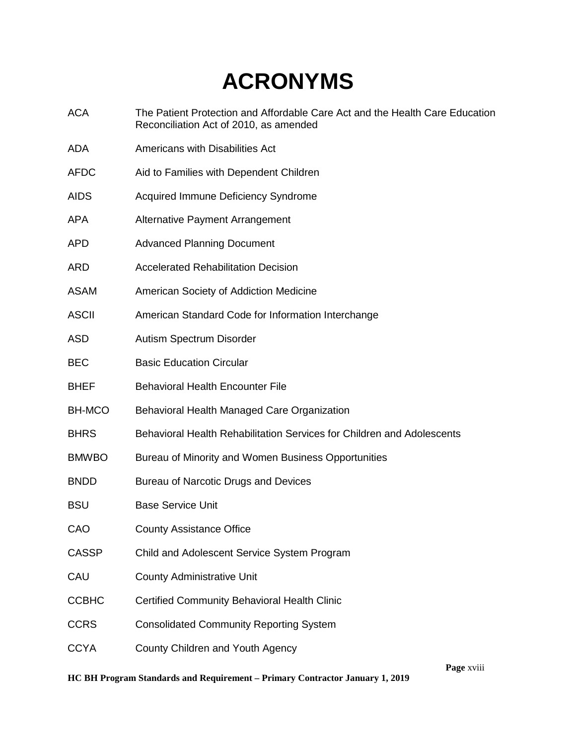# ACRONYMS

| | |
|---|---|
| ACA | The Patient Protection and Affordable Care Act and the Health Care Education Reconciliation Act of 2010, as amended |
| ADA | Americans with Disabilities Act |
| AFDC | Aid to Families with Dependent Children |
| AIDS | Acquired Immune Deficiency Syndrome |
| APA | Alternative Payment Arrangement |
| APD | Advanced Planning Document |
| ARD | Accelerated Rehabilitation Decision |
| ASAM | American Society of Addiction Medicine |
| ASCII | American Standard Code for Information Interchange |
| ASD | Autism Spectrum Disorder |
| BEC | Basic Education Circular |
| BHEF | Behavioral Health Encounter File |
| BH-MCO | Behavioral Health Managed Care Organization |
| BHRS | Behavioral Health Rehabilitation Services for Children and Adolescents |
| BMWBO | Bureau of Minority and Women Business Opportunities |
| BNDD | Bureau of Narcotic Drugs and Devices |
| BSU | Base Service Unit |
| CAO | County Assistance Office |
| CASSP | Child and Adolescent Service System Program |
| CAU | County Administrative Unit |
| CCBHC | Certified Community Behavioral Health Clinic |
| CCRS | Consolidated Community Reporting System |
| CCYA | County Children and Youth Agency |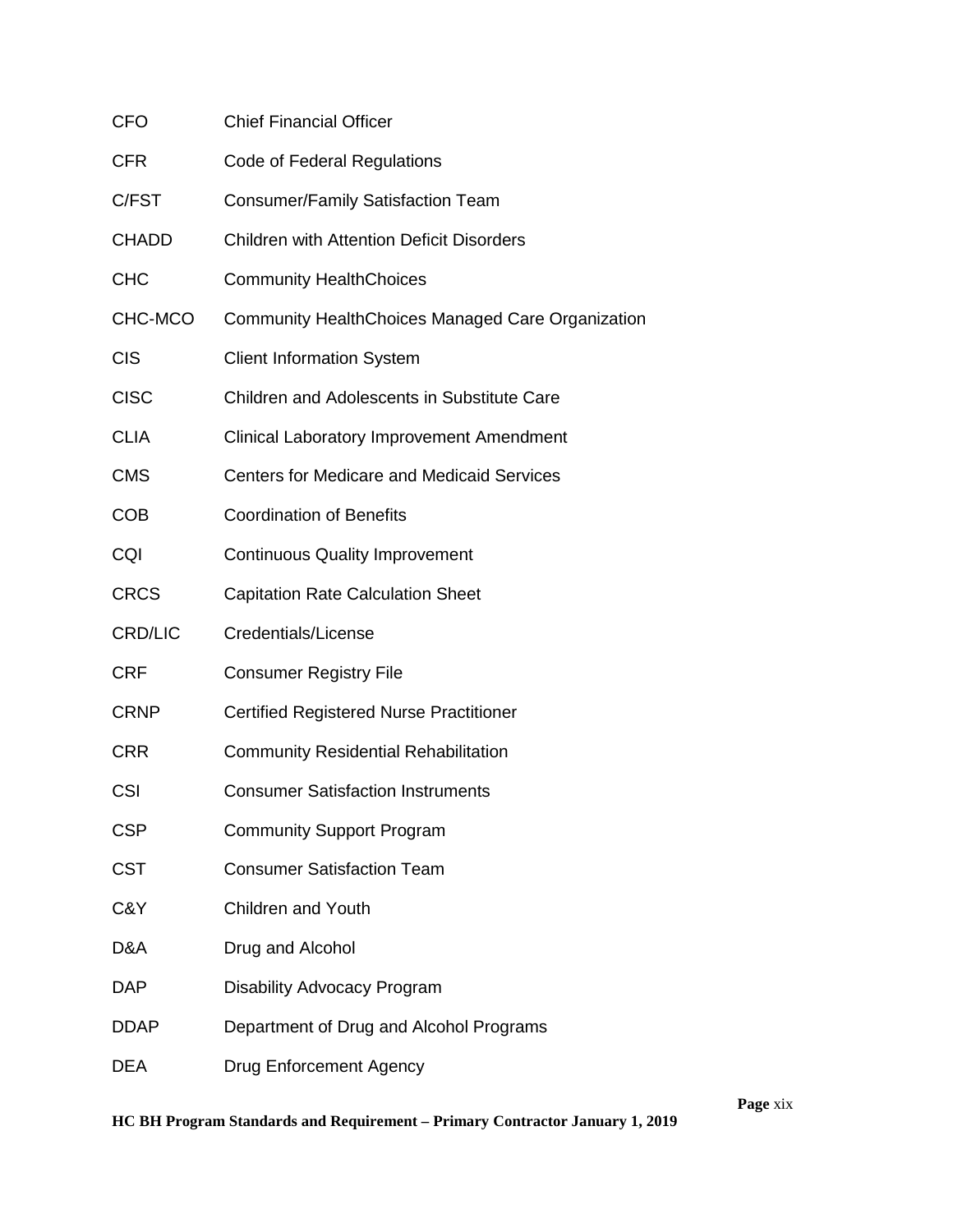| | |
|---|---|
| CFO | Chief Financial Officer |
| CFR | Code of Federal Regulations |
| C/FST | Consumer/Family Satisfaction Team |
| CHADD | Children with Attention Deficit Disorders |
| CHC | Community HealthChoices |
| CHC-MCO | Community HealthChoices Managed Care Organization |
| CIS | Client Information System |
| CISC | Children and Adolescents in Substitute Care |
| CLIA | Clinical Laboratory Improvement Amendment |
| CMS | Centers for Medicare and Medicaid Services |
| COB | Coordination of Benefits |
| CQI | Continuous Quality Improvement |
| CRCS | Capitation Rate Calculation Sheet |
| CRD/LIC | Credentials/License |
| CRF | Consumer Registry File |
| CRNP | Certified Registered Nurse Practitioner |
| CRR | Community Residential Rehabilitation |
| CSI | Consumer Satisfaction Instruments |
| CSP | Community Support Program |
| CST | Consumer Satisfaction Team |
| C&Y | Children and Youth |
| D&A | Drug and Alcohol |
| DAP | Disability Advocacy Program |
| DDAP | Department of Drug and Alcohol Programs |
| DEA | Drug Enforcement Agency |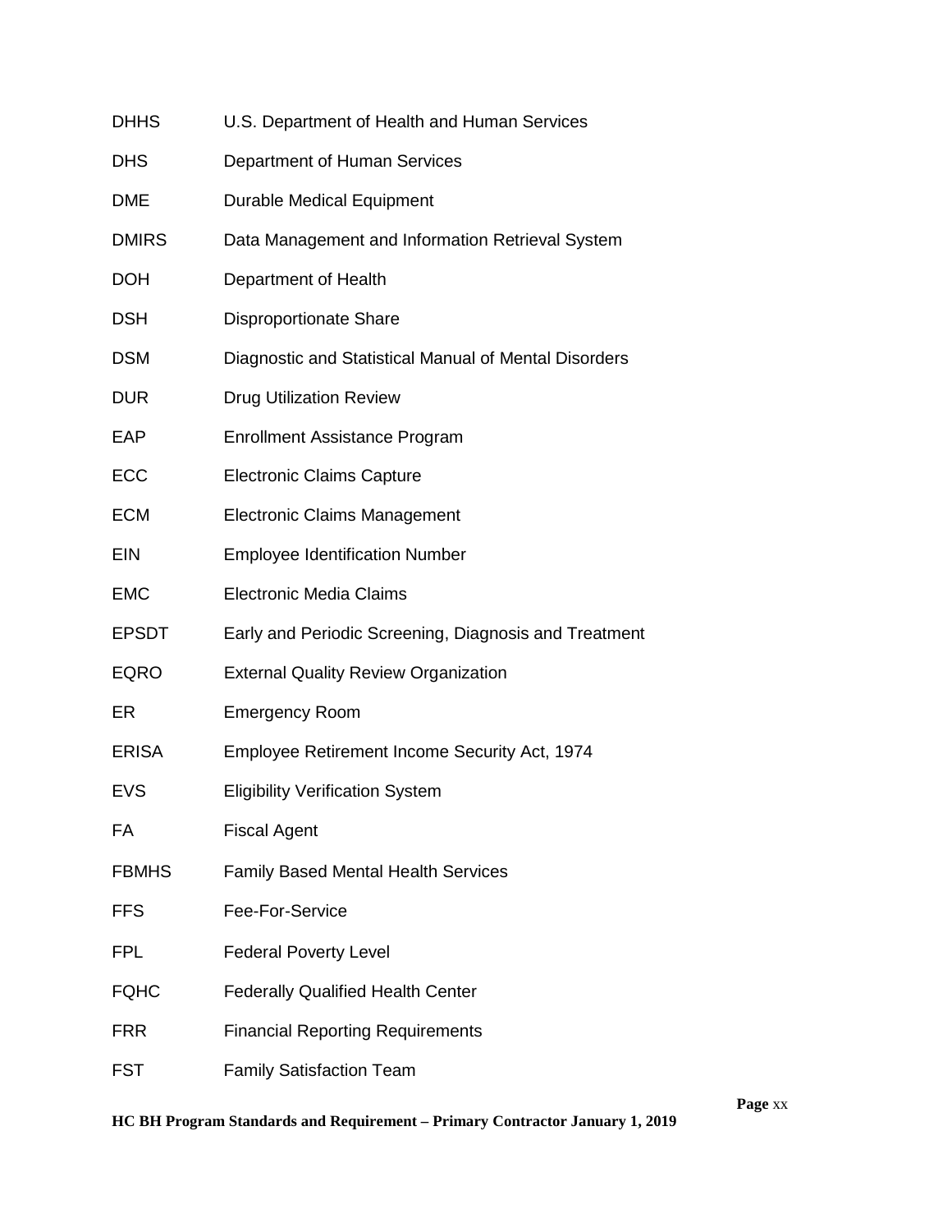| | |
|---|---|
| DHHS | U.S. Department of Health and Human Services |
| DHS | Department of Human Services |
| DME | Durable Medical Equipment |
| DMIRS | Data Management and Information Retrieval System |
| DOH | Department of Health |
| DSH | Disproportionate Share |
| DSM | Diagnostic and Statistical Manual of Mental Disorders |
| DUR | Drug Utilization Review |
| EAP | Enrollment Assistance Program |
| ECC | Electronic Claims Capture |
| ECM | Electronic Claims Management |
| EIN | Employee Identification Number |
| EMC | Electronic Media Claims |
| EPSDT | Early and Periodic Screening, Diagnosis and Treatment |
| EQRO | External Quality Review Organization |
| ER | Emergency Room |
| ERISA | Employee Retirement Income Security Act, 1974 |
| EVS | Eligibility Verification System |
| FA | Fiscal Agent |
| FBMHS | Family Based Mental Health Services |
| FFS | Fee-For-Service |
| FPL | Federal Poverty Level |
| FQHC | Federally Qualified Health Center |
| FRR | Financial Reporting Requirements |
| FST | Family Satisfaction Team |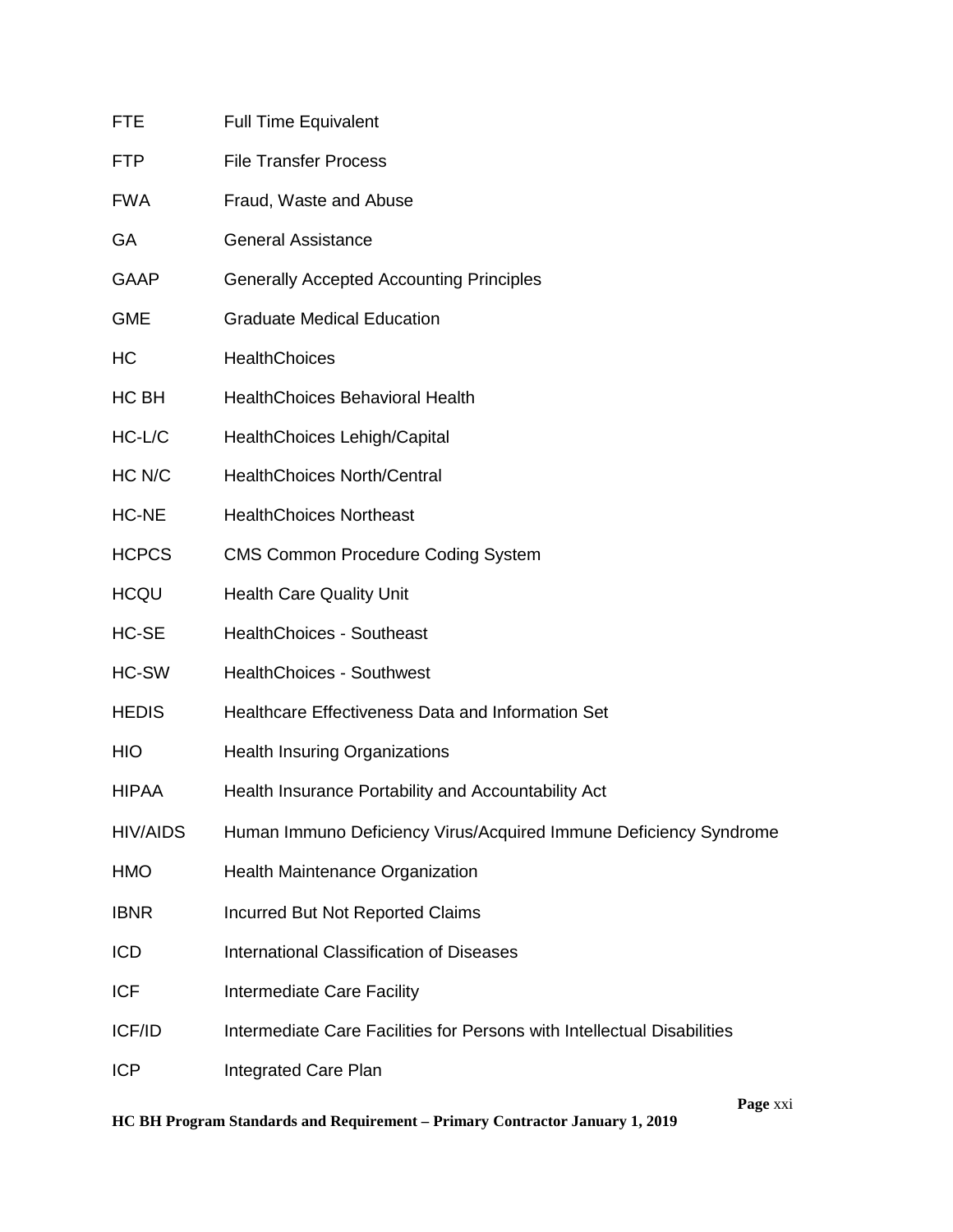| | |
|---|---|
| FTE | Full Time Equivalent |
| FTP | File Transfer Process |
| FWA | Fraud, Waste and Abuse |
| GA | General Assistance |
| GAAP | Generally Accepted Accounting Principles |
| GME | Graduate Medical Education |
| HC | HealthChoices |
| HC BH | HealthChoices Behavioral Health |
| HC-L/C | HealthChoices Lehigh/Capital |
| HC N/C | HealthChoices North/Central |
| HC-NE | HealthChoices Northeast |
| HCPCS | CMS Common Procedure Coding System |
| HCQU | Health Care Quality Unit |
| HC-SE | HealthChoices - Southeast |
| HC-SW | HealthChoices - Southwest |
| HEDIS | Healthcare Effectiveness Data and Information Set |
| HIO | Health Insuring Organizations |
| HIPAA | Health Insurance Portability and Accountability Act |
| HIV/AIDS | Human Immuno Deficiency Virus/Acquired Immune Deficiency Syndrome |
| HMO | Health Maintenance Organization |
| IBNR | Incurred But Not Reported Claims |
| ICD | International Classification of Diseases |
| ICF | Intermediate Care Facility |
| ICF/ID | Intermediate Care Facilities for Persons with Intellectual Disabilities |
| ICP | Integrated Care Plan |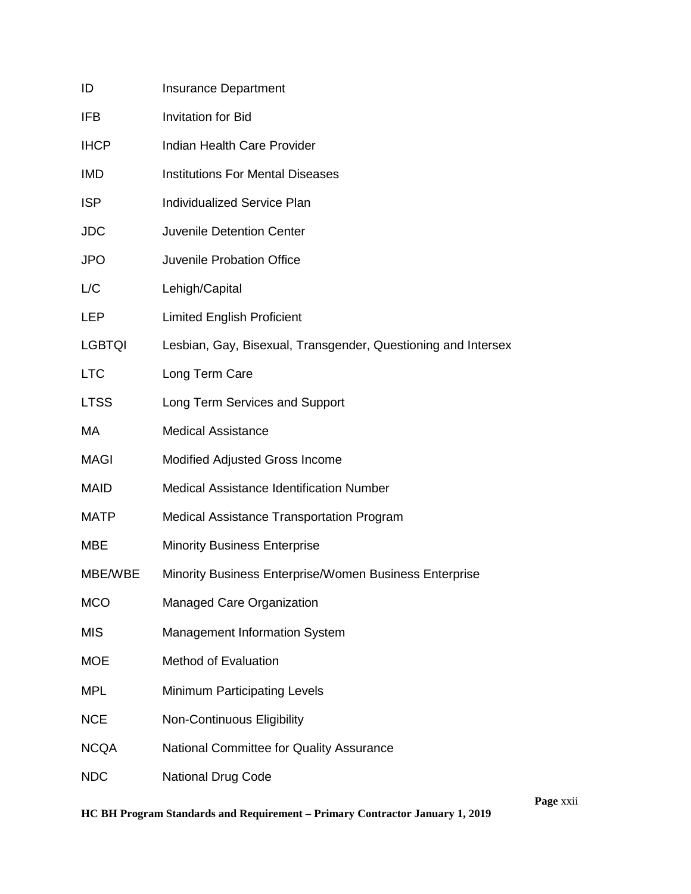| | |
|---|---|
| ID | Insurance Department |
| IFB | Invitation for Bid |
| IHCP | Indian Health Care Provider |
| IMD | Institutions For Mental Diseases |
| ISP | Individualized Service Plan |
| JDC | Juvenile Detention Center |
| JPO | Juvenile Probation Office |
| L/C | Lehigh/Capital |
| LEP | Limited English Proficient |
| LGBTQI | Lesbian, Gay, Bisexual, Transgender, Questioning and Intersex |
| LTC | Long Term Care |
| LTSS | Long Term Services and Support |
| MA | Medical Assistance |
| MAGI | Modified Adjusted Gross Income |
| MAID | Medical Assistance Identification Number |
| MATP | Medical Assistance Transportation Program |
| MBE | Minority Business Enterprise |
| MBE/WBE | Minority Business Enterprise/Women Business Enterprise |
| MCO | Managed Care Organization |
| MIS | Management Information System |
| MOE | Method of Evaluation |
| MPL | Minimum Participating Levels |
| NCE | Non-Continuous Eligibility |
| NCQA | National Committee for Quality Assurance |
| NDC | National Drug Code |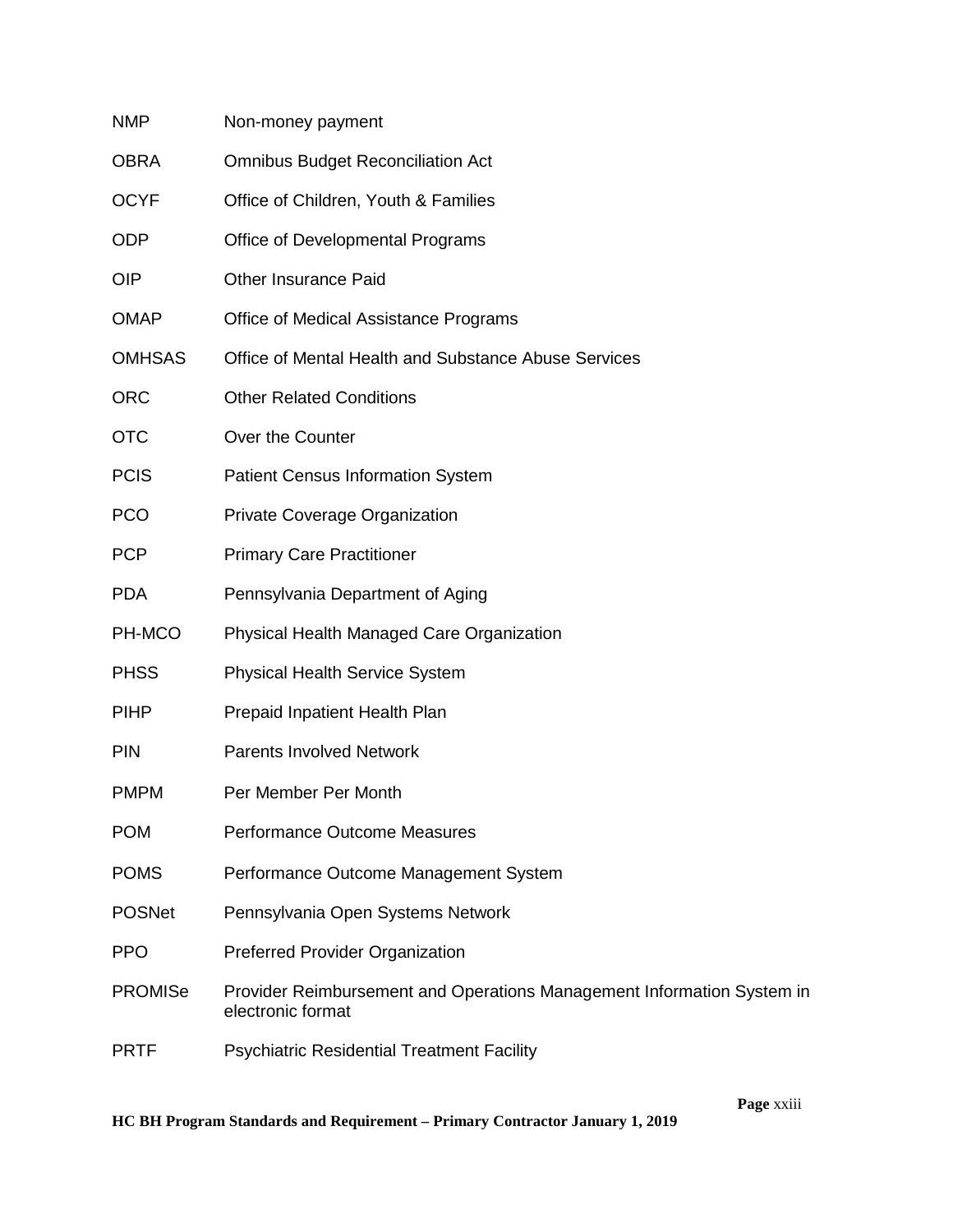| | |
|---|---|
| NMP | Non-money payment |
| OBRA | Omnibus Budget Reconciliation Act |
| OCYF | Office of Children, Youth & Families |
| ODP | Office of Developmental Programs |
| OIP | Other Insurance Paid |
| OMAP | Office of Medical Assistance Programs |
| OMHSAS | Office of Mental Health and Substance Abuse Services |
| ORC | Other Related Conditions |
| OTC | Over the Counter |
| PCIS | Patient Census Information System |
| PCO | Private Coverage Organization |
| PCP | Primary Care Practitioner |
| PDA | Pennsylvania Department of Aging |
| PH-MCO | Physical Health Managed Care Organization |
| PHSS | Physical Health Service System |
| PIHP | Prepaid Inpatient Health Plan |
| PIN | Parents Involved Network |
| PMPM | Per Member Per Month |
| POM | Performance Outcome Measures |
| POMS | Performance Outcome Management System |
| POSNet | Pennsylvania Open Systems Network |
| PPO | Preferred Provider Organization |
| PROMISe | Provider Reimbursement and Operations Management Information System in electronic format |
| PRTF | Psychiatric Residential Treatment Facility |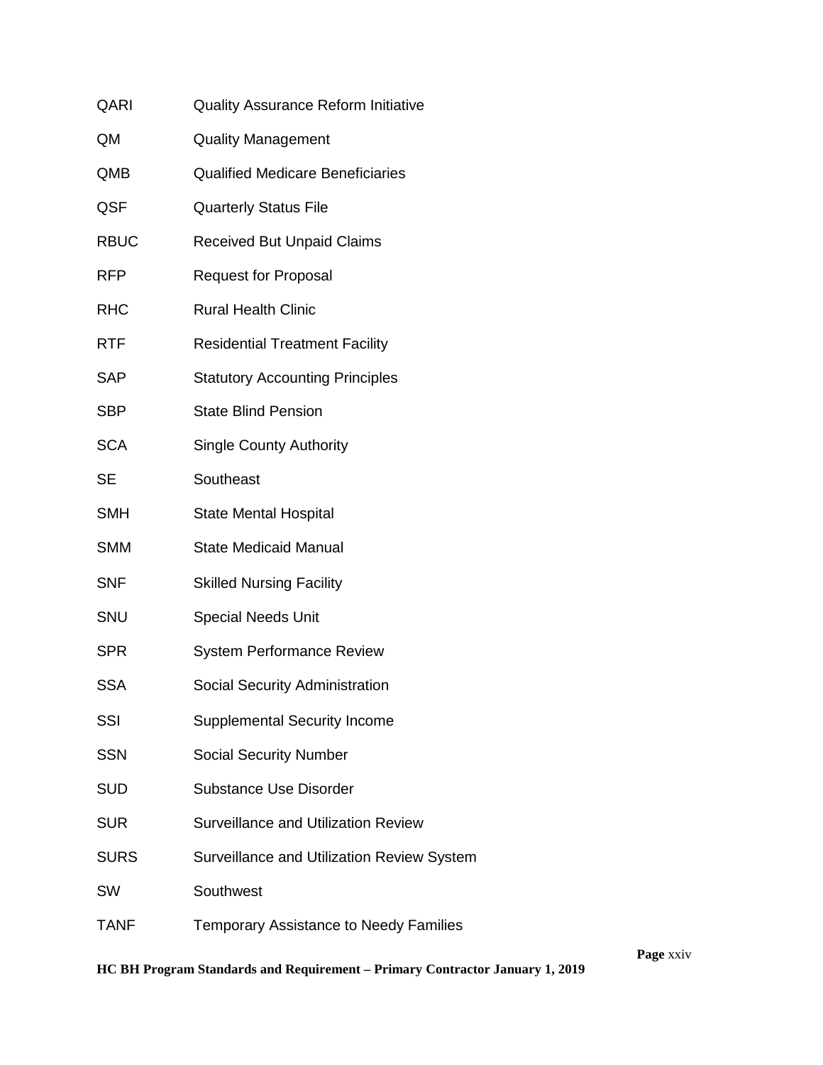| | |
|---|---|
| QARI | Quality Assurance Reform Initiative |
| QM | Quality Management |
| QMB | Qualified Medicare Beneficiaries |
| QSF | Quarterly Status File |
| RBUC | Received But Unpaid Claims |
| RFP | Request for Proposal |
| RHC | Rural Health Clinic |
| RTF | Residential Treatment Facility |
| SAP | Statutory Accounting Principles |
| SBP | State Blind Pension |
| SCA | Single County Authority |
| SE | Southeast |
| SMH | State Mental Hospital |
| SMM | State Medicaid Manual |
| SNF | Skilled Nursing Facility |
| SNU | Special Needs Unit |
| SPR | System Performance Review |
| SSA | Social Security Administration |
| SSI | Supplemental Security Income |
| SSN | Social Security Number |
| SUD | Substance Use Disorder |
| SUR | Surveillance and Utilization Review |
| SURS | Surveillance and Utilization Review System |
| SW | Southwest |
| TANF | Temporary Assistance to Needy Families |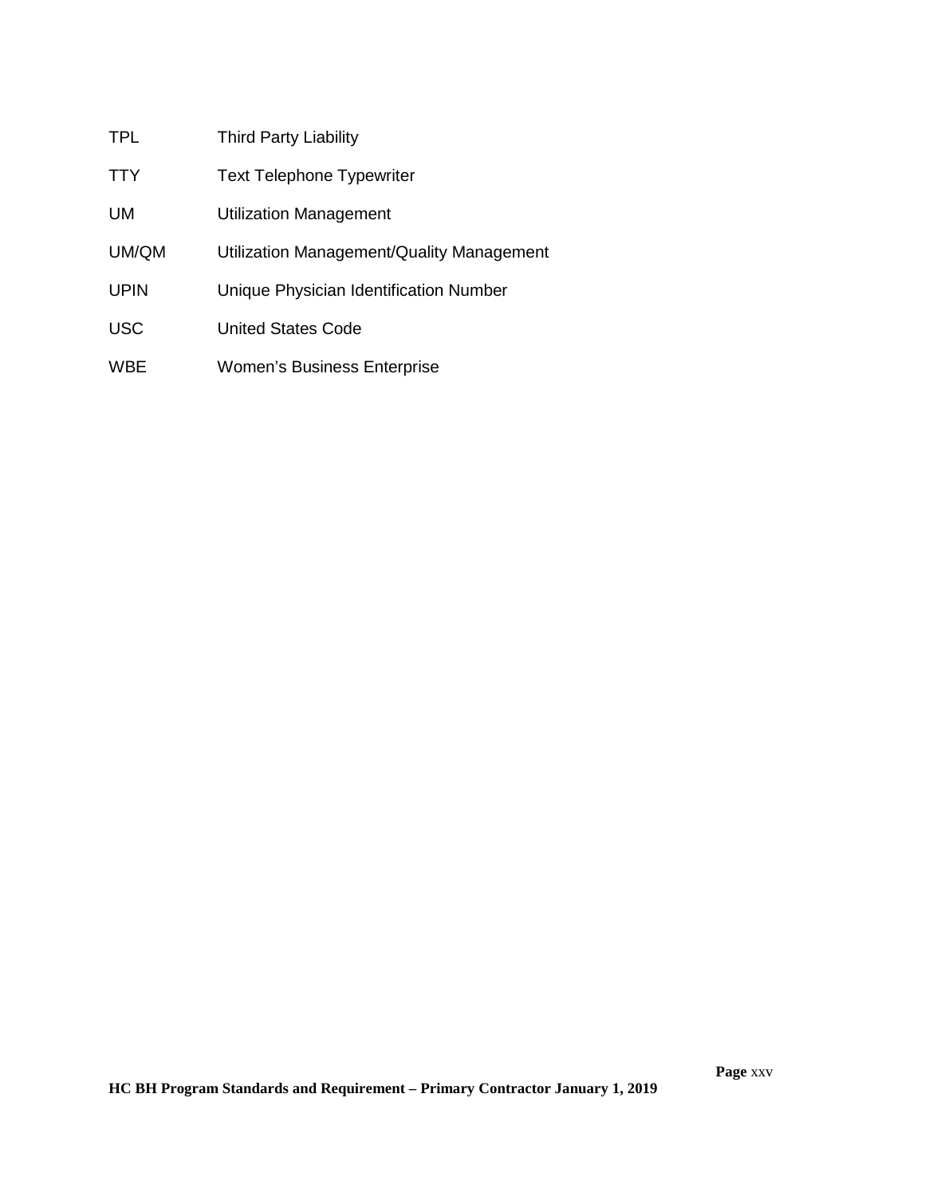| | |
|---|---|
| TPL | Third Party Liability |
| TTY | Text Telephone Typewriter |
| UM | Utilization Management |
| UM/QM | Utilization Management/Quality Management |
| UPIN | Unique Physician Identification Number |
| USC | United States Code |
| WBE | Women's Business Enterprise |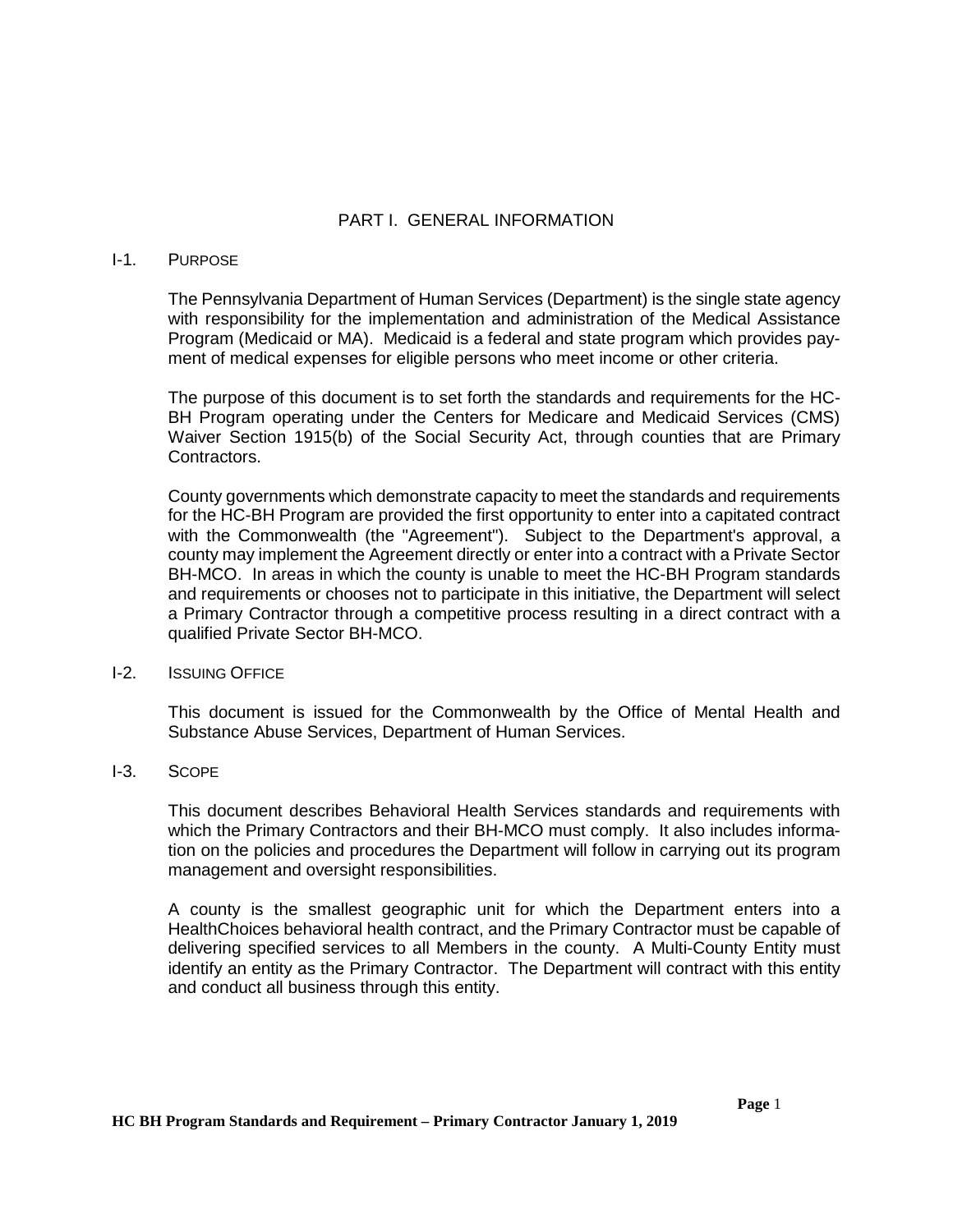# PART I. GENERAL INFORMATION

## I-1. PURPOSE

The Pennsylvania Department of Human Services (Department) is the single state agency with responsibility for the implementation and administration of the Medical Assistance Program (Medicaid or MA). Medicaid is a federal and state program which provides payment of medical expenses for eligible persons who meet income or other criteria.

The purpose of this document is to set forth the standards and requirements for the HC-BH Program operating under the Centers for Medicare and Medicaid Services (CMS) Waiver Section 1915(b) of the Social Security Act, through counties that are Primary Contractors.

County governments which demonstrate capacity to meet the standards and requirements for the HC-BH Program are provided the first opportunity to enter into a capitated contract with the Commonwealth (the "Agreement"). Subject to the Department's approval, a county may implement the Agreement directly or enter into a contract with a Private Sector BH-MCO. In areas in which the county is unable to meet the HC-BH Program standards and requirements or chooses not to participate in this initiative, the Department will select a Primary Contractor through a competitive process resulting in a direct contract with a qualified Private Sector BH-MCO.

## I-2. ISSUING OFFICE

This document is issued for the Commonwealth by the Office of Mental Health and Substance Abuse Services, Department of Human Services.

## I-3. SCOPE

This document describes Behavioral Health Services standards and requirements with which the Primary Contractors and their BH-MCO must comply. It also includes information on the policies and procedures the Department will follow in carrying out its program management and oversight responsibilities.

A county is the smallest geographic unit for which the Department enters into a HealthChoices behavioral health contract, and the Primary Contractor must be capable of delivering specified services to all Members in the county. A Multi-County Entity must identify an entity as the Primary Contractor. The Department will contract with this entity and conduct all business through this entity.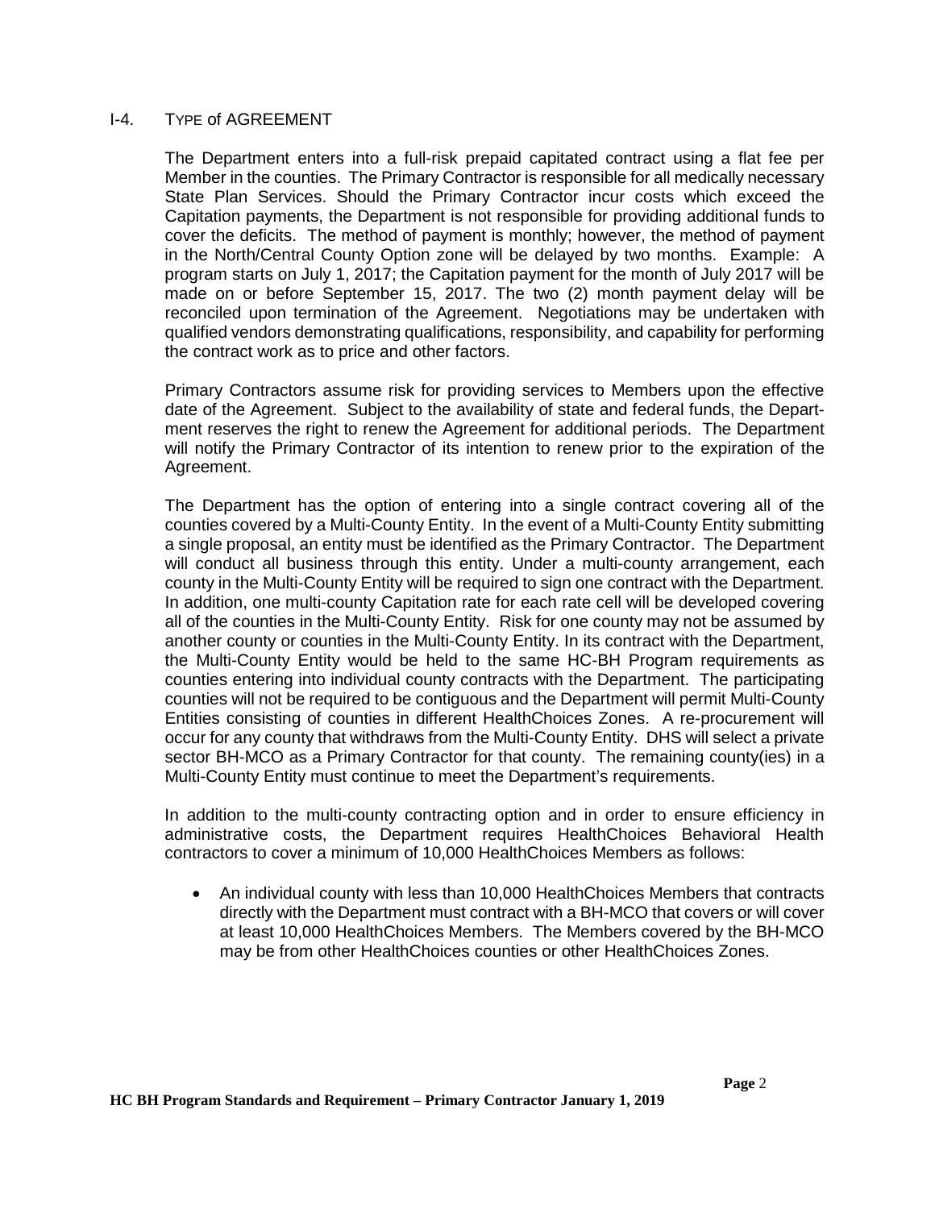## I-4. TYPE of AGREEMENT

The Department enters into a full-risk prepaid capitated contract using a flat fee per Member in the counties. The Primary Contractor is responsible for all medically necessary State Plan Services. Should the Primary Contractor incur costs which exceed the Capitation payments, the Department is not responsible for providing additional funds to cover the deficits. The method of payment is monthly; however, the method of payment in the North/Central County Option zone will be delayed by two months. Example: A program starts on July 1, 2017; the Capitation payment for the month of July 2017 will be made on or before September 15, 2017. The two (2) month payment delay will be reconciled upon termination of the Agreement. Negotiations may be undertaken with qualified vendors demonstrating qualifications, responsibility, and capability for performing the contract work as to price and other factors.

Primary Contractors assume risk for providing services to Members upon the effective date of the Agreement. Subject to the availability of state and federal funds, the Department reserves the right to renew the Agreement for additional periods. The Department will notify the Primary Contractor of its intention to renew prior to the expiration of the Agreement.

The Department has the option of entering into a single contract covering all of the counties covered by a Multi-County Entity. In the event of a Multi-County Entity submitting a single proposal, an entity must be identified as the Primary Contractor. The Department will conduct all business through this entity. Under a multi-county arrangement, each county in the Multi-County Entity will be required to sign one contract with the Department. In addition, one multi-county Capitation rate for each rate cell will be developed covering all of the counties in the Multi-County Entity. Risk for one county may not be assumed by another county or counties in the Multi-County Entity. In its contract with the Department, the Multi-County Entity would be held to the same HC-BH Program requirements as counties entering into individual county contracts with the Department. The participating counties will not be required to be contiguous and the Department will permit Multi-County Entities consisting of counties in different HealthChoices Zones. A re-procurement will occur for any county that withdraws from the Multi-County Entity. DHS will select a private sector BH-MCO as a Primary Contractor for that county. The remaining county(ies) in a Multi-County Entity must continue to meet the Department's requirements.

In addition to the multi-county contracting option and in order to ensure efficiency in administrative costs, the Department requires HealthChoices Behavioral Health contractors to cover a minimum of 10,000 HealthChoices Members as follows:

- An individual county with less than 10,000 HealthChoices Members that contracts directly with the Department must contract with a BH-MCO that covers or will cover at least 10,000 HealthChoices Members. The Members covered by the BH-MCO may be from other HealthChoices counties or other HealthChoices Zones.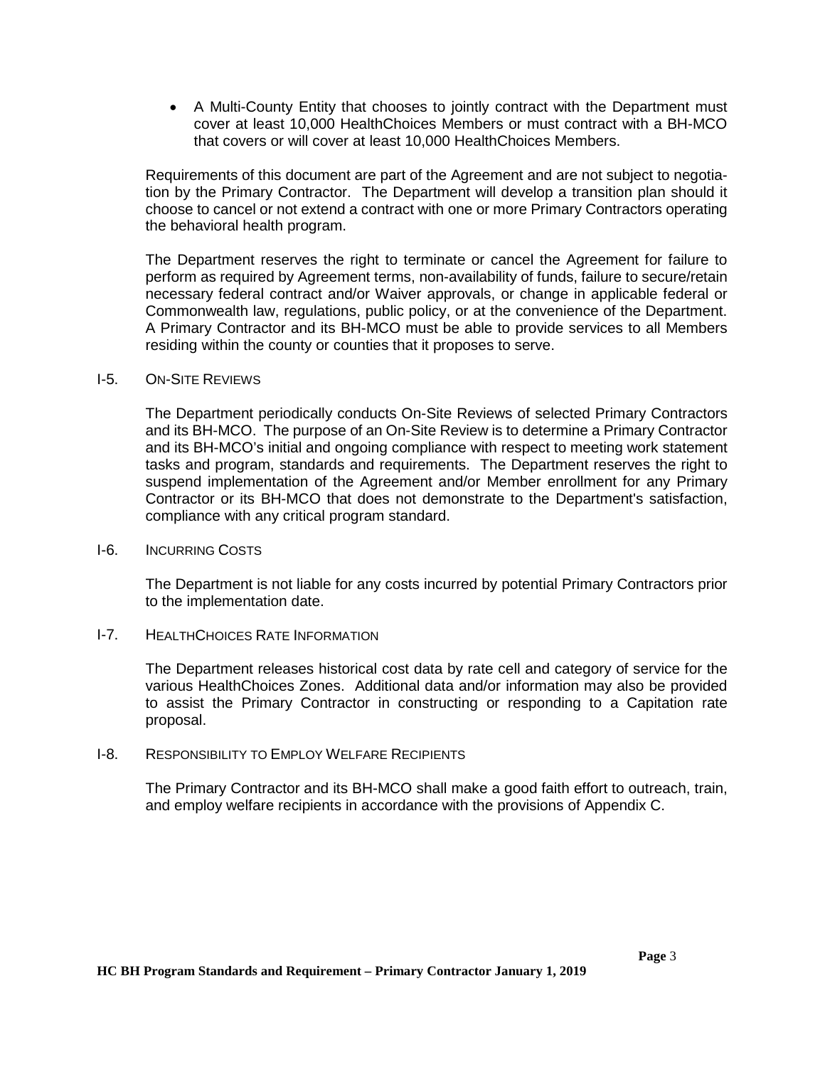- A Multi-County Entity that chooses to jointly contract with the Department must cover at least 10,000 HealthChoices Members or must contract with a BH-MCO that covers or will cover at least 10,000 HealthChoices Members.

Requirements of this document are part of the Agreement and are not subject to negotiation by the Primary Contractor. The Department will develop a transition plan should it choose to cancel or not extend a contract with one or more Primary Contractors operating the behavioral health program.

The Department reserves the right to terminate or cancel the Agreement for failure to perform as required by Agreement terms, non-availability of funds, failure to secure/retain necessary federal contract and/or Waiver approvals, or change in applicable federal or Commonwealth law, regulations, public policy, or at the convenience of the Department. A Primary Contractor and its BH-MCO must be able to provide services to all Members residing within the county or counties that it proposes to serve.

## I-5. On-Site Reviews

The Department periodically conducts On-Site Reviews of selected Primary Contractors and its BH-MCO. The purpose of an On-Site Review is to determine a Primary Contractor and its BH-MCO's initial and ongoing compliance with respect to meeting work statement tasks and program, standards and requirements. The Department reserves the right to suspend implementation of the Agreement and/or Member enrollment for any Primary Contractor or its BH-MCO that does not demonstrate to the Department's satisfaction, compliance with any critical program standard.

## I-6. Incurring Costs

The Department is not liable for any costs incurred by potential Primary Contractors prior to the implementation date.

## I-7. HealthChoices Rate Information

The Department releases historical cost data by rate cell and category of service for the various HealthChoices Zones. Additional data and/or information may also be provided to assist the Primary Contractor in constructing or responding to a Capitation rate proposal.

## I-8. Responsibility to Employ Welfare Recipients

The Primary Contractor and its BH-MCO shall make a good faith effort to outreach, train, and employ welfare recipients in accordance with the provisions of Appendix C.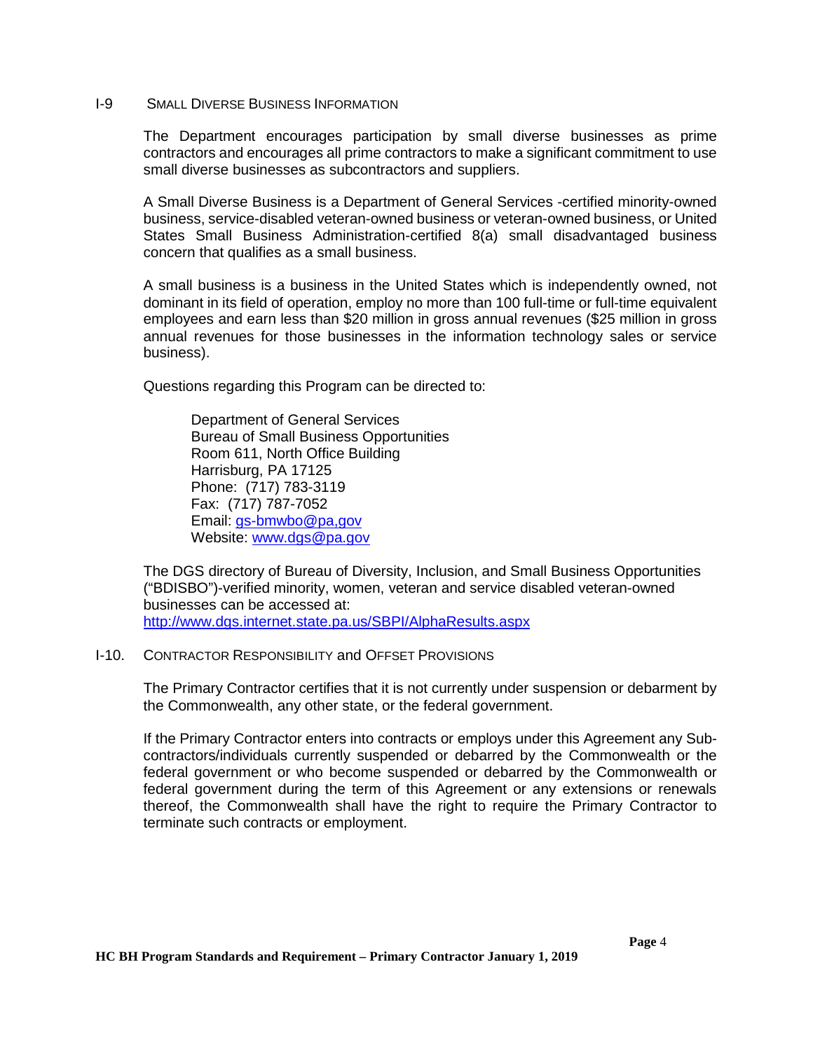## I-9 Small Diverse Business Information

The Department encourages participation by small diverse businesses as prime contractors and encourages all prime contractors to make a significant commitment to use small diverse businesses as subcontractors and suppliers.

A Small Diverse Business is a Department of General Services -certified minority-owned business, service-disabled veteran-owned business or veteran-owned business, or United States Small Business Administration-certified 8(a) small disadvantaged business concern that qualifies as a small business.

A small business is a business in the United States which is independently owned, not dominant in its field of operation, employ no more than 100 full-time or full-time equivalent employees and earn less than $20 million in gross annual revenues ($25 million in gross annual revenues for those businesses in the information technology sales or service business).

Questions regarding this Program can be directed to:

> Department of General Services
> Bureau of Small Business Opportunities
> Room 611, North Office Building
> Harrisburg, PA 17125
> Phone: (717) 783-3119
> Fax: (717) 787-7052
> Email: gs-bmwbo@pa,gov
> Website: www.dgs@pa.gov

The DGS directory of Bureau of Diversity, Inclusion, and Small Business Opportunities ("BDISBO")-verified minority, women, veteran and service disabled veteran-owned businesses can be accessed at: http://www.dgs.internet.state.pa.us/SBPI/AlphaResults.aspx

## I-10. Contractor Responsibility and Offset Provisions

The Primary Contractor certifies that it is not currently under suspension or debarment by the Commonwealth, any other state, or the federal government.

If the Primary Contractor enters into contracts or employs under this Agreement any Sub-contractors/individuals currently suspended or debarred by the Commonwealth or the federal government or who become suspended or debarred by the Commonwealth or federal government during the term of this Agreement or any extensions or renewals thereof, the Commonwealth shall have the right to require the Primary Contractor to terminate such contracts or employment.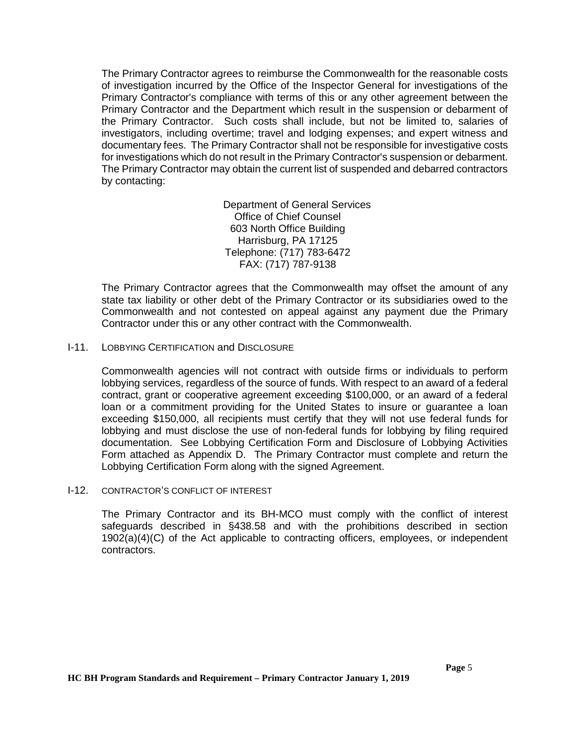The Primary Contractor agrees to reimburse the Commonwealth for the reasonable costs of investigation incurred by the Office of the Inspector General for investigations of the Primary Contractor's compliance with terms of this or any other agreement between the Primary Contractor and the Department which result in the suspension or debarment of the Primary Contractor. Such costs shall include, but not be limited to, salaries of investigators, including overtime; travel and lodging expenses; and expert witness and documentary fees. The Primary Contractor shall not be responsible for investigative costs for investigations which do not result in the Primary Contractor's suspension or debarment. The Primary Contractor may obtain the current list of suspended and debarred contractors by contacting:

Department of General Services
Office of Chief Counsel
603 North Office Building
Harrisburg, PA 17125
Telephone: (717) 783-6472
FAX: (717) 787-9138

The Primary Contractor agrees that the Commonwealth may offset the amount of any state tax liability or other debt of the Primary Contractor or its subsidiaries owed to the Commonwealth and not contested on appeal against any payment due the Primary Contractor under this or any other contract with the Commonwealth.

## I-11. LOBBYING CERTIFICATION and DISCLOSURE

Commonwealth agencies will not contract with outside firms or individuals to perform lobbying services, regardless of the source of funds. With respect to an award of a federal contract, grant or cooperative agreement exceeding $100,000, or an award of a federal loan or a commitment providing for the United States to insure or guarantee a loan exceeding $150,000, all recipients must certify that they will not use federal funds for lobbying and must disclose the use of non-federal funds for lobbying by filing required documentation. See Lobbying Certification Form and Disclosure of Lobbying Activities Form attached as Appendix D. The Primary Contractor must complete and return the Lobbying Certification Form along with the signed Agreement.

## I-12. CONTRACTOR'S CONFLICT OF INTEREST

The Primary Contractor and its BH-MCO must comply with the conflict of interest safeguards described in §438.58 and with the prohibitions described in section 1902(a)(4)(C) of the Act applicable to contracting officers, employees, or independent contractors.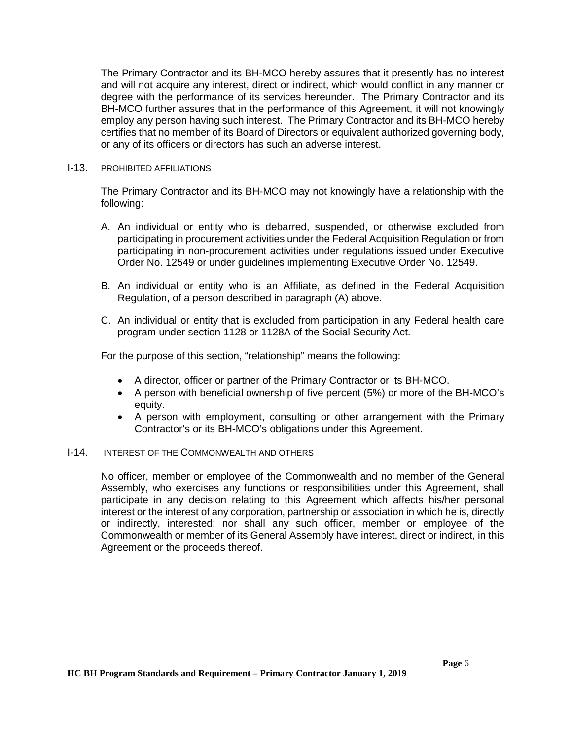The Primary Contractor and its BH-MCO hereby assures that it presently has no interest and will not acquire any interest, direct or indirect, which would conflict in any manner or degree with the performance of its services hereunder. The Primary Contractor and its BH-MCO further assures that in the performance of this Agreement, it will not knowingly employ any person having such interest. The Primary Contractor and its BH-MCO hereby certifies that no member of its Board of Directors or equivalent authorized governing body, or any of its officers or directors has such an adverse interest.

## I-13. PROHIBITED AFFILIATIONS

The Primary Contractor and its BH-MCO may not knowingly have a relationship with the following:

A. An individual or entity who is debarred, suspended, or otherwise excluded from participating in procurement activities under the Federal Acquisition Regulation or from participating in non-procurement activities under regulations issued under Executive Order No. 12549 or under guidelines implementing Executive Order No. 12549.

B. An individual or entity who is an Affiliate, as defined in the Federal Acquisition Regulation, of a person described in paragraph (A) above.

C. An individual or entity that is excluded from participation in any Federal health care program under section 1128 or 1128A of the Social Security Act.

For the purpose of this section, "relationship" means the following:

- A director, officer or partner of the Primary Contractor or its BH-MCO.
- A person with beneficial ownership of five percent (5%) or more of the BH-MCO's equity.
- A person with employment, consulting or other arrangement with the Primary Contractor's or its BH-MCO's obligations under this Agreement.

## I-14. INTEREST OF THE COMMONWEALTH AND OTHERS

No officer, member or employee of the Commonwealth and no member of the General Assembly, who exercises any functions or responsibilities under this Agreement, shall participate in any decision relating to this Agreement which affects his/her personal interest or the interest of any corporation, partnership or association in which he is, directly or indirectly, interested; nor shall any such officer, member or employee of the Commonwealth or member of its General Assembly have interest, direct or indirect, in this Agreement or the proceeds thereof.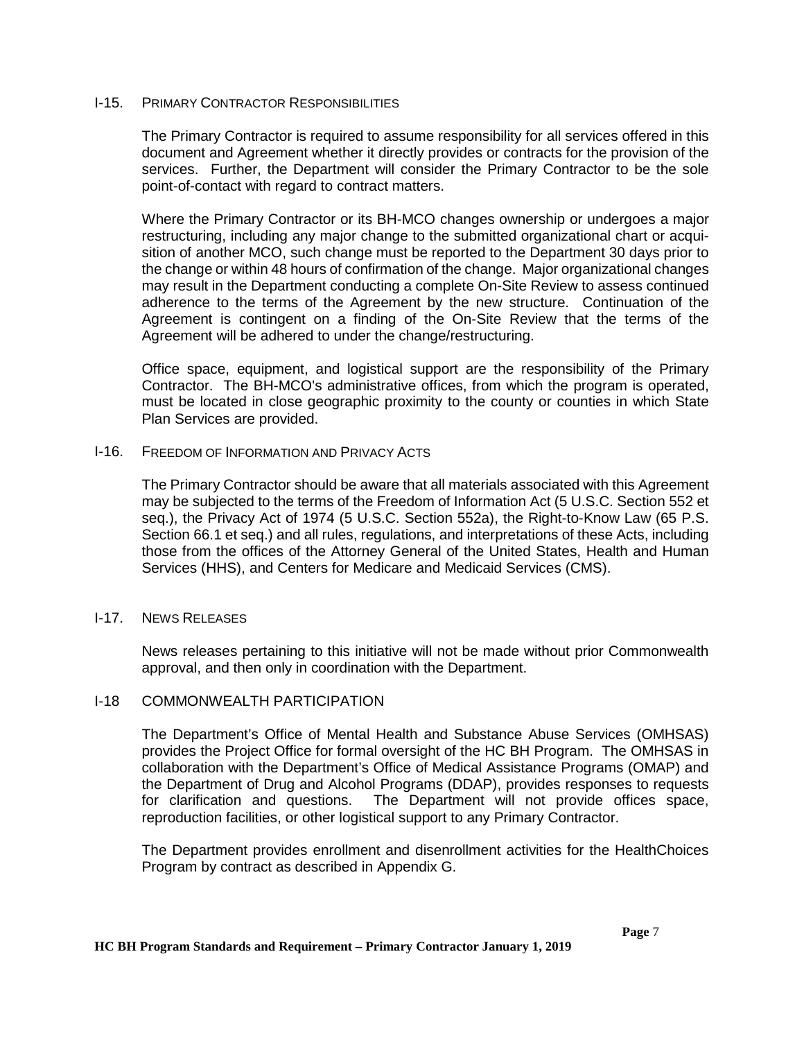## I-15. PRIMARY CONTRACTOR RESPONSIBILITIES

The Primary Contractor is required to assume responsibility for all services offered in this document and Agreement whether it directly provides or contracts for the provision of the services. Further, the Department will consider the Primary Contractor to be the sole point-of-contact with regard to contract matters.

Where the Primary Contractor or its BH-MCO changes ownership or undergoes a major restructuring, including any major change to the submitted organizational chart or acquisition of another MCO, such change must be reported to the Department 30 days prior to the change or within 48 hours of confirmation of the change. Major organizational changes may result in the Department conducting a complete On-Site Review to assess continued adherence to the terms of the Agreement by the new structure. Continuation of the Agreement is contingent on a finding of the On-Site Review that the terms of the Agreement will be adhered to under the change/restructuring.

Office space, equipment, and logistical support are the responsibility of the Primary Contractor. The BH-MCO's administrative offices, from which the program is operated, must be located in close geographic proximity to the county or counties in which State Plan Services are provided.

## I-16. FREEDOM OF INFORMATION AND PRIVACY ACTS

The Primary Contractor should be aware that all materials associated with this Agreement may be subjected to the terms of the Freedom of Information Act (5 U.S.C. Section 552 et seq.), the Privacy Act of 1974 (5 U.S.C. Section 552a), the Right-to-Know Law (65 P.S. Section 66.1 et seq.) and all rules, regulations, and interpretations of these Acts, including those from the offices of the Attorney General of the United States, Health and Human Services (HHS), and Centers for Medicare and Medicaid Services (CMS).

## I-17. NEWS RELEASES

News releases pertaining to this initiative will not be made without prior Commonwealth approval, and then only in coordination with the Department.

## I-18 COMMONWEALTH PARTICIPATION

The Department's Office of Mental Health and Substance Abuse Services (OMHSAS) provides the Project Office for formal oversight of the HC BH Program. The OMHSAS in collaboration with the Department's Office of Medical Assistance Programs (OMAP) and the Department of Drug and Alcohol Programs (DDAP), provides responses to requests for clarification and questions. The Department will not provide offices space, reproduction facilities, or other logistical support to any Primary Contractor.

The Department provides enrollment and disenrollment activities for the HealthChoices Program by contract as described in Appendix G.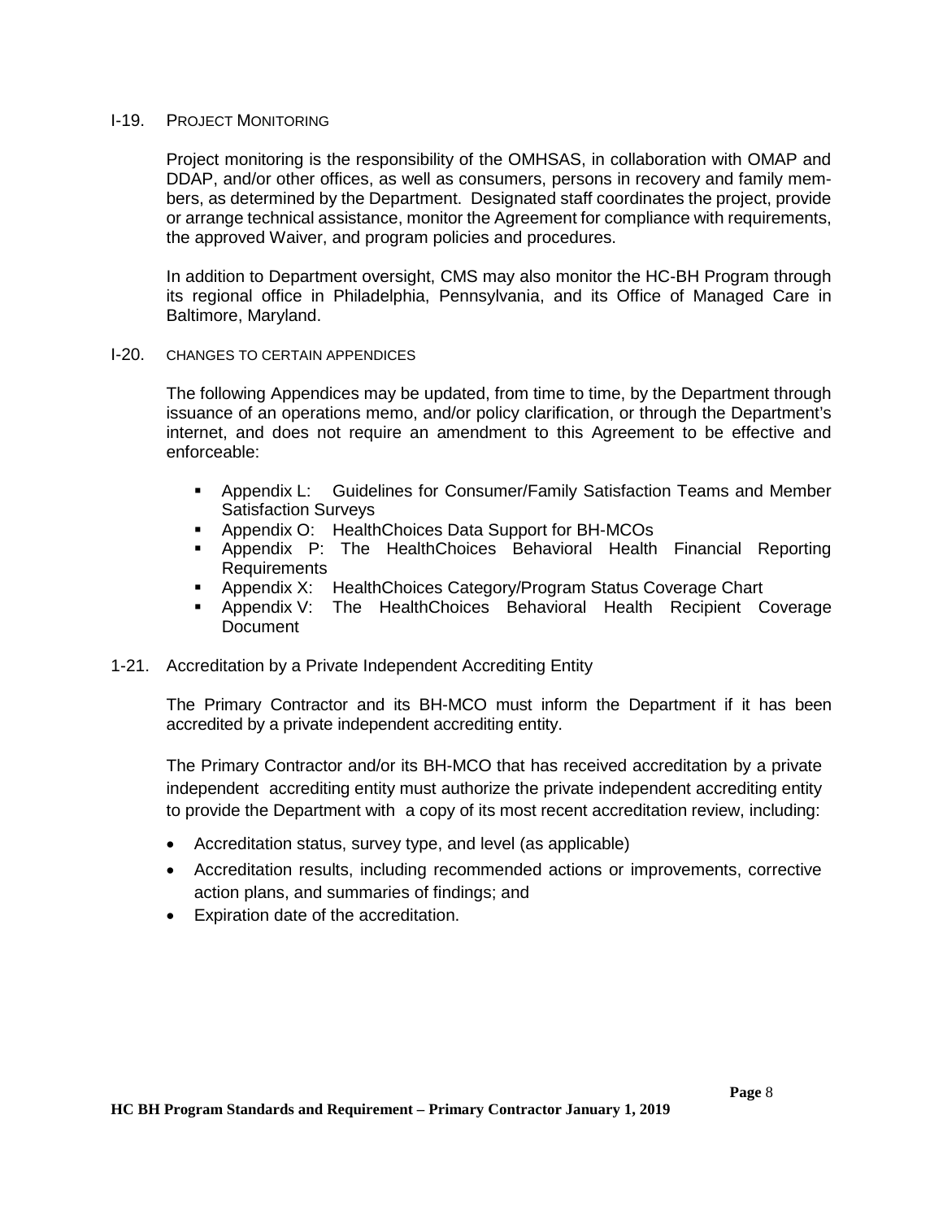## I-19. PROJECT MONITORING

Project monitoring is the responsibility of the OMHSAS, in collaboration with OMAP and DDAP, and/or other offices, as well as consumers, persons in recovery and family members, as determined by the Department. Designated staff coordinates the project, provide or arrange technical assistance, monitor the Agreement for compliance with requirements, the approved Waiver, and program policies and procedures.

In addition to Department oversight, CMS may also monitor the HC-BH Program through its regional office in Philadelphia, Pennsylvania, and its Office of Managed Care in Baltimore, Maryland.

## I-20. CHANGES TO CERTAIN APPENDICES

The following Appendices may be updated, from time to time, by the Department through issuance of an operations memo, and/or policy clarification, or through the Department's internet, and does not require an amendment to this Agreement to be effective and enforceable:

- Appendix L: Guidelines for Consumer/Family Satisfaction Teams and Member Satisfaction Surveys
- Appendix O: HealthChoices Data Support for BH-MCOs
- Appendix P: The HealthChoices Behavioral Health Financial Reporting Requirements
- Appendix X: HealthChoices Category/Program Status Coverage Chart
- Appendix V: The HealthChoices Behavioral Health Recipient Coverage Document

## 1-21. Accreditation by a Private Independent Accrediting Entity

The Primary Contractor and its BH-MCO must inform the Department if it has been accredited by a private independent accrediting entity.

The Primary Contractor and/or its BH-MCO that has received accreditation by a private independent accrediting entity must authorize the private independent accrediting entity to provide the Department with a copy of its most recent accreditation review, including:

- Accreditation status, survey type, and level (as applicable)
- Accreditation results, including recommended actions or improvements, corrective action plans, and summaries of findings; and
- Expiration date of the accreditation.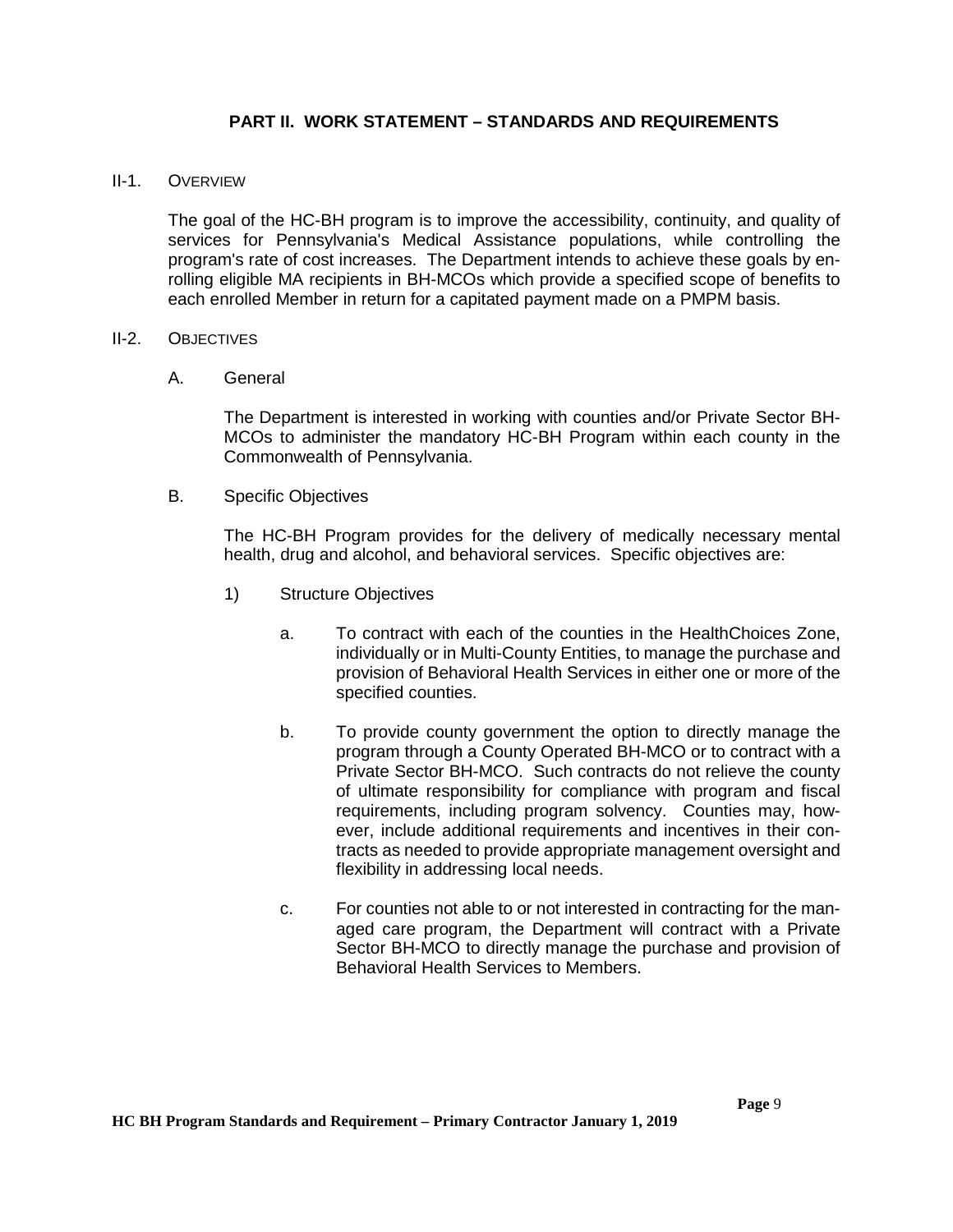## PART II. WORK STATEMENT – STANDARDS AND REQUIREMENTS

### II-1. OVERVIEW

The goal of the HC-BH program is to improve the accessibility, continuity, and quality of services for Pennsylvania's Medical Assistance populations, while controlling the program's rate of cost increases. The Department intends to achieve these goals by enrolling eligible MA recipients in BH-MCOs which provide a specified scope of benefits to each enrolled Member in return for a capitated payment made on a PMPM basis.

### II-2. OBJECTIVES

A. General

The Department is interested in working with counties and/or Private Sector BH-MCOs to administer the mandatory HC-BH Program within each county in the Commonwealth of Pennsylvania.

B. Specific Objectives

The HC-BH Program provides for the delivery of medically necessary mental health, drug and alcohol, and behavioral services. Specific objectives are:

1) Structure Objectives

a. To contract with each of the counties in the HealthChoices Zone, individually or in Multi-County Entities, to manage the purchase and provision of Behavioral Health Services in either one or more of the specified counties.

b. To provide county government the option to directly manage the program through a County Operated BH-MCO or to contract with a Private Sector BH-MCO. Such contracts do not relieve the county of ultimate responsibility for compliance with program and fiscal requirements, including program solvency. Counties may, however, include additional requirements and incentives in their contracts as needed to provide appropriate management oversight and flexibility in addressing local needs.

c. For counties not able to or not interested in contracting for the managed care program, the Department will contract with a Private Sector BH-MCO to directly manage the purchase and provision of Behavioral Health Services to Members.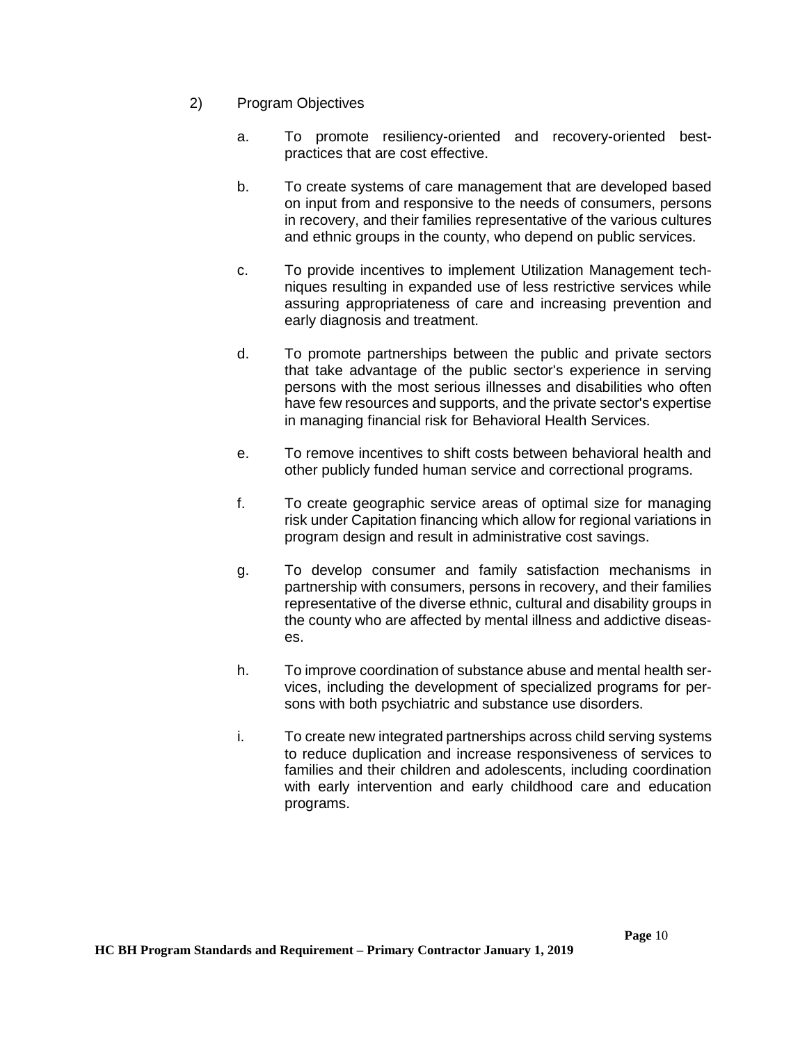2) Program Objectives

a. To promote resiliency-oriented and recovery-oriented best-practices that are cost effective.

b. To create systems of care management that are developed based on input from and responsive to the needs of consumers, persons in recovery, and their families representative of the various cultures and ethnic groups in the county, who depend on public services.

c. To provide incentives to implement Utilization Management techniques resulting in expanded use of less restrictive services while assuring appropriateness of care and increasing prevention and early diagnosis and treatment.

d. To promote partnerships between the public and private sectors that take advantage of the public sector's experience in serving persons with the most serious illnesses and disabilities who often have few resources and supports, and the private sector's expertise in managing financial risk for Behavioral Health Services.

e. To remove incentives to shift costs between behavioral health and other publicly funded human service and correctional programs.

f. To create geographic service areas of optimal size for managing risk under Capitation financing which allow for regional variations in program design and result in administrative cost savings.

g. To develop consumer and family satisfaction mechanisms in partnership with consumers, persons in recovery, and their families representative of the diverse ethnic, cultural and disability groups in the county who are affected by mental illness and addictive diseases.

h. To improve coordination of substance abuse and mental health services, including the development of specialized programs for persons with both psychiatric and substance use disorders.

i. To create new integrated partnerships across child serving systems to reduce duplication and increase responsiveness of services to families and their children and adolescents, including coordination with early intervention and early childhood care and education programs.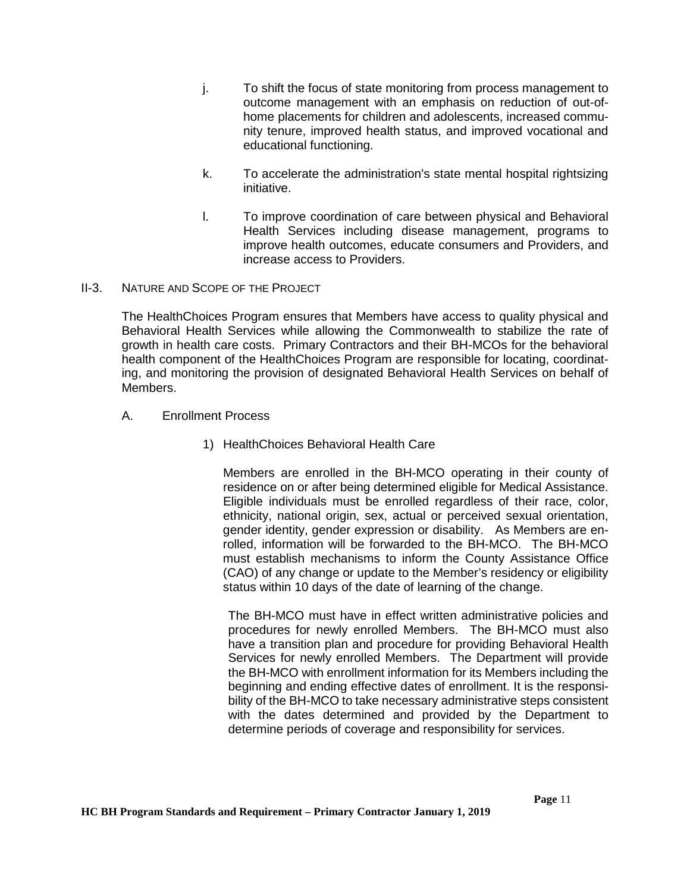j. To shift the focus of state monitoring from process management to outcome management with an emphasis on reduction of out-of-home placements for children and adolescents, increased community tenure, improved health status, and improved vocational and educational functioning.

k. To accelerate the administration's state mental hospital rightsizing initiative.

l. To improve coordination of care between physical and Behavioral Health Services including disease management, programs to improve health outcomes, educate consumers and Providers, and increase access to Providers.

## II-3. NATURE AND SCOPE OF THE PROJECT

The HealthChoices Program ensures that Members have access to quality physical and Behavioral Health Services while allowing the Commonwealth to stabilize the rate of growth in health care costs. Primary Contractors and their BH-MCOs for the behavioral health component of the HealthChoices Program are responsible for locating, coordinating, and monitoring the provision of designated Behavioral Health Services on behalf of Members.

### A. Enrollment Process

1) HealthChoices Behavioral Health Care

Members are enrolled in the BH-MCO operating in their county of residence on or after being determined eligible for Medical Assistance. Eligible individuals must be enrolled regardless of their race, color, ethnicity, national origin, sex, actual or perceived sexual orientation, gender identity, gender expression or disability. As Members are enrolled, information will be forwarded to the BH-MCO. The BH-MCO must establish mechanisms to inform the County Assistance Office (CAO) of any change or update to the Member's residency or eligibility status within 10 days of the date of learning of the change.

The BH-MCO must have in effect written administrative policies and procedures for newly enrolled Members. The BH-MCO must also have a transition plan and procedure for providing Behavioral Health Services for newly enrolled Members. The Department will provide the BH-MCO with enrollment information for its Members including the beginning and ending effective dates of enrollment. It is the responsibility of the BH-MCO to take necessary administrative steps consistent with the dates determined and provided by the Department to determine periods of coverage and responsibility for services.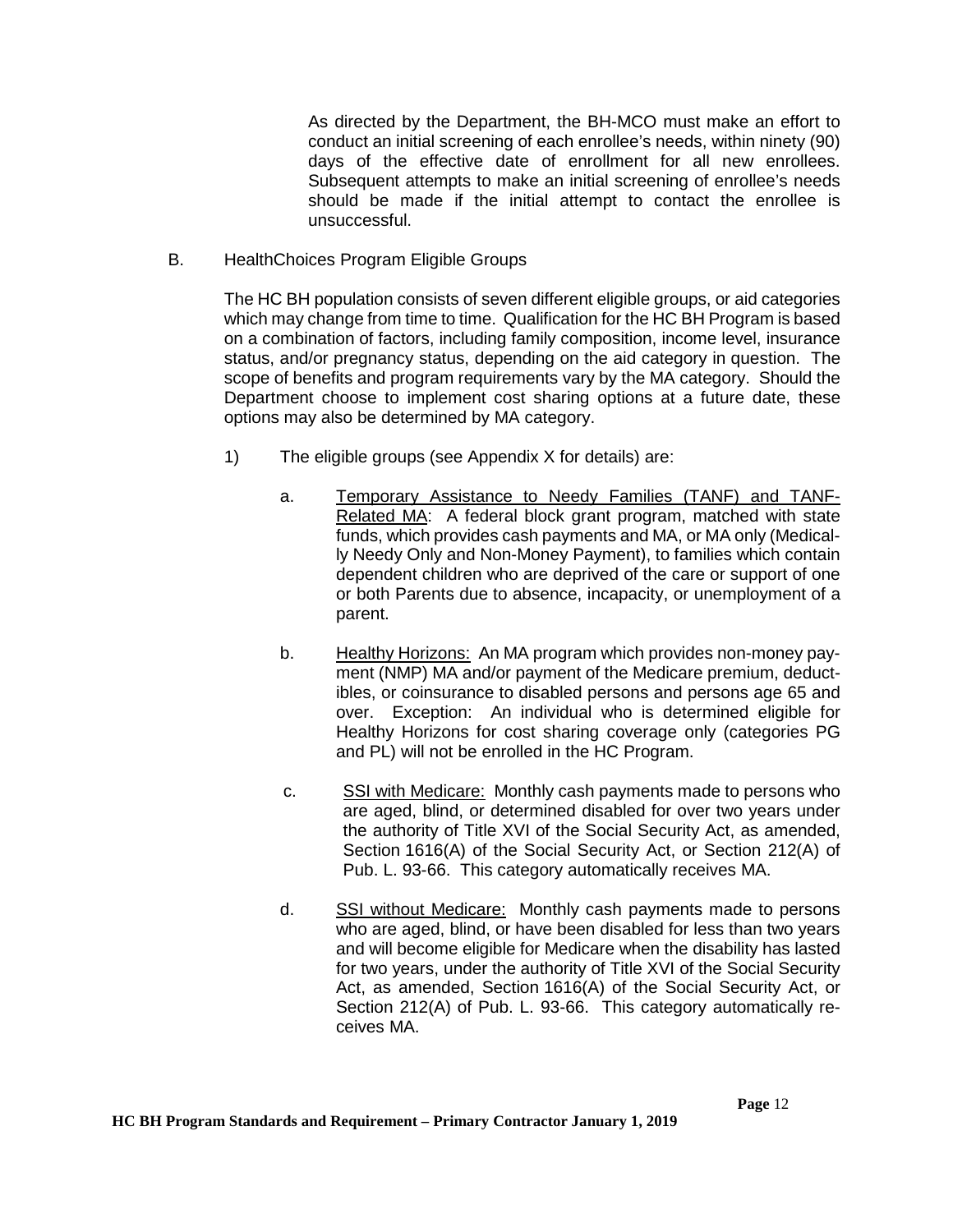As directed by the Department, the BH-MCO must make an effort to conduct an initial screening of each enrollee's needs, within ninety (90) days of the effective date of enrollment for all new enrollees. Subsequent attempts to make an initial screening of enrollee's needs should be made if the initial attempt to contact the enrollee is unsuccessful.

B. HealthChoices Program Eligible Groups

The HC BH population consists of seven different eligible groups, or aid categories which may change from time to time. Qualification for the HC BH Program is based on a combination of factors, including family composition, income level, insurance status, and/or pregnancy status, depending on the aid category in question. The scope of benefits and program requirements vary by the MA category. Should the Department choose to implement cost sharing options at a future date, these options may also be determined by MA category.

1) The eligible groups (see Appendix X for details) are:

   a. <u>Temporary Assistance to Needy Families (TANF) and TANF-Related MA</u>: A federal block grant program, matched with state funds, which provides cash payments and MA, or MA only (Medically Needy Only and Non-Money Payment), to families which contain dependent children who are deprived of the care or support of one or both Parents due to absence, incapacity, or unemployment of a parent.

   b. <u>Healthy Horizons:</u> An MA program which provides non-money payment (NMP) MA and/or payment of the Medicare premium, deductibles, or coinsurance to disabled persons and persons age 65 and over. Exception: An individual who is determined eligible for Healthy Horizons for cost sharing coverage only (categories PG and PL) will not be enrolled in the HC Program.

   c. <u>SSI with Medicare:</u> Monthly cash payments made to persons who are aged, blind, or determined disabled for over two years under the authority of Title XVI of the Social Security Act, as amended, Section 1616(A) of the Social Security Act, or Section 212(A) of Pub. L. 93-66. This category automatically receives MA.

   d. <u>SSI without Medicare:</u> Monthly cash payments made to persons who are aged, blind, or have been disabled for less than two years and will become eligible for Medicare when the disability has lasted for two years, under the authority of Title XVI of the Social Security Act, as amended, Section 1616(A) of the Social Security Act, or Section 212(A) of Pub. L. 93-66. This category automatically receives MA.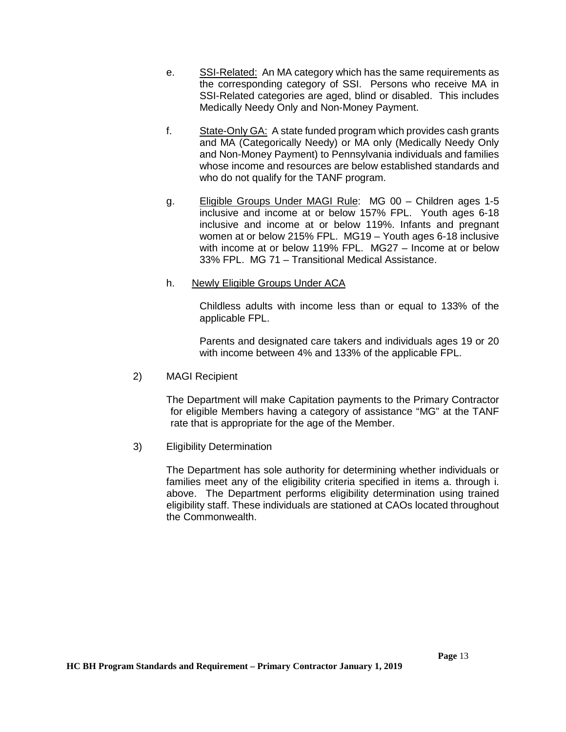e. <u>SSI-Related:</u> An MA category which has the same requirements as the corresponding category of SSI. Persons who receive MA in SSI-Related categories are aged, blind or disabled. This includes Medically Needy Only and Non-Money Payment.

f. <u>State-Only GA:</u> A state funded program which provides cash grants and MA (Categorically Needy) or MA only (Medically Needy Only and Non-Money Payment) to Pennsylvania individuals and families whose income and resources are below established standards and who do not qualify for the TANF program.

g. <u>Eligible Groups Under MAGI Rule</u>: MG 00 – Children ages 1-5 inclusive and income at or below 157% FPL. Youth ages 6-18 inclusive and income at or below 119%. Infants and pregnant women at or below 215% FPL. MG19 – Youth ages 6-18 inclusive with income at or below 119% FPL. MG27 – Income at or below 33% FPL. MG 71 – Transitional Medical Assistance.

h. <u>Newly Eligible Groups Under ACA</u>

Childless adults with income less than or equal to 133% of the applicable FPL.

Parents and designated care takers and individuals ages 19 or 20 with income between 4% and 133% of the applicable FPL.

2) MAGI Recipient

The Department will make Capitation payments to the Primary Contractor for eligible Members having a category of assistance "MG" at the TANF rate that is appropriate for the age of the Member.

3) Eligibility Determination

The Department has sole authority for determining whether individuals or families meet any of the eligibility criteria specified in items a. through i. above. The Department performs eligibility determination using trained eligibility staff. These individuals are stationed at CAOs located throughout the Commonwealth.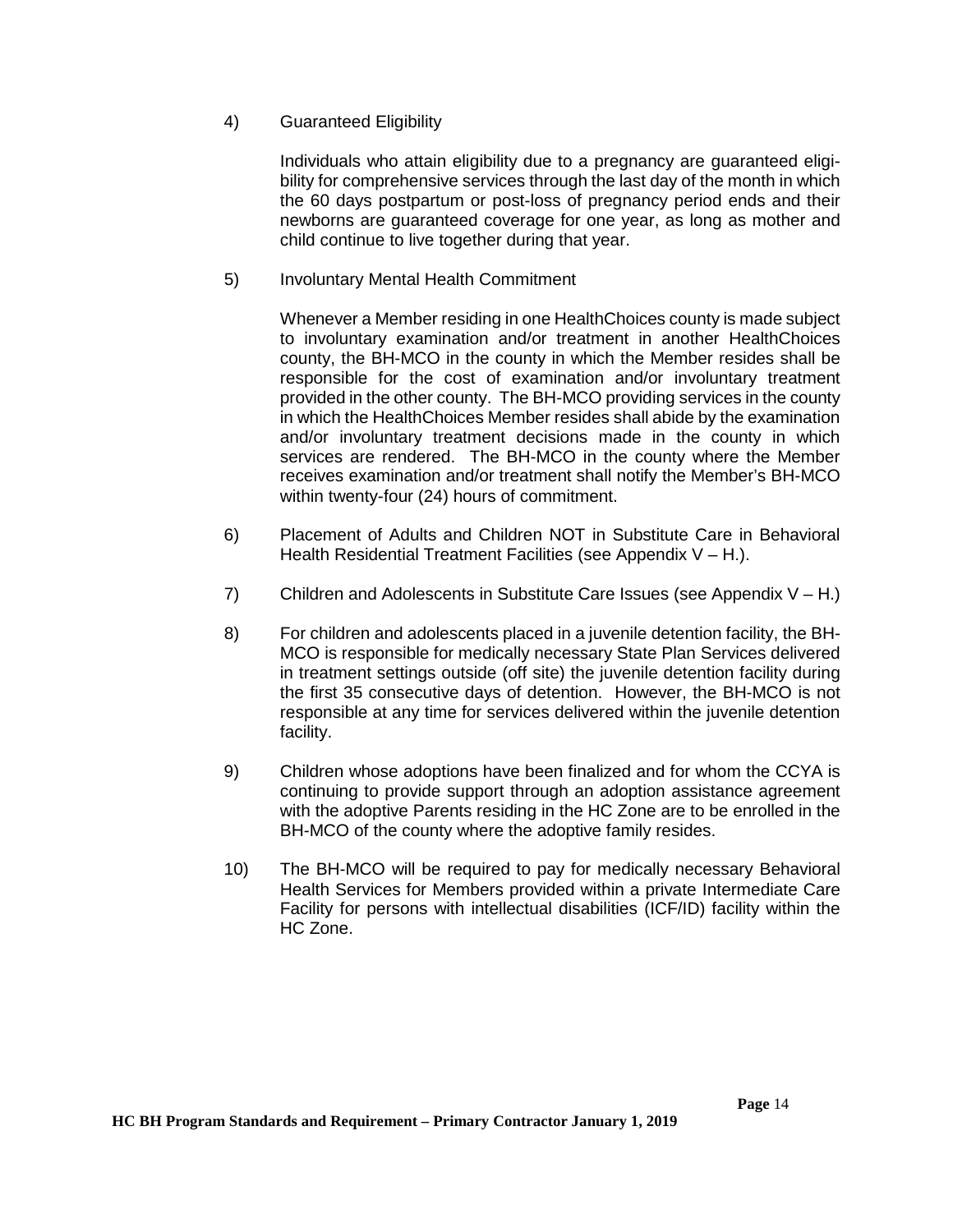4) Guaranteed Eligibility

Individuals who attain eligibility due to a pregnancy are guaranteed eligibility for comprehensive services through the last day of the month in which the 60 days postpartum or post-loss of pregnancy period ends and their newborns are guaranteed coverage for one year, as long as mother and child continue to live together during that year.

5) Involuntary Mental Health Commitment

Whenever a Member residing in one HealthChoices county is made subject to involuntary examination and/or treatment in another HealthChoices county, the BH-MCO in the county in which the Member resides shall be responsible for the cost of examination and/or involuntary treatment provided in the other county. The BH-MCO providing services in the county in which the HealthChoices Member resides shall abide by the examination and/or involuntary treatment decisions made in the county in which services are rendered. The BH-MCO in the county where the Member receives examination and/or treatment shall notify the Member's BH-MCO within twenty-four (24) hours of commitment.

6) Placement of Adults and Children NOT in Substitute Care in Behavioral Health Residential Treatment Facilities (see Appendix V – H.).

7) Children and Adolescents in Substitute Care Issues (see Appendix V – H.)

8) For children and adolescents placed in a juvenile detention facility, the BH-MCO is responsible for medically necessary State Plan Services delivered in treatment settings outside (off site) the juvenile detention facility during the first 35 consecutive days of detention. However, the BH-MCO is not responsible at any time for services delivered within the juvenile detention facility.

9) Children whose adoptions have been finalized and for whom the CCYA is continuing to provide support through an adoption assistance agreement with the adoptive Parents residing in the HC Zone are to be enrolled in the BH-MCO of the county where the adoptive family resides.

10) The BH-MCO will be required to pay for medically necessary Behavioral Health Services for Members provided within a private Intermediate Care Facility for persons with intellectual disabilities (ICF/ID) facility within the HC Zone.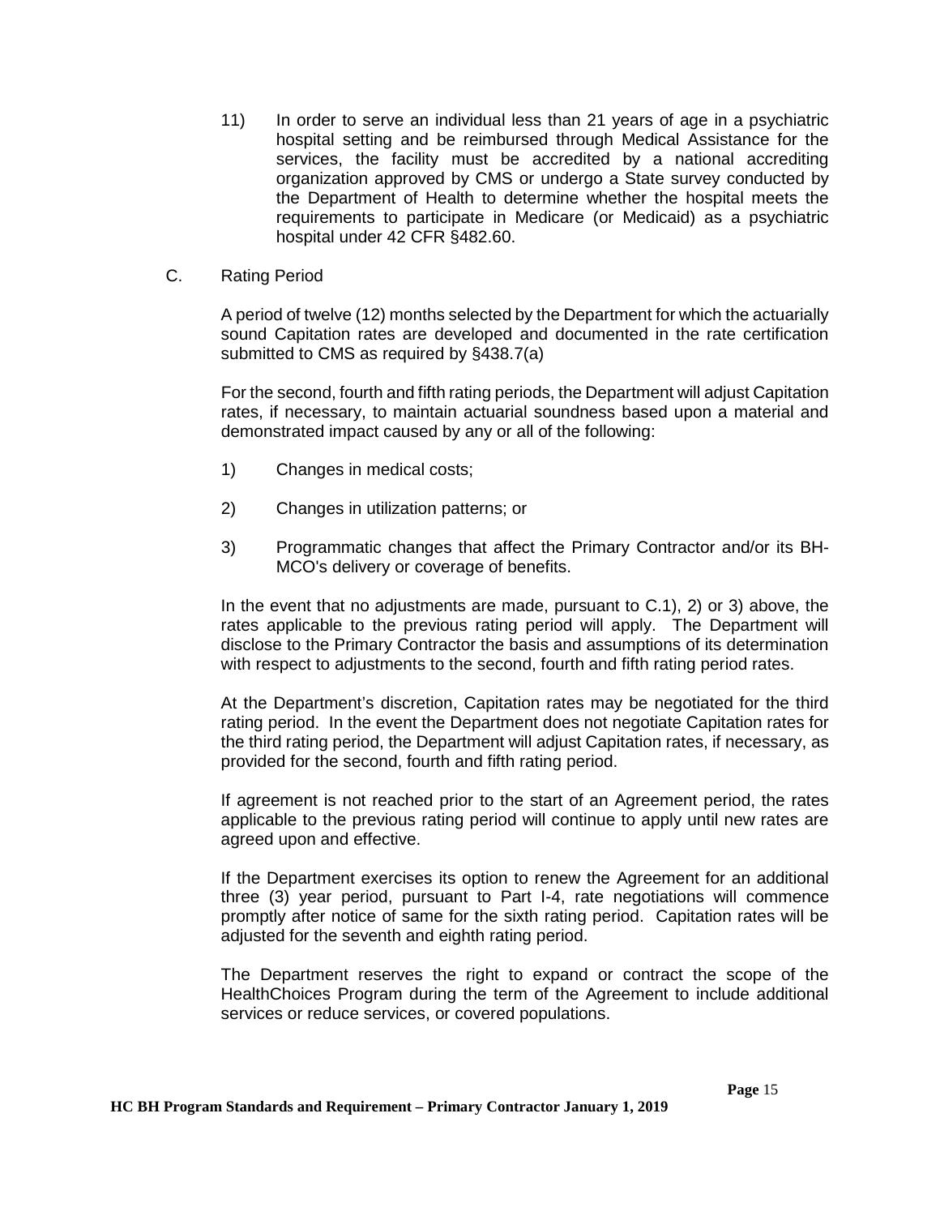11) In order to serve an individual less than 21 years of age in a psychiatric hospital setting and be reimbursed through Medical Assistance for the services, the facility must be accredited by a national accrediting organization approved by CMS or undergo a State survey conducted by the Department of Health to determine whether the hospital meets the requirements to participate in Medicare (or Medicaid) as a psychiatric hospital under 42 CFR §482.60.

C. Rating Period

A period of twelve (12) months selected by the Department for which the actuarially sound Capitation rates are developed and documented in the rate certification submitted to CMS as required by §438.7(a)

For the second, fourth and fifth rating periods, the Department will adjust Capitation rates, if necessary, to maintain actuarial soundness based upon a material and demonstrated impact caused by any or all of the following:

1) Changes in medical costs;

2) Changes in utilization patterns; or

3) Programmatic changes that affect the Primary Contractor and/or its BH-MCO's delivery or coverage of benefits.

In the event that no adjustments are made, pursuant to C.1), 2) or 3) above, the rates applicable to the previous rating period will apply. The Department will disclose to the Primary Contractor the basis and assumptions of its determination with respect to adjustments to the second, fourth and fifth rating period rates.

At the Department's discretion, Capitation rates may be negotiated for the third rating period. In the event the Department does not negotiate Capitation rates for the third rating period, the Department will adjust Capitation rates, if necessary, as provided for the second, fourth and fifth rating period.

If agreement is not reached prior to the start of an Agreement period, the rates applicable to the previous rating period will continue to apply until new rates are agreed upon and effective.

If the Department exercises its option to renew the Agreement for an additional three (3) year period, pursuant to Part I-4, rate negotiations will commence promptly after notice of same for the sixth rating period. Capitation rates will be adjusted for the seventh and eighth rating period.

The Department reserves the right to expand or contract the scope of the HealthChoices Program during the term of the Agreement to include additional services or reduce services, or covered populations.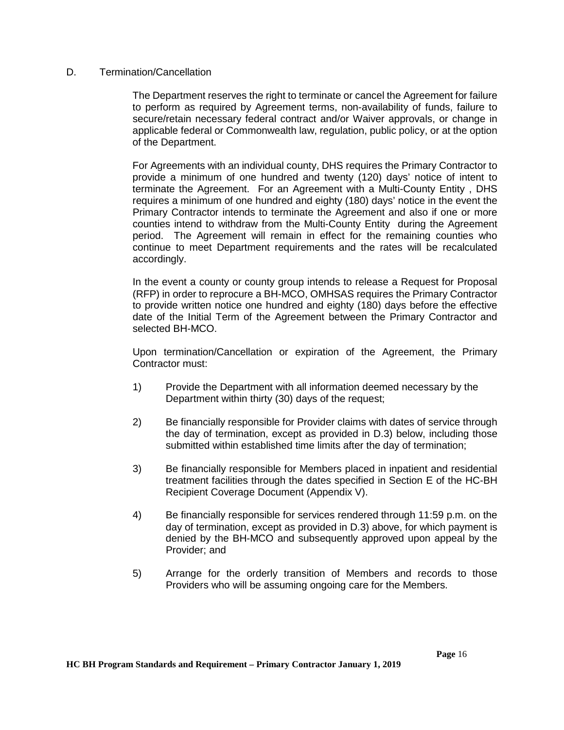## D. Termination/Cancellation

The Department reserves the right to terminate or cancel the Agreement for failure to perform as required by Agreement terms, non-availability of funds, failure to secure/retain necessary federal contract and/or Waiver approvals, or change in applicable federal or Commonwealth law, regulation, public policy, or at the option of the Department.

For Agreements with an individual county, DHS requires the Primary Contractor to provide a minimum of one hundred and twenty (120) days' notice of intent to terminate the Agreement. For an Agreement with a Multi-County Entity , DHS requires a minimum of one hundred and eighty (180) days' notice in the event the Primary Contractor intends to terminate the Agreement and also if one or more counties intend to withdraw from the Multi-County Entity during the Agreement period. The Agreement will remain in effect for the remaining counties who continue to meet Department requirements and the rates will be recalculated accordingly.

In the event a county or county group intends to release a Request for Proposal (RFP) in order to reprocure a BH-MCO, OMHSAS requires the Primary Contractor to provide written notice one hundred and eighty (180) days before the effective date of the Initial Term of the Agreement between the Primary Contractor and selected BH-MCO.

Upon termination/Cancellation or expiration of the Agreement, the Primary Contractor must:

1) Provide the Department with all information deemed necessary by the Department within thirty (30) days of the request;

2) Be financially responsible for Provider claims with dates of service through the day of termination, except as provided in D.3) below, including those submitted within established time limits after the day of termination;

3) Be financially responsible for Members placed in inpatient and residential treatment facilities through the dates specified in Section E of the HC-BH Recipient Coverage Document (Appendix V).

4) Be financially responsible for services rendered through 11:59 p.m. on the day of termination, except as provided in D.3) above, for which payment is denied by the BH-MCO and subsequently approved upon appeal by the Provider; and

5) Arrange for the orderly transition of Members and records to those Providers who will be assuming ongoing care for the Members.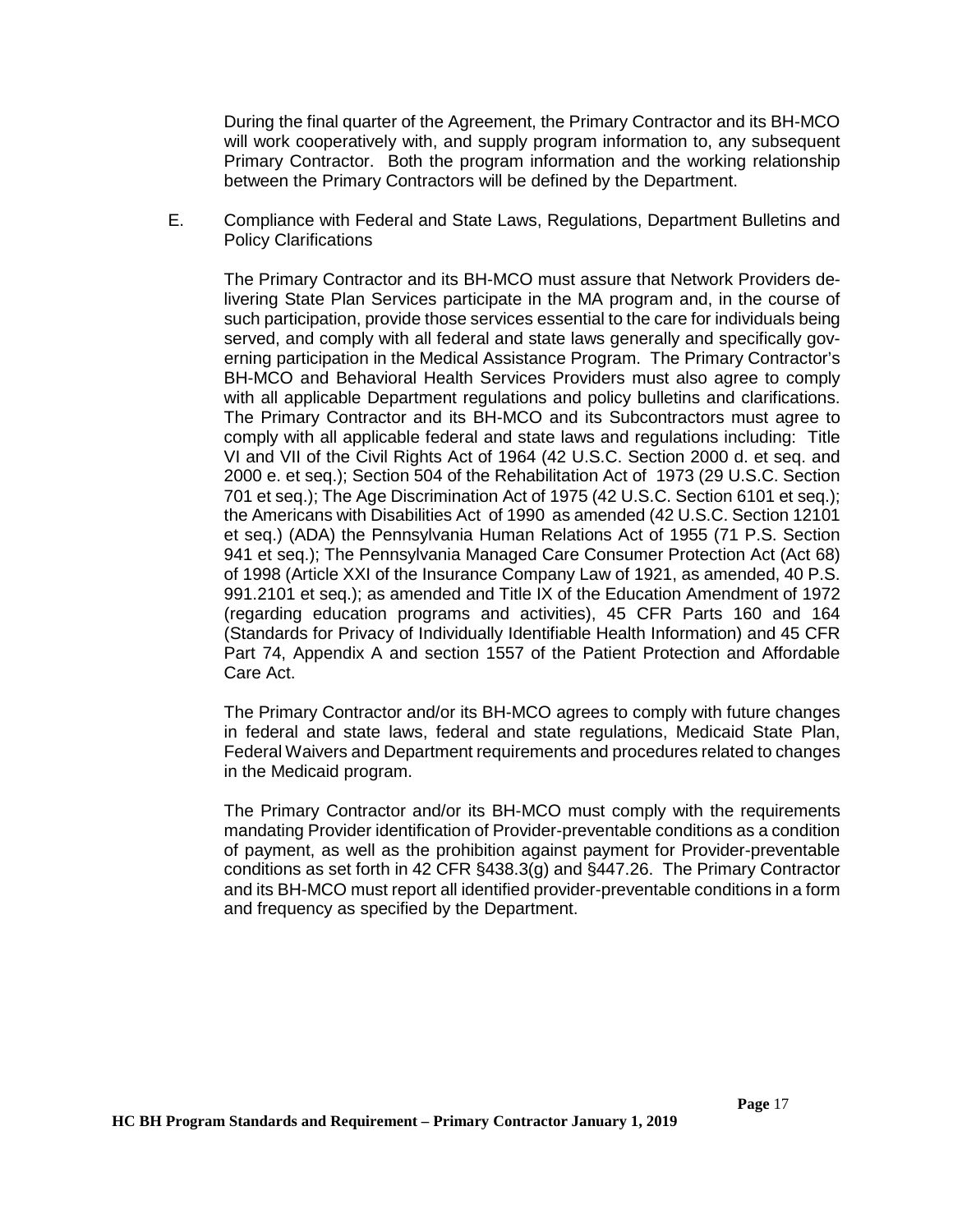During the final quarter of the Agreement, the Primary Contractor and its BH-MCO will work cooperatively with, and supply program information to, any subsequent Primary Contractor. Both the program information and the working relationship between the Primary Contractors will be defined by the Department.

E. Compliance with Federal and State Laws, Regulations, Department Bulletins and Policy Clarifications

The Primary Contractor and its BH-MCO must assure that Network Providers delivering State Plan Services participate in the MA program and, in the course of such participation, provide those services essential to the care for individuals being served, and comply with all federal and state laws generally and specifically governing participation in the Medical Assistance Program. The Primary Contractor's BH-MCO and Behavioral Health Services Providers must also agree to comply with all applicable Department regulations and policy bulletins and clarifications. The Primary Contractor and its BH-MCO and its Subcontractors must agree to comply with all applicable federal and state laws and regulations including: Title VI and VII of the Civil Rights Act of 1964 (42 U.S.C. Section 2000 d. et seq. and 2000 e. et seq.); Section 504 of the Rehabilitation Act of 1973 (29 U.S.C. Section 701 et seq.); The Age Discrimination Act of 1975 (42 U.S.C. Section 6101 et seq.); the Americans with Disabilities Act of 1990 as amended (42 U.S.C. Section 12101 et seq.) (ADA) the Pennsylvania Human Relations Act of 1955 (71 P.S. Section 941 et seq.); The Pennsylvania Managed Care Consumer Protection Act (Act 68) of 1998 (Article XXI of the Insurance Company Law of 1921, as amended, 40 P.S. 991.2101 et seq.); as amended and Title IX of the Education Amendment of 1972 (regarding education programs and activities), 45 CFR Parts 160 and 164 (Standards for Privacy of Individually Identifiable Health Information) and 45 CFR Part 74, Appendix A and section 1557 of the Patient Protection and Affordable Care Act.

The Primary Contractor and/or its BH-MCO agrees to comply with future changes in federal and state laws, federal and state regulations, Medicaid State Plan, Federal Waivers and Department requirements and procedures related to changes in the Medicaid program.

The Primary Contractor and/or its BH-MCO must comply with the requirements mandating Provider identification of Provider-preventable conditions as a condition of payment, as well as the prohibition against payment for Provider-preventable conditions as set forth in 42 CFR §438.3(g) and §447.26. The Primary Contractor and its BH-MCO must report all identified provider-preventable conditions in a form and frequency as specified by the Department.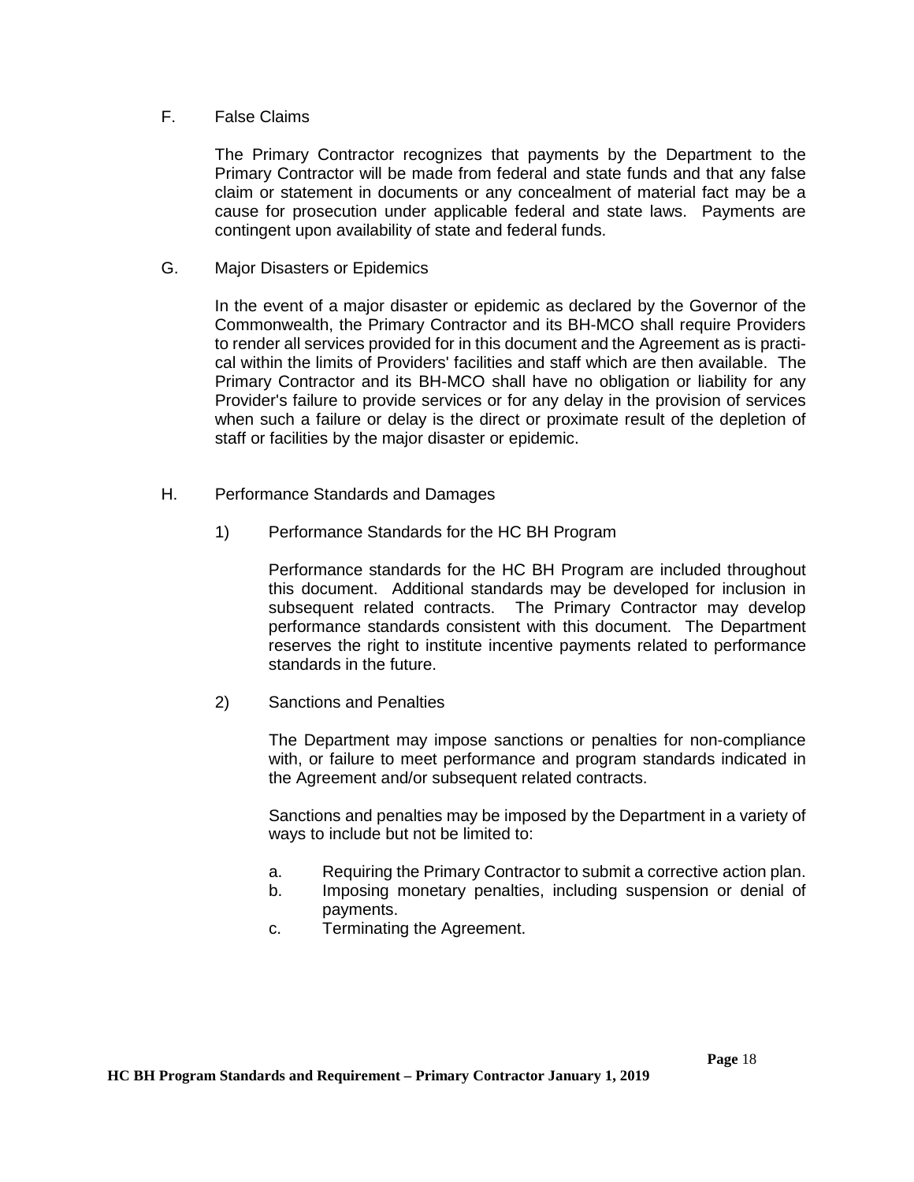## F. False Claims

The Primary Contractor recognizes that payments by the Department to the Primary Contractor will be made from federal and state funds and that any false claim or statement in documents or any concealment of material fact may be a cause for prosecution under applicable federal and state laws. Payments are contingent upon availability of state and federal funds.

## G. Major Disasters or Epidemics

In the event of a major disaster or epidemic as declared by the Governor of the Commonwealth, the Primary Contractor and its BH-MCO shall require Providers to render all services provided for in this document and the Agreement as is practical within the limits of Providers' facilities and staff which are then available. The Primary Contractor and its BH-MCO shall have no obligation or liability for any Provider's failure to provide services or for any delay in the provision of services when such a failure or delay is the direct or proximate result of the depletion of staff or facilities by the major disaster or epidemic.

## H. Performance Standards and Damages

### 1) Performance Standards for the HC BH Program

Performance standards for the HC BH Program are included throughout this document. Additional standards may be developed for inclusion in subsequent related contracts. The Primary Contractor may develop performance standards consistent with this document. The Department reserves the right to institute incentive payments related to performance standards in the future.

### 2) Sanctions and Penalties

The Department may impose sanctions or penalties for non-compliance with, or failure to meet performance and program standards indicated in the Agreement and/or subsequent related contracts.

Sanctions and penalties may be imposed by the Department in a variety of ways to include but not be limited to:

a. Requiring the Primary Contractor to submit a corrective action plan.
b. Imposing monetary penalties, including suspension or denial of payments.
c. Terminating the Agreement.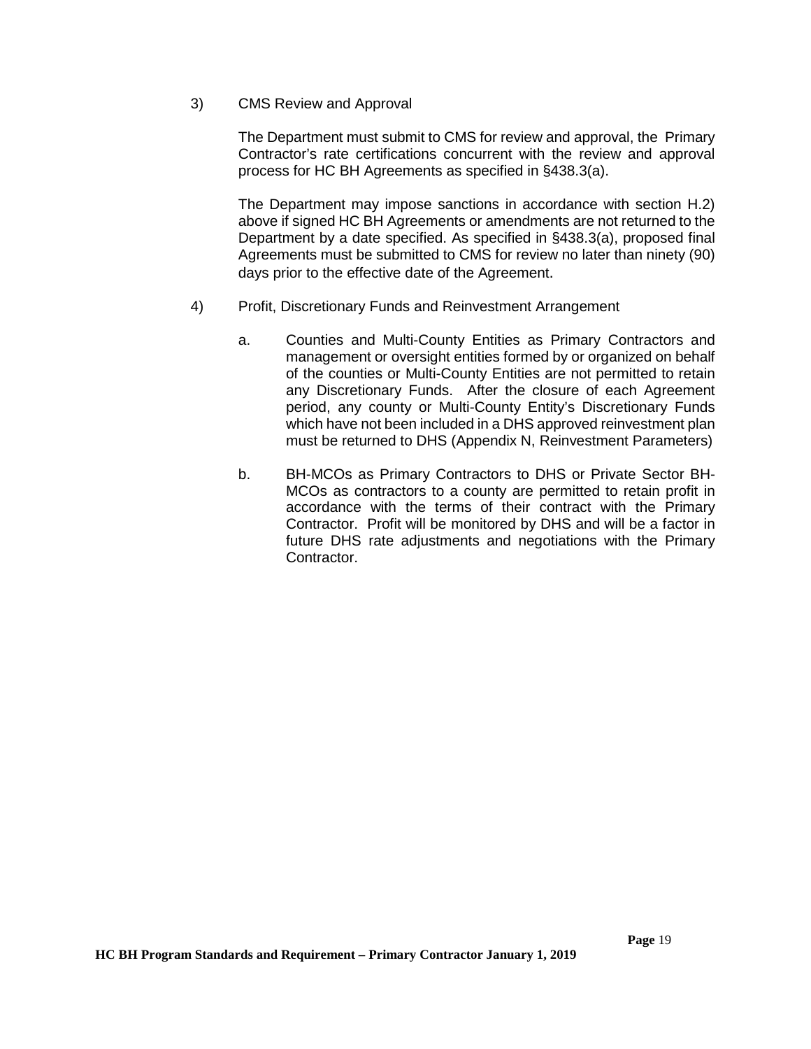3) CMS Review and Approval

The Department must submit to CMS for review and approval, the Primary Contractor's rate certifications concurrent with the review and approval process for HC BH Agreements as specified in §438.3(a).

The Department may impose sanctions in accordance with section H.2) above if signed HC BH Agreements or amendments are not returned to the Department by a date specified. As specified in §438.3(a), proposed final Agreements must be submitted to CMS for review no later than ninety (90) days prior to the effective date of the Agreement.

4) Profit, Discretionary Funds and Reinvestment Arrangement

a. Counties and Multi-County Entities as Primary Contractors and management or oversight entities formed by or organized on behalf of the counties or Multi-County Entities are not permitted to retain any Discretionary Funds. After the closure of each Agreement period, any county or Multi-County Entity's Discretionary Funds which have not been included in a DHS approved reinvestment plan must be returned to DHS (Appendix N, Reinvestment Parameters)

b. BH-MCOs as Primary Contractors to DHS or Private Sector BH-MCOs as contractors to a county are permitted to retain profit in accordance with the terms of their contract with the Primary Contractor. Profit will be monitored by DHS and will be a factor in future DHS rate adjustments and negotiations with the Primary Contractor.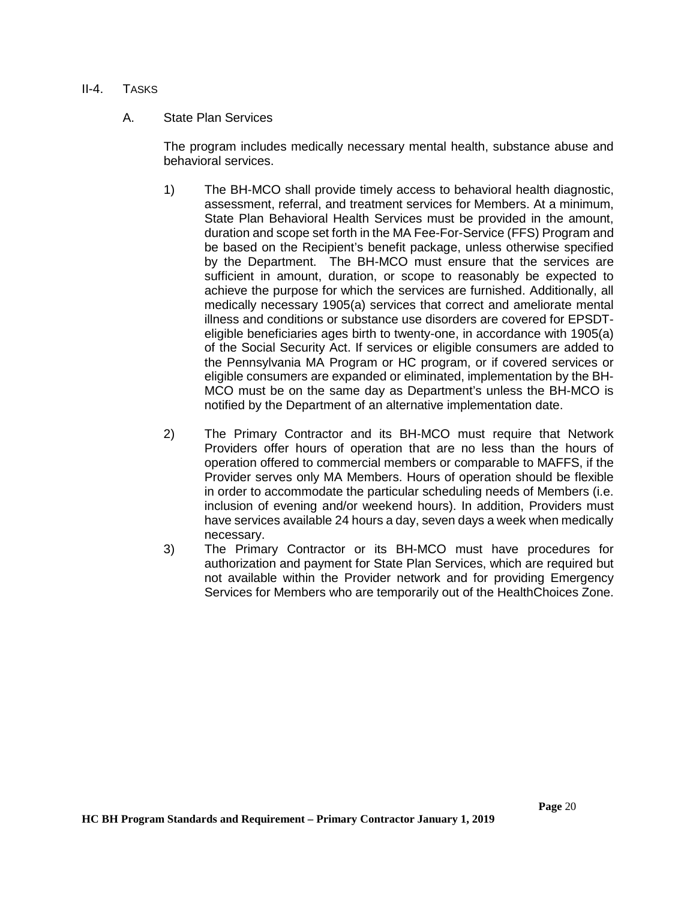## II-4. TASKS

### A. State Plan Services

The program includes medically necessary mental health, substance abuse and behavioral services.

1) The BH-MCO shall provide timely access to behavioral health diagnostic, assessment, referral, and treatment services for Members. At a minimum, State Plan Behavioral Health Services must be provided in the amount, duration and scope set forth in the MA Fee-For-Service (FFS) Program and be based on the Recipient's benefit package, unless otherwise specified by the Department. The BH-MCO must ensure that the services are sufficient in amount, duration, or scope to reasonably be expected to achieve the purpose for which the services are furnished. Additionally, all medically necessary 1905(a) services that correct and ameliorate mental illness and conditions or substance use disorders are covered for EPSDT-eligible beneficiaries ages birth to twenty-one, in accordance with 1905(a) of the Social Security Act. If services or eligible consumers are added to the Pennsylvania MA Program or HC program, or if covered services or eligible consumers are expanded or eliminated, implementation by the BH-MCO must be on the same day as Department's unless the BH-MCO is notified by the Department of an alternative implementation date.

2) The Primary Contractor and its BH-MCO must require that Network Providers offer hours of operation that are no less than the hours of operation offered to commercial members or comparable to MAFFS, if the Provider serves only MA Members. Hours of operation should be flexible in order to accommodate the particular scheduling needs of Members (i.e. inclusion of evening and/or weekend hours). In addition, Providers must have services available 24 hours a day, seven days a week when medically necessary.

3) The Primary Contractor or its BH-MCO must have procedures for authorization and payment for State Plan Services, which are required but not available within the Provider network and for providing Emergency Services for Members who are temporarily out of the HealthChoices Zone.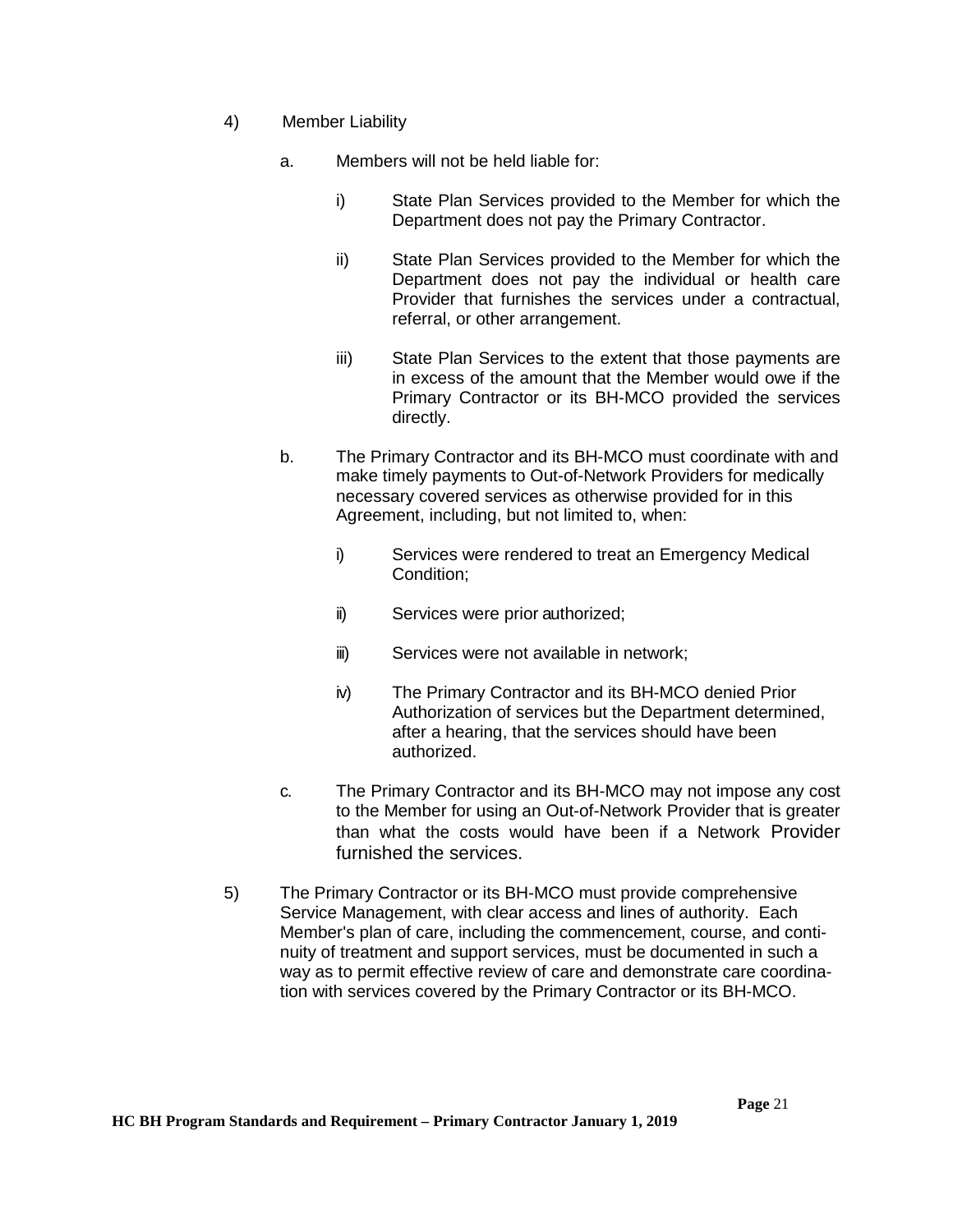4) Member Liability

   a. Members will not be held liable for:

      i) State Plan Services provided to the Member for which the Department does not pay the Primary Contractor.

      ii) State Plan Services provided to the Member for which the Department does not pay the individual or health care Provider that furnishes the services under a contractual, referral, or other arrangement.

      iii) State Plan Services to the extent that those payments are in excess of the amount that the Member would owe if the Primary Contractor or its BH-MCO provided the services directly.

   b. The Primary Contractor and its BH-MCO must coordinate with and make timely payments to Out-of-Network Providers for medically necessary covered services as otherwise provided for in this Agreement, including, but not limited to, when:

      i) Services were rendered to treat an Emergency Medical Condition;

      ii) Services were prior authorized;

      iii) Services were not available in network;

      iv) The Primary Contractor and its BH-MCO denied Prior Authorization of services but the Department determined, after a hearing, that the services should have been authorized.

   c. The Primary Contractor and its BH-MCO may not impose any cost to the Member for using an Out-of-Network Provider that is greater than what the costs would have been if a Network Provider furnished the services.

5) The Primary Contractor or its BH-MCO must provide comprehensive Service Management, with clear access and lines of authority. Each Member's plan of care, including the commencement, course, and continuity of treatment and support services, must be documented in such a way as to permit effective review of care and demonstrate care coordination with services covered by the Primary Contractor or its BH-MCO.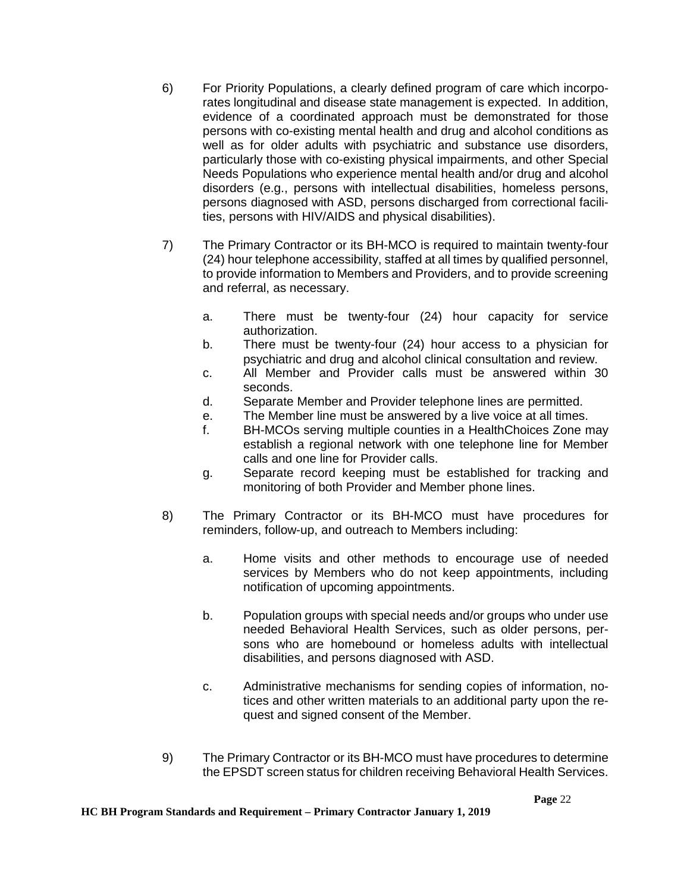6) For Priority Populations, a clearly defined program of care which incorporates longitudinal and disease state management is expected. In addition, evidence of a coordinated approach must be demonstrated for those persons with co-existing mental health and drug and alcohol conditions as well as for older adults with psychiatric and substance use disorders, particularly those with co-existing physical impairments, and other Special Needs Populations who experience mental health and/or drug and alcohol disorders (e.g., persons with intellectual disabilities, homeless persons, persons diagnosed with ASD, persons discharged from correctional facilities, persons with HIV/AIDS and physical disabilities).

7) The Primary Contractor or its BH-MCO is required to maintain twenty-four (24) hour telephone accessibility, staffed at all times by qualified personnel, to provide information to Members and Providers, and to provide screening and referral, as necessary.

   a. There must be twenty-four (24) hour capacity for service authorization.
   b. There must be twenty-four (24) hour access to a physician for psychiatric and drug and alcohol clinical consultation and review.
   c. All Member and Provider calls must be answered within 30 seconds.
   d. Separate Member and Provider telephone lines are permitted.
   e. The Member line must be answered by a live voice at all times.
   f. BH-MCOs serving multiple counties in a HealthChoices Zone may establish a regional network with one telephone line for Member calls and one line for Provider calls.
   g. Separate record keeping must be established for tracking and monitoring of both Provider and Member phone lines.

8) The Primary Contractor or its BH-MCO must have procedures for reminders, follow-up, and outreach to Members including:

   a. Home visits and other methods to encourage use of needed services by Members who do not keep appointments, including notification of upcoming appointments.

   b. Population groups with special needs and/or groups who under use needed Behavioral Health Services, such as older persons, persons who are homebound or homeless adults with intellectual disabilities, and persons diagnosed with ASD.

   c. Administrative mechanisms for sending copies of information, notices and other written materials to an additional party upon the request and signed consent of the Member.

9) The Primary Contractor or its BH-MCO must have procedures to determine the EPSDT screen status for children receiving Behavioral Health Services.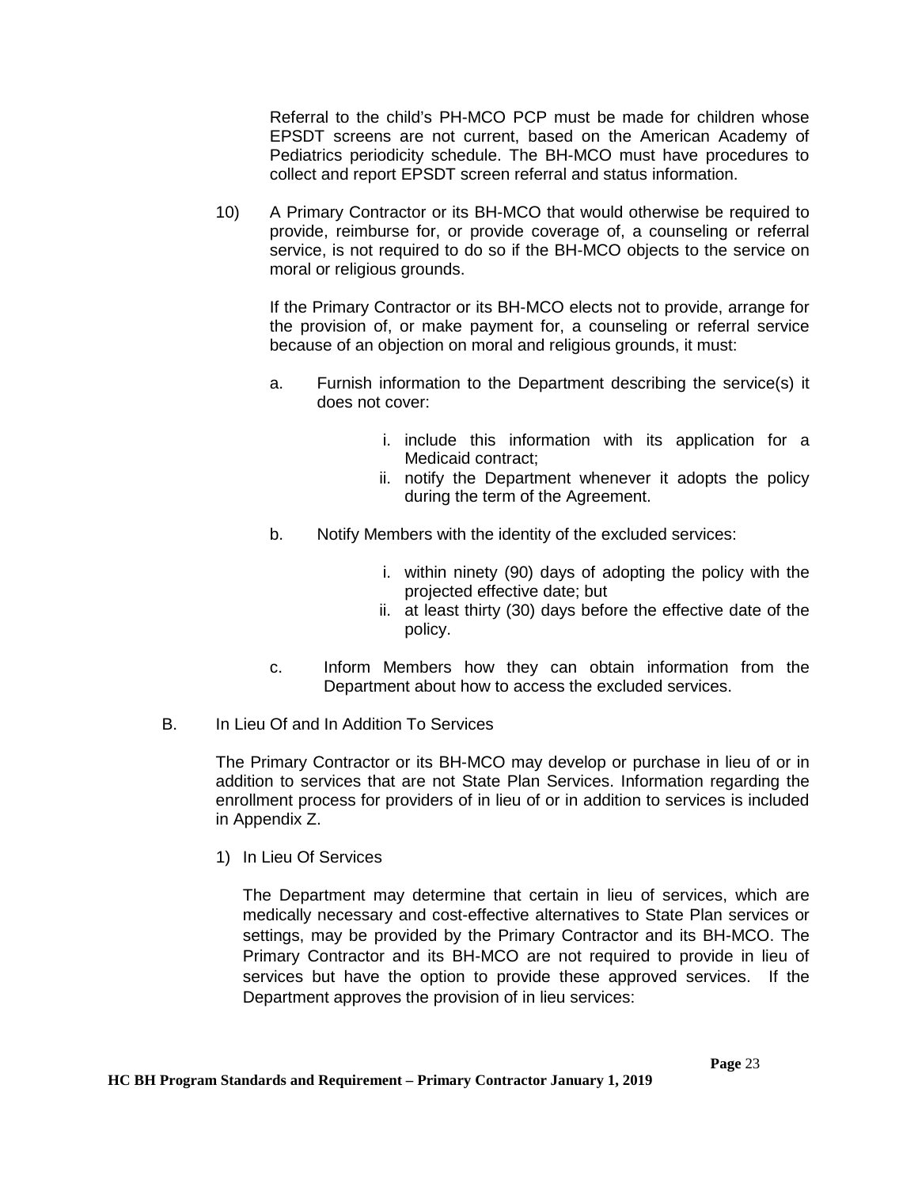Referral to the child's PH-MCO PCP must be made for children whose EPSDT screens are not current, based on the American Academy of Pediatrics periodicity schedule. The BH-MCO must have procedures to collect and report EPSDT screen referral and status information.

10) A Primary Contractor or its BH-MCO that would otherwise be required to provide, reimburse for, or provide coverage of, a counseling or referral service, is not required to do so if the BH-MCO objects to the service on moral or religious grounds.

    If the Primary Contractor or its BH-MCO elects not to provide, arrange for the provision of, or make payment for, a counseling or referral service because of an objection on moral and religious grounds, it must:

    a. Furnish information to the Department describing the service(s) it does not cover:

        i. include this information with its application for a Medicaid contract;
        ii. notify the Department whenever it adopts the policy during the term of the Agreement.

    b. Notify Members with the identity of the excluded services:

        i. within ninety (90) days of adopting the policy with the projected effective date; but
        ii. at least thirty (30) days before the effective date of the policy.

    c. Inform Members how they can obtain information from the Department about how to access the excluded services.

B. In Lieu Of and In Addition To Services

The Primary Contractor or its BH-MCO may develop or purchase in lieu of or in addition to services that are not State Plan Services. Information regarding the enrollment process for providers of in lieu of or in addition to services is included in Appendix Z.

1) In Lieu Of Services

   The Department may determine that certain in lieu of services, which are medically necessary and cost-effective alternatives to State Plan services or settings, may be provided by the Primary Contractor and its BH-MCO. The Primary Contractor and its BH-MCO are not required to provide in lieu of services but have the option to provide these approved services. If the Department approves the provision of in lieu services: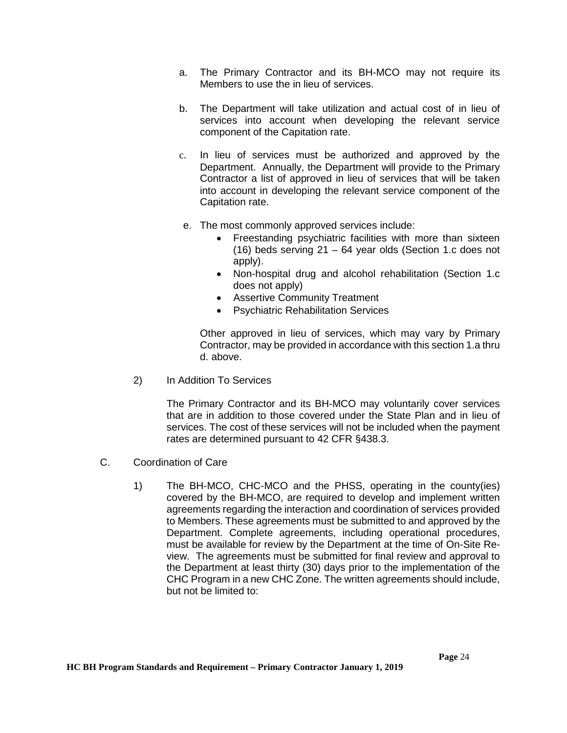a. The Primary Contractor and its BH-MCO may not require its Members to use the in lieu of services.

b. The Department will take utilization and actual cost of in lieu of services into account when developing the relevant service component of the Capitation rate.

c. In lieu of services must be authorized and approved by the Department. Annually, the Department will provide to the Primary Contractor a list of approved in lieu of services that will be taken into account in developing the relevant service component of the Capitation rate.

e. The most commonly approved services include:
   - Freestanding psychiatric facilities with more than sixteen (16) beds serving 21 – 64 year olds (Section 1.c does not apply).
   - Non-hospital drug and alcohol rehabilitation (Section 1.c does not apply)
   - Assertive Community Treatment
   - Psychiatric Rehabilitation Services

   Other approved in lieu of services, which may vary by Primary Contractor, may be provided in accordance with this section 1.a thru d. above.

2) In Addition To Services

   The Primary Contractor and its BH-MCO may voluntarily cover services that are in addition to those covered under the State Plan and in lieu of services. The cost of these services will not be included when the payment rates are determined pursuant to 42 CFR §438.3.

C. Coordination of Care

1) The BH-MCO, CHC-MCO and the PHSS, operating in the county(ies) covered by the BH-MCO, are required to develop and implement written agreements regarding the interaction and coordination of services provided to Members. These agreements must be submitted to and approved by the Department. Complete agreements, including operational procedures, must be available for review by the Department at the time of On-Site Re-view. The agreements must be submitted for final review and approval to the Department at least thirty (30) days prior to the implementation of the CHC Program in a new CHC Zone. The written agreements should include, but not be limited to: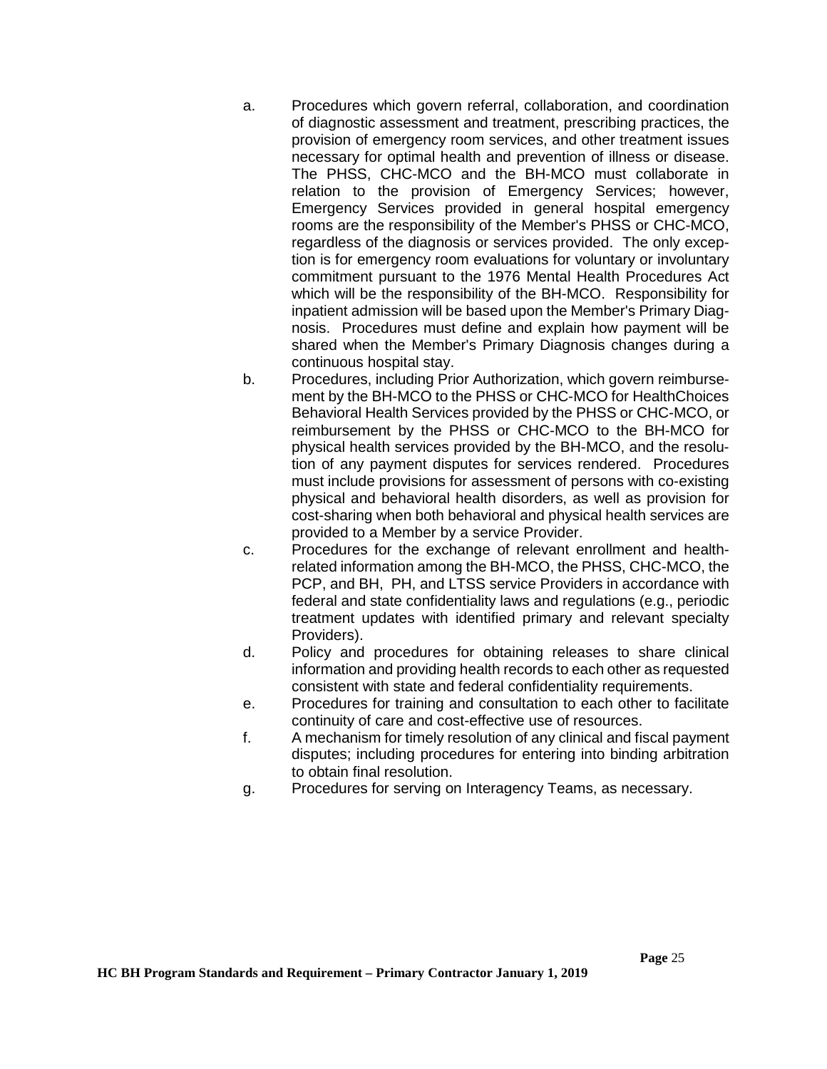a. Procedures which govern referral, collaboration, and coordination of diagnostic assessment and treatment, prescribing practices, the provision of emergency room services, and other treatment issues necessary for optimal health and prevention of illness or disease. The PHSS, CHC-MCO and the BH-MCO must collaborate in relation to the provision of Emergency Services; however, Emergency Services provided in general hospital emergency rooms are the responsibility of the Member's PHSS or CHC-MCO, regardless of the diagnosis or services provided. The only exception is for emergency room evaluations for voluntary or involuntary commitment pursuant to the 1976 Mental Health Procedures Act which will be the responsibility of the BH-MCO. Responsibility for inpatient admission will be based upon the Member's Primary Diagnosis. Procedures must define and explain how payment will be shared when the Member's Primary Diagnosis changes during a continuous hospital stay.

b. Procedures, including Prior Authorization, which govern reimbursement by the BH-MCO to the PHSS or CHC-MCO for HealthChoices Behavioral Health Services provided by the PHSS or CHC-MCO, or reimbursement by the PHSS or CHC-MCO to the BH-MCO for physical health services provided by the BH-MCO, and the resolution of any payment disputes for services rendered. Procedures must include provisions for assessment of persons with co-existing physical and behavioral health disorders, as well as provision for cost-sharing when both behavioral and physical health services are provided to a Member by a service Provider.

c. Procedures for the exchange of relevant enrollment and health-related information among the BH-MCO, the PHSS, CHC-MCO, the PCP, and BH, PH, and LTSS service Providers in accordance with federal and state confidentiality laws and regulations (e.g., periodic treatment updates with identified primary and relevant specialty Providers).

d. Policy and procedures for obtaining releases to share clinical information and providing health records to each other as requested consistent with state and federal confidentiality requirements.

e. Procedures for training and consultation to each other to facilitate continuity of care and cost-effective use of resources.

f. A mechanism for timely resolution of any clinical and fiscal payment disputes; including procedures for entering into binding arbitration to obtain final resolution.

g. Procedures for serving on Interagency Teams, as necessary.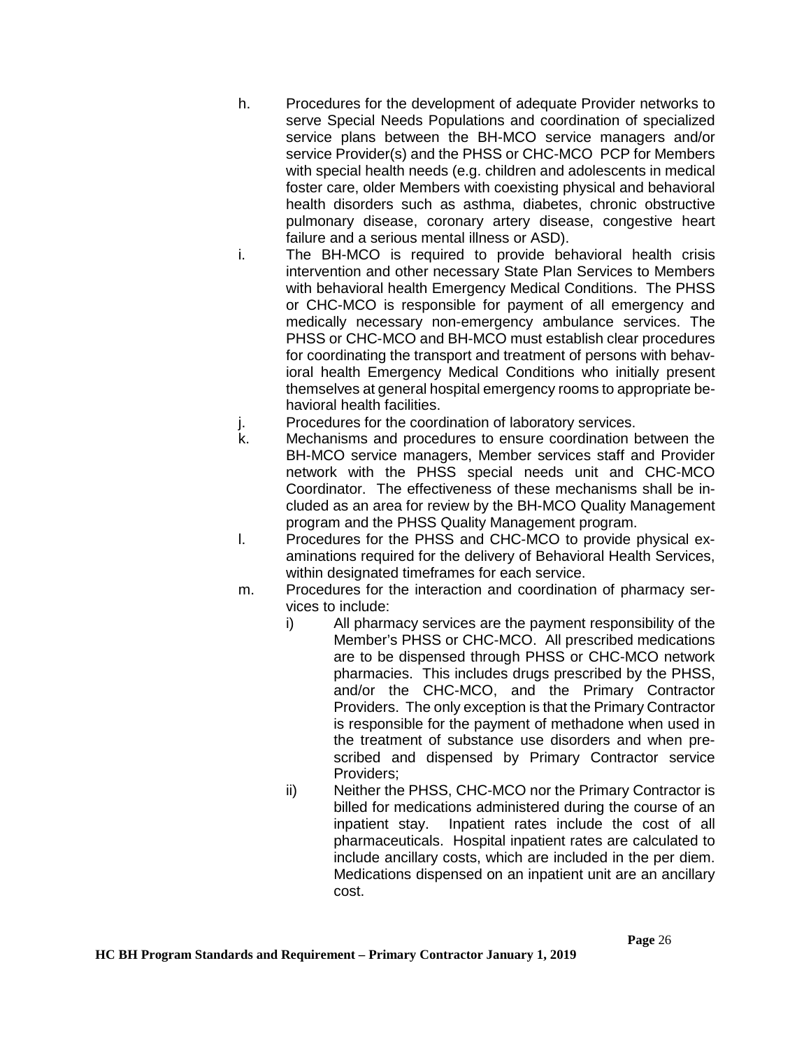h. Procedures for the development of adequate Provider networks to serve Special Needs Populations and coordination of specialized service plans between the BH-MCO service managers and/or service Provider(s) and the PHSS or CHC-MCO PCP for Members with special health needs (e.g. children and adolescents in medical foster care, older Members with coexisting physical and behavioral health disorders such as asthma, diabetes, chronic obstructive pulmonary disease, coronary artery disease, congestive heart failure and a serious mental illness or ASD).

i. The BH-MCO is required to provide behavioral health crisis intervention and other necessary State Plan Services to Members with behavioral health Emergency Medical Conditions. The PHSS or CHC-MCO is responsible for payment of all emergency and medically necessary non-emergency ambulance services. The PHSS or CHC-MCO and BH-MCO must establish clear procedures for coordinating the transport and treatment of persons with behavioral health Emergency Medical Conditions who initially present themselves at general hospital emergency rooms to appropriate behavioral health facilities.

j. Procedures for the coordination of laboratory services.

k. Mechanisms and procedures to ensure coordination between the BH-MCO service managers, Member services staff and Provider network with the PHSS special needs unit and CHC-MCO Coordinator. The effectiveness of these mechanisms shall be included as an area for review by the BH-MCO Quality Management program and the PHSS Quality Management program.

l. Procedures for the PHSS and CHC-MCO to provide physical examinations required for the delivery of Behavioral Health Services, within designated timeframes for each service.

m. Procedures for the interaction and coordination of pharmacy services to include:

   i) All pharmacy services are the payment responsibility of the Member's PHSS or CHC-MCO. All prescribed medications are to be dispensed through PHSS or CHC-MCO network pharmacies. This includes drugs prescribed by the PHSS, and/or the CHC-MCO, and the Primary Contractor Providers. The only exception is that the Primary Contractor is responsible for the payment of methadone when used in the treatment of substance use disorders and when prescribed and dispensed by Primary Contractor service Providers;

   ii) Neither the PHSS, CHC-MCO nor the Primary Contractor is billed for medications administered during the course of an inpatient stay. Inpatient rates include the cost of all pharmaceuticals. Hospital inpatient rates are calculated to include ancillary costs, which are included in the per diem. Medications dispensed on an inpatient unit are an ancillary cost.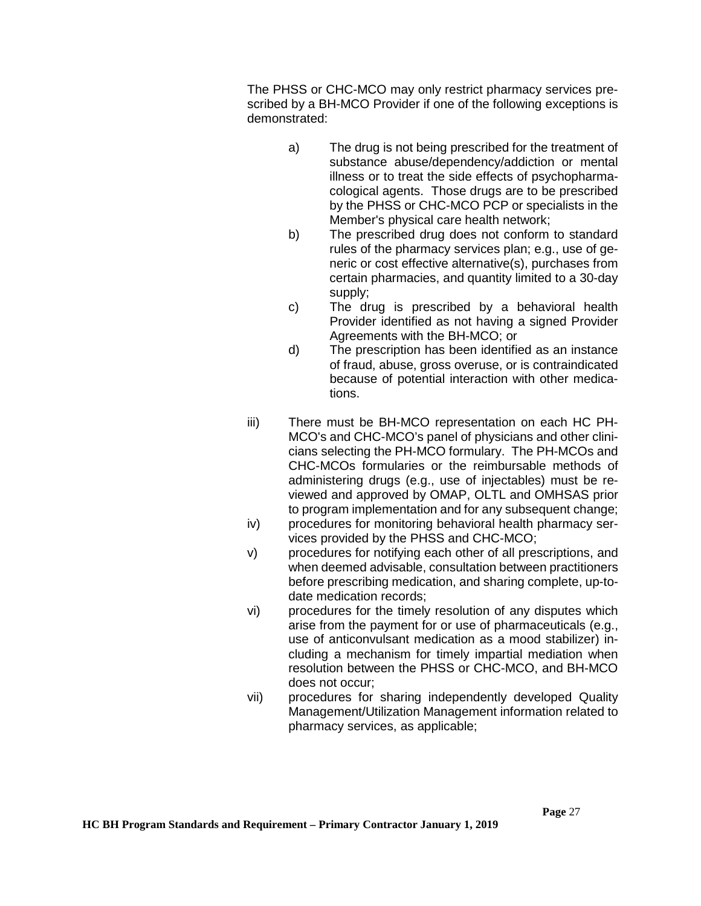The PHSS or CHC-MCO may only restrict pharmacy services prescribed by a BH-MCO Provider if one of the following exceptions is demonstrated:

a) The drug is not being prescribed for the treatment of substance abuse/dependency/addiction or mental illness or to treat the side effects of psychopharmacological agents. Those drugs are to be prescribed by the PHSS or CHC-MCO PCP or specialists in the Member's physical care health network;

b) The prescribed drug does not conform to standard rules of the pharmacy services plan; e.g., use of generic or cost effective alternative(s), purchases from certain pharmacies, and quantity limited to a 30-day supply;

c) The drug is prescribed by a behavioral health Provider identified as not having a signed Provider Agreements with the BH-MCO; or

d) The prescription has been identified as an instance of fraud, abuse, gross overuse, or is contraindicated because of potential interaction with other medications.

iii) There must be BH-MCO representation on each HC PH-MCO's and CHC-MCO's panel of physicians and other clinicians selecting the PH-MCO formulary. The PH-MCOs and CHC-MCOs formularies or the reimbursable methods of administering drugs (e.g., use of injectables) must be reviewed and approved by OMAP, OLTL and OMHSAS prior to program implementation and for any subsequent change;

iv) procedures for monitoring behavioral health pharmacy services provided by the PHSS and CHC-MCO;

v) procedures for notifying each other of all prescriptions, and when deemed advisable, consultation between practitioners before prescribing medication, and sharing complete, up-to-date medication records;

vi) procedures for the timely resolution of any disputes which arise from the payment for or use of pharmaceuticals (e.g., use of anticonvulsant medication as a mood stabilizer) including a mechanism for timely impartial mediation when resolution between the PHSS or CHC-MCO, and BH-MCO does not occur;

vii) procedures for sharing independently developed Quality Management/Utilization Management information related to pharmacy services, as applicable;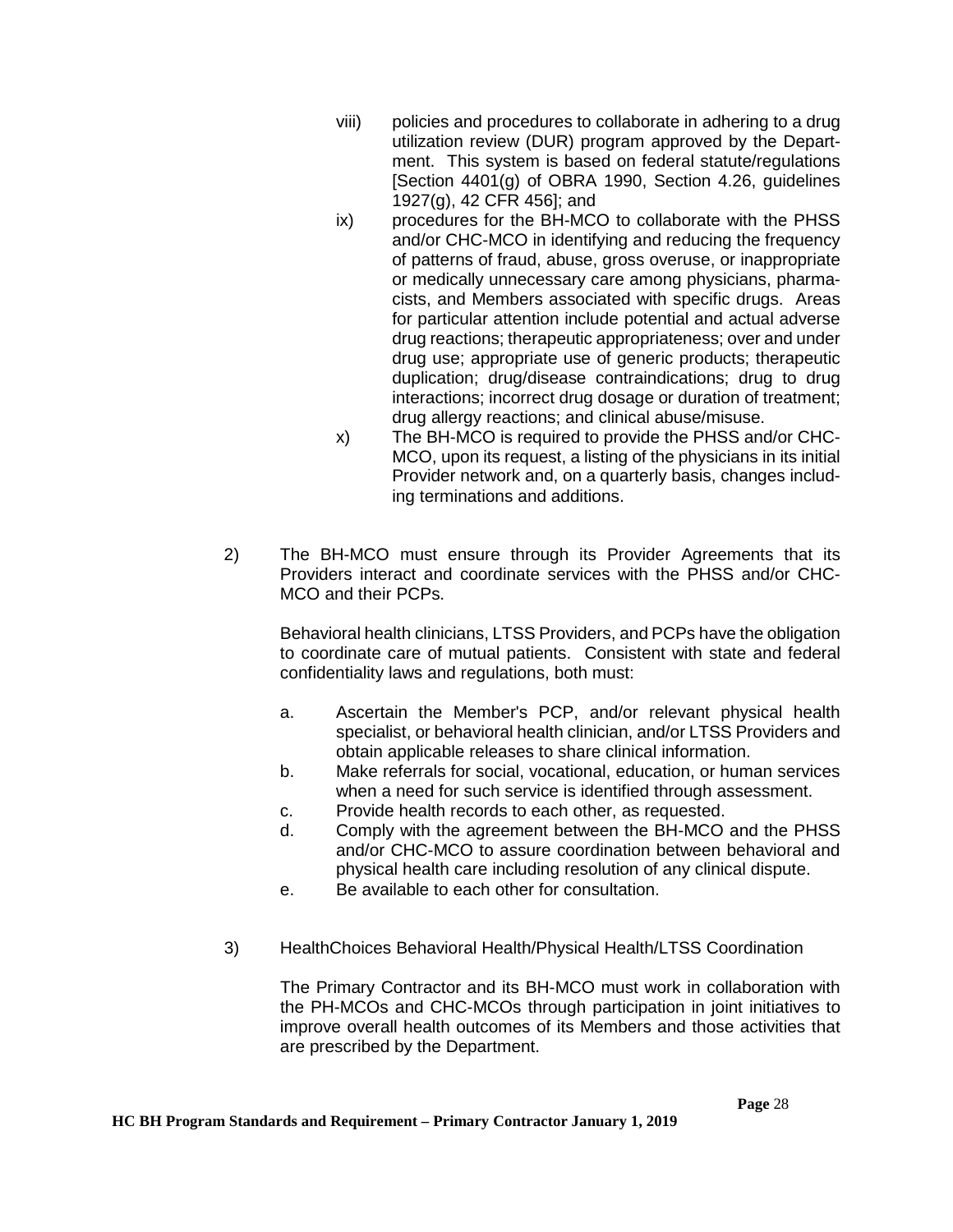viii) policies and procedures to collaborate in adhering to a drug utilization review (DUR) program approved by the Department. This system is based on federal statute/regulations [Section 4401(g) of OBRA 1990, Section 4.26, guidelines 1927(g), 42 CFR 456]; and

ix) procedures for the BH-MCO to collaborate with the PHSS and/or CHC-MCO in identifying and reducing the frequency of patterns of fraud, abuse, gross overuse, or inappropriate or medically unnecessary care among physicians, pharmacists, and Members associated with specific drugs. Areas for particular attention include potential and actual adverse drug reactions; therapeutic appropriateness; over and under drug use; appropriate use of generic products; therapeutic duplication; drug/disease contraindications; drug to drug interactions; incorrect drug dosage or duration of treatment; drug allergy reactions; and clinical abuse/misuse.

x) The BH-MCO is required to provide the PHSS and/or CHC-MCO, upon its request, a listing of the physicians in its initial Provider network and, on a quarterly basis, changes including terminations and additions.

2) The BH-MCO must ensure through its Provider Agreements that its Providers interact and coordinate services with the PHSS and/or CHC-MCO and their PCPs.

Behavioral health clinicians, LTSS Providers, and PCPs have the obligation to coordinate care of mutual patients. Consistent with state and federal confidentiality laws and regulations, both must:

a. Ascertain the Member's PCP, and/or relevant physical health specialist, or behavioral health clinician, and/or LTSS Providers and obtain applicable releases to share clinical information.
b. Make referrals for social, vocational, education, or human services when a need for such service is identified through assessment.
c. Provide health records to each other, as requested.
d. Comply with the agreement between the BH-MCO and the PHSS and/or CHC-MCO to assure coordination between behavioral and physical health care including resolution of any clinical dispute.
e. Be available to each other for consultation.

3) HealthChoices Behavioral Health/Physical Health/LTSS Coordination

The Primary Contractor and its BH-MCO must work in collaboration with the PH-MCOs and CHC-MCOs through participation in joint initiatives to improve overall health outcomes of its Members and those activities that are prescribed by the Department.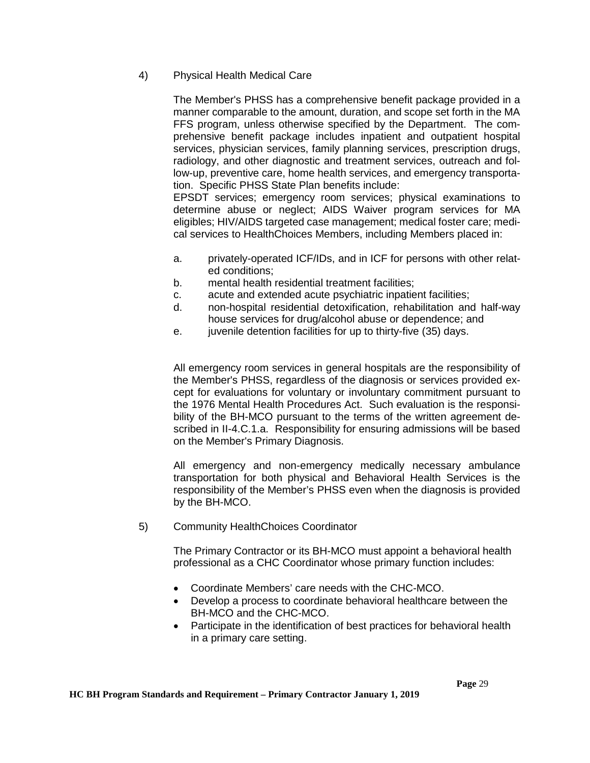4) Physical Health Medical Care

The Member's PHSS has a comprehensive benefit package provided in a manner comparable to the amount, duration, and scope set forth in the MA FFS program, unless otherwise specified by the Department. The comprehensive benefit package includes inpatient and outpatient hospital services, physician services, family planning services, prescription drugs, radiology, and other diagnostic and treatment services, outreach and follow-up, preventive care, home health services, and emergency transportation. Specific PHSS State Plan benefits include:
EPSDT services; emergency room services; physical examinations to determine abuse or neglect; AIDS Waiver program services for MA eligibles; HIV/AIDS targeted case management; medical foster care; medical services to HealthChoices Members, including Members placed in:

a. privately-operated ICF/IDs, and in ICF for persons with other related conditions;
b. mental health residential treatment facilities;
c. acute and extended acute psychiatric inpatient facilities;
d. non-hospital residential detoxification, rehabilitation and half-way house services for drug/alcohol abuse or dependence; and
e. juvenile detention facilities for up to thirty-five (35) days.

All emergency room services in general hospitals are the responsibility of the Member's PHSS, regardless of the diagnosis or services provided except for evaluations for voluntary or involuntary commitment pursuant to the 1976 Mental Health Procedures Act. Such evaluation is the responsibility of the BH-MCO pursuant to the terms of the written agreement described in II-4.C.1.a. Responsibility for ensuring admissions will be based on the Member's Primary Diagnosis.

All emergency and non-emergency medically necessary ambulance transportation for both physical and Behavioral Health Services is the responsibility of the Member's PHSS even when the diagnosis is provided by the BH-MCO.

5) Community HealthChoices Coordinator

The Primary Contractor or its BH-MCO must appoint a behavioral health professional as a CHC Coordinator whose primary function includes:

- Coordinate Members' care needs with the CHC-MCO.
- Develop a process to coordinate behavioral healthcare between the BH-MCO and the CHC-MCO.
- Participate in the identification of best practices for behavioral health in a primary care setting.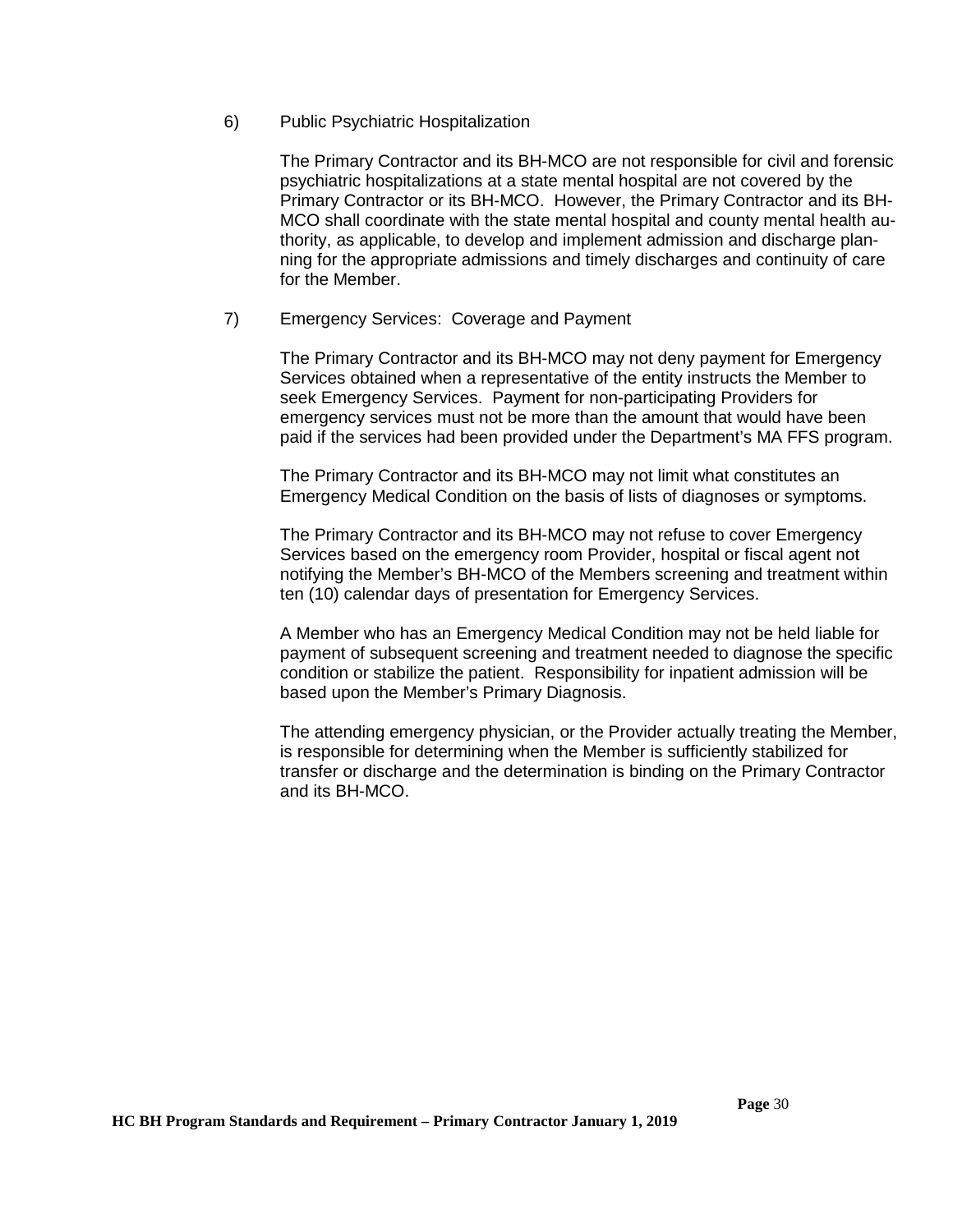6) Public Psychiatric Hospitalization

The Primary Contractor and its BH-MCO are not responsible for civil and forensic psychiatric hospitalizations at a state mental hospital are not covered by the Primary Contractor or its BH-MCO. However, the Primary Contractor and its BH-MCO shall coordinate with the state mental hospital and county mental health authority, as applicable, to develop and implement admission and discharge planning for the appropriate admissions and timely discharges and continuity of care for the Member.

7) Emergency Services: Coverage and Payment

The Primary Contractor and its BH-MCO may not deny payment for Emergency Services obtained when a representative of the entity instructs the Member to seek Emergency Services. Payment for non-participating Providers for emergency services must not be more than the amount that would have been paid if the services had been provided under the Department's MA FFS program.

The Primary Contractor and its BH-MCO may not limit what constitutes an Emergency Medical Condition on the basis of lists of diagnoses or symptoms.

The Primary Contractor and its BH-MCO may not refuse to cover Emergency Services based on the emergency room Provider, hospital or fiscal agent not notifying the Member's BH-MCO of the Members screening and treatment within ten (10) calendar days of presentation for Emergency Services.

A Member who has an Emergency Medical Condition may not be held liable for payment of subsequent screening and treatment needed to diagnose the specific condition or stabilize the patient. Responsibility for inpatient admission will be based upon the Member's Primary Diagnosis.

The attending emergency physician, or the Provider actually treating the Member, is responsible for determining when the Member is sufficiently stabilized for transfer or discharge and the determination is binding on the Primary Contractor and its BH-MCO.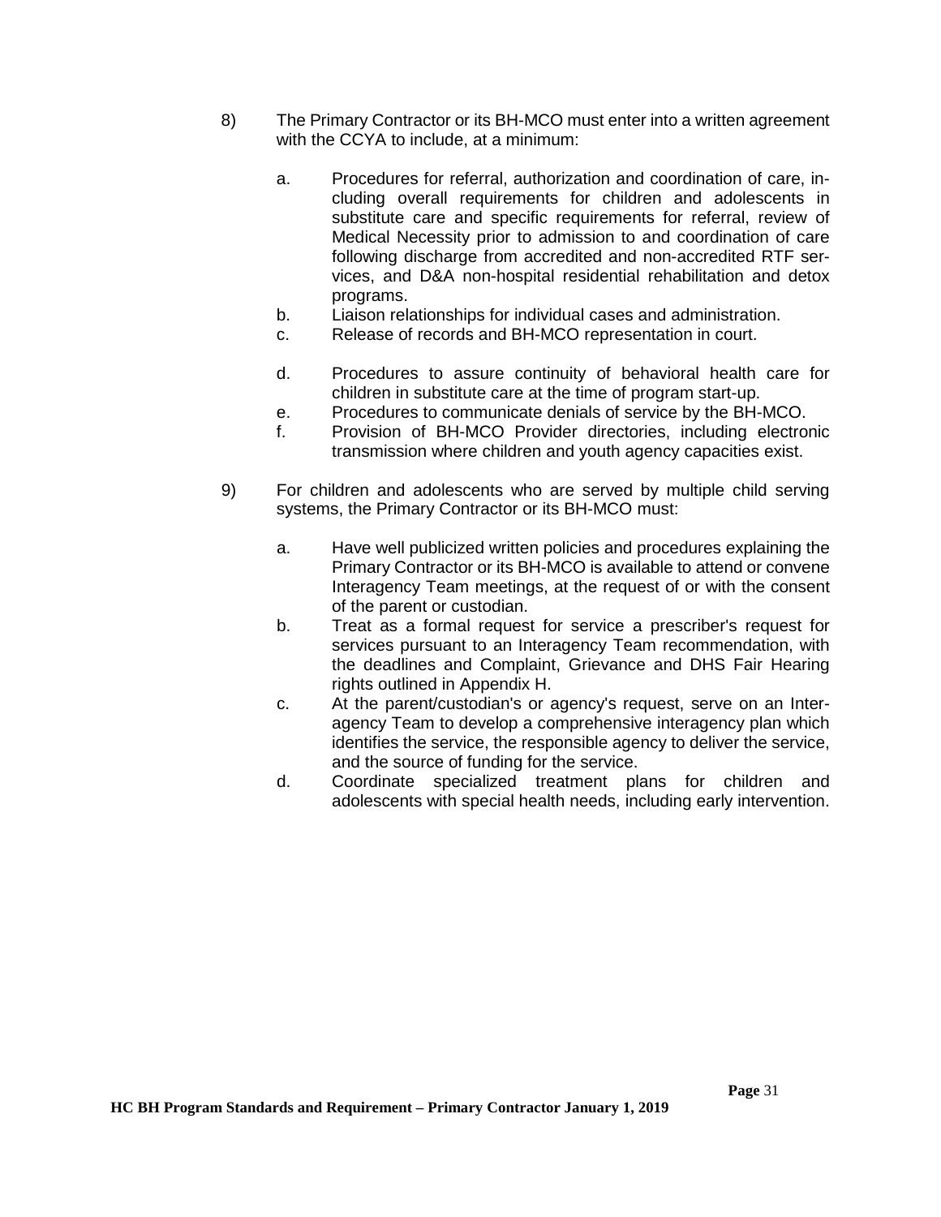8) The Primary Contractor or its BH-MCO must enter into a written agreement with the CCYA to include, at a minimum:

   a. Procedures for referral, authorization and coordination of care, including overall requirements for children and adolescents in substitute care and specific requirements for referral, review of Medical Necessity prior to admission to and coordination of care following discharge from accredited and non-accredited RTF services, and D&A non-hospital residential rehabilitation and detox programs.
   b. Liaison relationships for individual cases and administration.
   c. Release of records and BH-MCO representation in court.
   d. Procedures to assure continuity of behavioral health care for children in substitute care at the time of program start-up.
   e. Procedures to communicate denials of service by the BH-MCO.
   f. Provision of BH-MCO Provider directories, including electronic transmission where children and youth agency capacities exist.

9) For children and adolescents who are served by multiple child serving systems, the Primary Contractor or its BH-MCO must:

   a. Have well publicized written policies and procedures explaining the Primary Contractor or its BH-MCO is available to attend or convene Interagency Team meetings, at the request of or with the consent of the parent or custodian.
   b. Treat as a formal request for service a prescriber's request for services pursuant to an Interagency Team recommendation, with the deadlines and Complaint, Grievance and DHS Fair Hearing rights outlined in Appendix H.
   c. At the parent/custodian's or agency's request, serve on an Interagency Team to develop a comprehensive interagency plan which identifies the service, the responsible agency to deliver the service, and the source of funding for the service.
   d. Coordinate specialized treatment plans for children and adolescents with special health needs, including early intervention.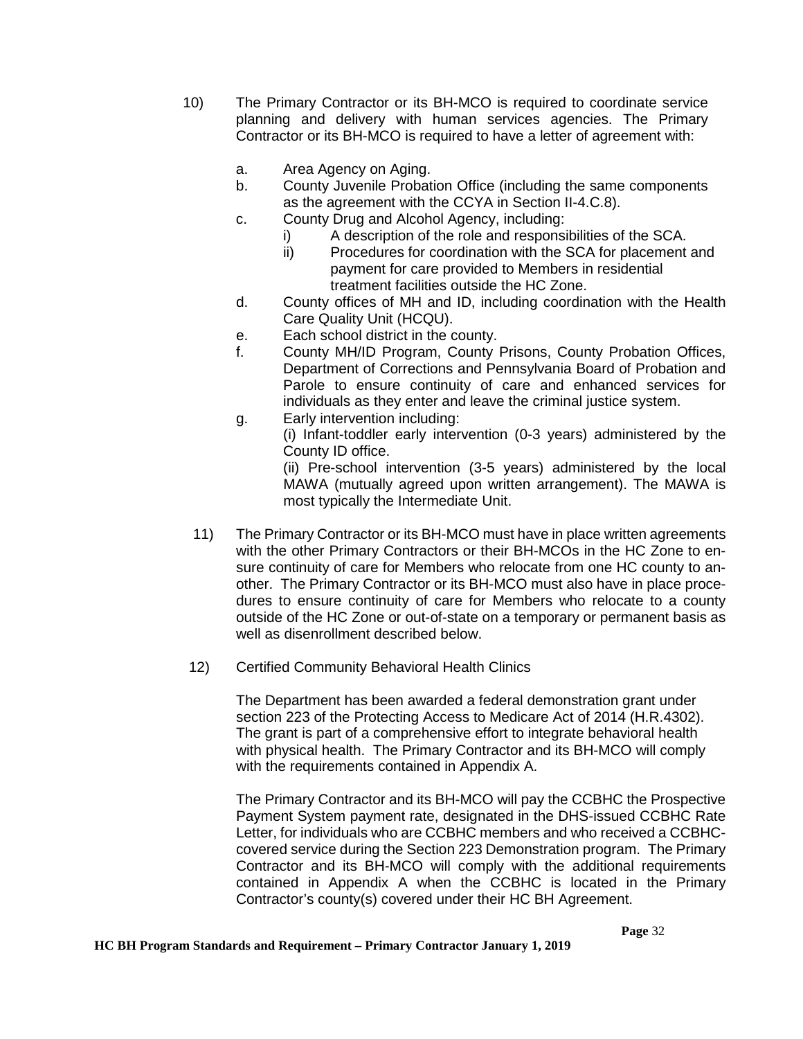10) The Primary Contractor or its BH-MCO is required to coordinate service planning and delivery with human services agencies. The Primary Contractor or its BH-MCO is required to have a letter of agreement with:

   a. Area Agency on Aging.
   b. County Juvenile Probation Office (including the same components as the agreement with the CCYA in Section II-4.C.8).
   c. County Drug and Alcohol Agency, including:
      i) A description of the role and responsibilities of the SCA.
      ii) Procedures for coordination with the SCA for placement and payment for care provided to Members in residential treatment facilities outside the HC Zone.
   d. County offices of MH and ID, including coordination with the Health Care Quality Unit (HCQU).
   e. Each school district in the county.
   f. County MH/ID Program, County Prisons, County Probation Offices, Department of Corrections and Pennsylvania Board of Probation and Parole to ensure continuity of care and enhanced services for individuals as they enter and leave the criminal justice system.
   g. Early intervention including:
      (i) Infant-toddler early intervention (0-3 years) administered by the County ID office.
      (ii) Pre-school intervention (3-5 years) administered by the local MAWA (mutually agreed upon written arrangement). The MAWA is most typically the Intermediate Unit.

11) The Primary Contractor or its BH-MCO must have in place written agreements with the other Primary Contractors or their BH-MCOs in the HC Zone to ensure continuity of care for Members who relocate from one HC county to another. The Primary Contractor or its BH-MCO must also have in place procedures to ensure continuity of care for Members who relocate to a county outside of the HC Zone or out-of-state on a temporary or permanent basis as well as disenrollment described below.

12) Certified Community Behavioral Health Clinics

   The Department has been awarded a federal demonstration grant under section 223 of the Protecting Access to Medicare Act of 2014 (H.R.4302). The grant is part of a comprehensive effort to integrate behavioral health with physical health. The Primary Contractor and its BH-MCO will comply with the requirements contained in Appendix A.

   The Primary Contractor and its BH-MCO will pay the CCBHC the Prospective Payment System payment rate, designated in the DHS-issued CCBHC Rate Letter, for individuals who are CCBHC members and who received a CCBHC-covered service during the Section 223 Demonstration program. The Primary Contractor and its BH-MCO will comply with the additional requirements contained in Appendix A when the CCBHC is located in the Primary Contractor's county(s) covered under their HC BH Agreement.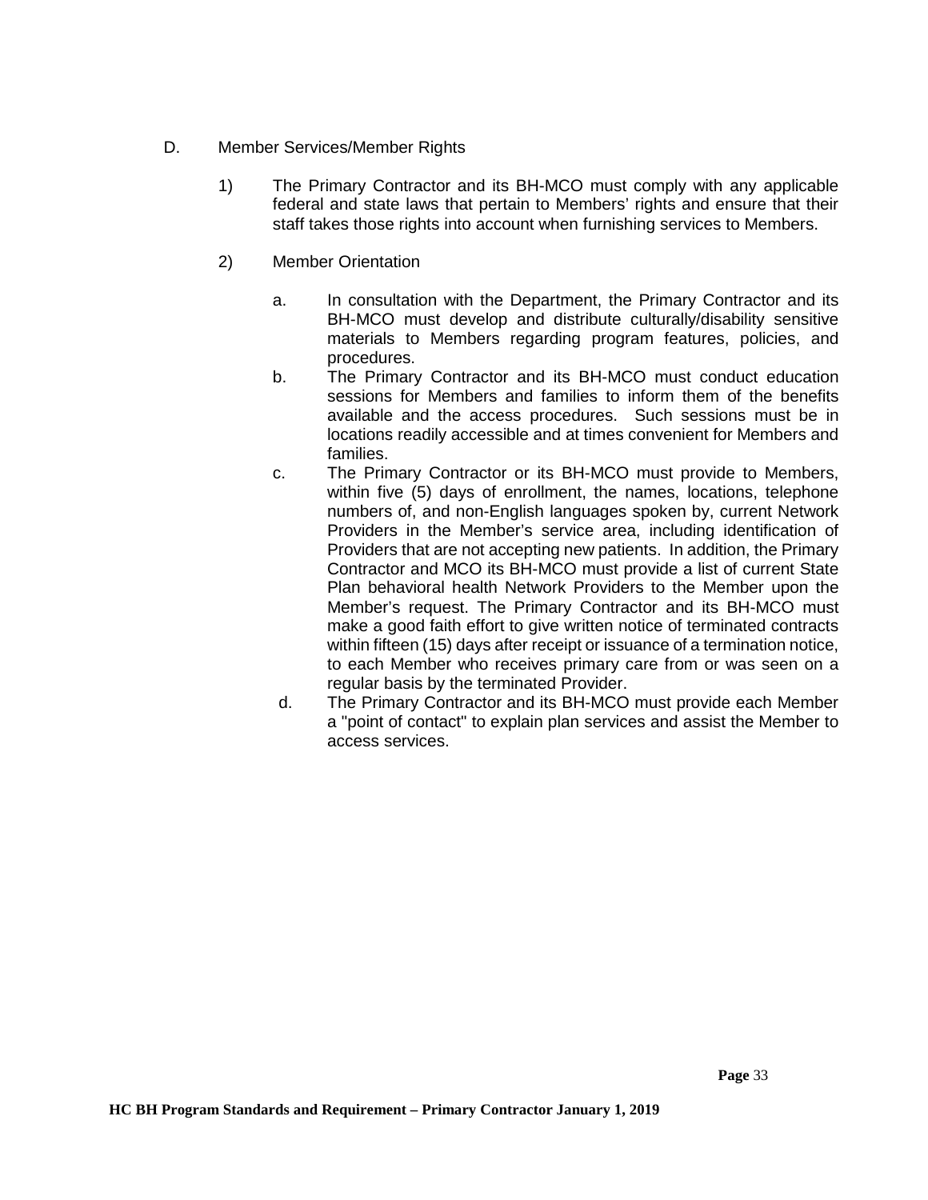D. Member Services/Member Rights

1) The Primary Contractor and its BH-MCO must comply with any applicable federal and state laws that pertain to Members' rights and ensure that their staff takes those rights into account when furnishing services to Members.

2) Member Orientation

   a. In consultation with the Department, the Primary Contractor and its BH-MCO must develop and distribute culturally/disability sensitive materials to Members regarding program features, policies, and procedures.

   b. The Primary Contractor and its BH-MCO must conduct education sessions for Members and families to inform them of the benefits available and the access procedures. Such sessions must be in locations readily accessible and at times convenient for Members and families.

   c. The Primary Contractor or its BH-MCO must provide to Members, within five (5) days of enrollment, the names, locations, telephone numbers of, and non-English languages spoken by, current Network Providers in the Member's service area, including identification of Providers that are not accepting new patients. In addition, the Primary Contractor and MCO its BH-MCO must provide a list of current State Plan behavioral health Network Providers to the Member upon the Member's request. The Primary Contractor and its BH-MCO must make a good faith effort to give written notice of terminated contracts within fifteen (15) days after receipt or issuance of a termination notice, to each Member who receives primary care from or was seen on a regular basis by the terminated Provider.

   d. The Primary Contractor and its BH-MCO must provide each Member a "point of contact" to explain plan services and assist the Member to access services.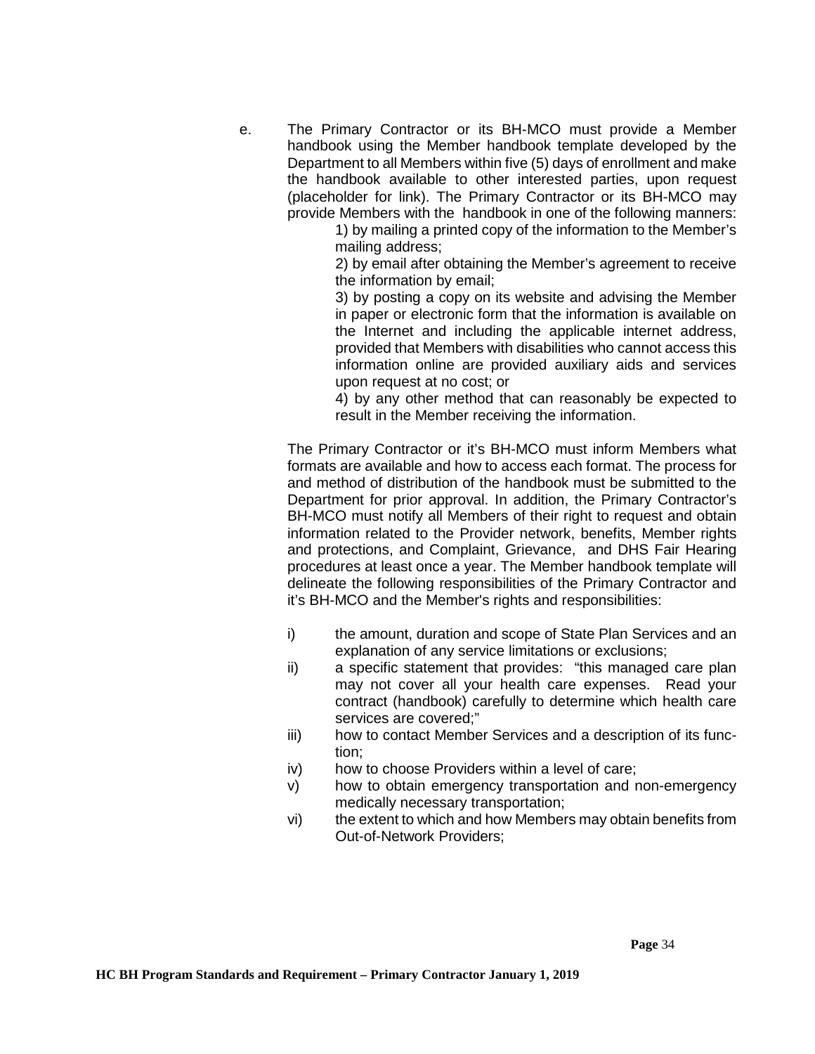e. The Primary Contractor or its BH-MCO must provide a Member handbook using the Member handbook template developed by the Department to all Members within five (5) days of enrollment and make the handbook available to other interested parties, upon request (placeholder for link). The Primary Contractor or its BH-MCO may provide Members with the handbook in one of the following manners:

   1) by mailing a printed copy of the information to the Member's mailing address;

   2) by email after obtaining the Member's agreement to receive the information by email;

   3) by posting a copy on its website and advising the Member in paper or electronic form that the information is available on the Internet and including the applicable internet address, provided that Members with disabilities who cannot access this information online are provided auxiliary aids and services upon request at no cost; or

   4) by any other method that can reasonably be expected to result in the Member receiving the information.

   The Primary Contractor or it's BH-MCO must inform Members what formats are available and how to access each format. The process for and method of distribution of the handbook must be submitted to the Department for prior approval. In addition, the Primary Contractor's BH-MCO must notify all Members of their right to request and obtain information related to the Provider network, benefits, Member rights and protections, and Complaint, Grievance, and DHS Fair Hearing procedures at least once a year. The Member handbook template will delineate the following responsibilities of the Primary Contractor and it's BH-MCO and the Member's rights and responsibilities:

   i) the amount, duration and scope of State Plan Services and an explanation of any service limitations or exclusions;
   ii) a specific statement that provides: "this managed care plan may not cover all your health care expenses. Read your contract (handbook) carefully to determine which health care services are covered;"
   iii) how to contact Member Services and a description of its function;
   iv) how to choose Providers within a level of care;
   v) how to obtain emergency transportation and non-emergency medically necessary transportation;
   vi) the extent to which and how Members may obtain benefits from Out-of-Network Providers;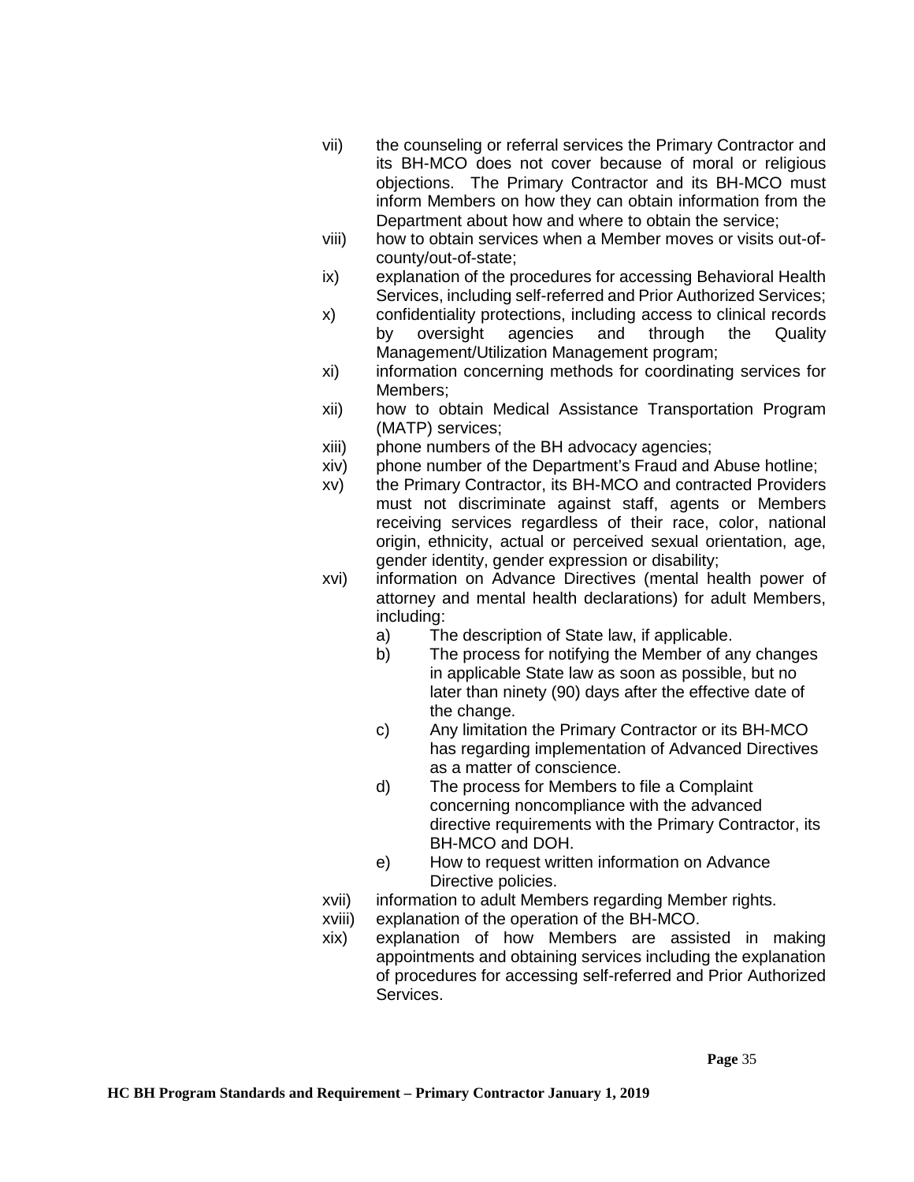vii) the counseling or referral services the Primary Contractor and its BH-MCO does not cover because of moral or religious objections. The Primary Contractor and its BH-MCO must inform Members on how they can obtain information from the Department about how and where to obtain the service;

viii) how to obtain services when a Member moves or visits out-of-county/out-of-state;

ix) explanation of the procedures for accessing Behavioral Health Services, including self-referred and Prior Authorized Services;

x) confidentiality protections, including access to clinical records by oversight agencies and through the Quality Management/Utilization Management program;

xi) information concerning methods for coordinating services for Members;

xii) how to obtain Medical Assistance Transportation Program (MATP) services;

xiii) phone numbers of the BH advocacy agencies;

xiv) phone number of the Department's Fraud and Abuse hotline;

xv) the Primary Contractor, its BH-MCO and contracted Providers must not discriminate against staff, agents or Members receiving services regardless of their race, color, national origin, ethnicity, actual or perceived sexual orientation, age, gender identity, gender expression or disability;

xvi) information on Advance Directives (mental health power of attorney and mental health declarations) for adult Members, including:

   a) The description of State law, if applicable.

   b) The process for notifying the Member of any changes in applicable State law as soon as possible, but no later than ninety (90) days after the effective date of the change.

   c) Any limitation the Primary Contractor or its BH-MCO has regarding implementation of Advanced Directives as a matter of conscience.

   d) The process for Members to file a Complaint concerning noncompliance with the advanced directive requirements with the Primary Contractor, its BH-MCO and DOH.

   e) How to request written information on Advance Directive policies.

xvii) information to adult Members regarding Member rights.

xviii) explanation of the operation of the BH-MCO.

xix) explanation of how Members are assisted in making appointments and obtaining services including the explanation of procedures for accessing self-referred and Prior Authorized Services.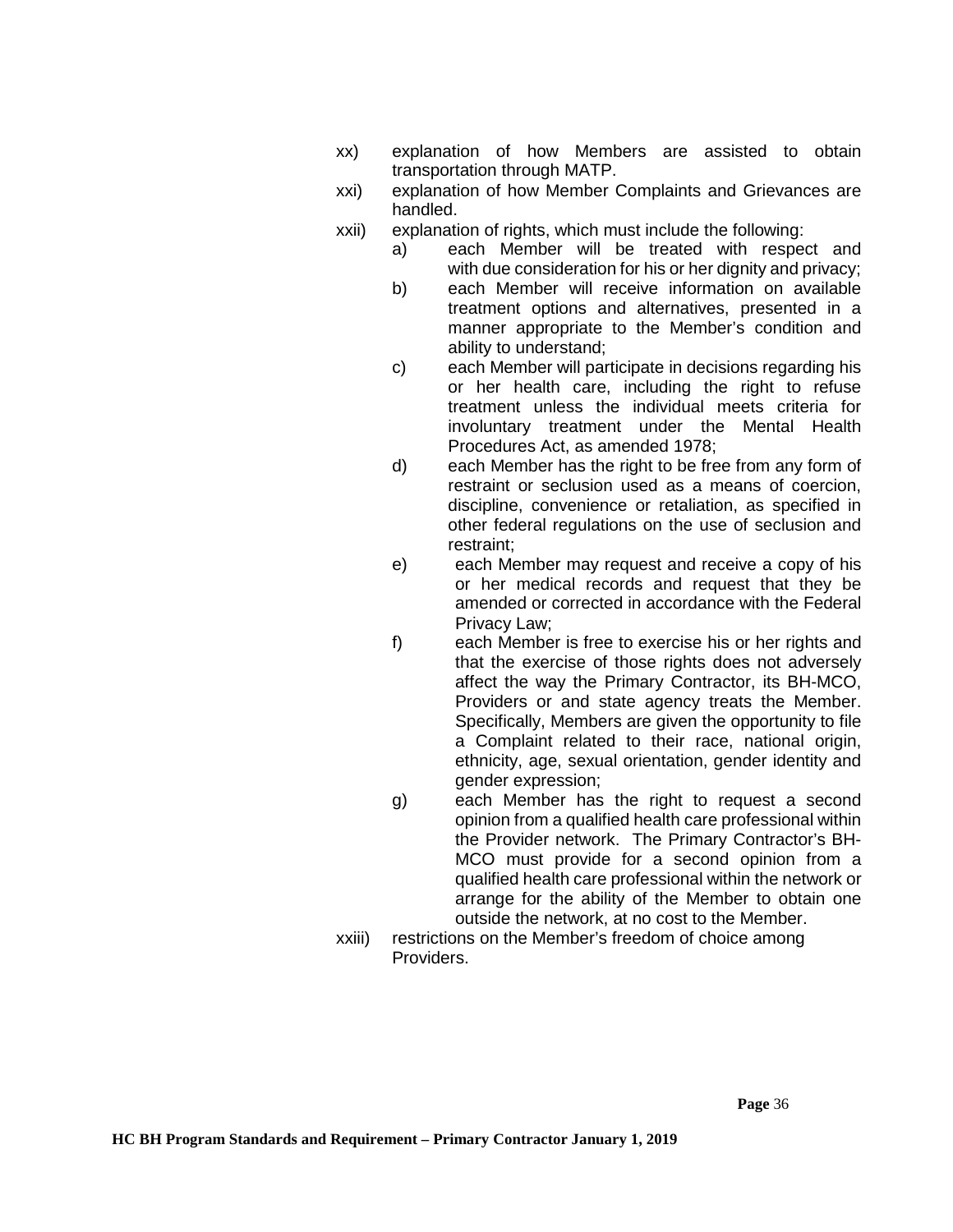xx) explanation of how Members are assisted to obtain transportation through MATP.

xxi) explanation of how Member Complaints and Grievances are handled.

xxii) explanation of rights, which must include the following:

   a) each Member will be treated with respect and with due consideration for his or her dignity and privacy;

   b) each Member will receive information on available treatment options and alternatives, presented in a manner appropriate to the Member's condition and ability to understand;

   c) each Member will participate in decisions regarding his or her health care, including the right to refuse treatment unless the individual meets criteria for involuntary treatment under the Mental Health Procedures Act, as amended 1978;

   d) each Member has the right to be free from any form of restraint or seclusion used as a means of coercion, discipline, convenience or retaliation, as specified in other federal regulations on the use of seclusion and restraint;

   e) each Member may request and receive a copy of his or her medical records and request that they be amended or corrected in accordance with the Federal Privacy Law;

   f) each Member is free to exercise his or her rights and that the exercise of those rights does not adversely affect the way the Primary Contractor, its BH-MCO, Providers or and state agency treats the Member. Specifically, Members are given the opportunity to file a Complaint related to their race, national origin, ethnicity, age, sexual orientation, gender identity and gender expression;

   g) each Member has the right to request a second opinion from a qualified health care professional within the Provider network. The Primary Contractor's BH-MCO must provide for a second opinion from a qualified health care professional within the network or arrange for the ability of the Member to obtain one outside the network, at no cost to the Member.

xxiii) restrictions on the Member's freedom of choice among Providers.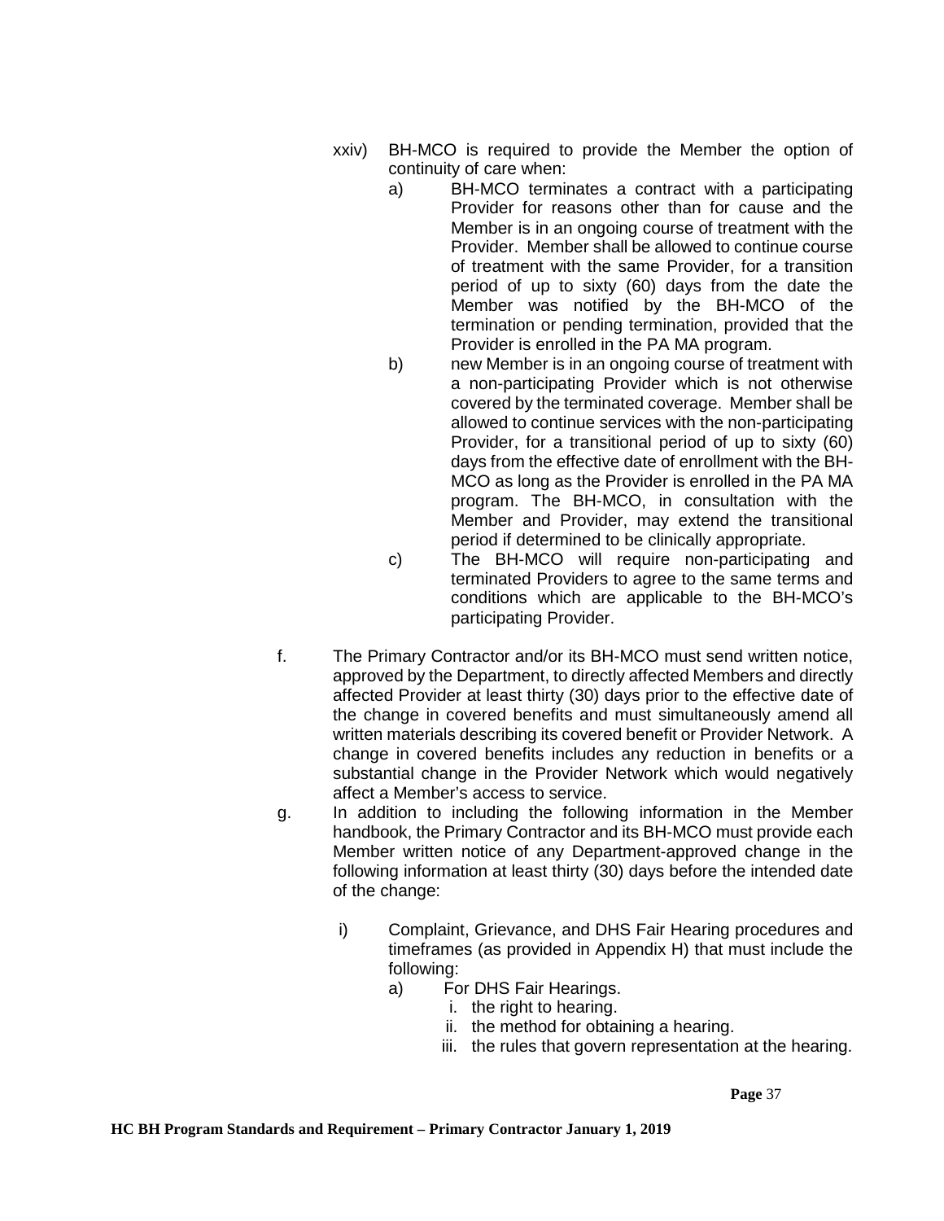xxiv) BH-MCO is required to provide the Member the option of continuity of care when:

a) BH-MCO terminates a contract with a participating Provider for reasons other than for cause and the Member is in an ongoing course of treatment with the Provider. Member shall be allowed to continue course of treatment with the same Provider, for a transition period of up to sixty (60) days from the date the Member was notified by the BH-MCO of the termination or pending termination, provided that the Provider is enrolled in the PA MA program.

b) new Member is in an ongoing course of treatment with a non-participating Provider which is not otherwise covered by the terminated coverage. Member shall be allowed to continue services with the non-participating Provider, for a transitional period of up to sixty (60) days from the effective date of enrollment with the BH-MCO as long as the Provider is enrolled in the PA MA program. The BH-MCO, in consultation with the Member and Provider, may extend the transitional period if determined to be clinically appropriate.

c) The BH-MCO will require non-participating and terminated Providers to agree to the same terms and conditions which are applicable to the BH-MCO's participating Provider.

f. The Primary Contractor and/or its BH-MCO must send written notice, approved by the Department, to directly affected Members and directly affected Provider at least thirty (30) days prior to the effective date of the change in covered benefits and must simultaneously amend all written materials describing its covered benefit or Provider Network. A change in covered benefits includes any reduction in benefits or a substantial change in the Provider Network which would negatively affect a Member's access to service.

g. In addition to including the following information in the Member handbook, the Primary Contractor and its BH-MCO must provide each Member written notice of any Department-approved change in the following information at least thirty (30) days before the intended date of the change:

i) Complaint, Grievance, and DHS Fair Hearing procedures and timeframes (as provided in Appendix H) that must include the following:

a) For DHS Fair Hearings.

i. the right to hearing.

ii. the method for obtaining a hearing.

iii. the rules that govern representation at the hearing.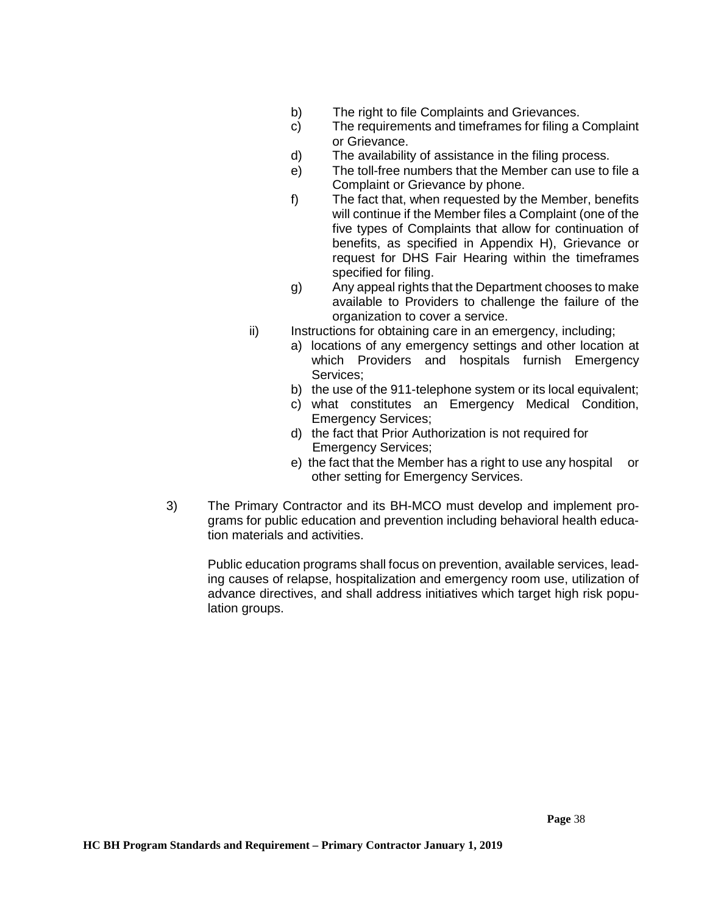b) The right to file Complaints and Grievances.
c) The requirements and timeframes for filing a Complaint or Grievance.
d) The availability of assistance in the filing process.
e) The toll-free numbers that the Member can use to file a Complaint or Grievance by phone.
f) The fact that, when requested by the Member, benefits will continue if the Member files a Complaint (one of the five types of Complaints that allow for continuation of benefits, as specified in Appendix H), Grievance or request for DHS Fair Hearing within the timeframes specified for filing.
g) Any appeal rights that the Department chooses to make available to Providers to challenge the failure of the organization to cover a service.

ii) Instructions for obtaining care in an emergency, including;
   a) locations of any emergency settings and other location at which Providers and hospitals furnish Emergency Services;
   b) the use of the 911-telephone system or its local equivalent;
   c) what constitutes an Emergency Medical Condition, Emergency Services;
   d) the fact that Prior Authorization is not required for Emergency Services;
   e) the fact that the Member has a right to use any hospital or other setting for Emergency Services.

3) The Primary Contractor and its BH-MCO must develop and implement programs for public education and prevention including behavioral health education materials and activities.

   Public education programs shall focus on prevention, available services, leading causes of relapse, hospitalization and emergency room use, utilization of advance directives, and shall address initiatives which target high risk population groups.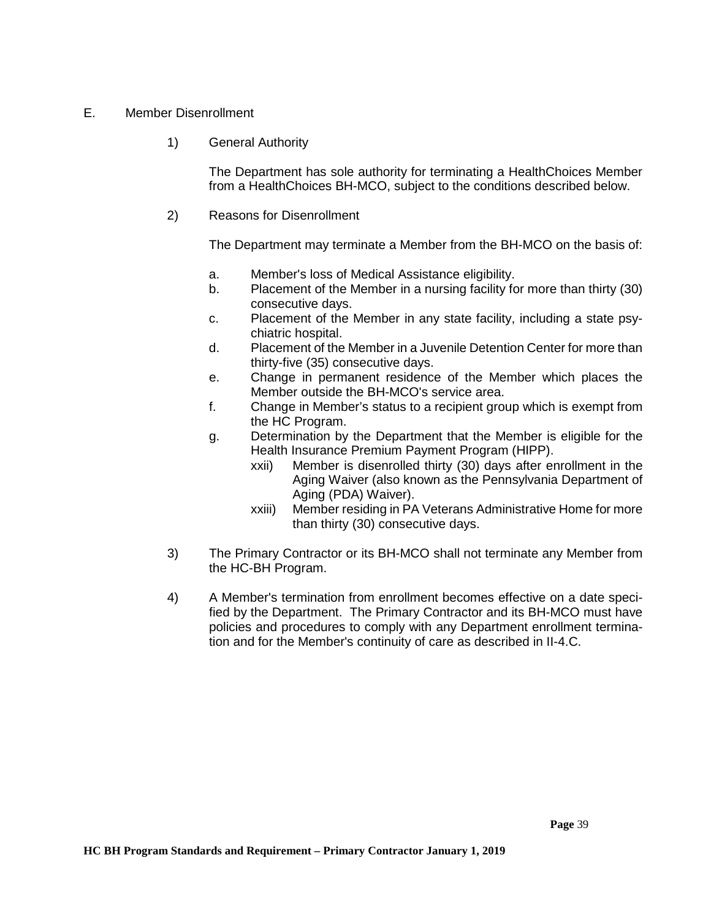E. Member Disenrollment

1) General Authority

   The Department has sole authority for terminating a HealthChoices Member from a HealthChoices BH-MCO, subject to the conditions described below.

2) Reasons for Disenrollment

   The Department may terminate a Member from the BH-MCO on the basis of:

   a. Member's loss of Medical Assistance eligibility.
   b. Placement of the Member in a nursing facility for more than thirty (30) consecutive days.
   c. Placement of the Member in any state facility, including a state psychiatric hospital.
   d. Placement of the Member in a Juvenile Detention Center for more than thirty-five (35) consecutive days.
   e. Change in permanent residence of the Member which places the Member outside the BH-MCO's service area.
   f. Change in Member's status to a recipient group which is exempt from the HC Program.
   g. Determination by the Department that the Member is eligible for the Health Insurance Premium Payment Program (HIPP).
      xxii) Member is disenrolled thirty (30) days after enrollment in the Aging Waiver (also known as the Pennsylvania Department of Aging (PDA) Waiver).
      xxiii) Member residing in PA Veterans Administrative Home for more than thirty (30) consecutive days.

3) The Primary Contractor or its BH-MCO shall not terminate any Member from the HC-BH Program.

4) A Member's termination from enrollment becomes effective on a date specified by the Department. The Primary Contractor and its BH-MCO must have policies and procedures to comply with any Department enrollment termination and for the Member's continuity of care as described in II-4.C.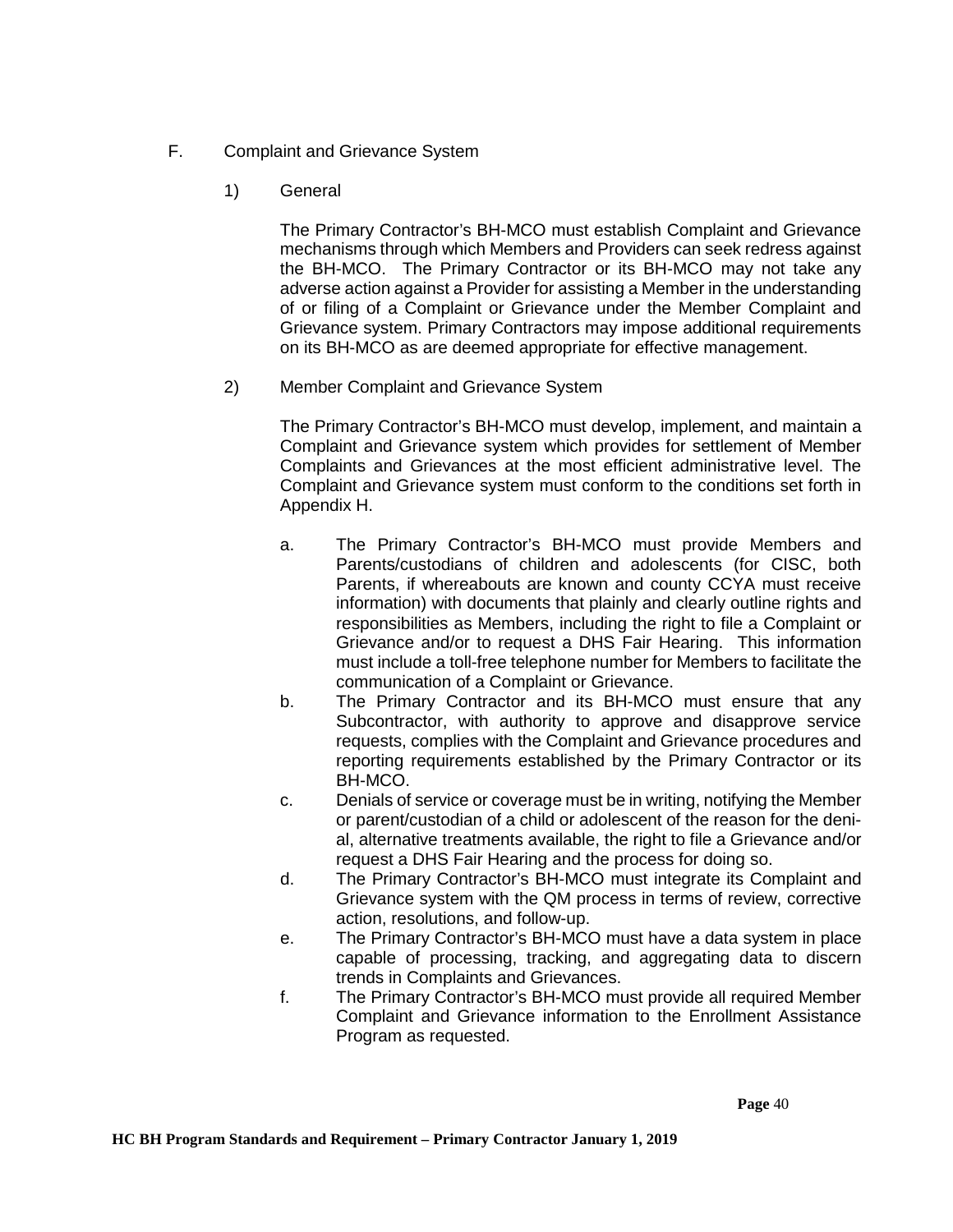## F. Complaint and Grievance System

### 1) General

The Primary Contractor's BH-MCO must establish Complaint and Grievance mechanisms through which Members and Providers can seek redress against the BH-MCO. The Primary Contractor or its BH-MCO may not take any adverse action against a Provider for assisting a Member in the understanding of or filing of a Complaint or Grievance under the Member Complaint and Grievance system. Primary Contractors may impose additional requirements on its BH-MCO as are deemed appropriate for effective management.

### 2) Member Complaint and Grievance System

The Primary Contractor's BH-MCO must develop, implement, and maintain a Complaint and Grievance system which provides for settlement of Member Complaints and Grievances at the most efficient administrative level. The Complaint and Grievance system must conform to the conditions set forth in Appendix H.

a. The Primary Contractor's BH-MCO must provide Members and Parents/custodians of children and adolescents (for CISC, both Parents, if whereabouts are known and county CCYA must receive information) with documents that plainly and clearly outline rights and responsibilities as Members, including the right to file a Complaint or Grievance and/or to request a DHS Fair Hearing. This information must include a toll-free telephone number for Members to facilitate the communication of a Complaint or Grievance.

b. The Primary Contractor and its BH-MCO must ensure that any Subcontractor, with authority to approve and disapprove service requests, complies with the Complaint and Grievance procedures and reporting requirements established by the Primary Contractor or its BH-MCO.

c. Denials of service or coverage must be in writing, notifying the Member or parent/custodian of a child or adolescent of the reason for the denial, alternative treatments available, the right to file a Grievance and/or request a DHS Fair Hearing and the process for doing so.

d. The Primary Contractor's BH-MCO must integrate its Complaint and Grievance system with the QM process in terms of review, corrective action, resolutions, and follow-up.

e. The Primary Contractor's BH-MCO must have a data system in place capable of processing, tracking, and aggregating data to discern trends in Complaints and Grievances.

f. The Primary Contractor's BH-MCO must provide all required Member Complaint and Grievance information to the Enrollment Assistance Program as requested.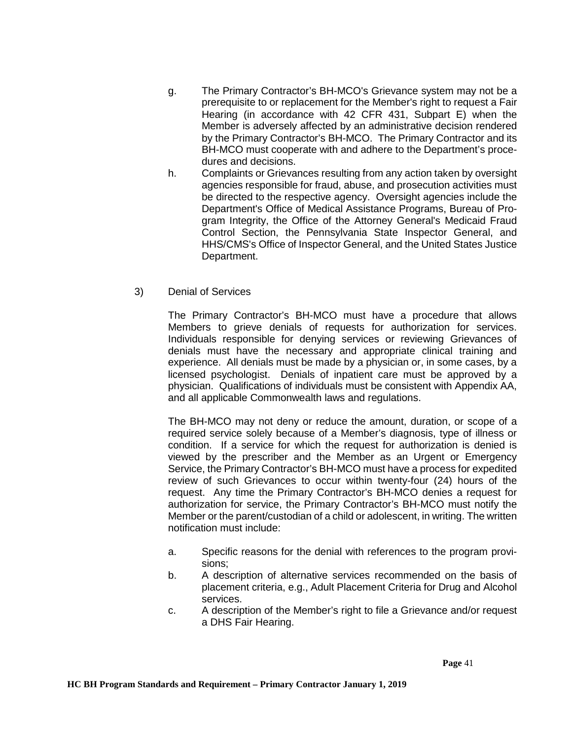g. The Primary Contractor's BH-MCO's Grievance system may not be a prerequisite to or replacement for the Member's right to request a Fair Hearing (in accordance with 42 CFR 431, Subpart E) when the Member is adversely affected by an administrative decision rendered by the Primary Contractor's BH-MCO. The Primary Contractor and its BH-MCO must cooperate with and adhere to the Department's procedures and decisions.

h. Complaints or Grievances resulting from any action taken by oversight agencies responsible for fraud, abuse, and prosecution activities must be directed to the respective agency. Oversight agencies include the Department's Office of Medical Assistance Programs, Bureau of Program Integrity, the Office of the Attorney General's Medicaid Fraud Control Section, the Pennsylvania State Inspector General, and HHS/CMS's Office of Inspector General, and the United States Justice Department.

3) Denial of Services

The Primary Contractor's BH-MCO must have a procedure that allows Members to grieve denials of requests for authorization for services. Individuals responsible for denying services or reviewing Grievances of denials must have the necessary and appropriate clinical training and experience. All denials must be made by a physician or, in some cases, by a licensed psychologist. Denials of inpatient care must be approved by a physician. Qualifications of individuals must be consistent with Appendix AA, and all applicable Commonwealth laws and regulations.

The BH-MCO may not deny or reduce the amount, duration, or scope of a required service solely because of a Member's diagnosis, type of illness or condition. If a service for which the request for authorization is denied is viewed by the prescriber and the Member as an Urgent or Emergency Service, the Primary Contractor's BH-MCO must have a process for expedited review of such Grievances to occur within twenty-four (24) hours of the request. Any time the Primary Contractor's BH-MCO denies a request for authorization for service, the Primary Contractor's BH-MCO must notify the Member or the parent/custodian of a child or adolescent, in writing. The written notification must include:

a. Specific reasons for the denial with references to the program provisions;
b. A description of alternative services recommended on the basis of placement criteria, e.g., Adult Placement Criteria for Drug and Alcohol services.
c. A description of the Member's right to file a Grievance and/or request a DHS Fair Hearing.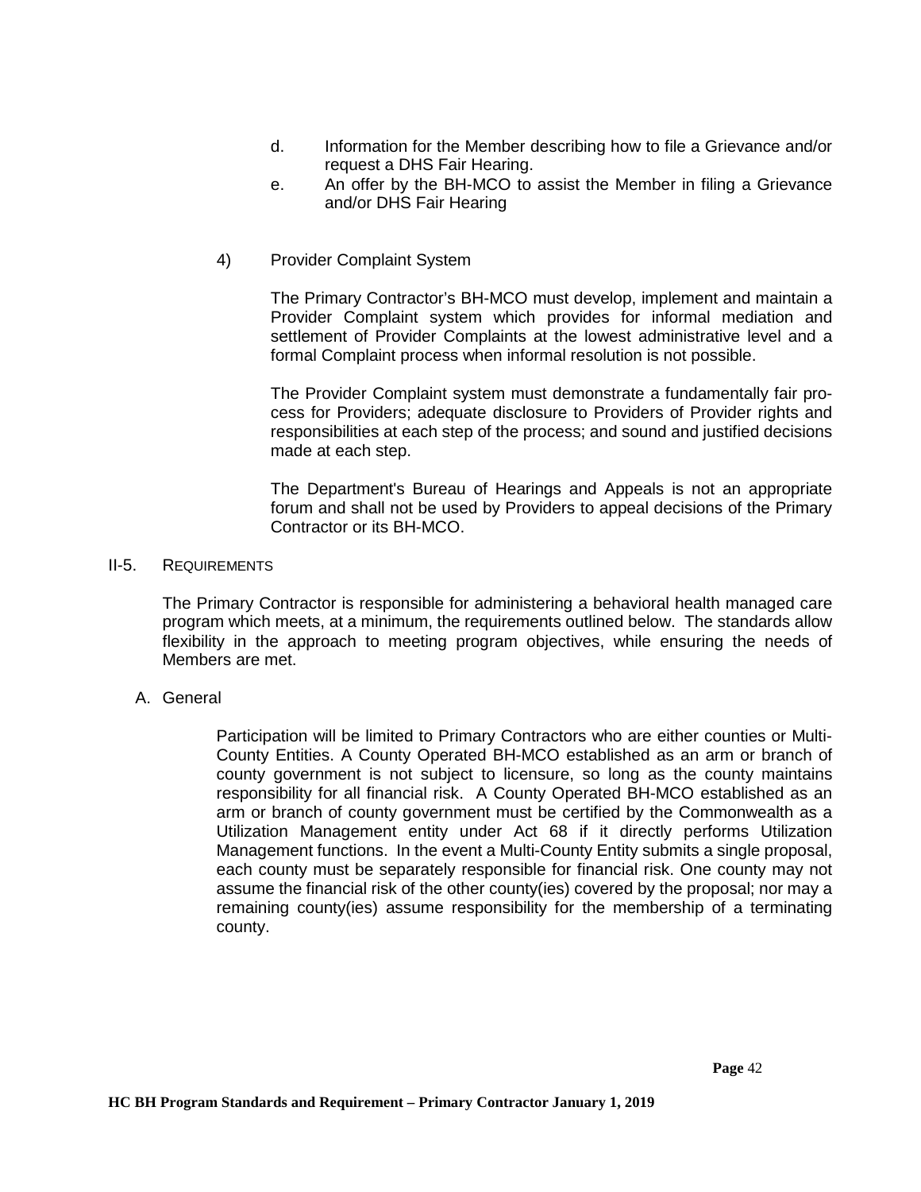d. Information for the Member describing how to file a Grievance and/or request a DHS Fair Hearing.

e. An offer by the BH-MCO to assist the Member in filing a Grievance and/or DHS Fair Hearing

4) Provider Complaint System

The Primary Contractor's BH-MCO must develop, implement and maintain a Provider Complaint system which provides for informal mediation and settlement of Provider Complaints at the lowest administrative level and a formal Complaint process when informal resolution is not possible.

The Provider Complaint system must demonstrate a fundamentally fair process for Providers; adequate disclosure to Providers of Provider rights and responsibilities at each step of the process; and sound and justified decisions made at each step.

The Department's Bureau of Hearings and Appeals is not an appropriate forum and shall not be used by Providers to appeal decisions of the Primary Contractor or its BH-MCO.

## II-5. REQUIREMENTS

The Primary Contractor is responsible for administering a behavioral health managed care program which meets, at a minimum, the requirements outlined below. The standards allow flexibility in the approach to meeting program objectives, while ensuring the needs of Members are met.

### A. General

Participation will be limited to Primary Contractors who are either counties or Multi-County Entities. A County Operated BH-MCO established as an arm or branch of county government is not subject to licensure, so long as the county maintains responsibility for all financial risk. A County Operated BH-MCO established as an arm or branch of county government must be certified by the Commonwealth as a Utilization Management entity under Act 68 if it directly performs Utilization Management functions. In the event a Multi-County Entity submits a single proposal, each county must be separately responsible for financial risk. One county may not assume the financial risk of the other county(ies) covered by the proposal; nor may a remaining county(ies) assume responsibility for the membership of a terminating county.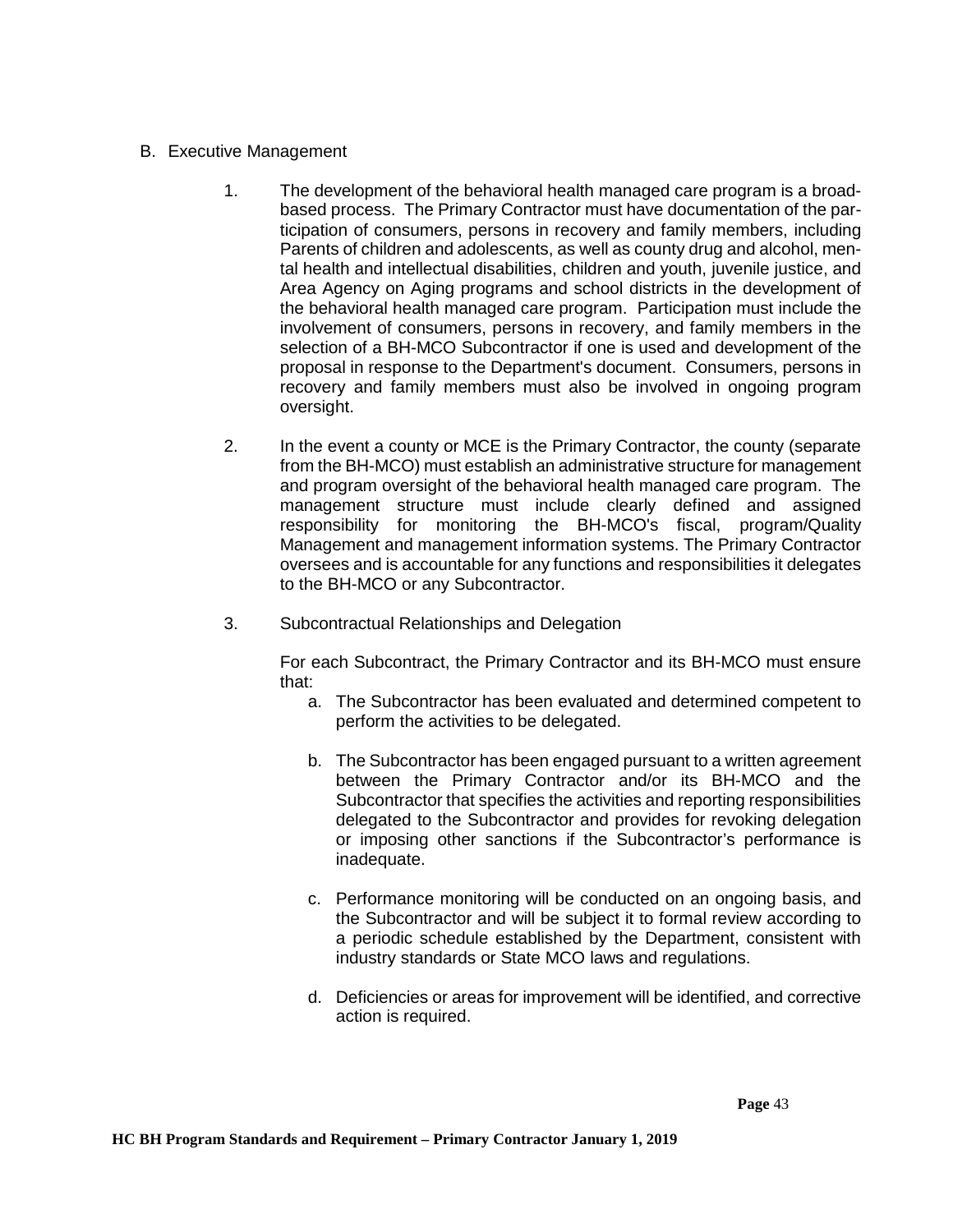## B. Executive Management

1. The development of the behavioral health managed care program is a broad-based process. The Primary Contractor must have documentation of the participation of consumers, persons in recovery and family members, including Parents of children and adolescents, as well as county drug and alcohol, mental health and intellectual disabilities, children and youth, juvenile justice, and Area Agency on Aging programs and school districts in the development of the behavioral health managed care program. Participation must include the involvement of consumers, persons in recovery, and family members in the selection of a BH-MCO Subcontractor if one is used and development of the proposal in response to the Department's document. Consumers, persons in recovery and family members must also be involved in ongoing program oversight.

2. In the event a county or MCE is the Primary Contractor, the county (separate from the BH-MCO) must establish an administrative structure for management and program oversight of the behavioral health managed care program. The management structure must include clearly defined and assigned responsibility for monitoring the BH-MCO's fiscal, program/Quality Management and management information systems. The Primary Contractor oversees and is accountable for any functions and responsibilities it delegates to the BH-MCO or any Subcontractor.

3. Subcontractual Relationships and Delegation

   For each Subcontract, the Primary Contractor and its BH-MCO must ensure that:

   a. The Subcontractor has been evaluated and determined competent to perform the activities to be delegated.

   b. The Subcontractor has been engaged pursuant to a written agreement between the Primary Contractor and/or its BH-MCO and the Subcontractor that specifies the activities and reporting responsibilities delegated to the Subcontractor and provides for revoking delegation or imposing other sanctions if the Subcontractor's performance is inadequate.

   c. Performance monitoring will be conducted on an ongoing basis, and the Subcontractor and will be subject it to formal review according to a periodic schedule established by the Department, consistent with industry standards or State MCO laws and regulations.

   d. Deficiencies or areas for improvement will be identified, and corrective action is required.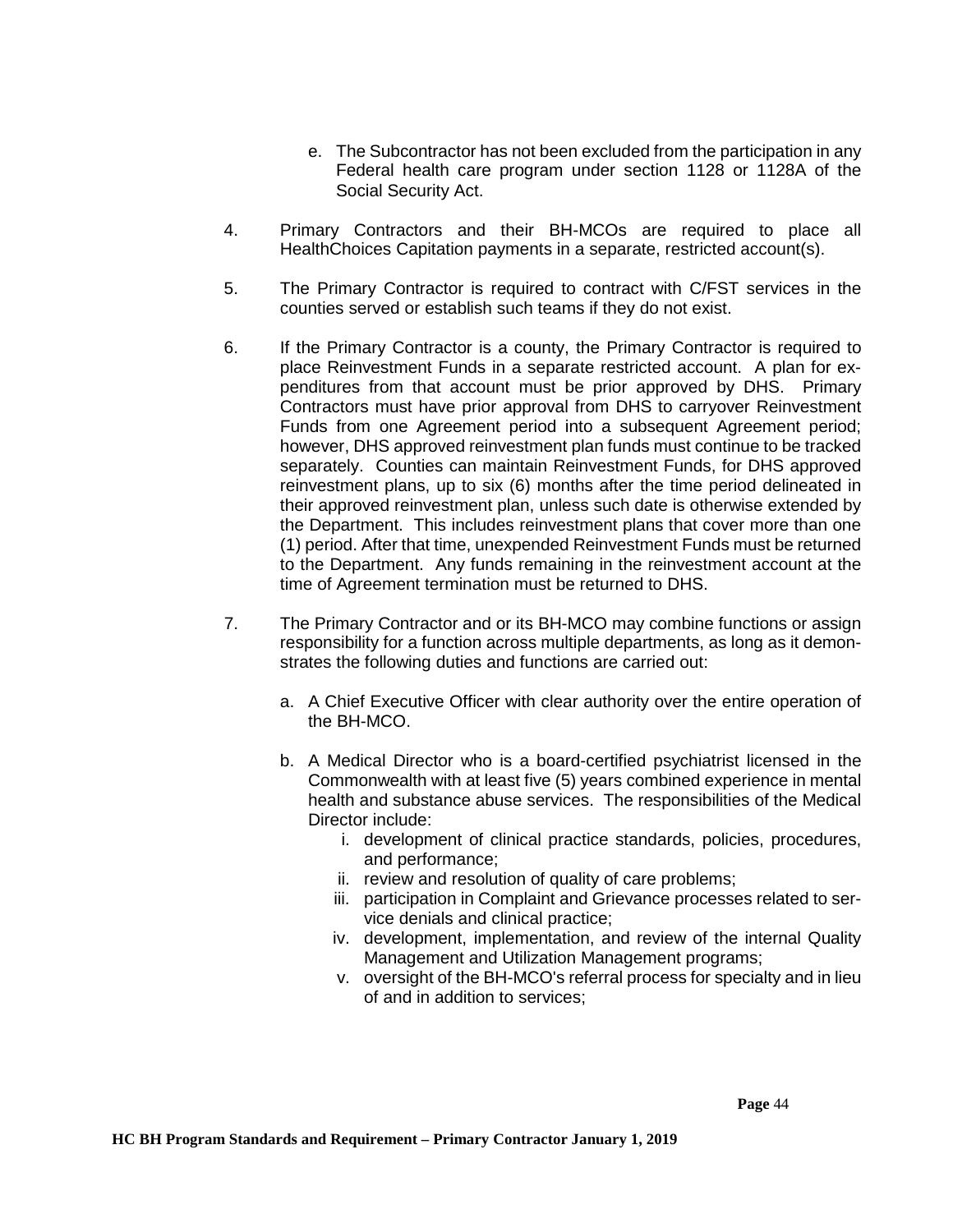e. The Subcontractor has not been excluded from the participation in any Federal health care program under section 1128 or 1128A of the Social Security Act.

4. Primary Contractors and their BH-MCOs are required to place all HealthChoices Capitation payments in a separate, restricted account(s).

5. The Primary Contractor is required to contract with C/FST services in the counties served or establish such teams if they do not exist.

6. If the Primary Contractor is a county, the Primary Contractor is required to place Reinvestment Funds in a separate restricted account. A plan for expenditures from that account must be prior approved by DHS. Primary Contractors must have prior approval from DHS to carryover Reinvestment Funds from one Agreement period into a subsequent Agreement period; however, DHS approved reinvestment plan funds must continue to be tracked separately. Counties can maintain Reinvestment Funds, for DHS approved reinvestment plans, up to six (6) months after the time period delineated in their approved reinvestment plan, unless such date is otherwise extended by the Department. This includes reinvestment plans that cover more than one (1) period. After that time, unexpended Reinvestment Funds must be returned to the Department. Any funds remaining in the reinvestment account at the time of Agreement termination must be returned to DHS.

7. The Primary Contractor and or its BH-MCO may combine functions or assign responsibility for a function across multiple departments, as long as it demonstrates the following duties and functions are carried out:

   a. A Chief Executive Officer with clear authority over the entire operation of the BH-MCO.

   b. A Medical Director who is a board-certified psychiatrist licensed in the Commonwealth with at least five (5) years combined experience in mental health and substance abuse services. The responsibilities of the Medical Director include:

      i. development of clinical practice standards, policies, procedures, and performance;
      ii. review and resolution of quality of care problems;
      iii. participation in Complaint and Grievance processes related to service denials and clinical practice;
      iv. development, implementation, and review of the internal Quality Management and Utilization Management programs;
      v. oversight of the BH-MCO's referral process for specialty and in lieu of and in addition to services;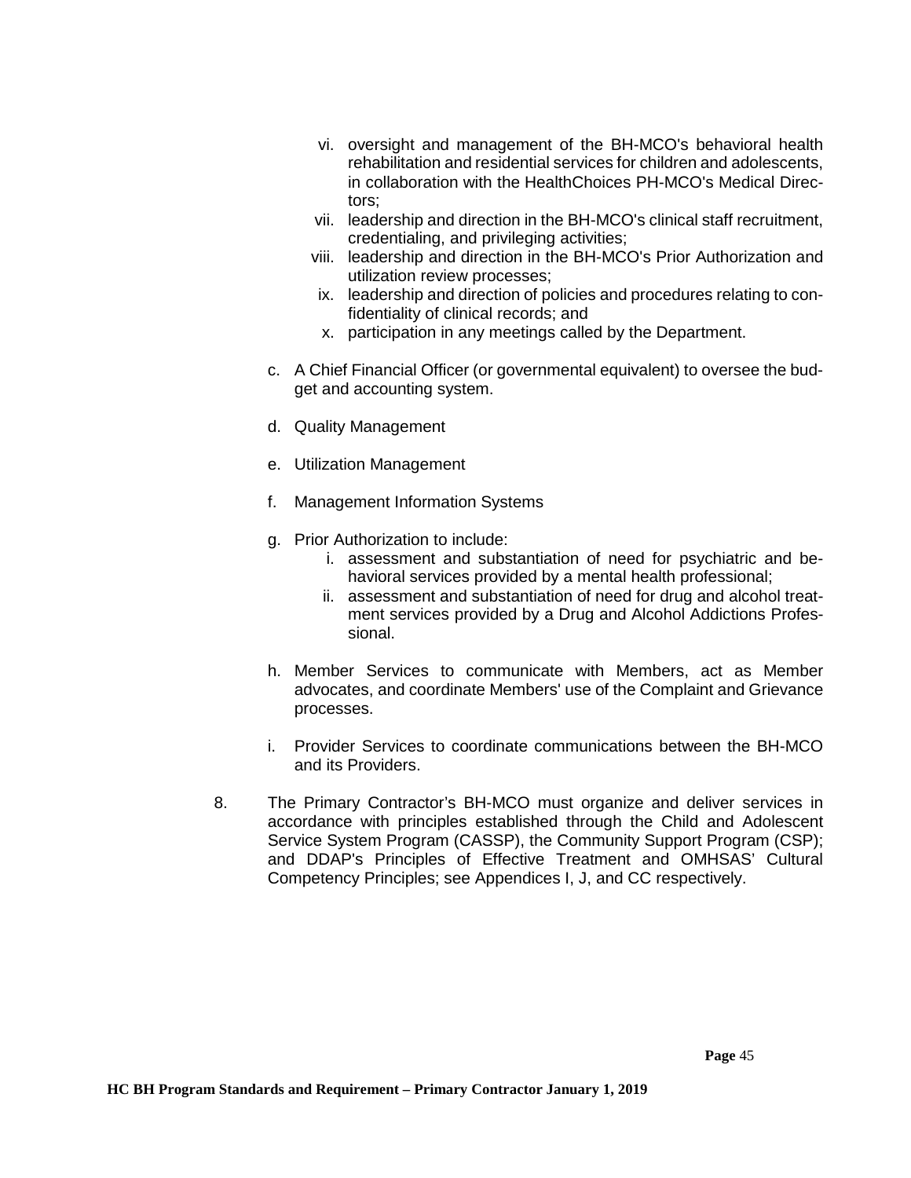vi. oversight and management of the BH-MCO's behavioral health rehabilitation and residential services for children and adolescents, in collaboration with the HealthChoices PH-MCO's Medical Directors;

vii. leadership and direction in the BH-MCO's clinical staff recruitment, credentialing, and privileging activities;

viii. leadership and direction in the BH-MCO's Prior Authorization and utilization review processes;

ix. leadership and direction of policies and procedures relating to confidentiality of clinical records; and

x. participation in any meetings called by the Department.

c. A Chief Financial Officer (or governmental equivalent) to oversee the budget and accounting system.

d. Quality Management

e. Utilization Management

f. Management Information Systems

g. Prior Authorization to include:

   i. assessment and substantiation of need for psychiatric and behavioral services provided by a mental health professional;

   ii. assessment and substantiation of need for drug and alcohol treatment services provided by a Drug and Alcohol Addictions Professional.

h. Member Services to communicate with Members, act as Member advocates, and coordinate Members' use of the Complaint and Grievance processes.

i. Provider Services to coordinate communications between the BH-MCO and its Providers.

8. The Primary Contractor's BH-MCO must organize and deliver services in accordance with principles established through the Child and Adolescent Service System Program (CASSP), the Community Support Program (CSP); and DDAP's Principles of Effective Treatment and OMHSAS' Cultural Competency Principles; see Appendices I, J, and CC respectively.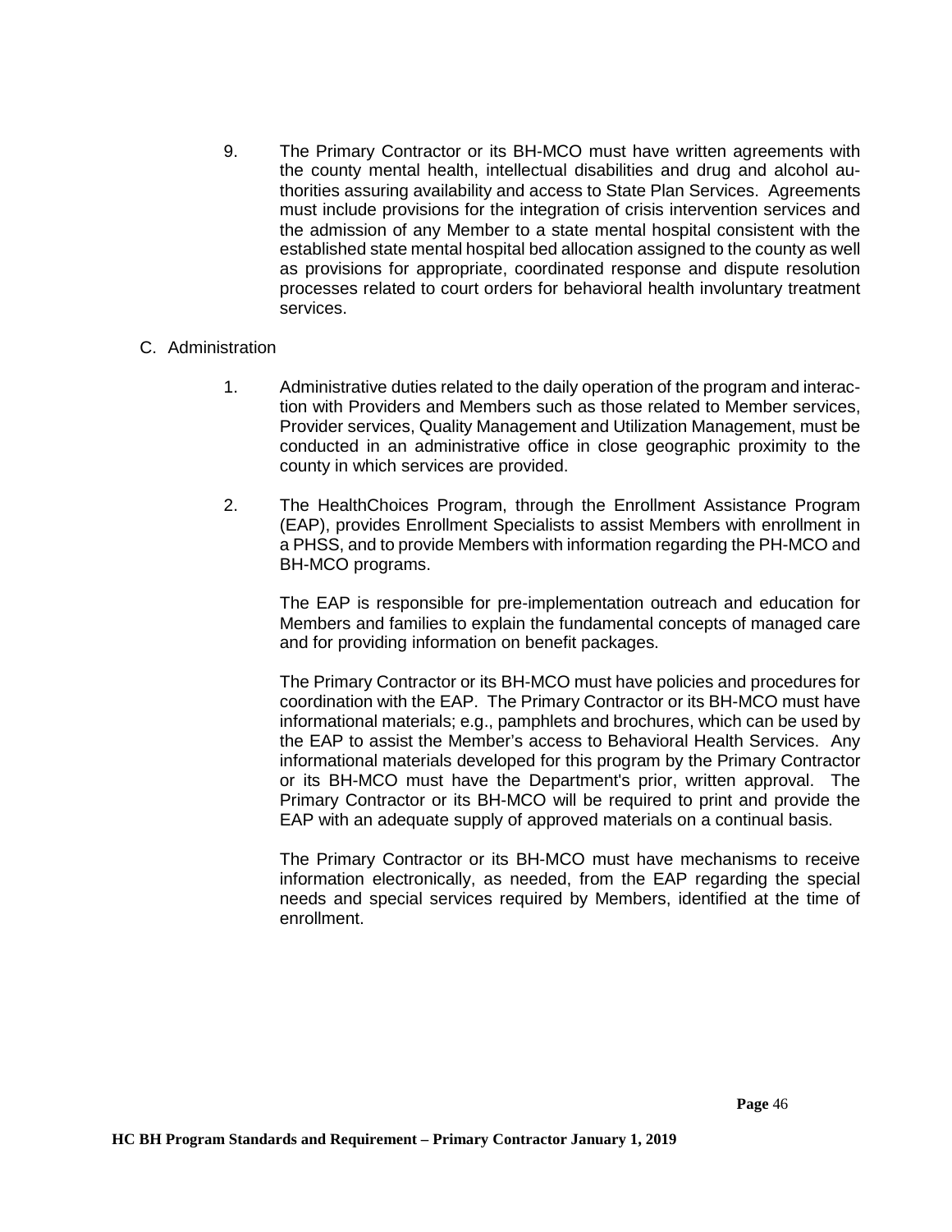9. The Primary Contractor or its BH-MCO must have written agreements with the county mental health, intellectual disabilities and drug and alcohol authorities assuring availability and access to State Plan Services. Agreements must include provisions for the integration of crisis intervention services and the admission of any Member to a state mental hospital consistent with the established state mental hospital bed allocation assigned to the county as well as provisions for appropriate, coordinated response and dispute resolution processes related to court orders for behavioral health involuntary treatment services.

C. Administration

1. Administrative duties related to the daily operation of the program and interaction with Providers and Members such as those related to Member services, Provider services, Quality Management and Utilization Management, must be conducted in an administrative office in close geographic proximity to the county in which services are provided.

2. The HealthChoices Program, through the Enrollment Assistance Program (EAP), provides Enrollment Specialists to assist Members with enrollment in a PHSS, and to provide Members with information regarding the PH-MCO and BH-MCO programs.

   The EAP is responsible for pre-implementation outreach and education for Members and families to explain the fundamental concepts of managed care and for providing information on benefit packages.

   The Primary Contractor or its BH-MCO must have policies and procedures for coordination with the EAP. The Primary Contractor or its BH-MCO must have informational materials; e.g., pamphlets and brochures, which can be used by the EAP to assist the Member's access to Behavioral Health Services. Any informational materials developed for this program by the Primary Contractor or its BH-MCO must have the Department's prior, written approval. The Primary Contractor or its BH-MCO will be required to print and provide the EAP with an adequate supply of approved materials on a continual basis.

   The Primary Contractor or its BH-MCO must have mechanisms to receive information electronically, as needed, from the EAP regarding the special needs and special services required by Members, identified at the time of enrollment.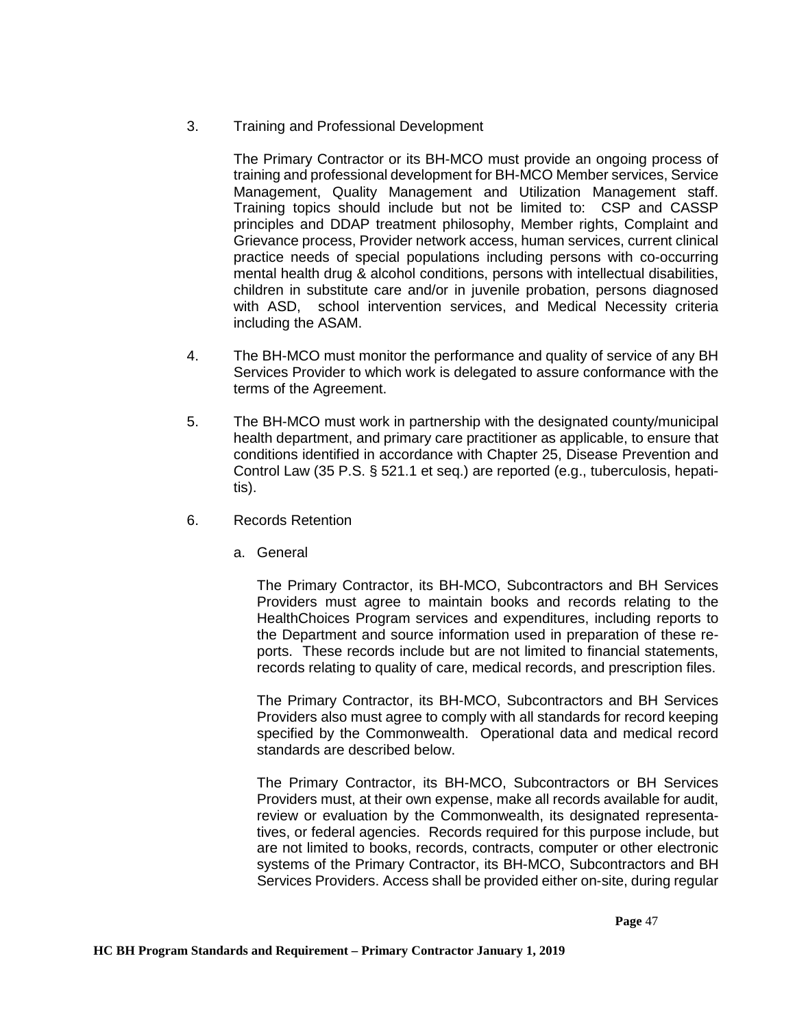3. Training and Professional Development

   The Primary Contractor or its BH-MCO must provide an ongoing process of training and professional development for BH-MCO Member services, Service Management, Quality Management and Utilization Management staff. Training topics should include but not be limited to: CSP and CASSP principles and DDAP treatment philosophy, Member rights, Complaint and Grievance process, Provider network access, human services, current clinical practice needs of special populations including persons with co-occurring mental health drug & alcohol conditions, persons with intellectual disabilities, children in substitute care and/or in juvenile probation, persons diagnosed with ASD, school intervention services, and Medical Necessity criteria including the ASAM.

4. The BH-MCO must monitor the performance and quality of service of any BH Services Provider to which work is delegated to assure conformance with the terms of the Agreement.

5. The BH-MCO must work in partnership with the designated county/municipal health department, and primary care practitioner as applicable, to ensure that conditions identified in accordance with Chapter 25, Disease Prevention and Control Law (35 P.S. § 521.1 et seq.) are reported (e.g., tuberculosis, hepatitis).

6. Records Retention

   a. General

      The Primary Contractor, its BH-MCO, Subcontractors and BH Services Providers must agree to maintain books and records relating to the HealthChoices Program services and expenditures, including reports to the Department and source information used in preparation of these reports. These records include but are not limited to financial statements, records relating to quality of care, medical records, and prescription files.

      The Primary Contractor, its BH-MCO, Subcontractors and BH Services Providers also must agree to comply with all standards for record keeping specified by the Commonwealth. Operational data and medical record standards are described below.

      The Primary Contractor, its BH-MCO, Subcontractors or BH Services Providers must, at their own expense, make all records available for audit, review or evaluation by the Commonwealth, its designated representatives, or federal agencies. Records required for this purpose include, but are not limited to books, records, contracts, computer or other electronic systems of the Primary Contractor, its BH-MCO, Subcontractors and BH Services Providers. Access shall be provided either on-site, during regular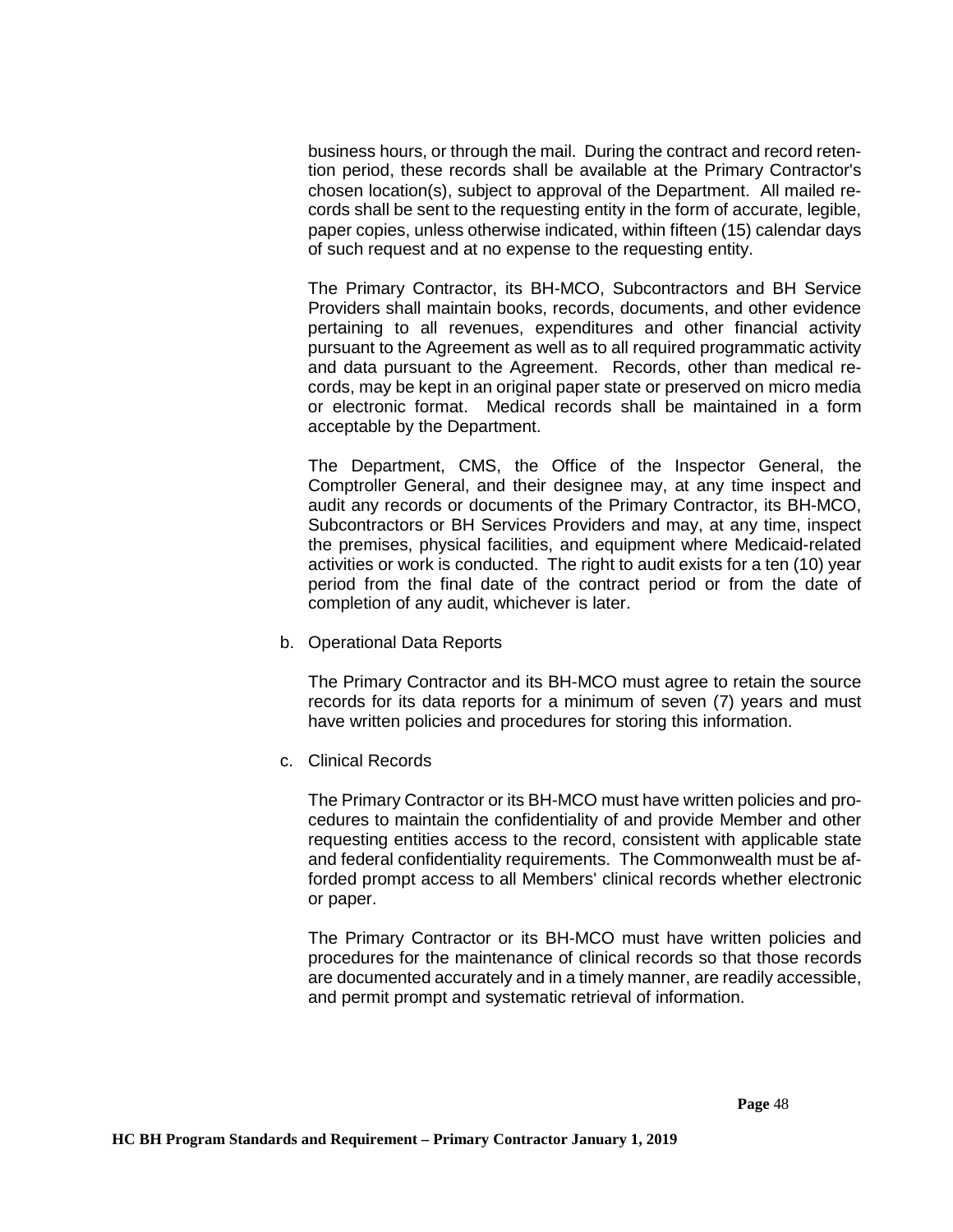business hours, or through the mail. During the contract and record retention period, these records shall be available at the Primary Contractor's chosen location(s), subject to approval of the Department. All mailed records shall be sent to the requesting entity in the form of accurate, legible, paper copies, unless otherwise indicated, within fifteen (15) calendar days of such request and at no expense to the requesting entity.

The Primary Contractor, its BH-MCO, Subcontractors and BH Service Providers shall maintain books, records, documents, and other evidence pertaining to all revenues, expenditures and other financial activity pursuant to the Agreement as well as to all required programmatic activity and data pursuant to the Agreement. Records, other than medical records, may be kept in an original paper state or preserved on micro media or electronic format. Medical records shall be maintained in a form acceptable by the Department.

The Department, CMS, the Office of the Inspector General, the Comptroller General, and their designee may, at any time inspect and audit any records or documents of the Primary Contractor, its BH-MCO, Subcontractors or BH Services Providers and may, at any time, inspect the premises, physical facilities, and equipment where Medicaid-related activities or work is conducted. The right to audit exists for a ten (10) year period from the final date of the contract period or from the date of completion of any audit, whichever is later.

b. Operational Data Reports

The Primary Contractor and its BH-MCO must agree to retain the source records for its data reports for a minimum of seven (7) years and must have written policies and procedures for storing this information.

c. Clinical Records

The Primary Contractor or its BH-MCO must have written policies and procedures to maintain the confidentiality of and provide Member and other requesting entities access to the record, consistent with applicable state and federal confidentiality requirements. The Commonwealth must be afforded prompt access to all Members' clinical records whether electronic or paper.

The Primary Contractor or its BH-MCO must have written policies and procedures for the maintenance of clinical records so that those records are documented accurately and in a timely manner, are readily accessible, and permit prompt and systematic retrieval of information.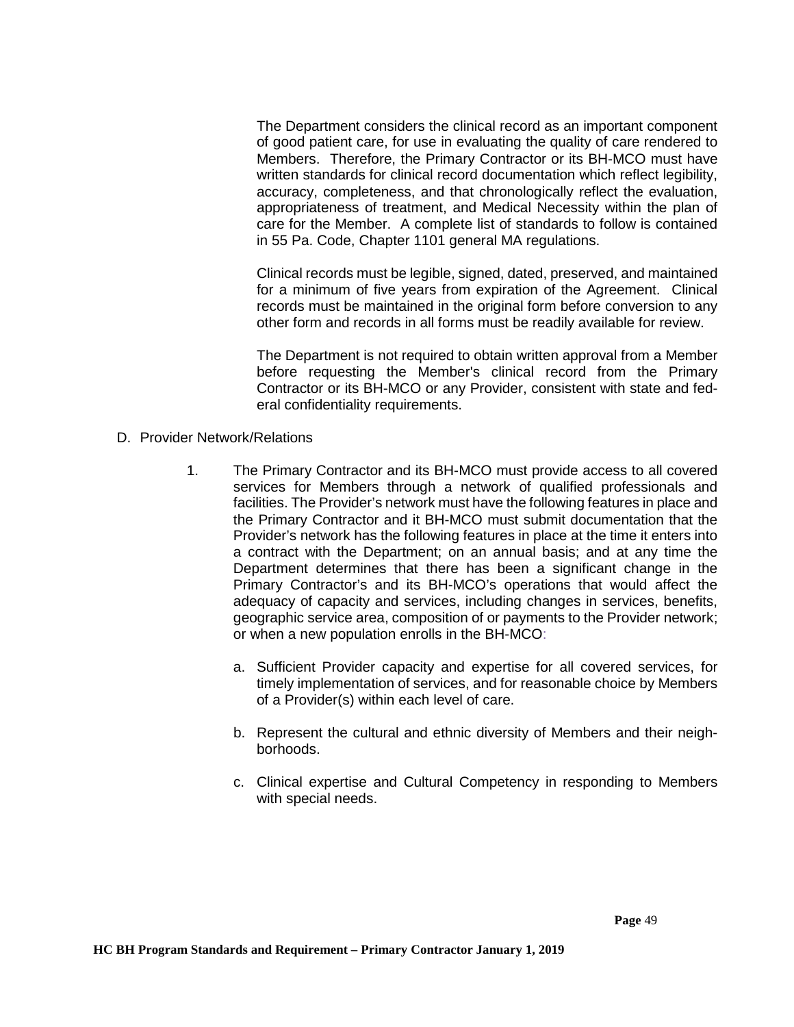The Department considers the clinical record as an important component of good patient care, for use in evaluating the quality of care rendered to Members. Therefore, the Primary Contractor or its BH-MCO must have written standards for clinical record documentation which reflect legibility, accuracy, completeness, and that chronologically reflect the evaluation, appropriateness of treatment, and Medical Necessity within the plan of care for the Member. A complete list of standards to follow is contained in 55 Pa. Code, Chapter 1101 general MA regulations.

Clinical records must be legible, signed, dated, preserved, and maintained for a minimum of five years from expiration of the Agreement. Clinical records must be maintained in the original form before conversion to any other form and records in all forms must be readily available for review.

The Department is not required to obtain written approval from a Member before requesting the Member's clinical record from the Primary Contractor or its BH-MCO or any Provider, consistent with state and federal confidentiality requirements.

D. Provider Network/Relations

1. The Primary Contractor and its BH-MCO must provide access to all covered services for Members through a network of qualified professionals and facilities. The Provider's network must have the following features in place and the Primary Contractor and it BH-MCO must submit documentation that the Provider's network has the following features in place at the time it enters into a contract with the Department; on an annual basis; and at any time the Department determines that there has been a significant change in the Primary Contractor's and its BH-MCO's operations that would affect the adequacy of capacity and services, including changes in services, benefits, geographic service area, composition of or payments to the Provider network; or when a new population enrolls in the BH-MCO:

   a. Sufficient Provider capacity and expertise for all covered services, for timely implementation of services, and for reasonable choice by Members of a Provider(s) within each level of care.

   b. Represent the cultural and ethnic diversity of Members and their neighborhoods.

   c. Clinical expertise and Cultural Competency in responding to Members with special needs.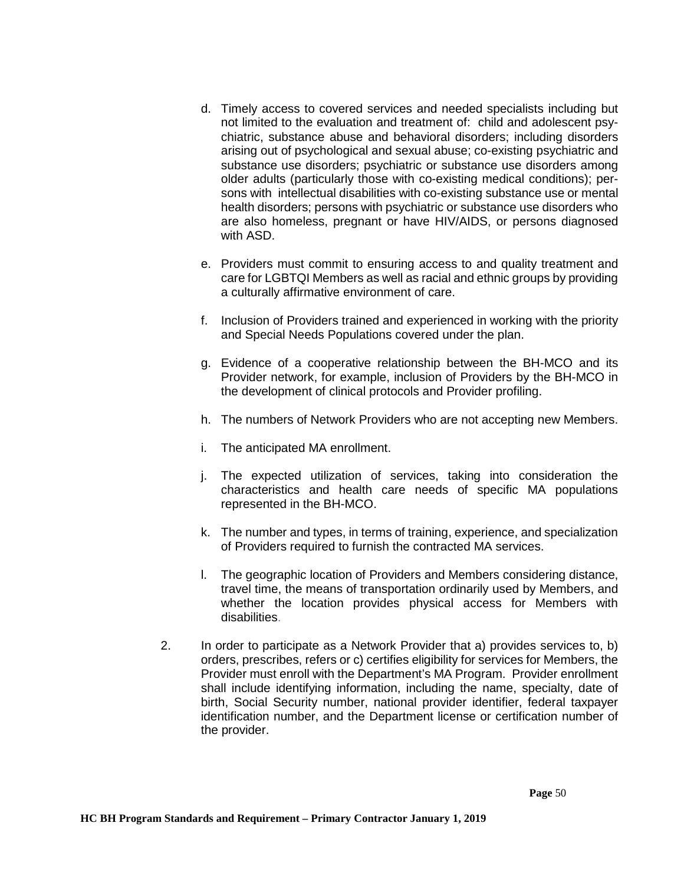d. Timely access to covered services and needed specialists including but not limited to the evaluation and treatment of: child and adolescent psychiatric, substance abuse and behavioral disorders; including disorders arising out of psychological and sexual abuse; co-existing psychiatric and substance use disorders; psychiatric or substance use disorders among older adults (particularly those with co-existing medical conditions); persons with intellectual disabilities with co-existing substance use or mental health disorders; persons with psychiatric or substance use disorders who are also homeless, pregnant or have HIV/AIDS, or persons diagnosed with ASD.

e. Providers must commit to ensuring access to and quality treatment and care for LGBTQI Members as well as racial and ethnic groups by providing a culturally affirmative environment of care.

f. Inclusion of Providers trained and experienced in working with the priority and Special Needs Populations covered under the plan.

g. Evidence of a cooperative relationship between the BH-MCO and its Provider network, for example, inclusion of Providers by the BH-MCO in the development of clinical protocols and Provider profiling.

h. The numbers of Network Providers who are not accepting new Members.

i. The anticipated MA enrollment.

j. The expected utilization of services, taking into consideration the characteristics and health care needs of specific MA populations represented in the BH-MCO.

k. The number and types, in terms of training, experience, and specialization of Providers required to furnish the contracted MA services.

l. The geographic location of Providers and Members considering distance, travel time, the means of transportation ordinarily used by Members, and whether the location provides physical access for Members with disabilities.

2. In order to participate as a Network Provider that a) provides services to, b) orders, prescribes, refers or c) certifies eligibility for services for Members, the Provider must enroll with the Department's MA Program. Provider enrollment shall include identifying information, including the name, specialty, date of birth, Social Security number, national provider identifier, federal taxpayer identification number, and the Department license or certification number of the provider.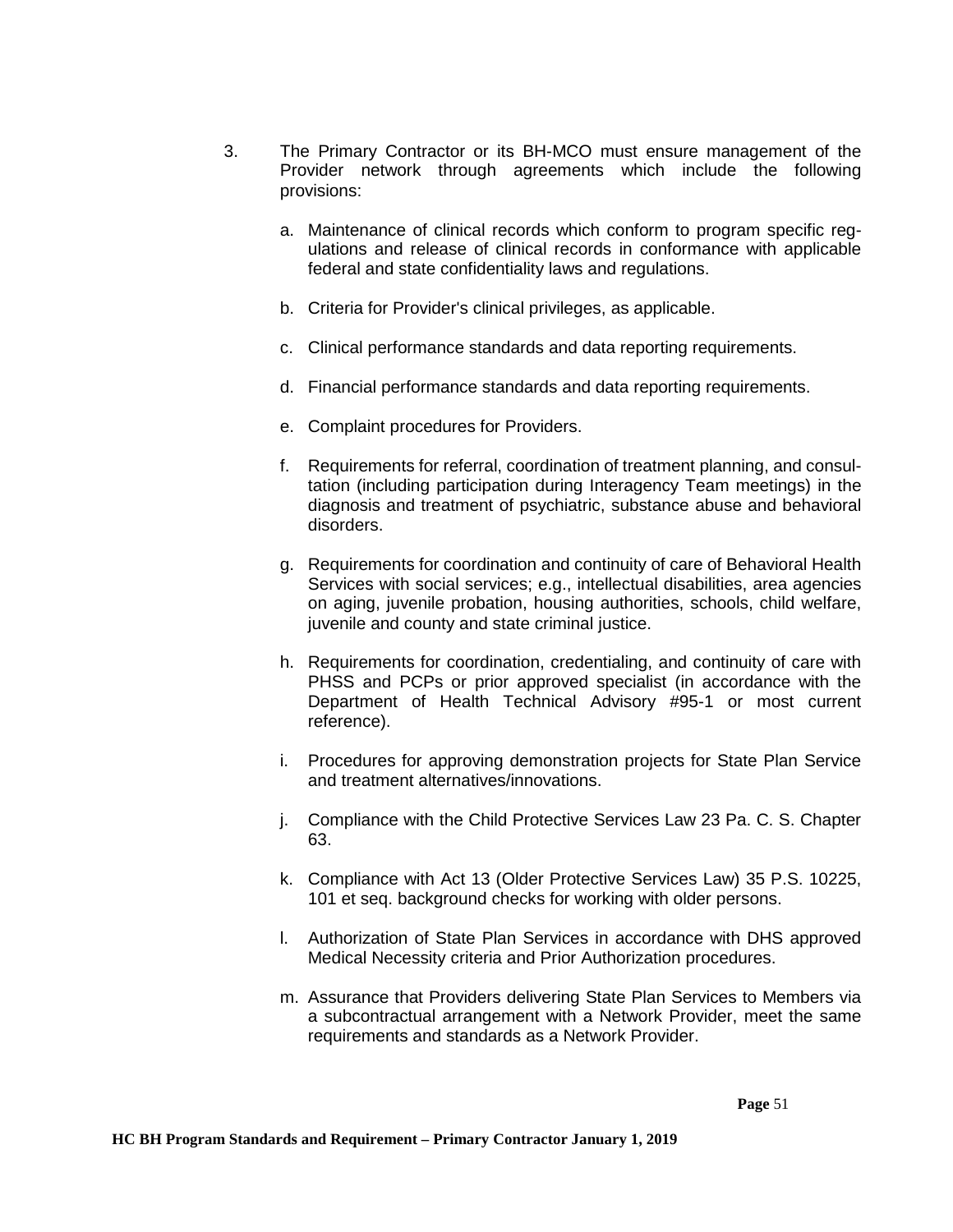3. The Primary Contractor or its BH-MCO must ensure management of the Provider network through agreements which include the following provisions:

   a. Maintenance of clinical records which conform to program specific regulations and release of clinical records in conformance with applicable federal and state confidentiality laws and regulations.

   b. Criteria for Provider's clinical privileges, as applicable.

   c. Clinical performance standards and data reporting requirements.

   d. Financial performance standards and data reporting requirements.

   e. Complaint procedures for Providers.

   f. Requirements for referral, coordination of treatment planning, and consultation (including participation during Interagency Team meetings) in the diagnosis and treatment of psychiatric, substance abuse and behavioral disorders.

   g. Requirements for coordination and continuity of care of Behavioral Health Services with social services; e.g., intellectual disabilities, area agencies on aging, juvenile probation, housing authorities, schools, child welfare, juvenile and county and state criminal justice.

   h. Requirements for coordination, credentialing, and continuity of care with PHSS and PCPs or prior approved specialist (in accordance with the Department of Health Technical Advisory #95-1 or most current reference).

   i. Procedures for approving demonstration projects for State Plan Service and treatment alternatives/innovations.

   j. Compliance with the Child Protective Services Law 23 Pa. C. S. Chapter 63.

   k. Compliance with Act 13 (Older Protective Services Law) 35 P.S. 10225, 101 et seq. background checks for working with older persons.

   l. Authorization of State Plan Services in accordance with DHS approved Medical Necessity criteria and Prior Authorization procedures.

   m. Assurance that Providers delivering State Plan Services to Members via a subcontractual arrangement with a Network Provider, meet the same requirements and standards as a Network Provider.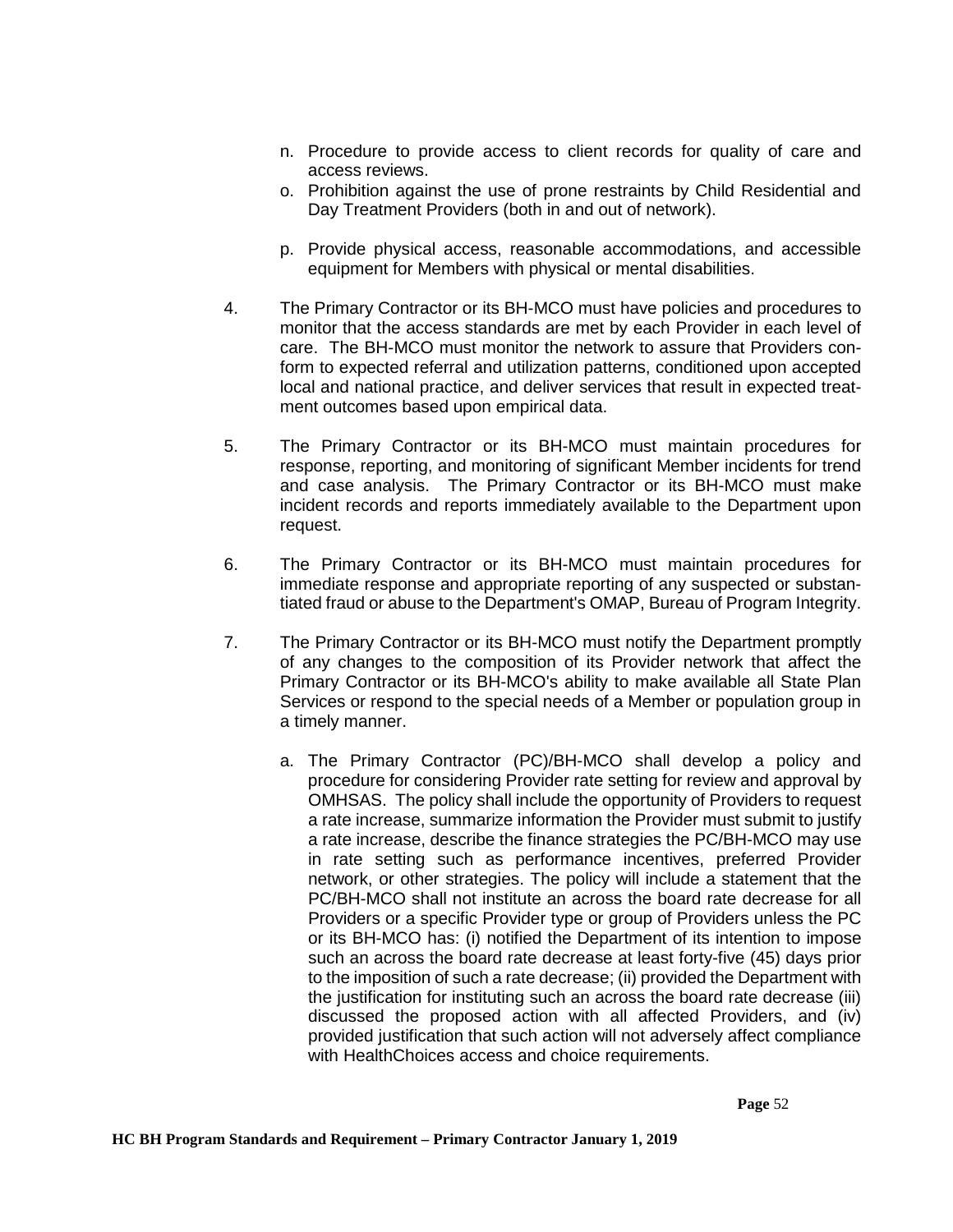n. Procedure to provide access to client records for quality of care and access reviews.

o. Prohibition against the use of prone restraints by Child Residential and Day Treatment Providers (both in and out of network).

p. Provide physical access, reasonable accommodations, and accessible equipment for Members with physical or mental disabilities.

4. The Primary Contractor or its BH-MCO must have policies and procedures to monitor that the access standards are met by each Provider in each level of care. The BH-MCO must monitor the network to assure that Providers conform to expected referral and utilization patterns, conditioned upon accepted local and national practice, and deliver services that result in expected treatment outcomes based upon empirical data.

5. The Primary Contractor or its BH-MCO must maintain procedures for response, reporting, and monitoring of significant Member incidents for trend and case analysis. The Primary Contractor or its BH-MCO must make incident records and reports immediately available to the Department upon request.

6. The Primary Contractor or its BH-MCO must maintain procedures for immediate response and appropriate reporting of any suspected or substantiated fraud or abuse to the Department's OMAP, Bureau of Program Integrity.

7. The Primary Contractor or its BH-MCO must notify the Department promptly of any changes to the composition of its Provider network that affect the Primary Contractor or its BH-MCO's ability to make available all State Plan Services or respond to the special needs of a Member or population group in a timely manner.

   a. The Primary Contractor (PC)/BH-MCO shall develop a policy and procedure for considering Provider rate setting for review and approval by OMHSAS. The policy shall include the opportunity of Providers to request a rate increase, summarize information the Provider must submit to justify a rate increase, describe the finance strategies the PC/BH-MCO may use in rate setting such as performance incentives, preferred Provider network, or other strategies. The policy will include a statement that the PC/BH-MCO shall not institute an across the board rate decrease for all Providers or a specific Provider type or group of Providers unless the PC or its BH-MCO has: (i) notified the Department of its intention to impose such an across the board rate decrease at least forty-five (45) days prior to the imposition of such a rate decrease; (ii) provided the Department with the justification for instituting such an across the board rate decrease (iii) discussed the proposed action with all affected Providers, and (iv) provided justification that such action will not adversely affect compliance with HealthChoices access and choice requirements.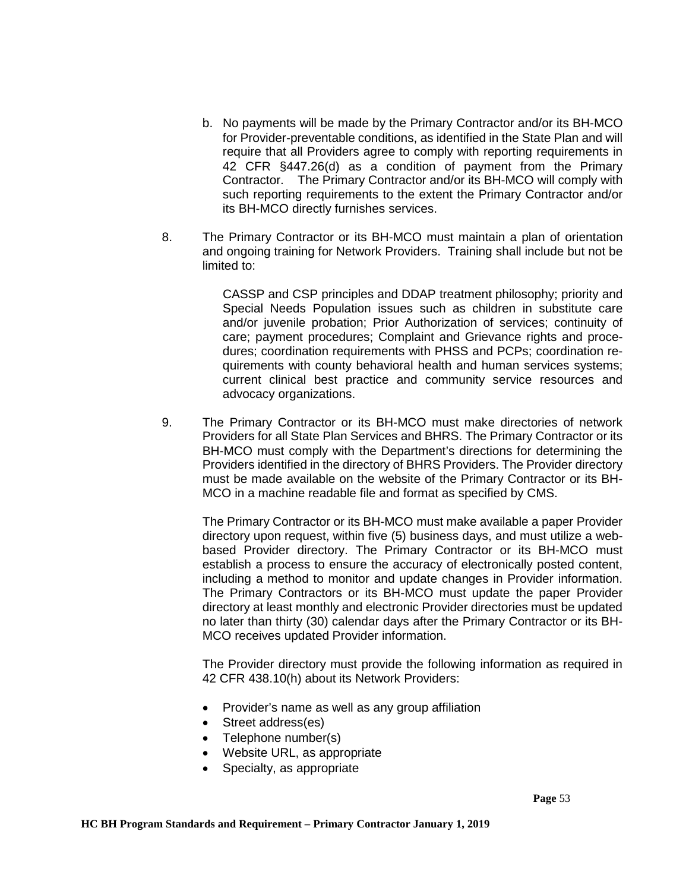b. No payments will be made by the Primary Contractor and/or its BH-MCO for Provider-preventable conditions, as identified in the State Plan and will require that all Providers agree to comply with reporting requirements in 42 CFR §447.26(d) as a condition of payment from the Primary Contractor. The Primary Contractor and/or its BH-MCO will comply with such reporting requirements to the extent the Primary Contractor and/or its BH-MCO directly furnishes services.

8. The Primary Contractor or its BH-MCO must maintain a plan of orientation and ongoing training for Network Providers. Training shall include but not be limited to:

   CASSP and CSP principles and DDAP treatment philosophy; priority and Special Needs Population issues such as children in substitute care and/or juvenile probation; Prior Authorization of services; continuity of care; payment procedures; Complaint and Grievance rights and procedures; coordination requirements with PHSS and PCPs; coordination requirements with county behavioral health and human services systems; current clinical best practice and community service resources and advocacy organizations.

9. The Primary Contractor or its BH-MCO must make directories of network Providers for all State Plan Services and BHRS. The Primary Contractor or its BH-MCO must comply with the Department's directions for determining the Providers identified in the directory of BHRS Providers. The Provider directory must be made available on the website of the Primary Contractor or its BH-MCO in a machine readable file and format as specified by CMS.

   The Primary Contractor or its BH-MCO must make available a paper Provider directory upon request, within five (5) business days, and must utilize a web-based Provider directory. The Primary Contractor or its BH-MCO must establish a process to ensure the accuracy of electronically posted content, including a method to monitor and update changes in Provider information. The Primary Contractors or its BH-MCO must update the paper Provider directory at least monthly and electronic Provider directories must be updated no later than thirty (30) calendar days after the Primary Contractor or its BH-MCO receives updated Provider information.

   The Provider directory must provide the following information as required in 42 CFR 438.10(h) about its Network Providers:

   - Provider's name as well as any group affiliation
   - Street address(es)
   - Telephone number(s)
   - Website URL, as appropriate
   - Specialty, as appropriate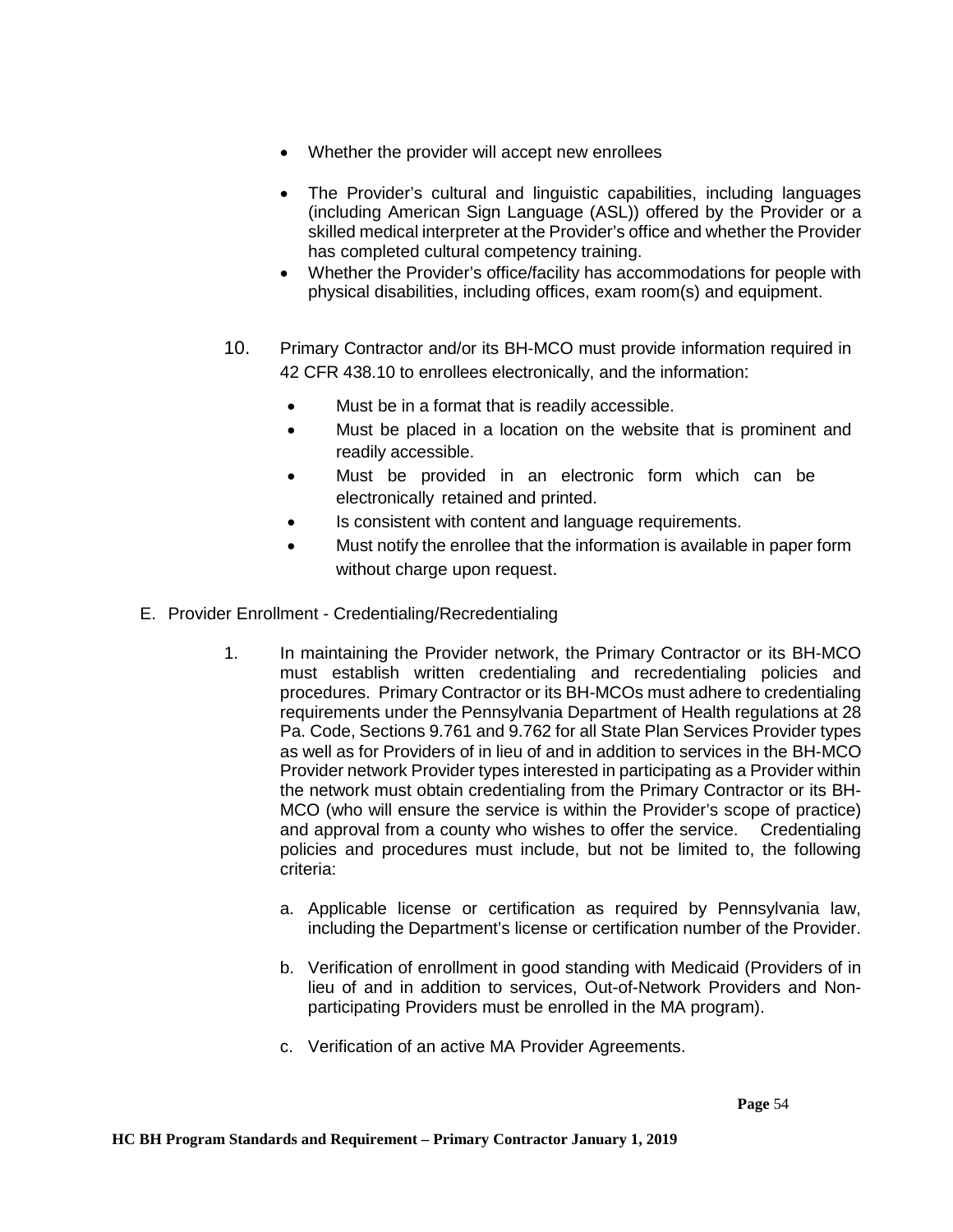- Whether the provider will accept new enrollees
- The Provider's cultural and linguistic capabilities, including languages (including American Sign Language (ASL)) offered by the Provider or a skilled medical interpreter at the Provider's office and whether the Provider has completed cultural competency training.
- Whether the Provider's office/facility has accommodations for people with physical disabilities, including offices, exam room(s) and equipment.

10. Primary Contractor and/or its BH-MCO must provide information required in 42 CFR 438.10 to enrollees electronically, and the information:

    - Must be in a format that is readily accessible.
    - Must be placed in a location on the website that is prominent and readily accessible.
    - Must be provided in an electronic form which can be electronically retained and printed.
    - Is consistent with content and language requirements.
    - Must notify the enrollee that the information is available in paper form without charge upon request.

E. Provider Enrollment - Credentialing/Recredentialing

1. In maintaining the Provider network, the Primary Contractor or its BH-MCO must establish written credentialing and recredentialing policies and procedures. Primary Contractor or its BH-MCOs must adhere to credentialing requirements under the Pennsylvania Department of Health regulations at 28 Pa. Code, Sections 9.761 and 9.762 for all State Plan Services Provider types as well as for Providers of in lieu of and in addition to services in the BH-MCO Provider network Provider types interested in participating as a Provider within the network must obtain credentialing from the Primary Contractor or its BH-MCO (who will ensure the service is within the Provider's scope of practice) and approval from a county who wishes to offer the service. Credentialing policies and procedures must include, but not be limited to, the following criteria:

    a. Applicable license or certification as required by Pennsylvania law, including the Department's license or certification number of the Provider.

    b. Verification of enrollment in good standing with Medicaid (Providers of in lieu of and in addition to services, Out-of-Network Providers and Non-participating Providers must be enrolled in the MA program).

    c. Verification of an active MA Provider Agreements.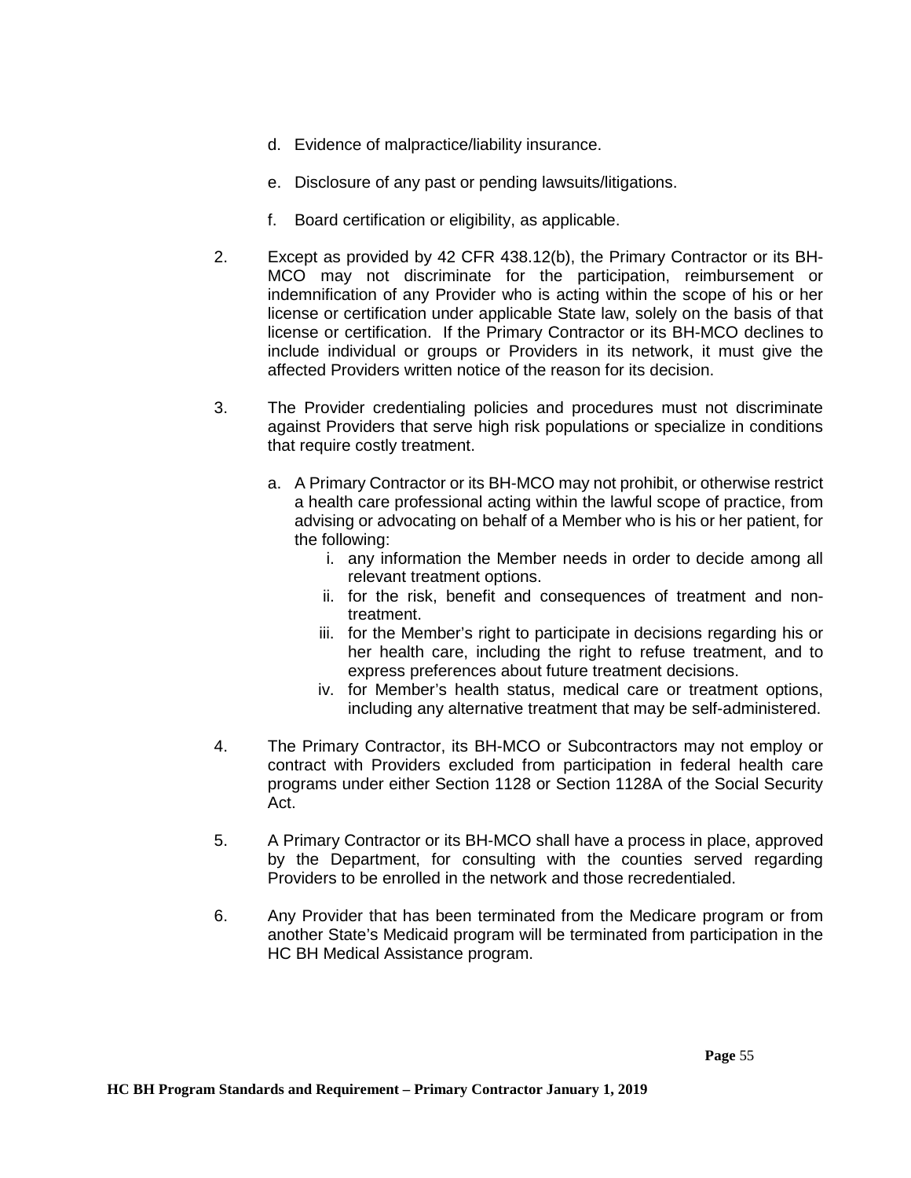d. Evidence of malpractice/liability insurance.

   e. Disclosure of any past or pending lawsuits/litigations.

   f. Board certification or eligibility, as applicable.

2. Except as provided by 42 CFR 438.12(b), the Primary Contractor or its BH-MCO may not discriminate for the participation, reimbursement or indemnification of any Provider who is acting within the scope of his or her license or certification under applicable State law, solely on the basis of that license or certification. If the Primary Contractor or its BH-MCO declines to include individual or groups or Providers in its network, it must give the affected Providers written notice of the reason for its decision.

3. The Provider credentialing policies and procedures must not discriminate against Providers that serve high risk populations or specialize in conditions that require costly treatment.

   a. A Primary Contractor or its BH-MCO may not prohibit, or otherwise restrict a health care professional acting within the lawful scope of practice, from advising or advocating on behalf of a Member who is his or her patient, for the following:
      i. any information the Member needs in order to decide among all relevant treatment options.
      ii. for the risk, benefit and consequences of treatment and non-treatment.
      iii. for the Member's right to participate in decisions regarding his or her health care, including the right to refuse treatment, and to express preferences about future treatment decisions.
      iv. for Member's health status, medical care or treatment options, including any alternative treatment that may be self-administered.

4. The Primary Contractor, its BH-MCO or Subcontractors may not employ or contract with Providers excluded from participation in federal health care programs under either Section 1128 or Section 1128A of the Social Security Act.

5. A Primary Contractor or its BH-MCO shall have a process in place, approved by the Department, for consulting with the counties served regarding Providers to be enrolled in the network and those recredentialed.

6. Any Provider that has been terminated from the Medicare program or from another State's Medicaid program will be terminated from participation in the HC BH Medical Assistance program.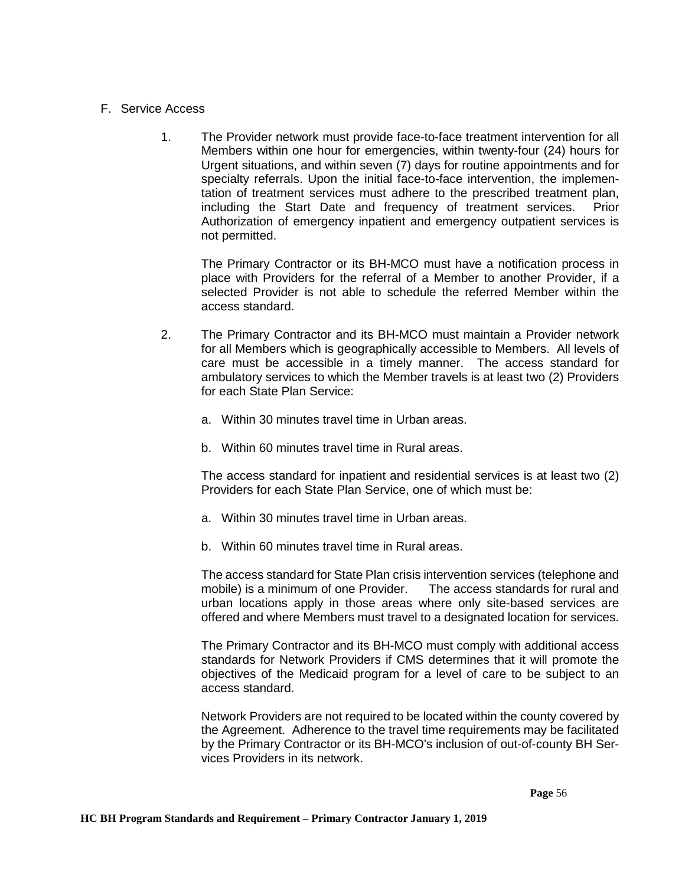F. Service Access

1. The Provider network must provide face-to-face treatment intervention for all Members within one hour for emergencies, within twenty-four (24) hours for Urgent situations, and within seven (7) days for routine appointments and for specialty referrals. Upon the initial face-to-face intervention, the implementation of treatment services must adhere to the prescribed treatment plan, including the Start Date and frequency of treatment services. Prior Authorization of emergency inpatient and emergency outpatient services is not permitted.

   The Primary Contractor or its BH-MCO must have a notification process in place with Providers for the referral of a Member to another Provider, if a selected Provider is not able to schedule the referred Member within the access standard.

2. The Primary Contractor and its BH-MCO must maintain a Provider network for all Members which is geographically accessible to Members. All levels of care must be accessible in a timely manner. The access standard for ambulatory services to which the Member travels is at least two (2) Providers for each State Plan Service:

   a. Within 30 minutes travel time in Urban areas.

   b. Within 60 minutes travel time in Rural areas.

   The access standard for inpatient and residential services is at least two (2) Providers for each State Plan Service, one of which must be:

   a. Within 30 minutes travel time in Urban areas.

   b. Within 60 minutes travel time in Rural areas.

   The access standard for State Plan crisis intervention services (telephone and mobile) is a minimum of one Provider. The access standards for rural and urban locations apply in those areas where only site-based services are offered and where Members must travel to a designated location for services.

   The Primary Contractor and its BH-MCO must comply with additional access standards for Network Providers if CMS determines that it will promote the objectives of the Medicaid program for a level of care to be subject to an access standard.

   Network Providers are not required to be located within the county covered by the Agreement. Adherence to the travel time requirements may be facilitated by the Primary Contractor or its BH-MCO's inclusion of out-of-county BH Services Providers in its network.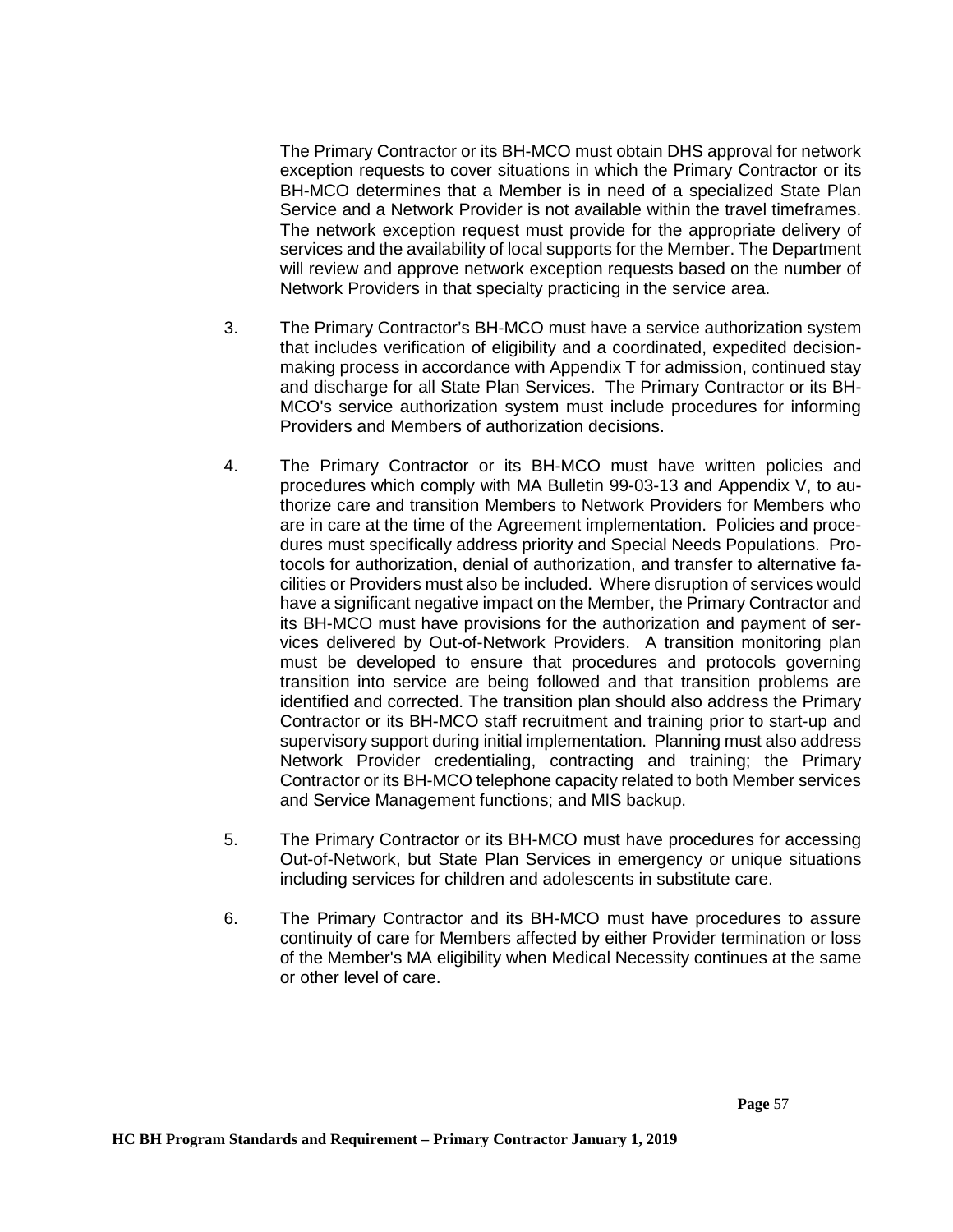The Primary Contractor or its BH-MCO must obtain DHS approval for network exception requests to cover situations in which the Primary Contractor or its BH-MCO determines that a Member is in need of a specialized State Plan Service and a Network Provider is not available within the travel timeframes. The network exception request must provide for the appropriate delivery of services and the availability of local supports for the Member. The Department will review and approve network exception requests based on the number of Network Providers in that specialty practicing in the service area.

3. The Primary Contractor's BH-MCO must have a service authorization system that includes verification of eligibility and a coordinated, expedited decision-making process in accordance with Appendix T for admission, continued stay and discharge for all State Plan Services. The Primary Contractor or its BH-MCO's service authorization system must include procedures for informing Providers and Members of authorization decisions.

4. The Primary Contractor or its BH-MCO must have written policies and procedures which comply with MA Bulletin 99-03-13 and Appendix V, to authorize care and transition Members to Network Providers for Members who are in care at the time of the Agreement implementation. Policies and procedures must specifically address priority and Special Needs Populations. Protocols for authorization, denial of authorization, and transfer to alternative facilities or Providers must also be included. Where disruption of services would have a significant negative impact on the Member, the Primary Contractor and its BH-MCO must have provisions for the authorization and payment of services delivered by Out-of-Network Providers. A transition monitoring plan must be developed to ensure that procedures and protocols governing transition into service are being followed and that transition problems are identified and corrected. The transition plan should also address the Primary Contractor or its BH-MCO staff recruitment and training prior to start-up and supervisory support during initial implementation. Planning must also address Network Provider credentialing, contracting and training; the Primary Contractor or its BH-MCO telephone capacity related to both Member services and Service Management functions; and MIS backup.

5. The Primary Contractor or its BH-MCO must have procedures for accessing Out-of-Network, but State Plan Services in emergency or unique situations including services for children and adolescents in substitute care.

6. The Primary Contractor and its BH-MCO must have procedures to assure continuity of care for Members affected by either Provider termination or loss of the Member's MA eligibility when Medical Necessity continues at the same or other level of care.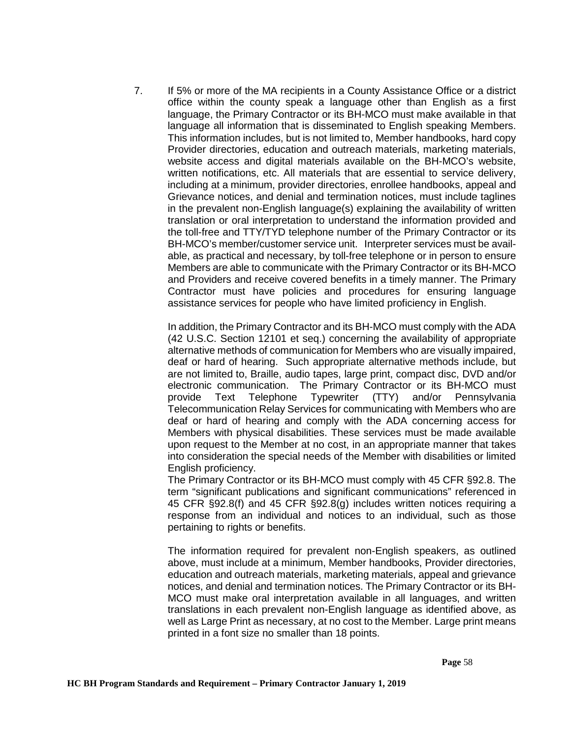7. If 5% or more of the MA recipients in a County Assistance Office or a district office within the county speak a language other than English as a first language, the Primary Contractor or its BH-MCO must make available in that language all information that is disseminated to English speaking Members. This information includes, but is not limited to, Member handbooks, hard copy Provider directories, education and outreach materials, marketing materials, website access and digital materials available on the BH-MCO's website, written notifications, etc. All materials that are essential to service delivery, including at a minimum, provider directories, enrollee handbooks, appeal and Grievance notices, and denial and termination notices, must include taglines in the prevalent non-English language(s) explaining the availability of written translation or oral interpretation to understand the information provided and the toll-free and TTY/TYD telephone number of the Primary Contractor or its BH-MCO's member/customer service unit. Interpreter services must be available, as practical and necessary, by toll-free telephone or in person to ensure Members are able to communicate with the Primary Contractor or its BH-MCO and Providers and receive covered benefits in a timely manner. The Primary Contractor must have policies and procedures for ensuring language assistance services for people who have limited proficiency in English.

   In addition, the Primary Contractor and its BH-MCO must comply with the ADA (42 U.S.C. Section 12101 et seq.) concerning the availability of appropriate alternative methods of communication for Members who are visually impaired, deaf or hard of hearing. Such appropriate alternative methods include, but are not limited to, Braille, audio tapes, large print, compact disc, DVD and/or electronic communication. The Primary Contractor or its BH-MCO must provide Text Telephone Typewriter (TTY) and/or Pennsylvania Telecommunication Relay Services for communicating with Members who are deaf or hard of hearing and comply with the ADA concerning access for Members with physical disabilities. These services must be made available upon request to the Member at no cost, in an appropriate manner that takes into consideration the special needs of the Member with disabilities or limited English proficiency.

   The Primary Contractor or its BH-MCO must comply with 45 CFR §92.8. The term "significant publications and significant communications" referenced in 45 CFR §92.8(f) and 45 CFR §92.8(g) includes written notices requiring a response from an individual and notices to an individual, such as those pertaining to rights or benefits.

   The information required for prevalent non-English speakers, as outlined above, must include at a minimum, Member handbooks, Provider directories, education and outreach materials, marketing materials, appeal and grievance notices, and denial and termination notices. The Primary Contractor or its BH-MCO must make oral interpretation available in all languages, and written translations in each prevalent non-English language as identified above, as well as Large Print as necessary, at no cost to the Member. Large print means printed in a font size no smaller than 18 points.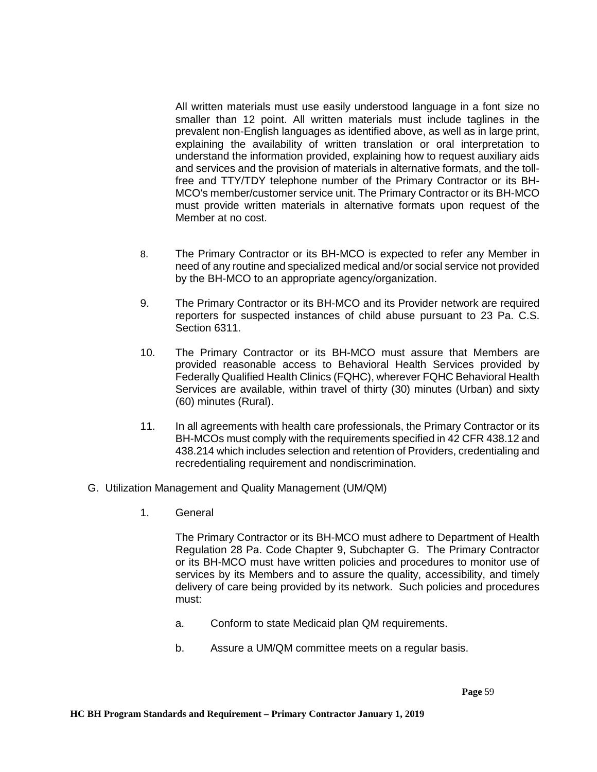All written materials must use easily understood language in a font size no smaller than 12 point. All written materials must include taglines in the prevalent non-English languages as identified above, as well as in large print, explaining the availability of written translation or oral interpretation to understand the information provided, explaining how to request auxiliary aids and services and the provision of materials in alternative formats, and the toll-free and TTY/TDY telephone number of the Primary Contractor or its BH-MCO's member/customer service unit. The Primary Contractor or its BH-MCO must provide written materials in alternative formats upon request of the Member at no cost.

8. The Primary Contractor or its BH-MCO is expected to refer any Member in need of any routine and specialized medical and/or social service not provided by the BH-MCO to an appropriate agency/organization.

9. The Primary Contractor or its BH-MCO and its Provider network are required reporters for suspected instances of child abuse pursuant to 23 Pa. C.S. Section 6311.

10. The Primary Contractor or its BH-MCO must assure that Members are provided reasonable access to Behavioral Health Services provided by Federally Qualified Health Clinics (FQHC), wherever FQHC Behavioral Health Services are available, within travel of thirty (30) minutes (Urban) and sixty (60) minutes (Rural).

11. In all agreements with health care professionals, the Primary Contractor or its BH-MCOs must comply with the requirements specified in 42 CFR 438.12 and 438.214 which includes selection and retention of Providers, credentialing and recredentialing requirement and nondiscrimination.

G. Utilization Management and Quality Management (UM/QM)

1. General

The Primary Contractor or its BH-MCO must adhere to Department of Health Regulation 28 Pa. Code Chapter 9, Subchapter G. The Primary Contractor or its BH-MCO must have written policies and procedures to monitor use of services by its Members and to assure the quality, accessibility, and timely delivery of care being provided by its network. Such policies and procedures must:

a. Conform to state Medicaid plan QM requirements.

b. Assure a UM/QM committee meets on a regular basis.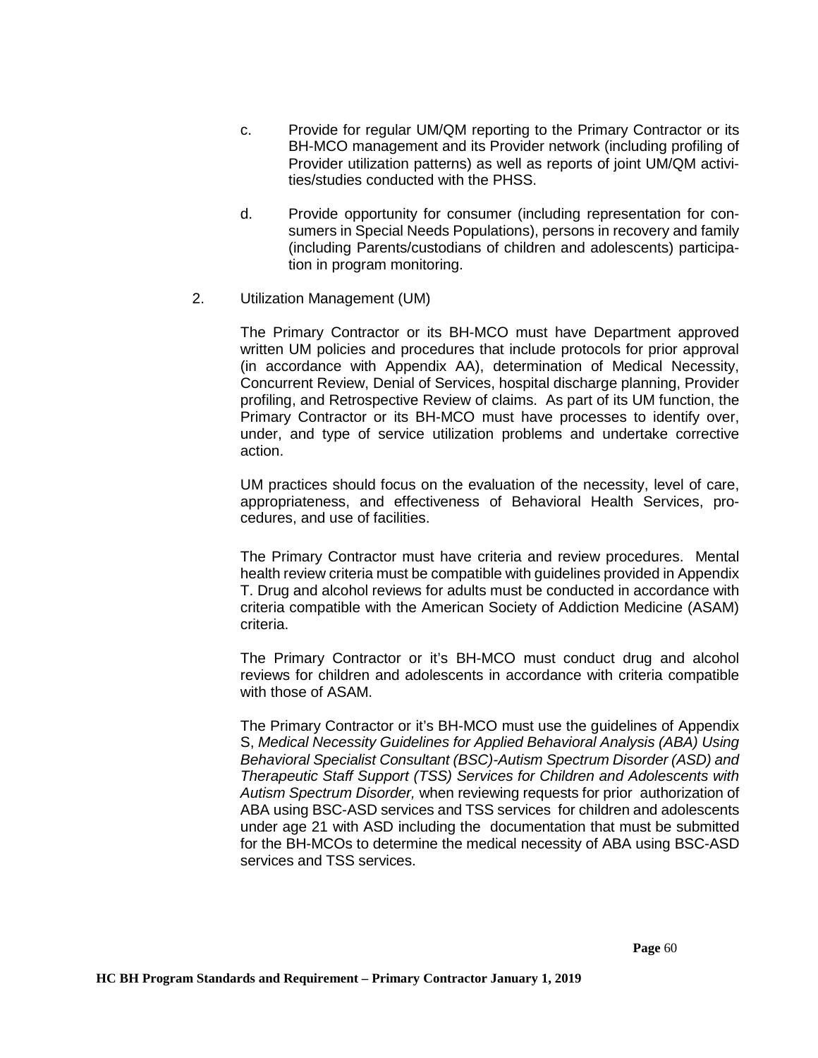c. Provide for regular UM/QM reporting to the Primary Contractor or its BH-MCO management and its Provider network (including profiling of Provider utilization patterns) as well as reports of joint UM/QM activities/studies conducted with the PHSS.

d. Provide opportunity for consumer (including representation for consumers in Special Needs Populations), persons in recovery and family (including Parents/custodians of children and adolescents) participation in program monitoring.

2. Utilization Management (UM)

The Primary Contractor or its BH-MCO must have Department approved written UM policies and procedures that include protocols for prior approval (in accordance with Appendix AA), determination of Medical Necessity, Concurrent Review, Denial of Services, hospital discharge planning, Provider profiling, and Retrospective Review of claims. As part of its UM function, the Primary Contractor or its BH-MCO must have processes to identify over, under, and type of service utilization problems and undertake corrective action.

UM practices should focus on the evaluation of the necessity, level of care, appropriateness, and effectiveness of Behavioral Health Services, procedures, and use of facilities.

The Primary Contractor must have criteria and review procedures. Mental health review criteria must be compatible with guidelines provided in Appendix T. Drug and alcohol reviews for adults must be conducted in accordance with criteria compatible with the American Society of Addiction Medicine (ASAM) criteria.

The Primary Contractor or it's BH-MCO must conduct drug and alcohol reviews for children and adolescents in accordance with criteria compatible with those of ASAM.

The Primary Contractor or it's BH-MCO must use the guidelines of Appendix S, *Medical Necessity Guidelines for Applied Behavioral Analysis (ABA) Using Behavioral Specialist Consultant (BSC)-Autism Spectrum Disorder (ASD) and Therapeutic Staff Support (TSS) Services for Children and Adolescents with Autism Spectrum Disorder,* when reviewing requests for prior authorization of ABA using BSC-ASD services and TSS services for children and adolescents under age 21 with ASD including the documentation that must be submitted for the BH-MCOs to determine the medical necessity of ABA using BSC-ASD services and TSS services.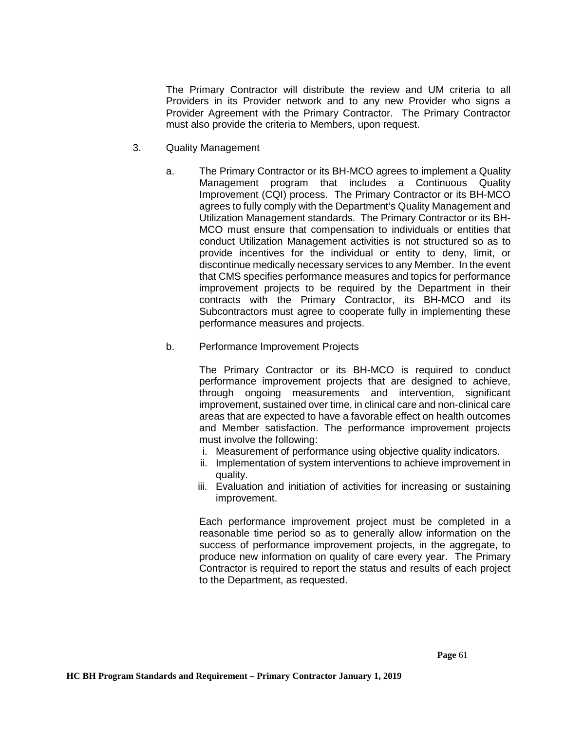The Primary Contractor will distribute the review and UM criteria to all Providers in its Provider network and to any new Provider who signs a Provider Agreement with the Primary Contractor. The Primary Contractor must also provide the criteria to Members, upon request.

3. Quality Management

   a. The Primary Contractor or its BH-MCO agrees to implement a Quality Management program that includes a Continuous Quality Improvement (CQI) process. The Primary Contractor or its BH-MCO agrees to fully comply with the Department's Quality Management and Utilization Management standards. The Primary Contractor or its BH-MCO must ensure that compensation to individuals or entities that conduct Utilization Management activities is not structured so as to provide incentives for the individual or entity to deny, limit, or discontinue medically necessary services to any Member. In the event that CMS specifies performance measures and topics for performance improvement projects to be required by the Department in their contracts with the Primary Contractor, its BH-MCO and its Subcontractors must agree to cooperate fully in implementing these performance measures and projects.

   b. Performance Improvement Projects

      The Primary Contractor or its BH-MCO is required to conduct performance improvement projects that are designed to achieve, through ongoing measurements and intervention, significant improvement, sustained over time, in clinical care and non-clinical care areas that are expected to have a favorable effect on health outcomes and Member satisfaction. The performance improvement projects must involve the following:

      i. Measurement of performance using objective quality indicators.
      ii. Implementation of system interventions to achieve improvement in quality.
      iii. Evaluation and initiation of activities for increasing or sustaining improvement.

      Each performance improvement project must be completed in a reasonable time period so as to generally allow information on the success of performance improvement projects, in the aggregate, to produce new information on quality of care every year. The Primary Contractor is required to report the status and results of each project to the Department, as requested.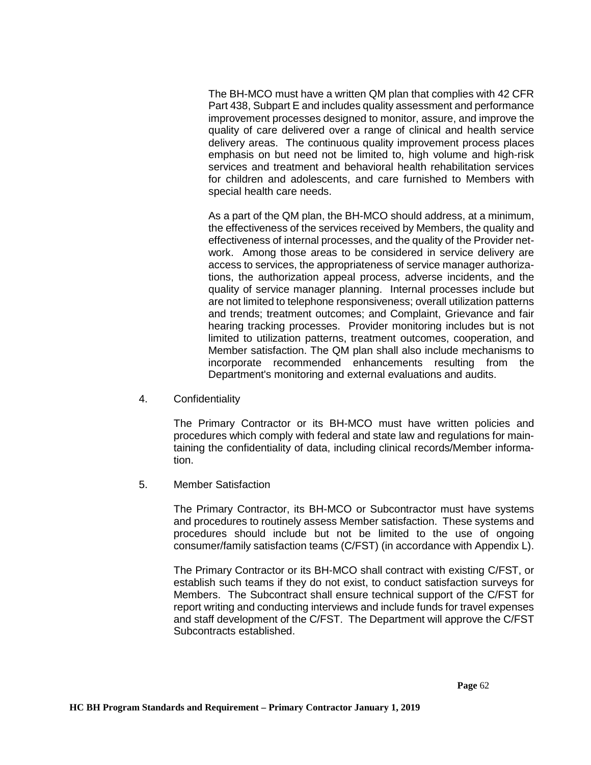The BH-MCO must have a written QM plan that complies with 42 CFR Part 438, Subpart E and includes quality assessment and performance improvement processes designed to monitor, assure, and improve the quality of care delivered over a range of clinical and health service delivery areas. The continuous quality improvement process places emphasis on but need not be limited to, high volume and high-risk services and treatment and behavioral health rehabilitation services for children and adolescents, and care furnished to Members with special health care needs.

As a part of the QM plan, the BH-MCO should address, at a minimum, the effectiveness of the services received by Members, the quality and effectiveness of internal processes, and the quality of the Provider network. Among those areas to be considered in service delivery are access to services, the appropriateness of service manager authorizations, the authorization appeal process, adverse incidents, and the quality of service manager planning. Internal processes include but are not limited to telephone responsiveness; overall utilization patterns and trends; treatment outcomes; and Complaint, Grievance and fair hearing tracking processes. Provider monitoring includes but is not limited to utilization patterns, treatment outcomes, cooperation, and Member satisfaction. The QM plan shall also include mechanisms to incorporate recommended enhancements resulting from the Department's monitoring and external evaluations and audits.

4. Confidentiality

The Primary Contractor or its BH-MCO must have written policies and procedures which comply with federal and state law and regulations for maintaining the confidentiality of data, including clinical records/Member information.

5. Member Satisfaction

The Primary Contractor, its BH-MCO or Subcontractor must have systems and procedures to routinely assess Member satisfaction. These systems and procedures should include but not be limited to the use of ongoing consumer/family satisfaction teams (C/FST) (in accordance with Appendix L).

The Primary Contractor or its BH-MCO shall contract with existing C/FST, or establish such teams if they do not exist, to conduct satisfaction surveys for Members. The Subcontract shall ensure technical support of the C/FST for report writing and conducting interviews and include funds for travel expenses and staff development of the C/FST. The Department will approve the C/FST Subcontracts established.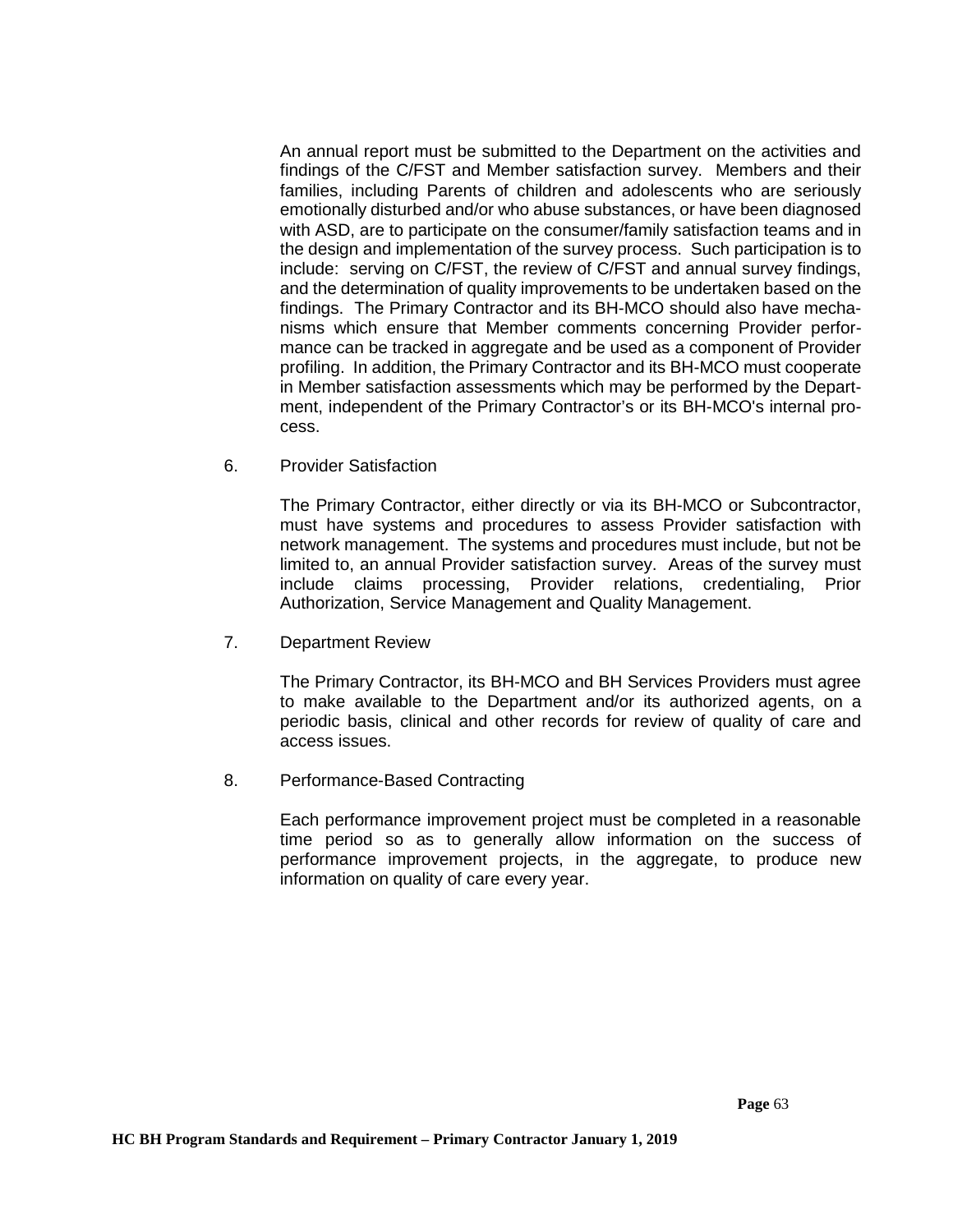An annual report must be submitted to the Department on the activities and findings of the C/FST and Member satisfaction survey. Members and their families, including Parents of children and adolescents who are seriously emotionally disturbed and/or who abuse substances, or have been diagnosed with ASD, are to participate on the consumer/family satisfaction teams and in the design and implementation of the survey process. Such participation is to include: serving on C/FST, the review of C/FST and annual survey findings, and the determination of quality improvements to be undertaken based on the findings. The Primary Contractor and its BH-MCO should also have mechanisms which ensure that Member comments concerning Provider performance can be tracked in aggregate and be used as a component of Provider profiling. In addition, the Primary Contractor and its BH-MCO must cooperate in Member satisfaction assessments which may be performed by the Department, independent of the Primary Contractor's or its BH-MCO's internal process.

6. Provider Satisfaction

   The Primary Contractor, either directly or via its BH-MCO or Subcontractor, must have systems and procedures to assess Provider satisfaction with network management. The systems and procedures must include, but not be limited to, an annual Provider satisfaction survey. Areas of the survey must include claims processing, Provider relations, credentialing, Prior Authorization, Service Management and Quality Management.

7. Department Review

   The Primary Contractor, its BH-MCO and BH Services Providers must agree to make available to the Department and/or its authorized agents, on a periodic basis, clinical and other records for review of quality of care and access issues.

8. Performance-Based Contracting

   Each performance improvement project must be completed in a reasonable time period so as to generally allow information on the success of performance improvement projects, in the aggregate, to produce new information on quality of care every year.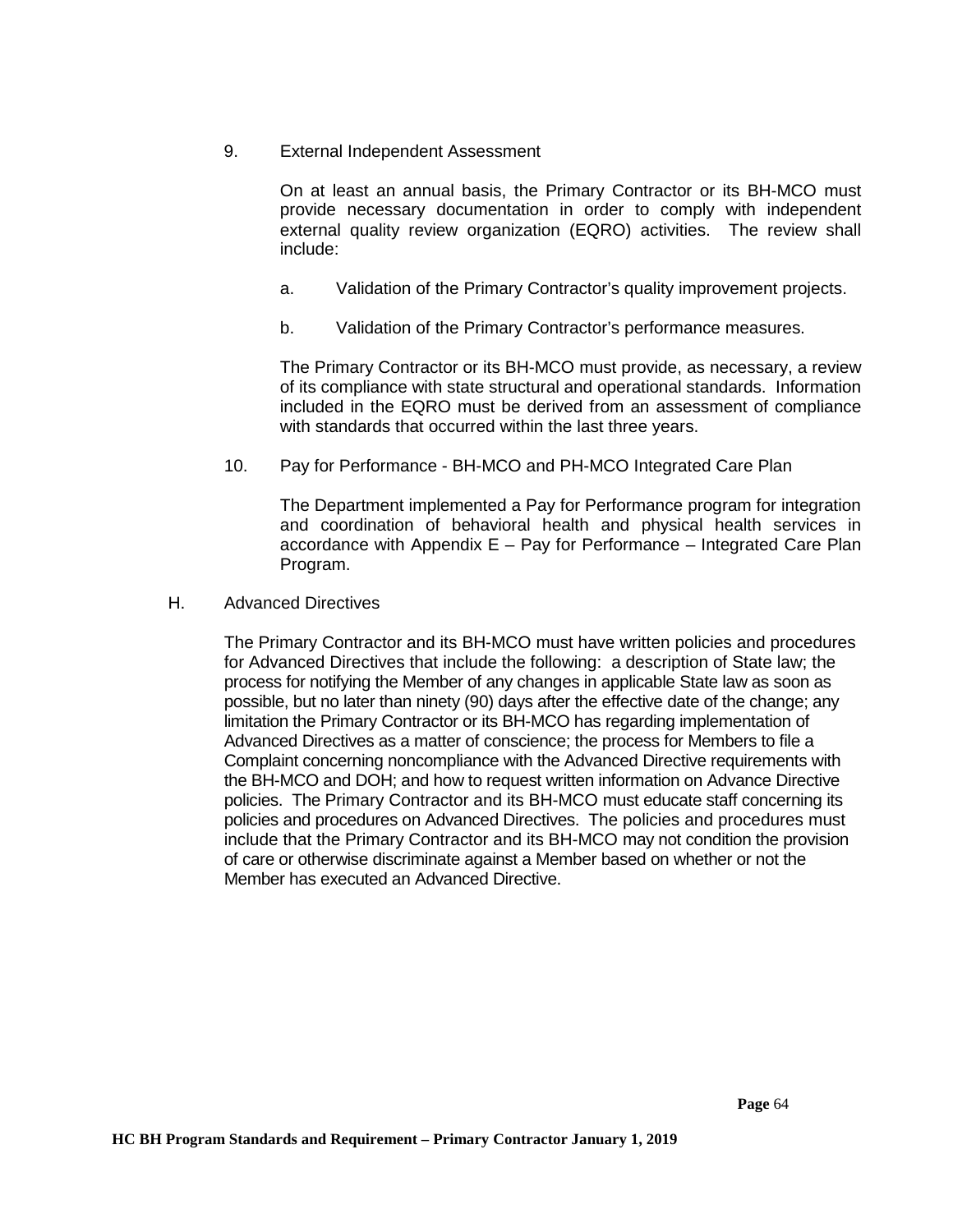9. External Independent Assessment

On at least an annual basis, the Primary Contractor or its BH-MCO must provide necessary documentation in order to comply with independent external quality review organization (EQRO) activities. The review shall include:

a. Validation of the Primary Contractor's quality improvement projects.

b. Validation of the Primary Contractor's performance measures.

The Primary Contractor or its BH-MCO must provide, as necessary, a review of its compliance with state structural and operational standards. Information included in the EQRO must be derived from an assessment of compliance with standards that occurred within the last three years.

10. Pay for Performance - BH-MCO and PH-MCO Integrated Care Plan

The Department implemented a Pay for Performance program for integration and coordination of behavioral health and physical health services in accordance with Appendix E – Pay for Performance – Integrated Care Plan Program.

H. Advanced Directives

The Primary Contractor and its BH-MCO must have written policies and procedures for Advanced Directives that include the following: a description of State law; the process for notifying the Member of any changes in applicable State law as soon as possible, but no later than ninety (90) days after the effective date of the change; any limitation the Primary Contractor or its BH-MCO has regarding implementation of Advanced Directives as a matter of conscience; the process for Members to file a Complaint concerning noncompliance with the Advanced Directive requirements with the BH-MCO and DOH; and how to request written information on Advance Directive policies. The Primary Contractor and its BH-MCO must educate staff concerning its policies and procedures on Advanced Directives. The policies and procedures must include that the Primary Contractor and its BH-MCO may not condition the provision of care or otherwise discriminate against a Member based on whether or not the Member has executed an Advanced Directive.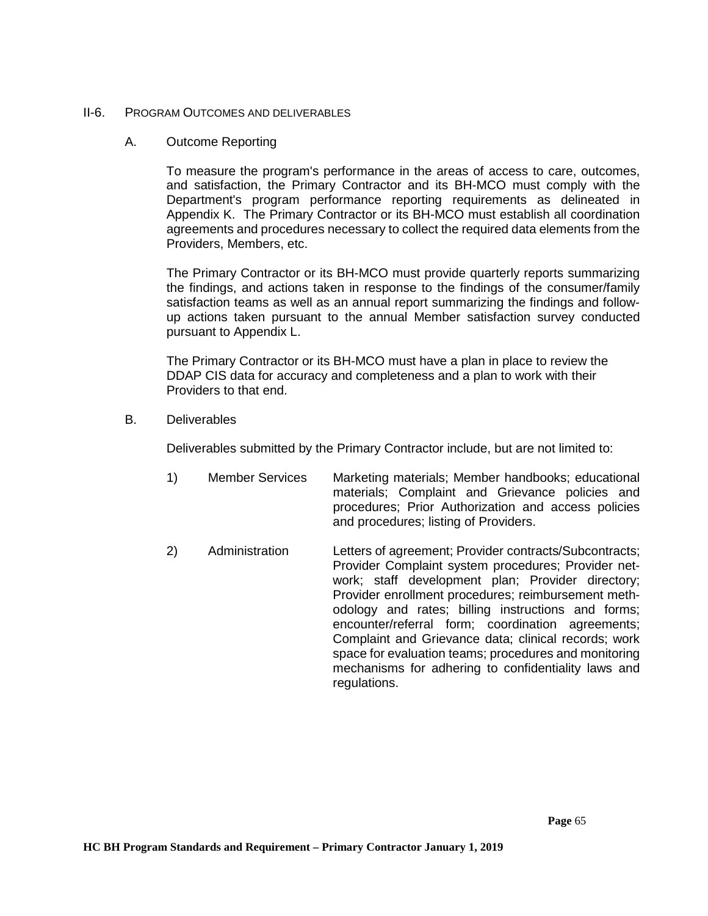## II-6. PROGRAM OUTCOMES AND DELIVERABLES

### A. Outcome Reporting

To measure the program's performance in the areas of access to care, outcomes, and satisfaction, the Primary Contractor and its BH-MCO must comply with the Department's program performance reporting requirements as delineated in Appendix K. The Primary Contractor or its BH-MCO must establish all coordination agreements and procedures necessary to collect the required data elements from the Providers, Members, etc.

The Primary Contractor or its BH-MCO must provide quarterly reports summarizing the findings, and actions taken in response to the findings of the consumer/family satisfaction teams as well as an annual report summarizing the findings and follow-up actions taken pursuant to the annual Member satisfaction survey conducted pursuant to Appendix L.

The Primary Contractor or its BH-MCO must have a plan in place to review the DDAP CIS data for accuracy and completeness and a plan to work with their Providers to that end.

### B. Deliverables

Deliverables submitted by the Primary Contractor include, but are not limited to:

1) **Member Services** — Marketing materials; Member handbooks; educational materials; Complaint and Grievance policies and procedures; Prior Authorization and access policies and procedures; listing of Providers.

2) **Administration** — Letters of agreement; Provider contracts/Subcontracts; Provider Complaint system procedures; Provider network; staff development plan; Provider directory; Provider enrollment procedures; reimbursement methodology and rates; billing instructions and forms; encounter/referral form; coordination agreements; Complaint and Grievance data; clinical records; work space for evaluation teams; procedures and monitoring mechanisms for adhering to confidentiality laws and regulations.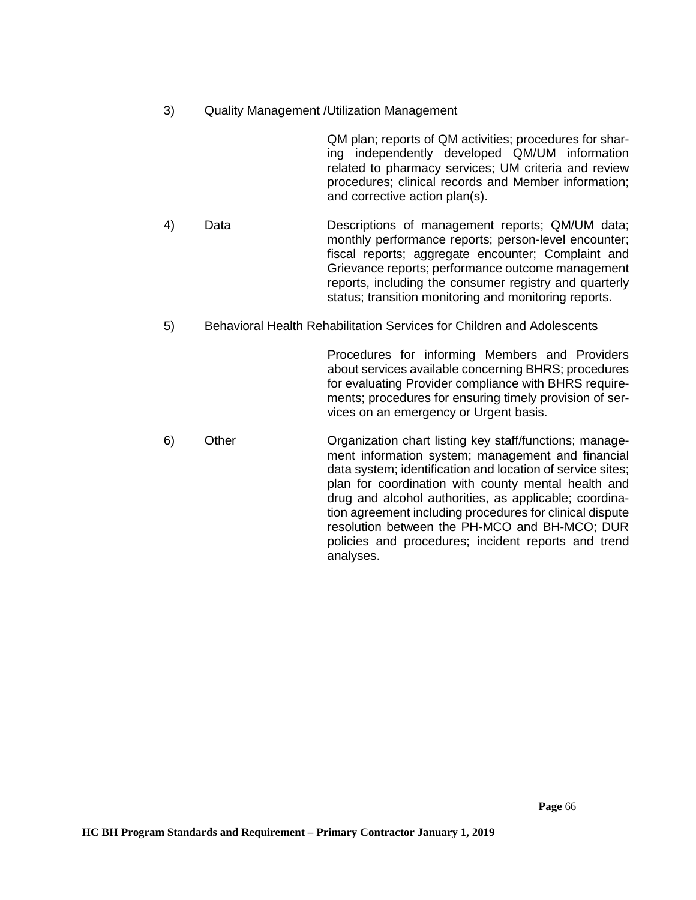3) Quality Management /Utilization Management

QM plan; reports of QM activities; procedures for sharing independently developed QM/UM information related to pharmacy services; UM criteria and review procedures; clinical records and Member information; and corrective action plan(s).

4) Data

Descriptions of management reports; QM/UM data; monthly performance reports; person-level encounter; fiscal reports; aggregate encounter; Complaint and Grievance reports; performance outcome management reports, including the consumer registry and quarterly status; transition monitoring and monitoring reports.

5) Behavioral Health Rehabilitation Services for Children and Adolescents

Procedures for informing Members and Providers about services available concerning BHRS; procedures for evaluating Provider compliance with BHRS requirements; procedures for ensuring timely provision of services on an emergency or Urgent basis.

6) Other

Organization chart listing key staff/functions; management information system; management and financial data system; identification and location of service sites; plan for coordination with county mental health and drug and alcohol authorities, as applicable; coordination agreement including procedures for clinical dispute resolution between the PH-MCO and BH-MCO; DUR policies and procedures; incident reports and trend analyses.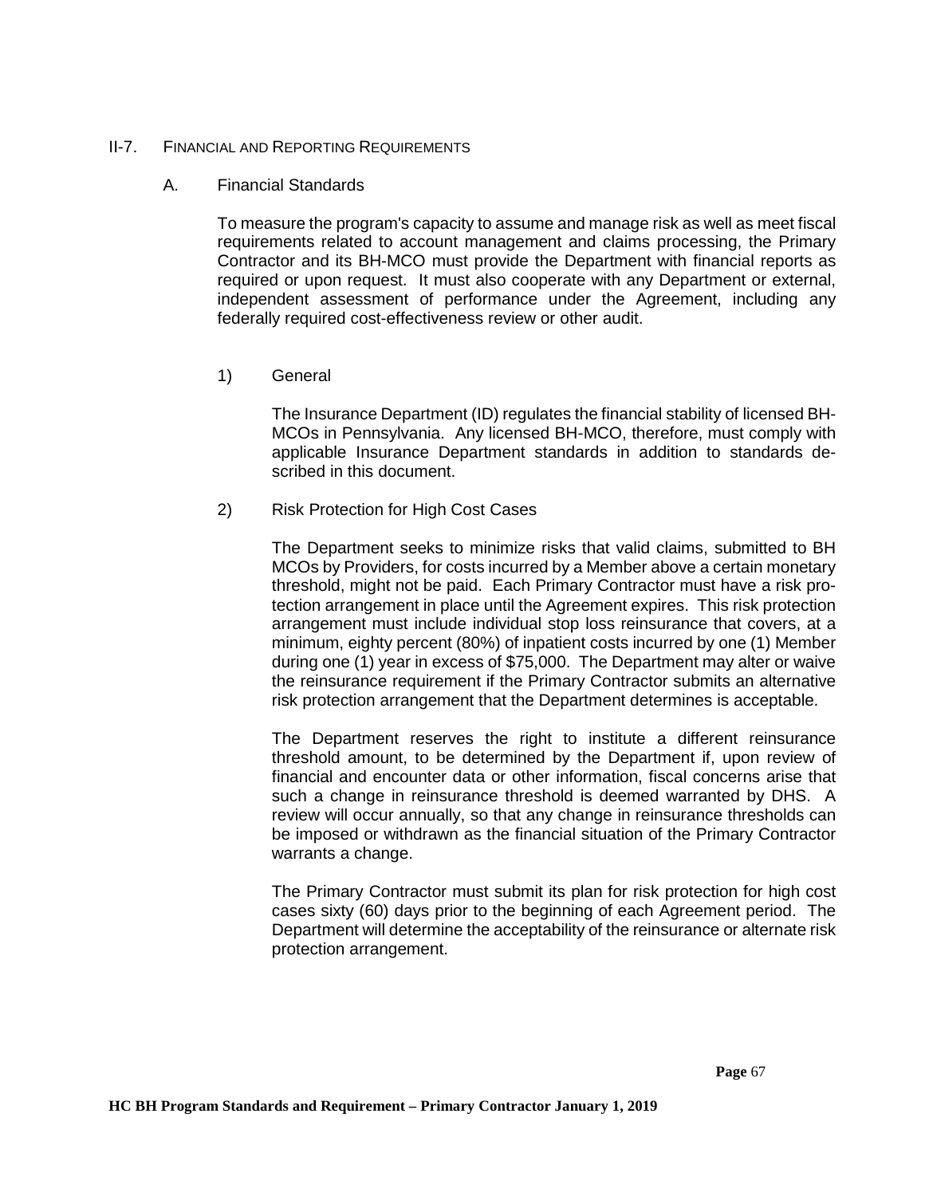## II-7. FINANCIAL AND REPORTING REQUIREMENTS

### A. Financial Standards

To measure the program's capacity to assume and manage risk as well as meet fiscal requirements related to account management and claims processing, the Primary Contractor and its BH-MCO must provide the Department with financial reports as required or upon request. It must also cooperate with any Department or external, independent assessment of performance under the Agreement, including any federally required cost-effectiveness review or other audit.

1) General

The Insurance Department (ID) regulates the financial stability of licensed BH-MCOs in Pennsylvania. Any licensed BH-MCO, therefore, must comply with applicable Insurance Department standards in addition to standards described in this document.

2) Risk Protection for High Cost Cases

The Department seeks to minimize risks that valid claims, submitted to BH MCOs by Providers, for costs incurred by a Member above a certain monetary threshold, might not be paid. Each Primary Contractor must have a risk protection arrangement in place until the Agreement expires. This risk protection arrangement must include individual stop loss reinsurance that covers, at a minimum, eighty percent (80%) of inpatient costs incurred by one (1) Member during one (1) year in excess of $75,000. The Department may alter or waive the reinsurance requirement if the Primary Contractor submits an alternative risk protection arrangement that the Department determines is acceptable.

The Department reserves the right to institute a different reinsurance threshold amount, to be determined by the Department if, upon review of financial and encounter data or other information, fiscal concerns arise that such a change in reinsurance threshold is deemed warranted by DHS. A review will occur annually, so that any change in reinsurance thresholds can be imposed or withdrawn as the financial situation of the Primary Contractor warrants a change.

The Primary Contractor must submit its plan for risk protection for high cost cases sixty (60) days prior to the beginning of each Agreement period. The Department will determine the acceptability of the reinsurance or alternate risk protection arrangement.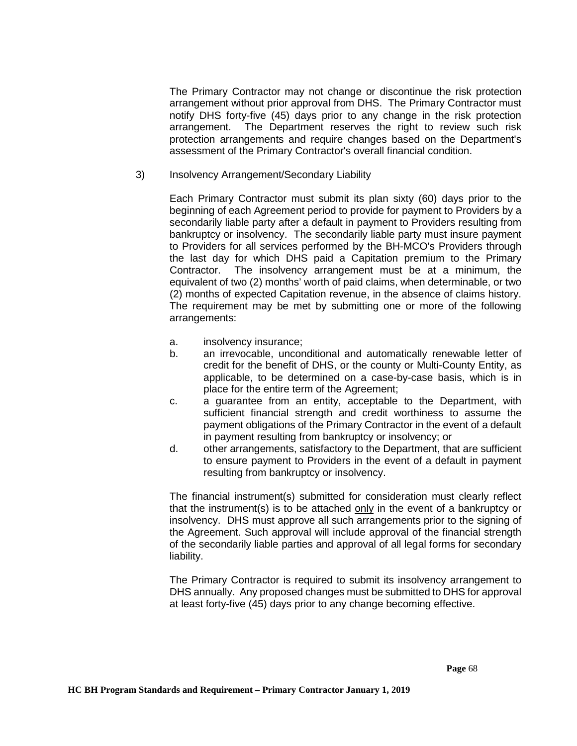The Primary Contractor may not change or discontinue the risk protection arrangement without prior approval from DHS. The Primary Contractor must notify DHS forty-five (45) days prior to any change in the risk protection arrangement. The Department reserves the right to review such risk protection arrangements and require changes based on the Department's assessment of the Primary Contractor's overall financial condition.

3) Insolvency Arrangement/Secondary Liability

Each Primary Contractor must submit its plan sixty (60) days prior to the beginning of each Agreement period to provide for payment to Providers by a secondarily liable party after a default in payment to Providers resulting from bankruptcy or insolvency. The secondarily liable party must insure payment to Providers for all services performed by the BH-MCO's Providers through the last day for which DHS paid a Capitation premium to the Primary Contractor. The insolvency arrangement must be at a minimum, the equivalent of two (2) months' worth of paid claims, when determinable, or two (2) months of expected Capitation revenue, in the absence of claims history. The requirement may be met by submitting one or more of the following arrangements:

a. insolvency insurance;
b. an irrevocable, unconditional and automatically renewable letter of credit for the benefit of DHS, or the county or Multi-County Entity, as applicable, to be determined on a case-by-case basis, which is in place for the entire term of the Agreement;
c. a guarantee from an entity, acceptable to the Department, with sufficient financial strength and credit worthiness to assume the payment obligations of the Primary Contractor in the event of a default in payment resulting from bankruptcy or insolvency; or
d. other arrangements, satisfactory to the Department, that are sufficient to ensure payment to Providers in the event of a default in payment resulting from bankruptcy or insolvency.

The financial instrument(s) submitted for consideration must clearly reflect that the instrument(s) is to be attached only in the event of a bankruptcy or insolvency. DHS must approve all such arrangements prior to the signing of the Agreement. Such approval will include approval of the financial strength of the secondarily liable parties and approval of all legal forms for secondary liability.

The Primary Contractor is required to submit its insolvency arrangement to DHS annually. Any proposed changes must be submitted to DHS for approval at least forty-five (45) days prior to any change becoming effective.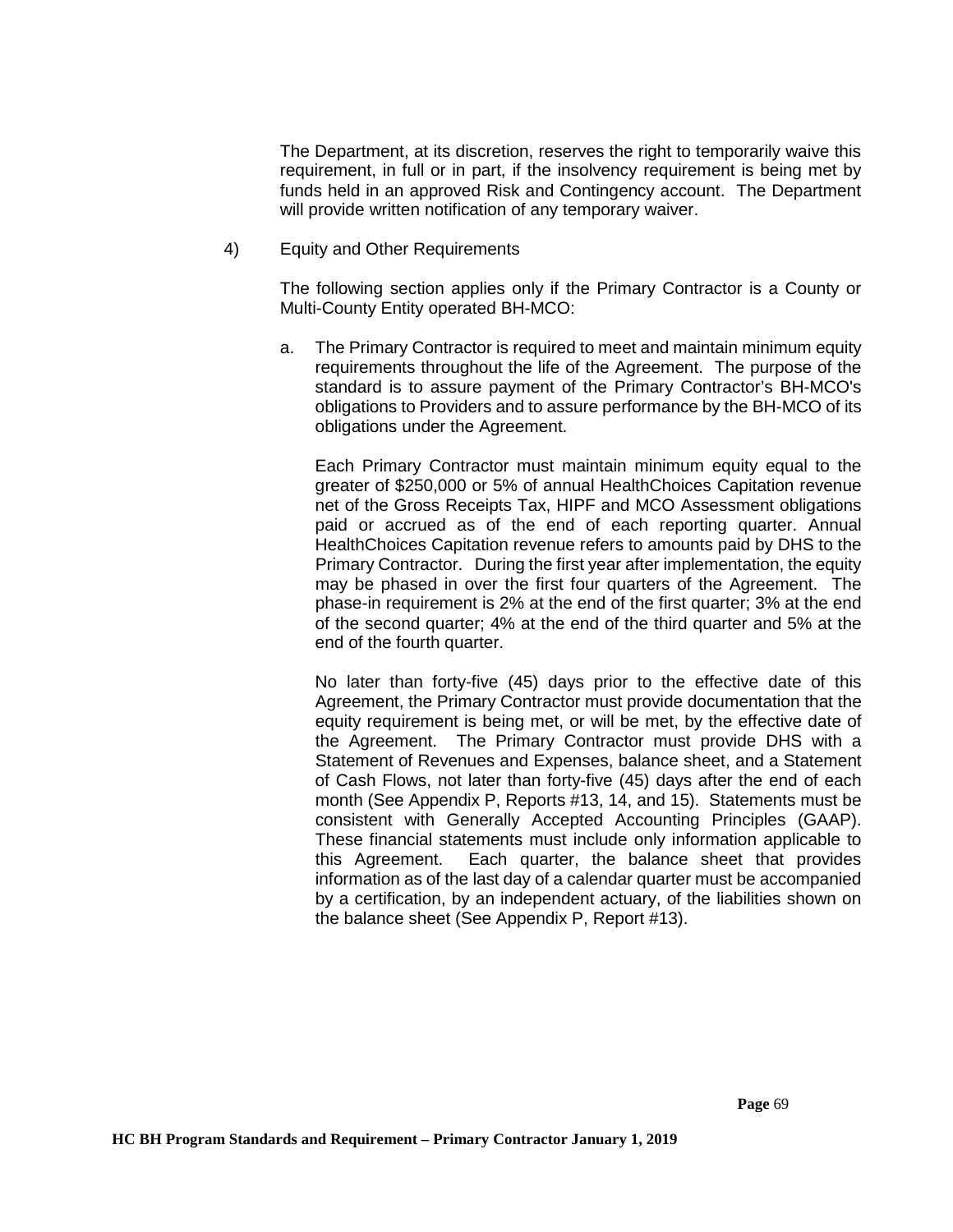The Department, at its discretion, reserves the right to temporarily waive this requirement, in full or in part, if the insolvency requirement is being met by funds held in an approved Risk and Contingency account. The Department will provide written notification of any temporary waiver.

4) Equity and Other Requirements

The following section applies only if the Primary Contractor is a County or Multi-County Entity operated BH-MCO:

a. The Primary Contractor is required to meet and maintain minimum equity requirements throughout the life of the Agreement. The purpose of the standard is to assure payment of the Primary Contractor's BH-MCO's obligations to Providers and to assure performance by the BH-MCO of its obligations under the Agreement.

   Each Primary Contractor must maintain minimum equity equal to the greater of $250,000 or 5% of annual HealthChoices Capitation revenue net of the Gross Receipts Tax, HIPF and MCO Assessment obligations paid or accrued as of the end of each reporting quarter. Annual HealthChoices Capitation revenue refers to amounts paid by DHS to the Primary Contractor. During the first year after implementation, the equity may be phased in over the first four quarters of the Agreement. The phase-in requirement is 2% at the end of the first quarter; 3% at the end of the second quarter; 4% at the end of the third quarter and 5% at the end of the fourth quarter.

   No later than forty-five (45) days prior to the effective date of this Agreement, the Primary Contractor must provide documentation that the equity requirement is being met, or will be met, by the effective date of the Agreement. The Primary Contractor must provide DHS with a Statement of Revenues and Expenses, balance sheet, and a Statement of Cash Flows, not later than forty-five (45) days after the end of each month (See Appendix P, Reports #13, 14, and 15). Statements must be consistent with Generally Accepted Accounting Principles (GAAP). These financial statements must include only information applicable to this Agreement. Each quarter, the balance sheet that provides information as of the last day of a calendar quarter must be accompanied by a certification, by an independent actuary, of the liabilities shown on the balance sheet (See Appendix P, Report #13).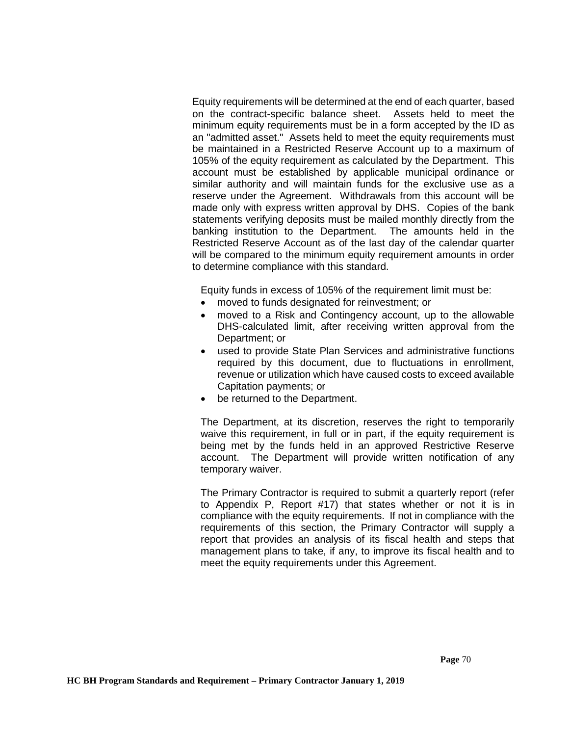Equity requirements will be determined at the end of each quarter, based on the contract-specific balance sheet. Assets held to meet the minimum equity requirements must be in a form accepted by the ID as an "admitted asset." Assets held to meet the equity requirements must be maintained in a Restricted Reserve Account up to a maximum of 105% of the equity requirement as calculated by the Department. This account must be established by applicable municipal ordinance or similar authority and will maintain funds for the exclusive use as a reserve under the Agreement. Withdrawals from this account will be made only with express written approval by DHS. Copies of the bank statements verifying deposits must be mailed monthly directly from the banking institution to the Department. The amounts held in the Restricted Reserve Account as of the last day of the calendar quarter will be compared to the minimum equity requirement amounts in order to determine compliance with this standard.

Equity funds in excess of 105% of the requirement limit must be:

- moved to funds designated for reinvestment; or
- moved to a Risk and Contingency account, up to the allowable DHS-calculated limit, after receiving written approval from the Department; or
- used to provide State Plan Services and administrative functions required by this document, due to fluctuations in enrollment, revenue or utilization which have caused costs to exceed available Capitation payments; or
- be returned to the Department.

The Department, at its discretion, reserves the right to temporarily waive this requirement, in full or in part, if the equity requirement is being met by the funds held in an approved Restrictive Reserve account. The Department will provide written notification of any temporary waiver.

The Primary Contractor is required to submit a quarterly report (refer to Appendix P, Report #17) that states whether or not it is in compliance with the equity requirements. If not in compliance with the requirements of this section, the Primary Contractor will supply a report that provides an analysis of its fiscal health and steps that management plans to take, if any, to improve its fiscal health and to meet the equity requirements under this Agreement.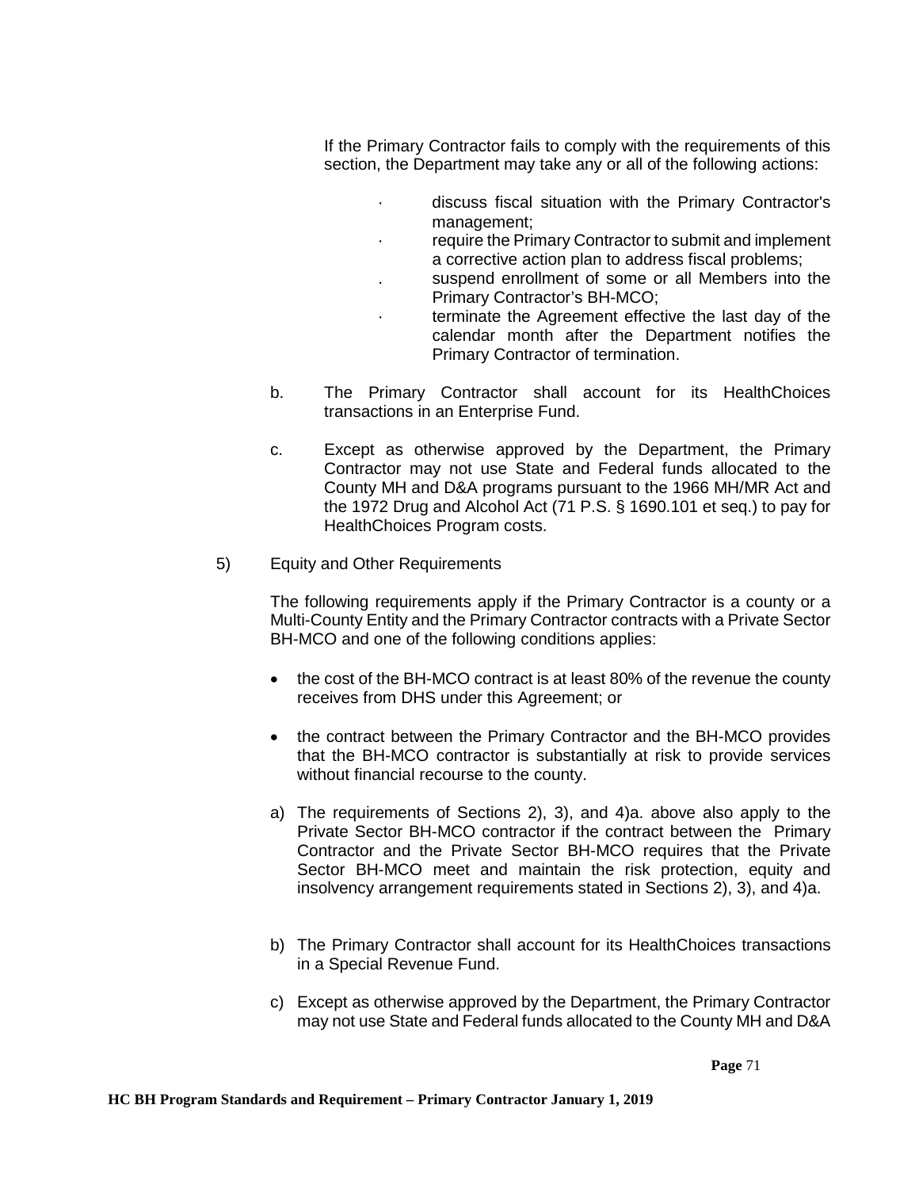If the Primary Contractor fails to comply with the requirements of this section, the Department may take any or all of the following actions:

- discuss fiscal situation with the Primary Contractor's management;
- require the Primary Contractor to submit and implement a corrective action plan to address fiscal problems;
- suspend enrollment of some or all Members into the Primary Contractor's BH-MCO;
- terminate the Agreement effective the last day of the calendar month after the Department notifies the Primary Contractor of termination.

b. The Primary Contractor shall account for its HealthChoices transactions in an Enterprise Fund.

c. Except as otherwise approved by the Department, the Primary Contractor may not use State and Federal funds allocated to the County MH and D&A programs pursuant to the 1966 MH/MR Act and the 1972 Drug and Alcohol Act (71 P.S. § 1690.101 et seq.) to pay for HealthChoices Program costs.

5) Equity and Other Requirements

The following requirements apply if the Primary Contractor is a county or a Multi-County Entity and the Primary Contractor contracts with a Private Sector BH-MCO and one of the following conditions applies:

- the cost of the BH-MCO contract is at least 80% of the revenue the county receives from DHS under this Agreement; or
- the contract between the Primary Contractor and the BH-MCO provides that the BH-MCO contractor is substantially at risk to provide services without financial recourse to the county.

a) The requirements of Sections 2), 3), and 4)a. above also apply to the Private Sector BH-MCO contractor if the contract between the Primary Contractor and the Private Sector BH-MCO requires that the Private Sector BH-MCO meet and maintain the risk protection, equity and insolvency arrangement requirements stated in Sections 2), 3), and 4)a.

b) The Primary Contractor shall account for its HealthChoices transactions in a Special Revenue Fund.

c) Except as otherwise approved by the Department, the Primary Contractor may not use State and Federal funds allocated to the County MH and D&A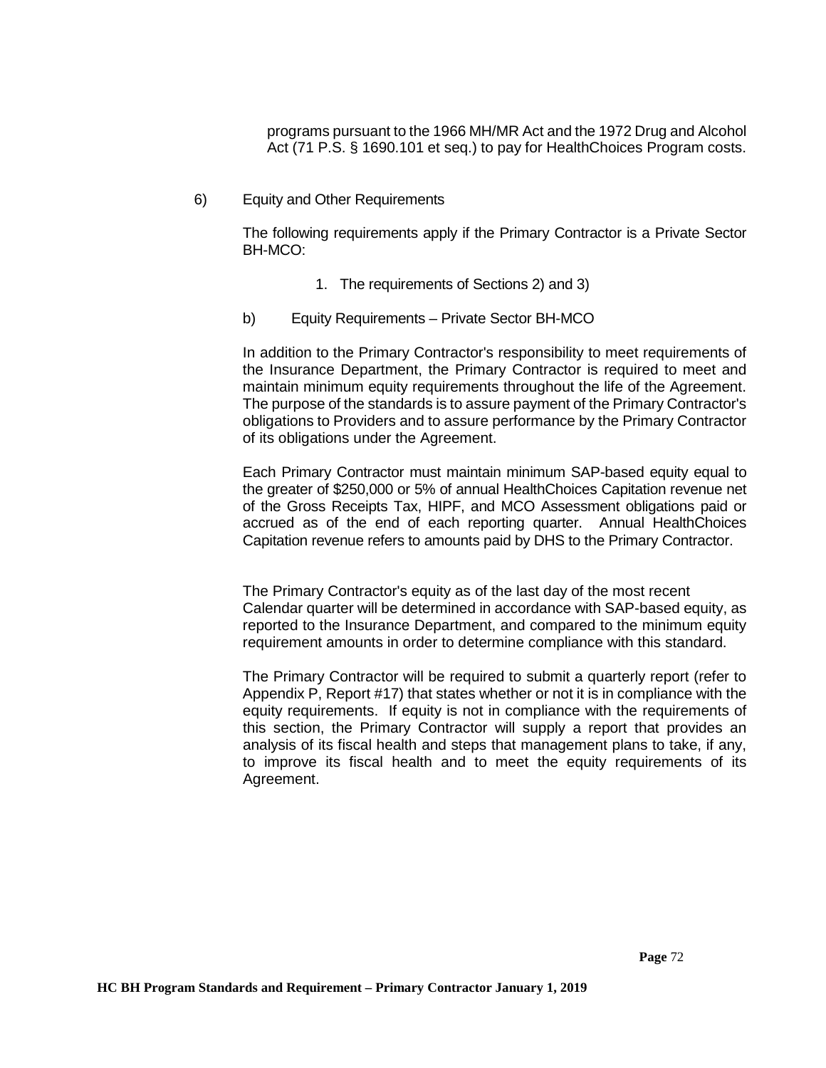programs pursuant to the 1966 MH/MR Act and the 1972 Drug and Alcohol Act (71 P.S. § 1690.101 et seq.) to pay for HealthChoices Program costs.

6) Equity and Other Requirements

The following requirements apply if the Primary Contractor is a Private Sector BH-MCO:

1. The requirements of Sections 2) and 3)

b) Equity Requirements – Private Sector BH-MCO

In addition to the Primary Contractor's responsibility to meet requirements of the Insurance Department, the Primary Contractor is required to meet and maintain minimum equity requirements throughout the life of the Agreement. The purpose of the standards is to assure payment of the Primary Contractor's obligations to Providers and to assure performance by the Primary Contractor of its obligations under the Agreement.

Each Primary Contractor must maintain minimum SAP-based equity equal to the greater of $250,000 or 5% of annual HealthChoices Capitation revenue net of the Gross Receipts Tax, HIPF, and MCO Assessment obligations paid or accrued as of the end of each reporting quarter. Annual HealthChoices Capitation revenue refers to amounts paid by DHS to the Primary Contractor.

The Primary Contractor's equity as of the last day of the most recent Calendar quarter will be determined in accordance with SAP-based equity, as reported to the Insurance Department, and compared to the minimum equity requirement amounts in order to determine compliance with this standard.

The Primary Contractor will be required to submit a quarterly report (refer to Appendix P, Report #17) that states whether or not it is in compliance with the equity requirements. If equity is not in compliance with the requirements of this section, the Primary Contractor will supply a report that provides an analysis of its fiscal health and steps that management plans to take, if any, to improve its fiscal health and to meet the equity requirements of its Agreement.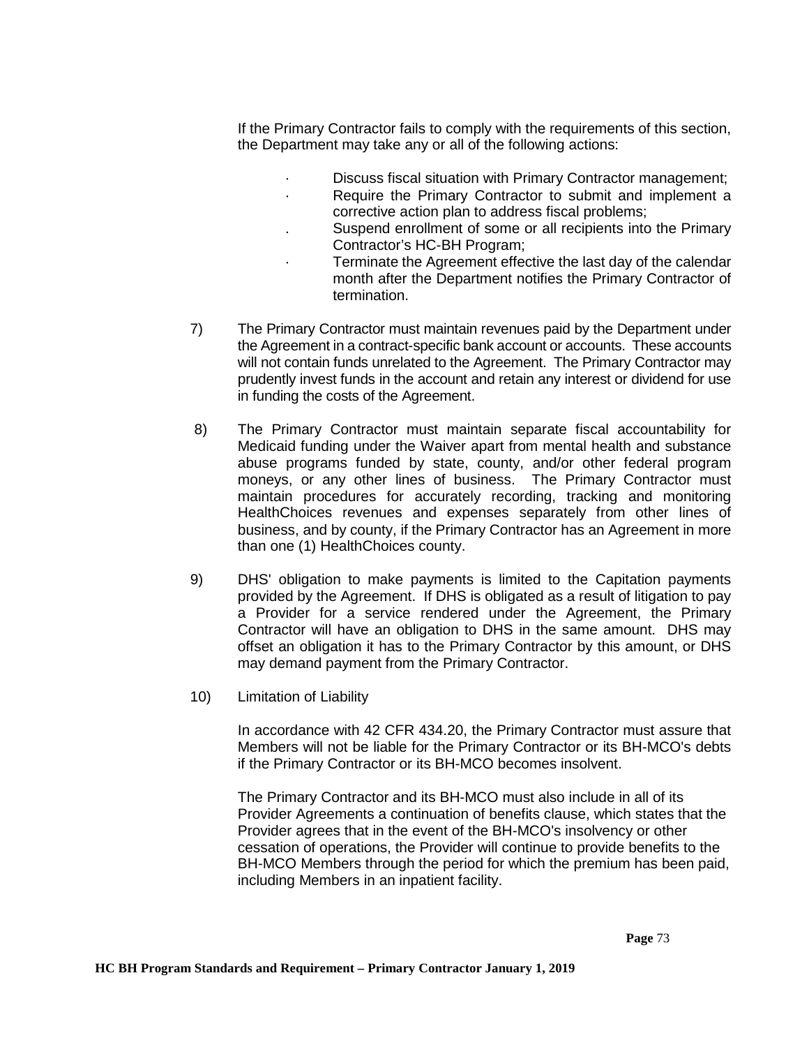If the Primary Contractor fails to comply with the requirements of this section, the Department may take any or all of the following actions:

- Discuss fiscal situation with Primary Contractor management;
- Require the Primary Contractor to submit and implement a corrective action plan to address fiscal problems;
- Suspend enrollment of some or all recipients into the Primary Contractor's HC-BH Program;
- Terminate the Agreement effective the last day of the calendar month after the Department notifies the Primary Contractor of termination.

7) The Primary Contractor must maintain revenues paid by the Department under the Agreement in a contract-specific bank account or accounts. These accounts will not contain funds unrelated to the Agreement. The Primary Contractor may prudently invest funds in the account and retain any interest or dividend for use in funding the costs of the Agreement.

8) The Primary Contractor must maintain separate fiscal accountability for Medicaid funding under the Waiver apart from mental health and substance abuse programs funded by state, county, and/or other federal program moneys, or any other lines of business. The Primary Contractor must maintain procedures for accurately recording, tracking and monitoring HealthChoices revenues and expenses separately from other lines of business, and by county, if the Primary Contractor has an Agreement in more than one (1) HealthChoices county.

9) DHS' obligation to make payments is limited to the Capitation payments provided by the Agreement. If DHS is obligated as a result of litigation to pay a Provider for a service rendered under the Agreement, the Primary Contractor will have an obligation to DHS in the same amount. DHS may offset an obligation it has to the Primary Contractor by this amount, or DHS may demand payment from the Primary Contractor.

10) Limitation of Liability

In accordance with 42 CFR 434.20, the Primary Contractor must assure that Members will not be liable for the Primary Contractor or its BH-MCO's debts if the Primary Contractor or its BH-MCO becomes insolvent.

The Primary Contractor and its BH-MCO must also include in all of its Provider Agreements a continuation of benefits clause, which states that the Provider agrees that in the event of the BH-MCO's insolvency or other cessation of operations, the Provider will continue to provide benefits to the BH-MCO Members through the period for which the premium has been paid, including Members in an inpatient facility.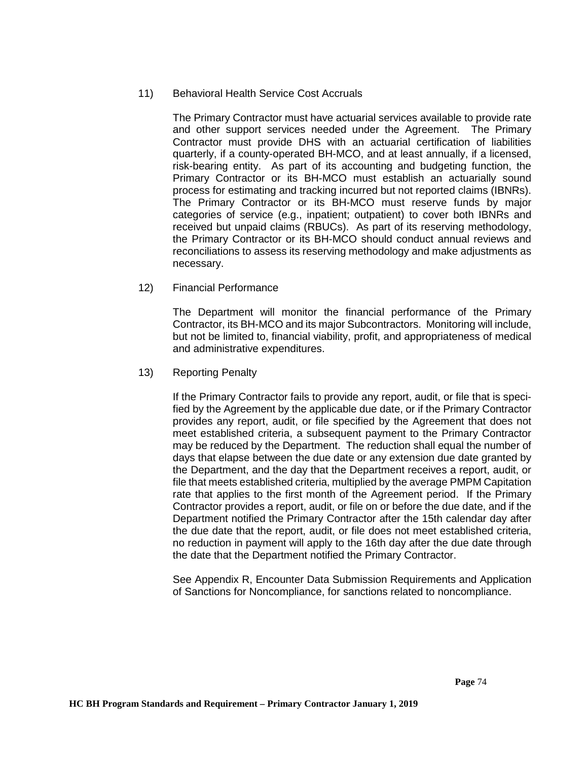11) Behavioral Health Service Cost Accruals

The Primary Contractor must have actuarial services available to provide rate and other support services needed under the Agreement. The Primary Contractor must provide DHS with an actuarial certification of liabilities quarterly, if a county-operated BH-MCO, and at least annually, if a licensed, risk-bearing entity. As part of its accounting and budgeting function, the Primary Contractor or its BH-MCO must establish an actuarially sound process for estimating and tracking incurred but not reported claims (IBNRs). The Primary Contractor or its BH-MCO must reserve funds by major categories of service (e.g., inpatient; outpatient) to cover both IBNRs and received but unpaid claims (RBUCs). As part of its reserving methodology, the Primary Contractor or its BH-MCO should conduct annual reviews and reconciliations to assess its reserving methodology and make adjustments as necessary.

12) Financial Performance

The Department will monitor the financial performance of the Primary Contractor, its BH-MCO and its major Subcontractors. Monitoring will include, but not be limited to, financial viability, profit, and appropriateness of medical and administrative expenditures.

13) Reporting Penalty

If the Primary Contractor fails to provide any report, audit, or file that is specified by the Agreement by the applicable due date, or if the Primary Contractor provides any report, audit, or file specified by the Agreement that does not meet established criteria, a subsequent payment to the Primary Contractor may be reduced by the Department. The reduction shall equal the number of days that elapse between the due date or any extension due date granted by the Department, and the day that the Department receives a report, audit, or file that meets established criteria, multiplied by the average PMPM Capitation rate that applies to the first month of the Agreement period. If the Primary Contractor provides a report, audit, or file on or before the due date, and if the Department notified the Primary Contractor after the 15th calendar day after the due date that the report, audit, or file does not meet established criteria, no reduction in payment will apply to the 16th day after the due date through the date that the Department notified the Primary Contractor.

See Appendix R, Encounter Data Submission Requirements and Application of Sanctions for Noncompliance, for sanctions related to noncompliance.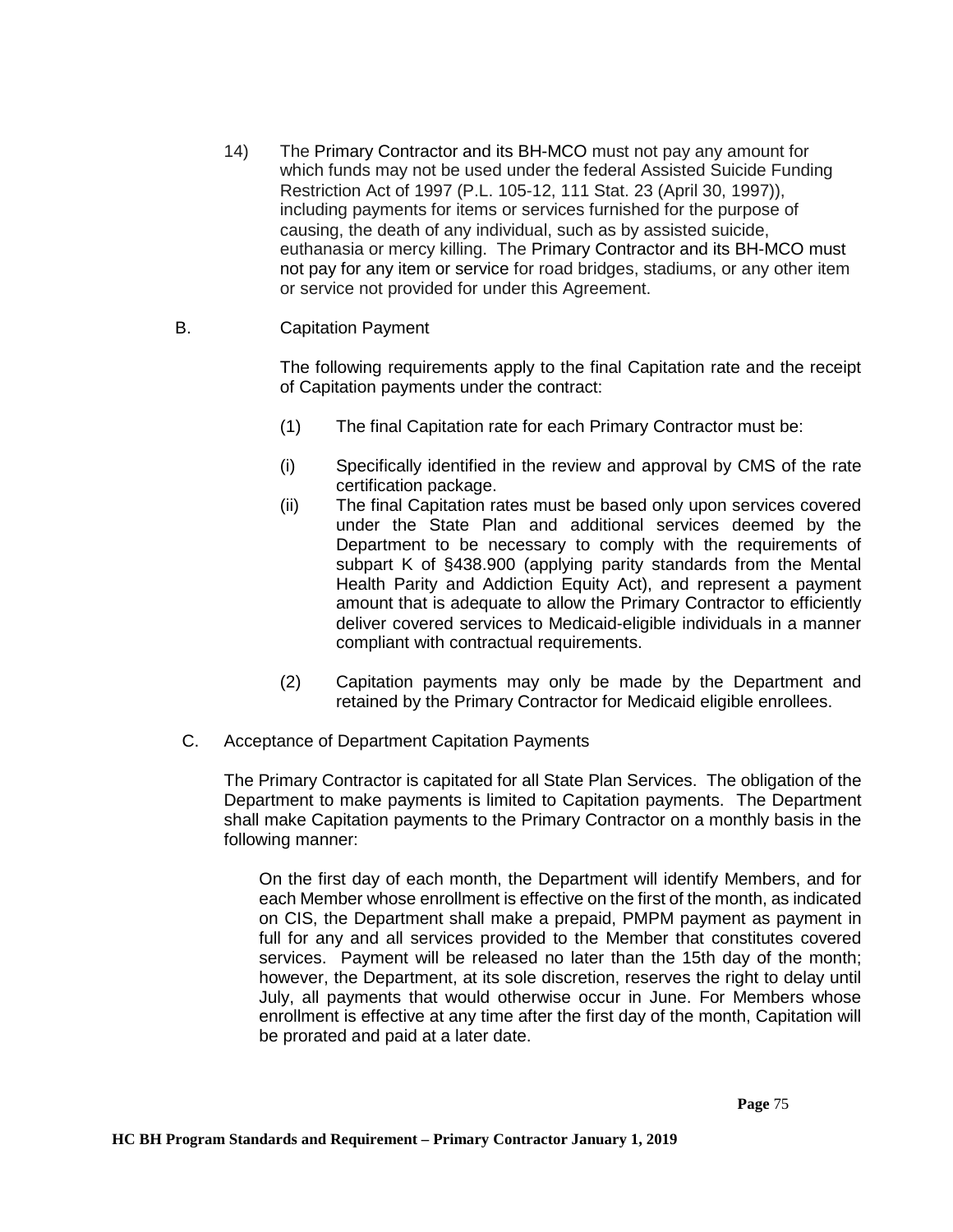14) The Primary Contractor and its BH-MCO must not pay any amount for which funds may not be used under the federal Assisted Suicide Funding Restriction Act of 1997 (P.L. 105-12, 111 Stat. 23 (April 30, 1997)), including payments for items or services furnished for the purpose of causing, the death of any individual, such as by assisted suicide, euthanasia or mercy killing. The Primary Contractor and its BH-MCO must not pay for any item or service for road bridges, stadiums, or any other item or service not provided for under this Agreement.

B. Capitation Payment

The following requirements apply to the final Capitation rate and the receipt of Capitation payments under the contract:

(1) The final Capitation rate for each Primary Contractor must be:

(i) Specifically identified in the review and approval by CMS of the rate certification package.

(ii) The final Capitation rates must be based only upon services covered under the State Plan and additional services deemed by the Department to be necessary to comply with the requirements of subpart K of §438.900 (applying parity standards from the Mental Health Parity and Addiction Equity Act), and represent a payment amount that is adequate to allow the Primary Contractor to efficiently deliver covered services to Medicaid-eligible individuals in a manner compliant with contractual requirements.

(2) Capitation payments may only be made by the Department and retained by the Primary Contractor for Medicaid eligible enrollees.

C. Acceptance of Department Capitation Payments

The Primary Contractor is capitated for all State Plan Services. The obligation of the Department to make payments is limited to Capitation payments. The Department shall make Capitation payments to the Primary Contractor on a monthly basis in the following manner:

On the first day of each month, the Department will identify Members, and for each Member whose enrollment is effective on the first of the month, as indicated on CIS, the Department shall make a prepaid, PMPM payment as payment in full for any and all services provided to the Member that constitutes covered services. Payment will be released no later than the 15th day of the month; however, the Department, at its sole discretion, reserves the right to delay until July, all payments that would otherwise occur in June. For Members whose enrollment is effective at any time after the first day of the month, Capitation will be prorated and paid at a later date.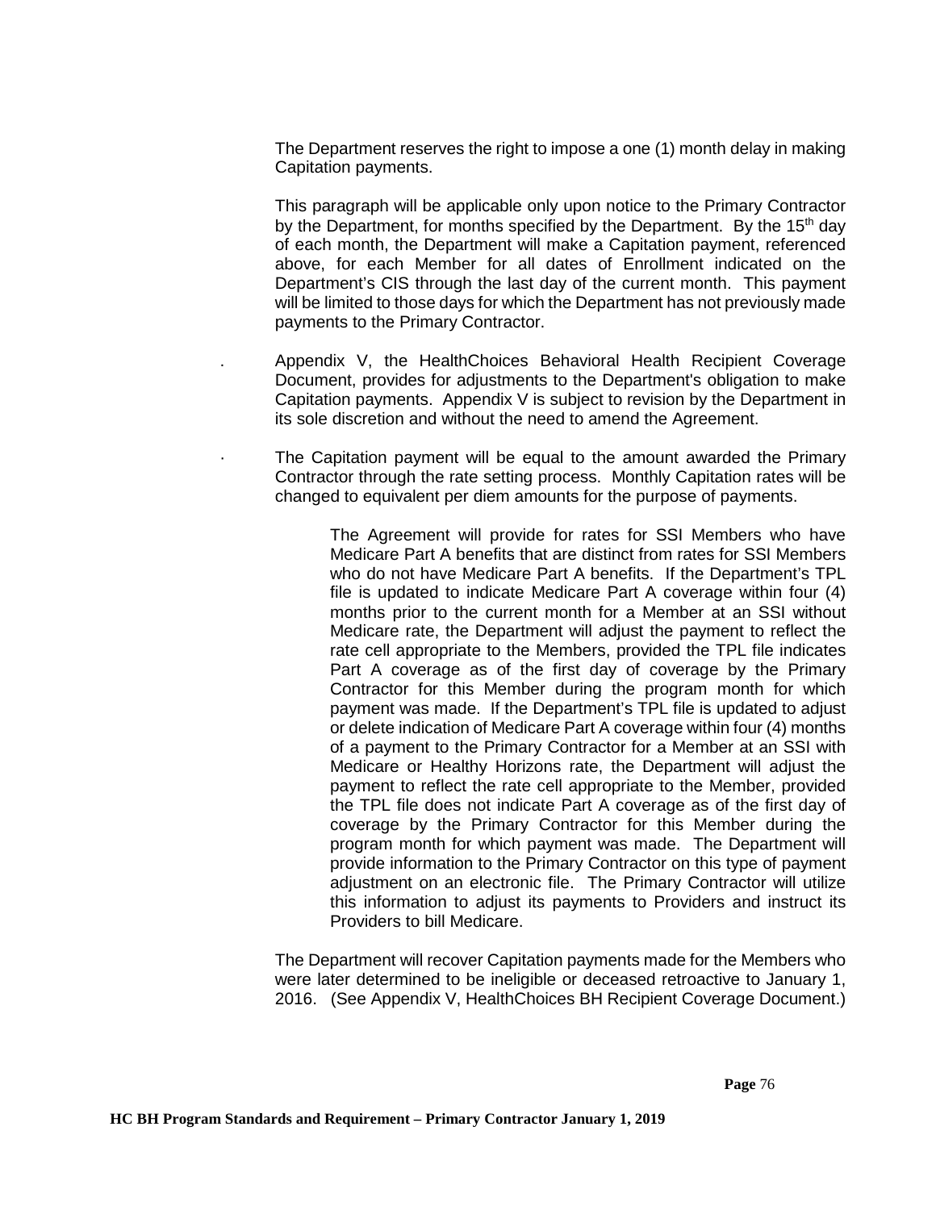The Department reserves the right to impose a one (1) month delay in making Capitation payments.

This paragraph will be applicable only upon notice to the Primary Contractor by the Department, for months specified by the Department. By the 15th day of each month, the Department will make a Capitation payment, referenced above, for each Member for all dates of Enrollment indicated on the Department's CIS through the last day of the current month. This payment will be limited to those days for which the Department has not previously made payments to the Primary Contractor.

. Appendix V, the HealthChoices Behavioral Health Recipient Coverage Document, provides for adjustments to the Department's obligation to make Capitation payments. Appendix V is subject to revision by the Department in its sole discretion and without the need to amend the Agreement.

· The Capitation payment will be equal to the amount awarded the Primary Contractor through the rate setting process. Monthly Capitation rates will be changed to equivalent per diem amounts for the purpose of payments.

> The Agreement will provide for rates for SSI Members who have Medicare Part A benefits that are distinct from rates for SSI Members who do not have Medicare Part A benefits. If the Department's TPL file is updated to indicate Medicare Part A coverage within four (4) months prior to the current month for a Member at an SSI without Medicare rate, the Department will adjust the payment to reflect the rate cell appropriate to the Members, provided the TPL file indicates Part A coverage as of the first day of coverage by the Primary Contractor for this Member during the program month for which payment was made. If the Department's TPL file is updated to adjust or delete indication of Medicare Part A coverage within four (4) months of a payment to the Primary Contractor for a Member at an SSI with Medicare or Healthy Horizons rate, the Department will adjust the payment to reflect the rate cell appropriate to the Member, provided the TPL file does not indicate Part A coverage as of the first day of coverage by the Primary Contractor for this Member during the program month for which payment was made. The Department will provide information to the Primary Contractor on this type of payment adjustment on an electronic file. The Primary Contractor will utilize this information to adjust its payments to Providers and instruct its Providers to bill Medicare.

The Department will recover Capitation payments made for the Members who were later determined to be ineligible or deceased retroactive to January 1, 2016. (See Appendix V, HealthChoices BH Recipient Coverage Document.)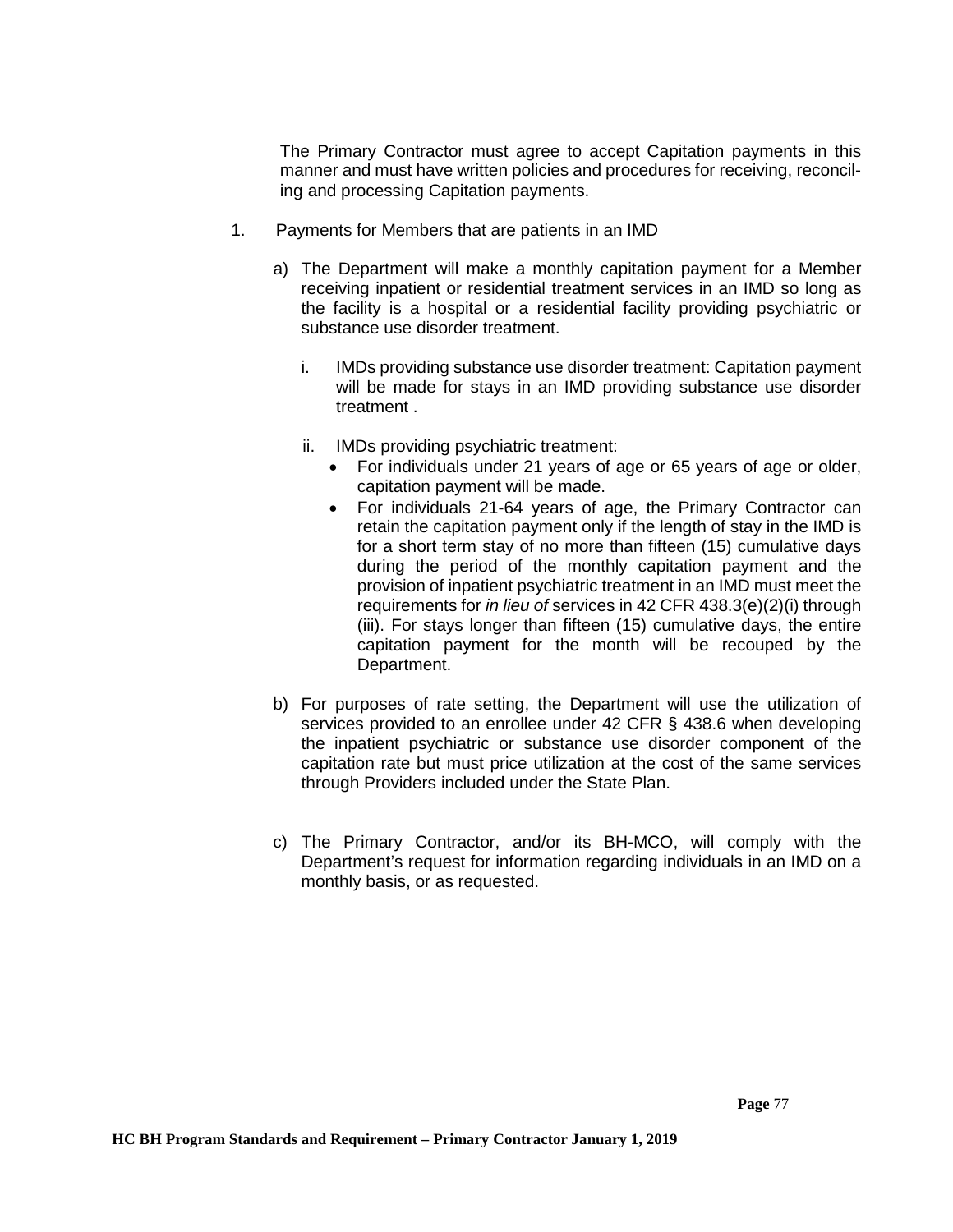The Primary Contractor must agree to accept Capitation payments in this manner and must have written policies and procedures for receiving, reconciling and processing Capitation payments.

1. Payments for Members that are patients in an IMD

   a) The Department will make a monthly capitation payment for a Member receiving inpatient or residential treatment services in an IMD so long as the facility is a hospital or a residential facility providing psychiatric or substance use disorder treatment.

      i. IMDs providing substance use disorder treatment: Capitation payment will be made for stays in an IMD providing substance use disorder treatment .

      ii. IMDs providing psychiatric treatment:
         - For individuals under 21 years of age or 65 years of age or older, capitation payment will be made.
         - For individuals 21-64 years of age, the Primary Contractor can retain the capitation payment only if the length of stay in the IMD is for a short term stay of no more than fifteen (15) cumulative days during the period of the monthly capitation payment and the provision of inpatient psychiatric treatment in an IMD must meet the requirements for *in lieu of* services in 42 CFR 438.3(e)(2)(i) through (iii). For stays longer than fifteen (15) cumulative days, the entire capitation payment for the month will be recouped by the Department.

   b) For purposes of rate setting, the Department will use the utilization of services provided to an enrollee under 42 CFR § 438.6 when developing the inpatient psychiatric or substance use disorder component of the capitation rate but must price utilization at the cost of the same services through Providers included under the State Plan.

   c) The Primary Contractor, and/or its BH-MCO, will comply with the Department's request for information regarding individuals in an IMD on a monthly basis, or as requested.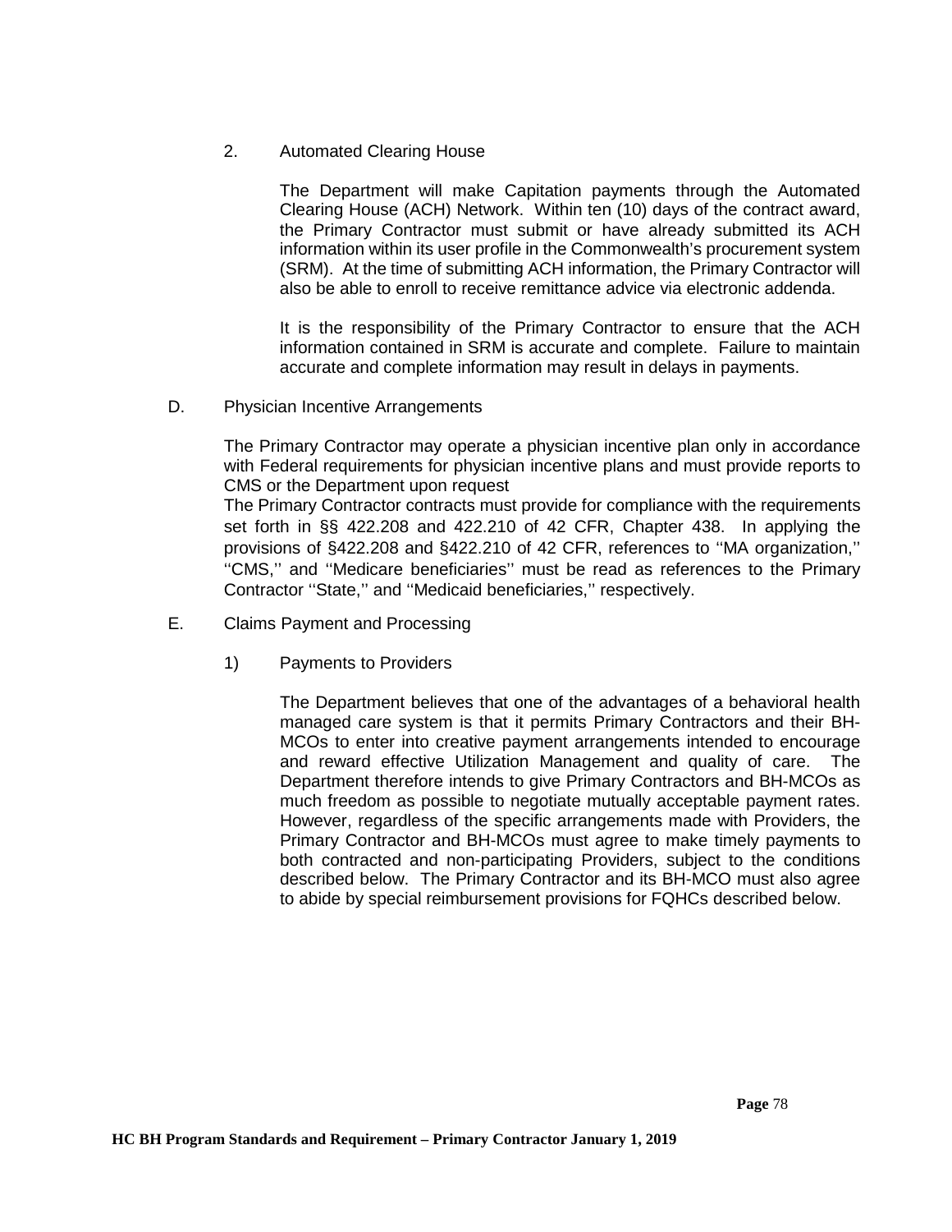2. Automated Clearing House

The Department will make Capitation payments through the Automated Clearing House (ACH) Network. Within ten (10) days of the contract award, the Primary Contractor must submit or have already submitted its ACH information within its user profile in the Commonwealth's procurement system (SRM). At the time of submitting ACH information, the Primary Contractor will also be able to enroll to receive remittance advice via electronic addenda.

It is the responsibility of the Primary Contractor to ensure that the ACH information contained in SRM is accurate and complete. Failure to maintain accurate and complete information may result in delays in payments.

D. Physician Incentive Arrangements

The Primary Contractor may operate a physician incentive plan only in accordance with Federal requirements for physician incentive plans and must provide reports to CMS or the Department upon request

The Primary Contractor contracts must provide for compliance with the requirements set forth in §§ 422.208 and 422.210 of 42 CFR, Chapter 438. In applying the provisions of §422.208 and §422.210 of 42 CFR, references to ''MA organization,'' ''CMS,'' and ''Medicare beneficiaries'' must be read as references to the Primary Contractor ''State,'' and ''Medicaid beneficiaries,'' respectively.

E. Claims Payment and Processing

1) Payments to Providers

The Department believes that one of the advantages of a behavioral health managed care system is that it permits Primary Contractors and their BH-MCOs to enter into creative payment arrangements intended to encourage and reward effective Utilization Management and quality of care. The Department therefore intends to give Primary Contractors and BH-MCOs as much freedom as possible to negotiate mutually acceptable payment rates. However, regardless of the specific arrangements made with Providers, the Primary Contractor and BH-MCOs must agree to make timely payments to both contracted and non-participating Providers, subject to the conditions described below. The Primary Contractor and its BH-MCO must also agree to abide by special reimbursement provisions for FQHCs described below.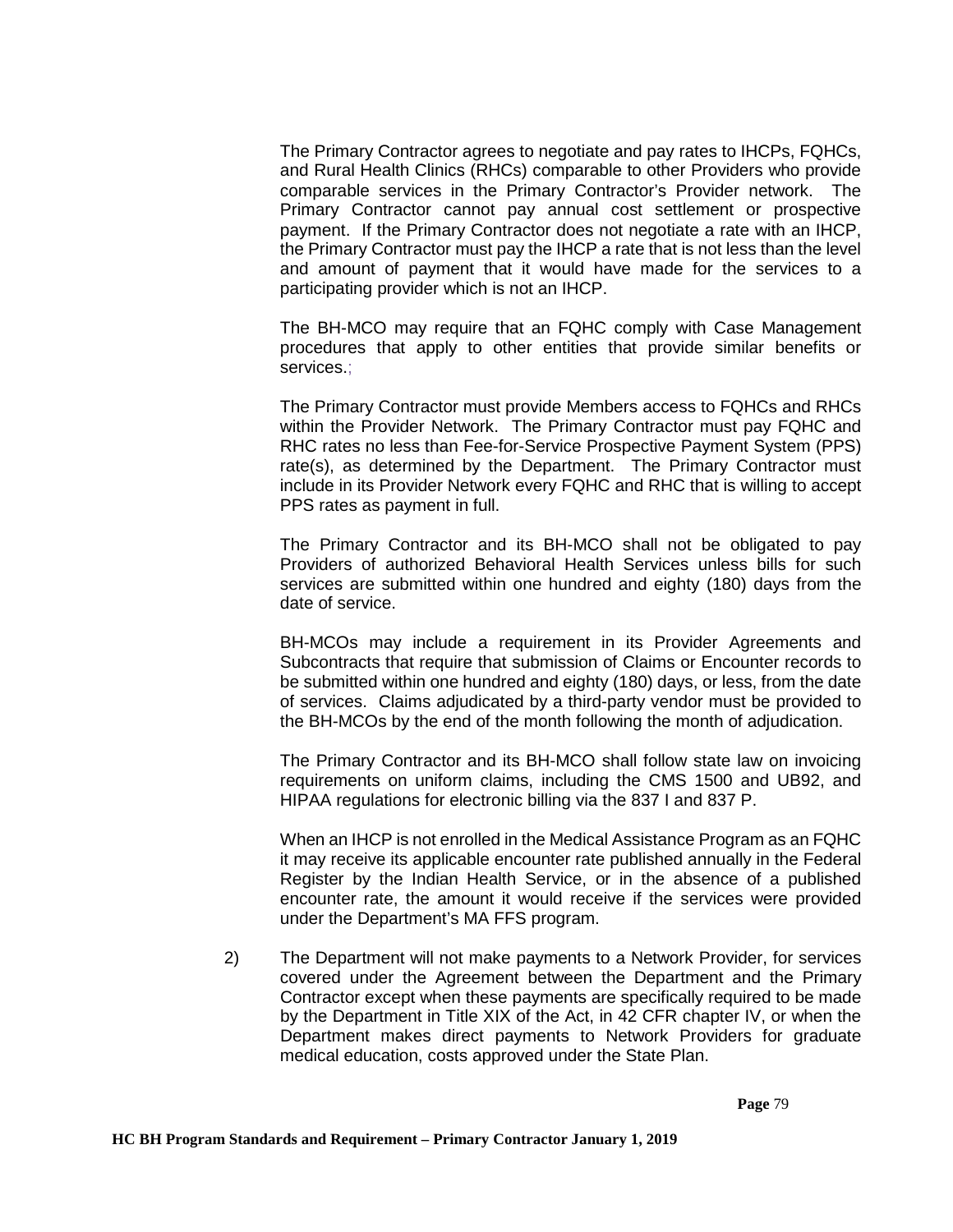The Primary Contractor agrees to negotiate and pay rates to IHCPs, FQHCs, and Rural Health Clinics (RHCs) comparable to other Providers who provide comparable services in the Primary Contractor's Provider network. The Primary Contractor cannot pay annual cost settlement or prospective payment. If the Primary Contractor does not negotiate a rate with an IHCP, the Primary Contractor must pay the IHCP a rate that is not less than the level and amount of payment that it would have made for the services to a participating provider which is not an IHCP.

The BH-MCO may require that an FQHC comply with Case Management procedures that apply to other entities that provide similar benefits or services.;

The Primary Contractor must provide Members access to FQHCs and RHCs within the Provider Network. The Primary Contractor must pay FQHC and RHC rates no less than Fee-for-Service Prospective Payment System (PPS) rate(s), as determined by the Department. The Primary Contractor must include in its Provider Network every FQHC and RHC that is willing to accept PPS rates as payment in full.

The Primary Contractor and its BH-MCO shall not be obligated to pay Providers of authorized Behavioral Health Services unless bills for such services are submitted within one hundred and eighty (180) days from the date of service.

BH-MCOs may include a requirement in its Provider Agreements and Subcontracts that require that submission of Claims or Encounter records to be submitted within one hundred and eighty (180) days, or less, from the date of services. Claims adjudicated by a third-party vendor must be provided to the BH-MCOs by the end of the month following the month of adjudication.

The Primary Contractor and its BH-MCO shall follow state law on invoicing requirements on uniform claims, including the CMS 1500 and UB92, and HIPAA regulations for electronic billing via the 837 I and 837 P.

When an IHCP is not enrolled in the Medical Assistance Program as an FQHC it may receive its applicable encounter rate published annually in the Federal Register by the Indian Health Service, or in the absence of a published encounter rate, the amount it would receive if the services were provided under the Department's MA FFS program.

2) The Department will not make payments to a Network Provider, for services covered under the Agreement between the Department and the Primary Contractor except when these payments are specifically required to be made by the Department in Title XIX of the Act, in 42 CFR chapter IV, or when the Department makes direct payments to Network Providers for graduate medical education, costs approved under the State Plan.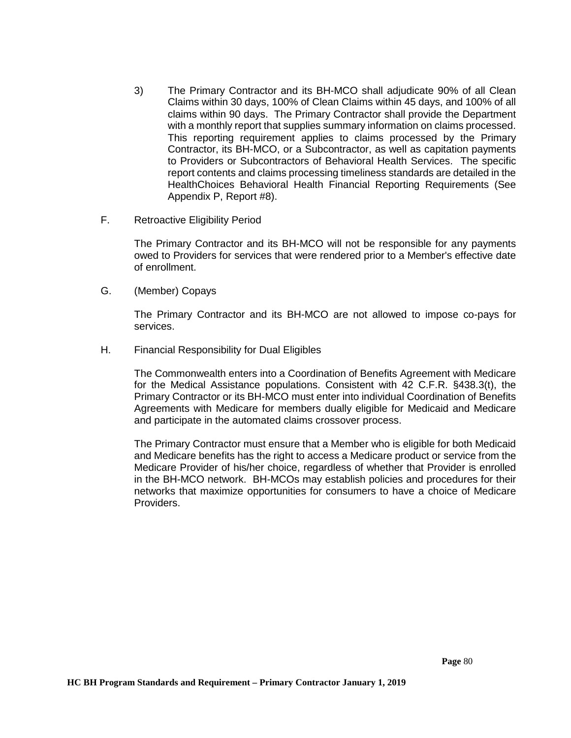3) The Primary Contractor and its BH-MCO shall adjudicate 90% of all Clean Claims within 30 days, 100% of Clean Claims within 45 days, and 100% of all claims within 90 days. The Primary Contractor shall provide the Department with a monthly report that supplies summary information on claims processed. This reporting requirement applies to claims processed by the Primary Contractor, its BH-MCO, or a Subcontractor, as well as capitation payments to Providers or Subcontractors of Behavioral Health Services. The specific report contents and claims processing timeliness standards are detailed in the HealthChoices Behavioral Health Financial Reporting Requirements (See Appendix P, Report #8).

F. Retroactive Eligibility Period

The Primary Contractor and its BH-MCO will not be responsible for any payments owed to Providers for services that were rendered prior to a Member's effective date of enrollment.

G. (Member) Copays

The Primary Contractor and its BH-MCO are not allowed to impose co-pays for services.

H. Financial Responsibility for Dual Eligibles

The Commonwealth enters into a Coordination of Benefits Agreement with Medicare for the Medical Assistance populations. Consistent with 42 C.F.R. §438.3(t), the Primary Contractor or its BH-MCO must enter into individual Coordination of Benefits Agreements with Medicare for members dually eligible for Medicaid and Medicare and participate in the automated claims crossover process.

The Primary Contractor must ensure that a Member who is eligible for both Medicaid and Medicare benefits has the right to access a Medicare product or service from the Medicare Provider of his/her choice, regardless of whether that Provider is enrolled in the BH-MCO network. BH-MCOs may establish policies and procedures for their networks that maximize opportunities for consumers to have a choice of Medicare Providers.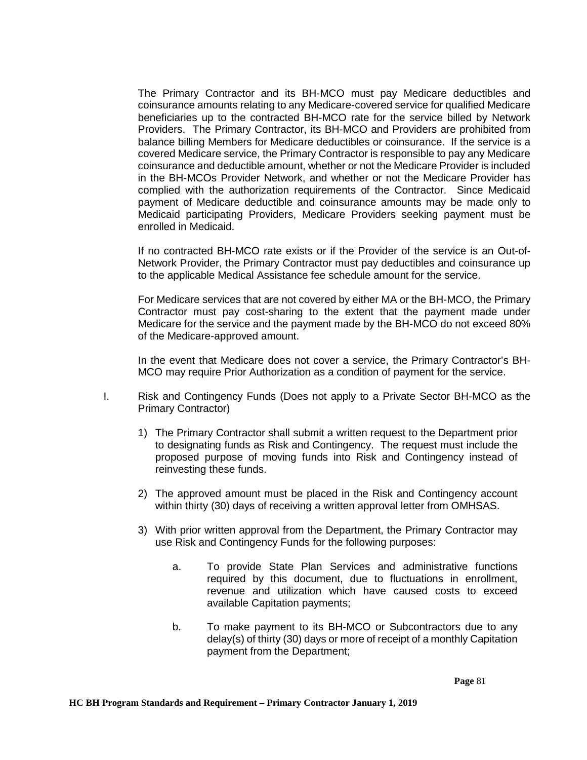The Primary Contractor and its BH-MCO must pay Medicare deductibles and coinsurance amounts relating to any Medicare-covered service for qualified Medicare beneficiaries up to the contracted BH-MCO rate for the service billed by Network Providers. The Primary Contractor, its BH-MCO and Providers are prohibited from balance billing Members for Medicare deductibles or coinsurance. If the service is a covered Medicare service, the Primary Contractor is responsible to pay any Medicare coinsurance and deductible amount, whether or not the Medicare Provider is included in the BH-MCOs Provider Network, and whether or not the Medicare Provider has complied with the authorization requirements of the Contractor. Since Medicaid payment of Medicare deductible and coinsurance amounts may be made only to Medicaid participating Providers, Medicare Providers seeking payment must be enrolled in Medicaid.

If no contracted BH-MCO rate exists or if the Provider of the service is an Out-of-Network Provider, the Primary Contractor must pay deductibles and coinsurance up to the applicable Medical Assistance fee schedule amount for the service.

For Medicare services that are not covered by either MA or the BH-MCO, the Primary Contractor must pay cost-sharing to the extent that the payment made under Medicare for the service and the payment made by the BH-MCO do not exceed 80% of the Medicare-approved amount.

In the event that Medicare does not cover a service, the Primary Contractor's BH-MCO may require Prior Authorization as a condition of payment for the service.

I. Risk and Contingency Funds (Does not apply to a Private Sector BH-MCO as the Primary Contractor)

1) The Primary Contractor shall submit a written request to the Department prior to designating funds as Risk and Contingency. The request must include the proposed purpose of moving funds into Risk and Contingency instead of reinvesting these funds.

2) The approved amount must be placed in the Risk and Contingency account within thirty (30) days of receiving a written approval letter from OMHSAS.

3) With prior written approval from the Department, the Primary Contractor may use Risk and Contingency Funds for the following purposes:

   a. To provide State Plan Services and administrative functions required by this document, due to fluctuations in enrollment, revenue and utilization which have caused costs to exceed available Capitation payments;

   b. To make payment to its BH-MCO or Subcontractors due to any delay(s) of thirty (30) days or more of receipt of a monthly Capitation payment from the Department;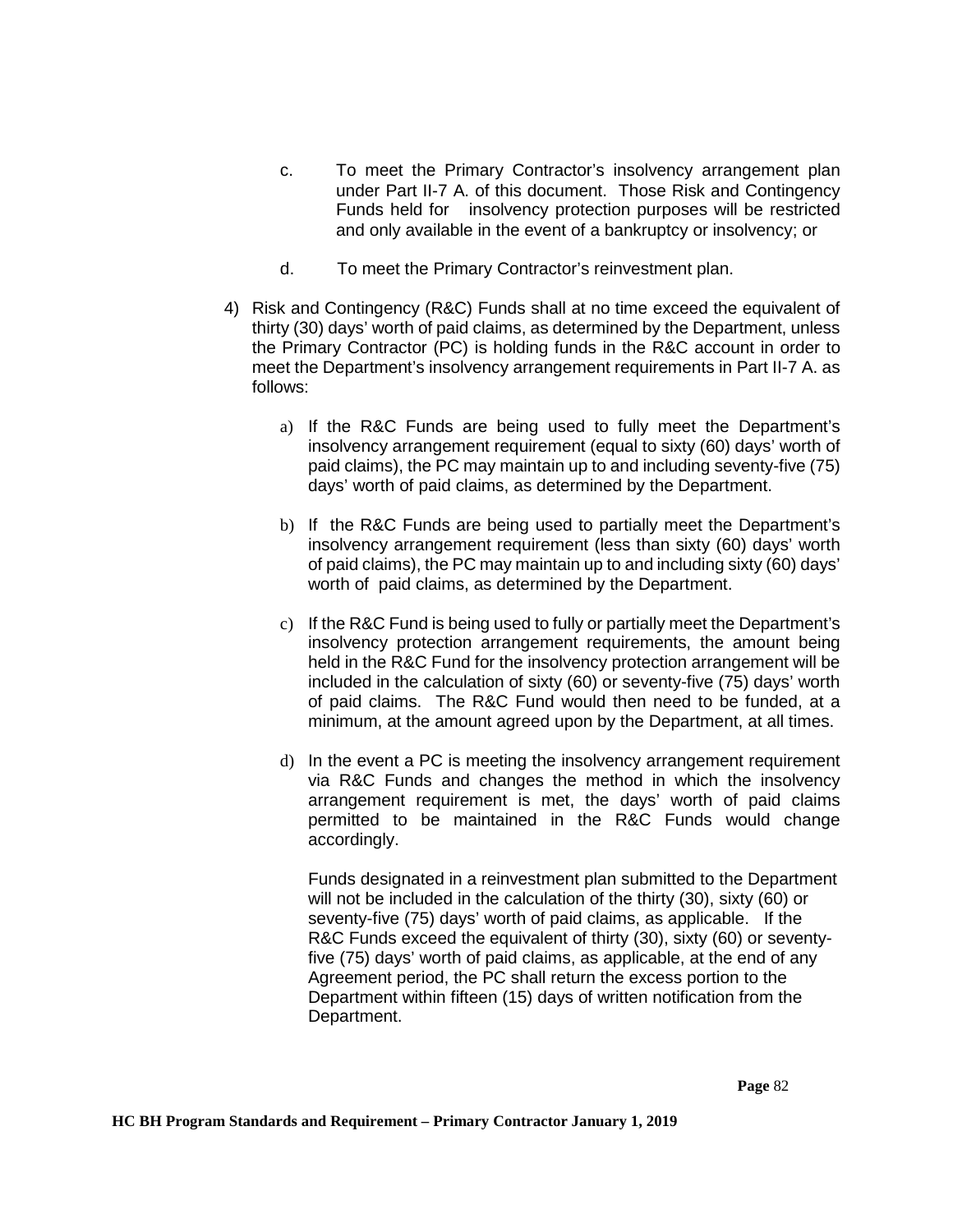c. To meet the Primary Contractor's insolvency arrangement plan under Part II-7 A. of this document. Those Risk and Contingency Funds held for insolvency protection purposes will be restricted and only available in the event of a bankruptcy or insolvency; or

d. To meet the Primary Contractor's reinvestment plan.

4) Risk and Contingency (R&C) Funds shall at no time exceed the equivalent of thirty (30) days' worth of paid claims, as determined by the Department, unless the Primary Contractor (PC) is holding funds in the R&C account in order to meet the Department's insolvency arrangement requirements in Part II-7 A. as follows:

   a) If the R&C Funds are being used to fully meet the Department's insolvency arrangement requirement (equal to sixty (60) days' worth of paid claims), the PC may maintain up to and including seventy-five (75) days' worth of paid claims, as determined by the Department.

   b) If the R&C Funds are being used to partially meet the Department's insolvency arrangement requirement (less than sixty (60) days' worth of paid claims), the PC may maintain up to and including sixty (60) days' worth of paid claims, as determined by the Department.

   c) If the R&C Fund is being used to fully or partially meet the Department's insolvency protection arrangement requirements, the amount being held in the R&C Fund for the insolvency protection arrangement will be included in the calculation of sixty (60) or seventy-five (75) days' worth of paid claims. The R&C Fund would then need to be funded, at a minimum, at the amount agreed upon by the Department, at all times.

   d) In the event a PC is meeting the insolvency arrangement requirement via R&C Funds and changes the method in which the insolvency arrangement requirement is met, the days' worth of paid claims permitted to be maintained in the R&C Funds would change accordingly.

   Funds designated in a reinvestment plan submitted to the Department will not be included in the calculation of the thirty (30), sixty (60) or seventy-five (75) days' worth of paid claims, as applicable. If the R&C Funds exceed the equivalent of thirty (30), sixty (60) or seventy-five (75) days' worth of paid claims, as applicable, at the end of any Agreement period, the PC shall return the excess portion to the Department within fifteen (15) days of written notification from the Department.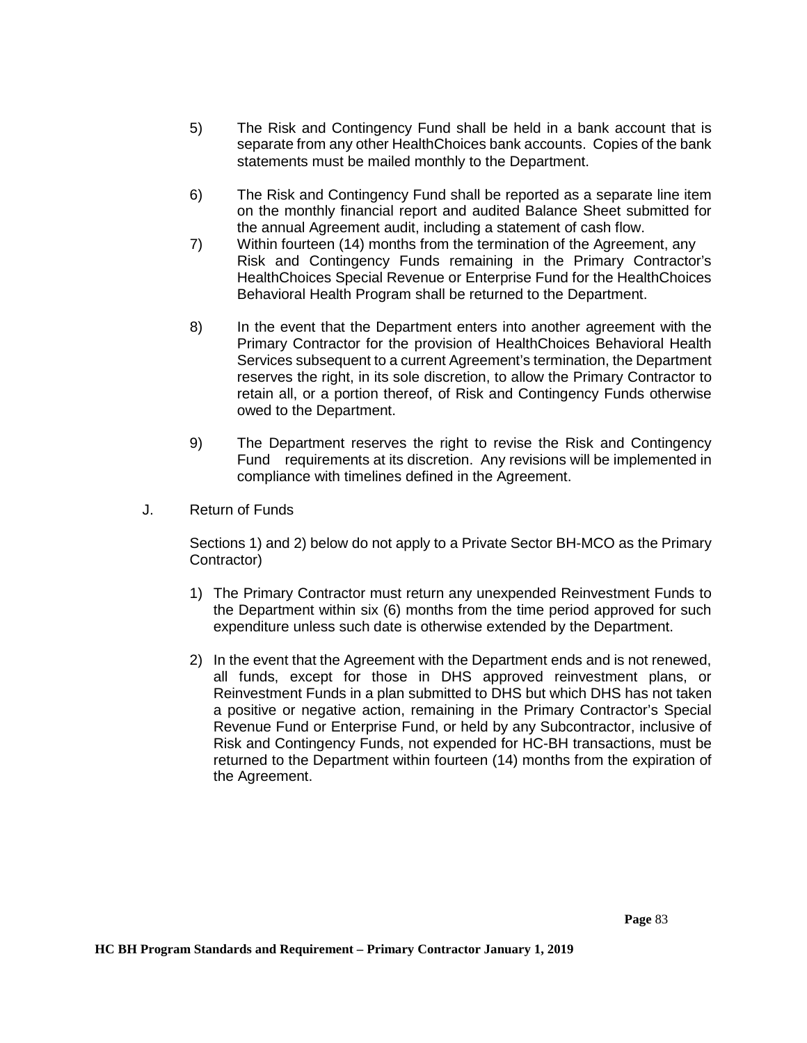5) The Risk and Contingency Fund shall be held in a bank account that is separate from any other HealthChoices bank accounts. Copies of the bank statements must be mailed monthly to the Department.

6) The Risk and Contingency Fund shall be reported as a separate line item on the monthly financial report and audited Balance Sheet submitted for the annual Agreement audit, including a statement of cash flow.

7) Within fourteen (14) months from the termination of the Agreement, any Risk and Contingency Funds remaining in the Primary Contractor's HealthChoices Special Revenue or Enterprise Fund for the HealthChoices Behavioral Health Program shall be returned to the Department.

8) In the event that the Department enters into another agreement with the Primary Contractor for the provision of HealthChoices Behavioral Health Services subsequent to a current Agreement's termination, the Department reserves the right, in its sole discretion, to allow the Primary Contractor to retain all, or a portion thereof, of Risk and Contingency Funds otherwise owed to the Department.

9) The Department reserves the right to revise the Risk and Contingency Fund requirements at its discretion. Any revisions will be implemented in compliance with timelines defined in the Agreement.

J. Return of Funds

Sections 1) and 2) below do not apply to a Private Sector BH-MCO as the Primary Contractor)

1) The Primary Contractor must return any unexpended Reinvestment Funds to the Department within six (6) months from the time period approved for such expenditure unless such date is otherwise extended by the Department.

2) In the event that the Agreement with the Department ends and is not renewed, all funds, except for those in DHS approved reinvestment plans, or Reinvestment Funds in a plan submitted to DHS but which DHS has not taken a positive or negative action, remaining in the Primary Contractor's Special Revenue Fund or Enterprise Fund, or held by any Subcontractor, inclusive of Risk and Contingency Funds, not expended for HC-BH transactions, must be returned to the Department within fourteen (14) months from the expiration of the Agreement.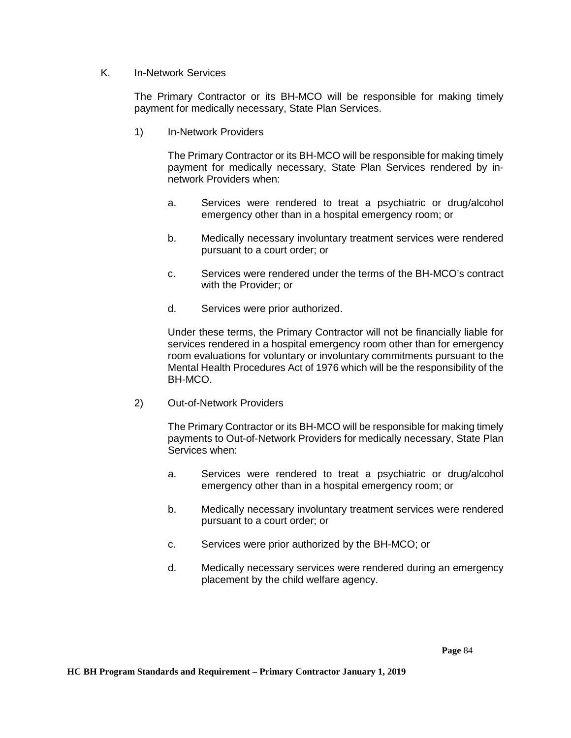K. In-Network Services

The Primary Contractor or its BH-MCO will be responsible for making timely payment for medically necessary, State Plan Services.

1) In-Network Providers

The Primary Contractor or its BH-MCO will be responsible for making timely payment for medically necessary, State Plan Services rendered by in-network Providers when:

a. Services were rendered to treat a psychiatric or drug/alcohol emergency other than in a hospital emergency room; or

b. Medically necessary involuntary treatment services were rendered pursuant to a court order; or

c. Services were rendered under the terms of the BH-MCO's contract with the Provider; or

d. Services were prior authorized.

Under these terms, the Primary Contractor will not be financially liable for services rendered in a hospital emergency room other than for emergency room evaluations for voluntary or involuntary commitments pursuant to the Mental Health Procedures Act of 1976 which will be the responsibility of the BH-MCO.

2) Out-of-Network Providers

The Primary Contractor or its BH-MCO will be responsible for making timely payments to Out-of-Network Providers for medically necessary, State Plan Services when:

a. Services were rendered to treat a psychiatric or drug/alcohol emergency other than in a hospital emergency room; or

b. Medically necessary involuntary treatment services were rendered pursuant to a court order; or

c. Services were prior authorized by the BH-MCO; or

d. Medically necessary services were rendered during an emergency placement by the child welfare agency.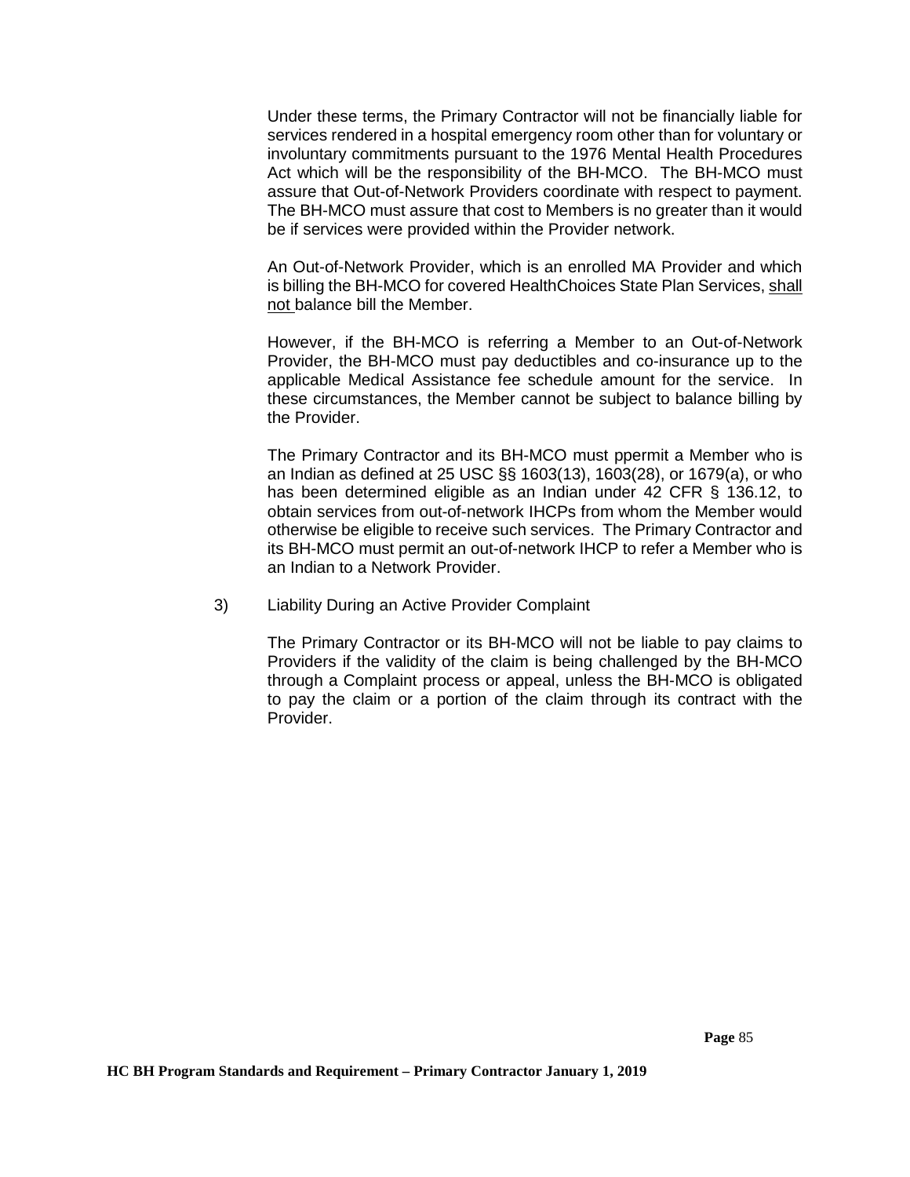Under these terms, the Primary Contractor will not be financially liable for services rendered in a hospital emergency room other than for voluntary or involuntary commitments pursuant to the 1976 Mental Health Procedures Act which will be the responsibility of the BH-MCO. The BH-MCO must assure that Out-of-Network Providers coordinate with respect to payment. The BH-MCO must assure that cost to Members is no greater than it would be if services were provided within the Provider network.

An Out-of-Network Provider, which is an enrolled MA Provider and which is billing the BH-MCO for covered HealthChoices State Plan Services, shall not balance bill the Member.

However, if the BH-MCO is referring a Member to an Out-of-Network Provider, the BH-MCO must pay deductibles and co-insurance up to the applicable Medical Assistance fee schedule amount for the service. In these circumstances, the Member cannot be subject to balance billing by the Provider.

The Primary Contractor and its BH-MCO must ppermit a Member who is an Indian as defined at 25 USC §§ 1603(13), 1603(28), or 1679(a), or who has been determined eligible as an Indian under 42 CFR § 136.12, to obtain services from out-of-network IHCPs from whom the Member would otherwise be eligible to receive such services. The Primary Contractor and its BH-MCO must permit an out-of-network IHCP to refer a Member who is an Indian to a Network Provider.

3) Liability During an Active Provider Complaint

The Primary Contractor or its BH-MCO will not be liable to pay claims to Providers if the validity of the claim is being challenged by the BH-MCO through a Complaint process or appeal, unless the BH-MCO is obligated to pay the claim or a portion of the claim through its contract with the Provider.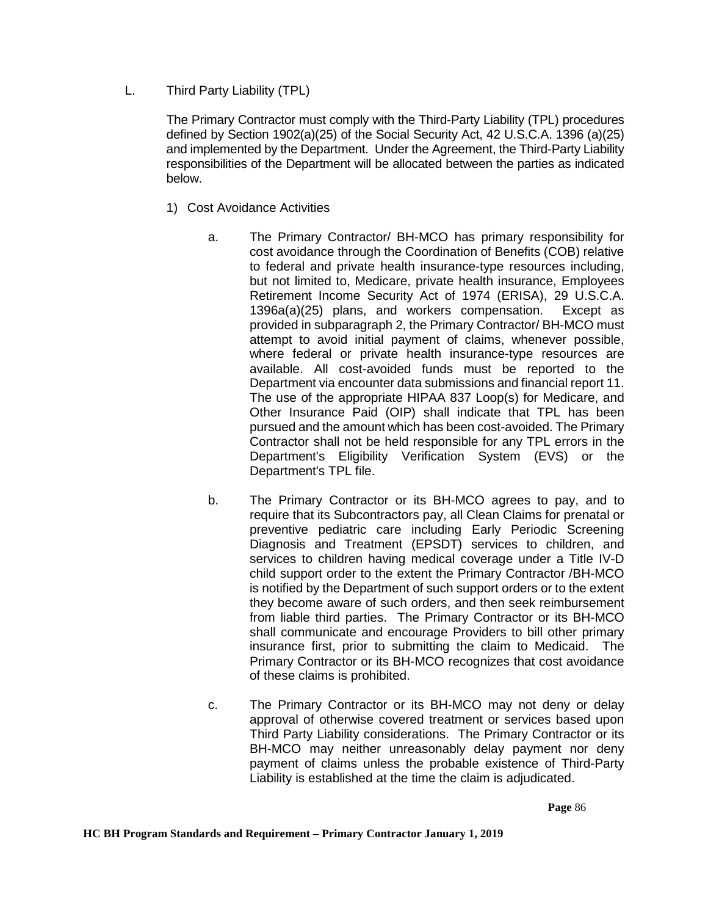L. Third Party Liability (TPL)

The Primary Contractor must comply with the Third-Party Liability (TPL) procedures defined by Section 1902(a)(25) of the Social Security Act, 42 U.S.C.A. 1396 (a)(25) and implemented by the Department. Under the Agreement, the Third-Party Liability responsibilities of the Department will be allocated between the parties as indicated below.

1) Cost Avoidance Activities

   a. The Primary Contractor/ BH-MCO has primary responsibility for cost avoidance through the Coordination of Benefits (COB) relative to federal and private health insurance-type resources including, but not limited to, Medicare, private health insurance, Employees Retirement Income Security Act of 1974 (ERISA), 29 U.S.C.A. 1396a(a)(25) plans, and workers compensation. Except as provided in subparagraph 2, the Primary Contractor/ BH-MCO must attempt to avoid initial payment of claims, whenever possible, where federal or private health insurance-type resources are available. All cost-avoided funds must be reported to the Department via encounter data submissions and financial report 11. The use of the appropriate HIPAA 837 Loop(s) for Medicare, and Other Insurance Paid (OIP) shall indicate that TPL has been pursued and the amount which has been cost-avoided. The Primary Contractor shall not be held responsible for any TPL errors in the Department's Eligibility Verification System (EVS) or the Department's TPL file.

   b. The Primary Contractor or its BH-MCO agrees to pay, and to require that its Subcontractors pay, all Clean Claims for prenatal or preventive pediatric care including Early Periodic Screening Diagnosis and Treatment (EPSDT) services to children, and services to children having medical coverage under a Title IV-D child support order to the extent the Primary Contractor /BH-MCO is notified by the Department of such support orders or to the extent they become aware of such orders, and then seek reimbursement from liable third parties. The Primary Contractor or its BH-MCO shall communicate and encourage Providers to bill other primary insurance first, prior to submitting the claim to Medicaid. The Primary Contractor or its BH-MCO recognizes that cost avoidance of these claims is prohibited.

   c. The Primary Contractor or its BH-MCO may not deny or delay approval of otherwise covered treatment or services based upon Third Party Liability considerations. The Primary Contractor or its BH-MCO may neither unreasonably delay payment nor deny payment of claims unless the probable existence of Third-Party Liability is established at the time the claim is adjudicated.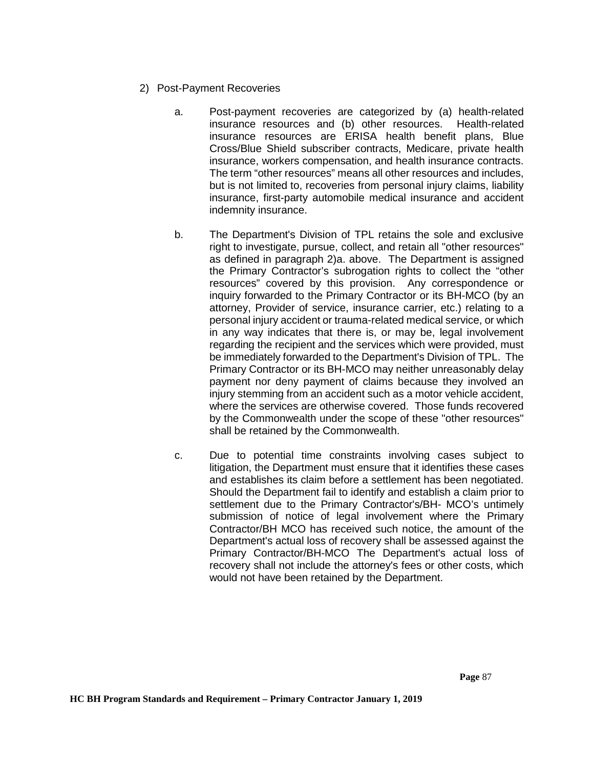2) Post-Payment Recoveries

a. Post-payment recoveries are categorized by (a) health-related insurance resources and (b) other resources. Health-related insurance resources are ERISA health benefit plans, Blue Cross/Blue Shield subscriber contracts, Medicare, private health insurance, workers compensation, and health insurance contracts. The term "other resources" means all other resources and includes, but is not limited to, recoveries from personal injury claims, liability insurance, first-party automobile medical insurance and accident indemnity insurance.

b. The Department's Division of TPL retains the sole and exclusive right to investigate, pursue, collect, and retain all "other resources" as defined in paragraph 2)a. above. The Department is assigned the Primary Contractor's subrogation rights to collect the "other resources" covered by this provision. Any correspondence or inquiry forwarded to the Primary Contractor or its BH-MCO (by an attorney, Provider of service, insurance carrier, etc.) relating to a personal injury accident or trauma-related medical service, or which in any way indicates that there is, or may be, legal involvement regarding the recipient and the services which were provided, must be immediately forwarded to the Department's Division of TPL. The Primary Contractor or its BH-MCO may neither unreasonably delay payment nor deny payment of claims because they involved an injury stemming from an accident such as a motor vehicle accident, where the services are otherwise covered. Those funds recovered by the Commonwealth under the scope of these "other resources" shall be retained by the Commonwealth.

c. Due to potential time constraints involving cases subject to litigation, the Department must ensure that it identifies these cases and establishes its claim before a settlement has been negotiated. Should the Department fail to identify and establish a claim prior to settlement due to the Primary Contractor's/BH- MCO's untimely submission of notice of legal involvement where the Primary Contractor/BH MCO has received such notice, the amount of the Department's actual loss of recovery shall be assessed against the Primary Contractor/BH-MCO The Department's actual loss of recovery shall not include the attorney's fees or other costs, which would not have been retained by the Department.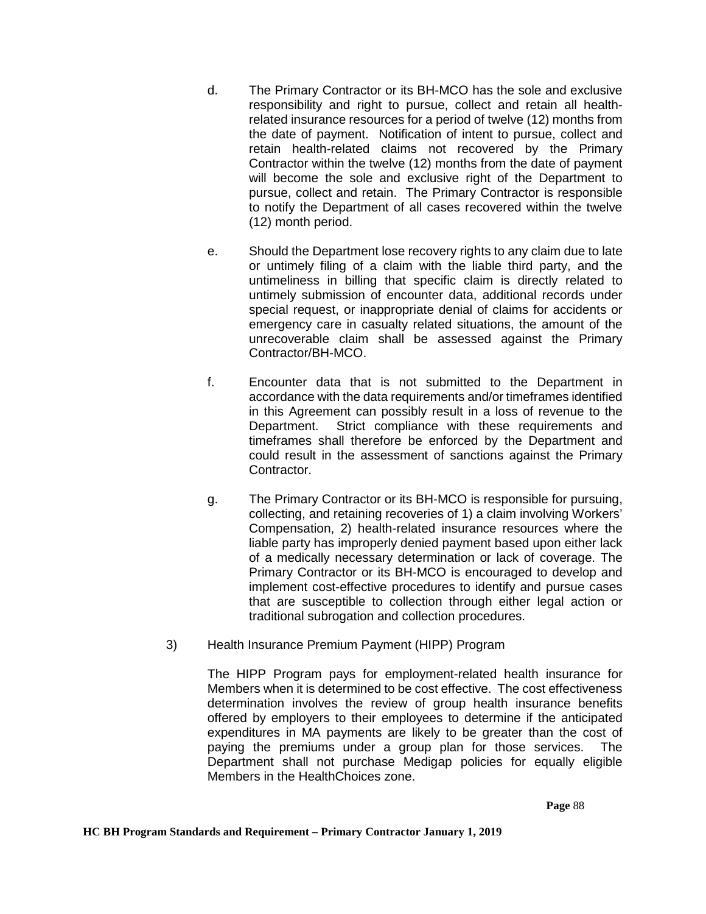d. The Primary Contractor or its BH-MCO has the sole and exclusive responsibility and right to pursue, collect and retain all health-related insurance resources for a period of twelve (12) months from the date of payment. Notification of intent to pursue, collect and retain health-related claims not recovered by the Primary Contractor within the twelve (12) months from the date of payment will become the sole and exclusive right of the Department to pursue, collect and retain. The Primary Contractor is responsible to notify the Department of all cases recovered within the twelve (12) month period.

e. Should the Department lose recovery rights to any claim due to late or untimely filing of a claim with the liable third party, and the untimeliness in billing that specific claim is directly related to untimely submission of encounter data, additional records under special request, or inappropriate denial of claims for accidents or emergency care in casualty related situations, the amount of the unrecoverable claim shall be assessed against the Primary Contractor/BH-MCO.

f. Encounter data that is not submitted to the Department in accordance with the data requirements and/or timeframes identified in this Agreement can possibly result in a loss of revenue to the Department. Strict compliance with these requirements and timeframes shall therefore be enforced by the Department and could result in the assessment of sanctions against the Primary Contractor.

g. The Primary Contractor or its BH-MCO is responsible for pursuing, collecting, and retaining recoveries of 1) a claim involving Workers' Compensation, 2) health-related insurance resources where the liable party has improperly denied payment based upon either lack of a medically necessary determination or lack of coverage. The Primary Contractor or its BH-MCO is encouraged to develop and implement cost-effective procedures to identify and pursue cases that are susceptible to collection through either legal action or traditional subrogation and collection procedures.

3) Health Insurance Premium Payment (HIPP) Program

The HIPP Program pays for employment-related health insurance for Members when it is determined to be cost effective. The cost effectiveness determination involves the review of group health insurance benefits offered by employers to their employees to determine if the anticipated expenditures in MA payments are likely to be greater than the cost of paying the premiums under a group plan for those services. The Department shall not purchase Medigap policies for equally eligible Members in the HealthChoices zone.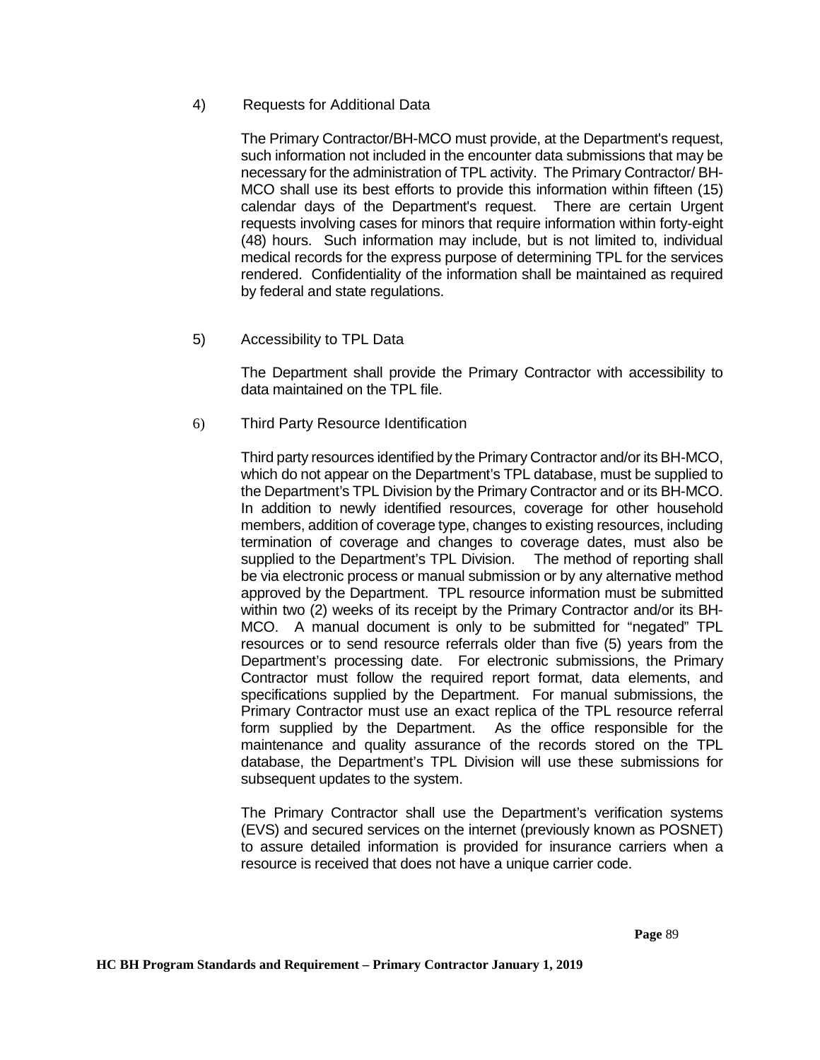4) Requests for Additional Data

The Primary Contractor/BH-MCO must provide, at the Department's request, such information not included in the encounter data submissions that may be necessary for the administration of TPL activity. The Primary Contractor/ BH-MCO shall use its best efforts to provide this information within fifteen (15) calendar days of the Department's request. There are certain Urgent requests involving cases for minors that require information within forty-eight (48) hours. Such information may include, but is not limited to, individual medical records for the express purpose of determining TPL for the services rendered. Confidentiality of the information shall be maintained as required by federal and state regulations.

5) Accessibility to TPL Data

The Department shall provide the Primary Contractor with accessibility to data maintained on the TPL file.

6) Third Party Resource Identification

Third party resources identified by the Primary Contractor and/or its BH-MCO, which do not appear on the Department's TPL database, must be supplied to the Department's TPL Division by the Primary Contractor and or its BH-MCO. In addition to newly identified resources, coverage for other household members, addition of coverage type, changes to existing resources, including termination of coverage and changes to coverage dates, must also be supplied to the Department's TPL Division. The method of reporting shall be via electronic process or manual submission or by any alternative method approved by the Department. TPL resource information must be submitted within two (2) weeks of its receipt by the Primary Contractor and/or its BH-MCO. A manual document is only to be submitted for "negated" TPL resources or to send resource referrals older than five (5) years from the Department's processing date. For electronic submissions, the Primary Contractor must follow the required report format, data elements, and specifications supplied by the Department. For manual submissions, the Primary Contractor must use an exact replica of the TPL resource referral form supplied by the Department. As the office responsible for the maintenance and quality assurance of the records stored on the TPL database, the Department's TPL Division will use these submissions for subsequent updates to the system.

The Primary Contractor shall use the Department's verification systems (EVS) and secured services on the internet (previously known as POSNET) to assure detailed information is provided for insurance carriers when a resource is received that does not have a unique carrier code.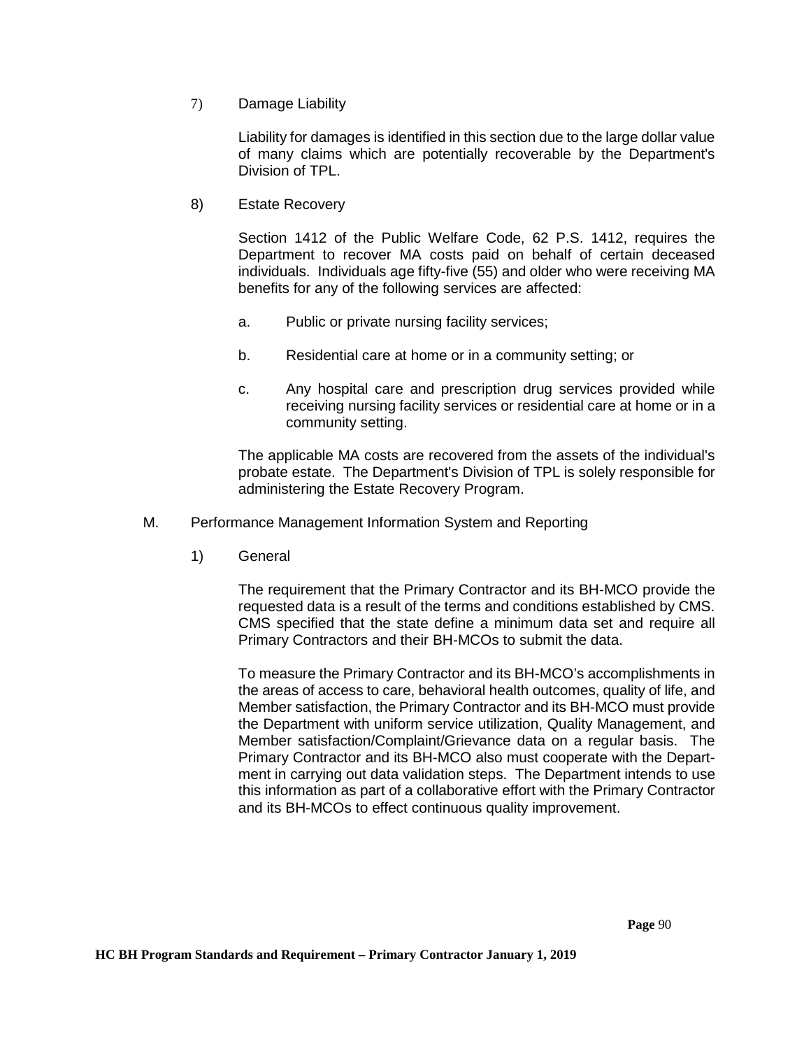7) Damage Liability

Liability for damages is identified in this section due to the large dollar value of many claims which are potentially recoverable by the Department's Division of TPL.

8) Estate Recovery

Section 1412 of the Public Welfare Code, 62 P.S. 1412, requires the Department to recover MA costs paid on behalf of certain deceased individuals. Individuals age fifty-five (55) and older who were receiving MA benefits for any of the following services are affected:

a. Public or private nursing facility services;

b. Residential care at home or in a community setting; or

c. Any hospital care and prescription drug services provided while receiving nursing facility services or residential care at home or in a community setting.

The applicable MA costs are recovered from the assets of the individual's probate estate. The Department's Division of TPL is solely responsible for administering the Estate Recovery Program.

M. Performance Management Information System and Reporting

1) General

The requirement that the Primary Contractor and its BH-MCO provide the requested data is a result of the terms and conditions established by CMS. CMS specified that the state define a minimum data set and require all Primary Contractors and their BH-MCOs to submit the data.

To measure the Primary Contractor and its BH-MCO's accomplishments in the areas of access to care, behavioral health outcomes, quality of life, and Member satisfaction, the Primary Contractor and its BH-MCO must provide the Department with uniform service utilization, Quality Management, and Member satisfaction/Complaint/Grievance data on a regular basis. The Primary Contractor and its BH-MCO also must cooperate with the Department in carrying out data validation steps. The Department intends to use this information as part of a collaborative effort with the Primary Contractor and its BH-MCOs to effect continuous quality improvement.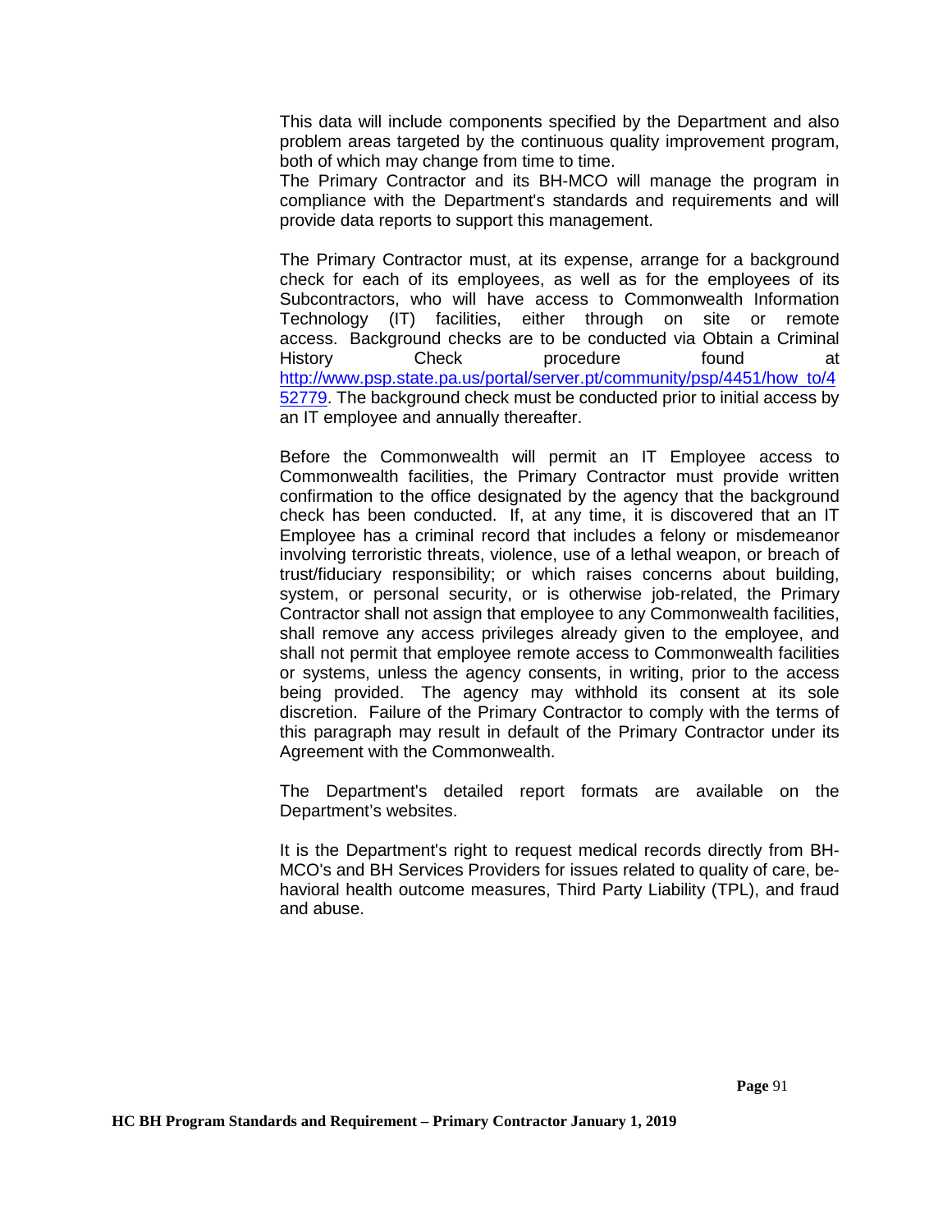This data will include components specified by the Department and also problem areas targeted by the continuous quality improvement program, both of which may change from time to time.
The Primary Contractor and its BH-MCO will manage the program in compliance with the Department's standards and requirements and will provide data reports to support this management.

The Primary Contractor must, at its expense, arrange for a background check for each of its employees, as well as for the employees of its Subcontractors, who will have access to Commonwealth Information Technology (IT) facilities, either through on site or remote access. Background checks are to be conducted via Obtain a Criminal History Check procedure found at http://www.psp.state.pa.us/portal/server.pt/community/psp/4451/how_to/452779. The background check must be conducted prior to initial access by an IT employee and annually thereafter.

Before the Commonwealth will permit an IT Employee access to Commonwealth facilities, the Primary Contractor must provide written confirmation to the office designated by the agency that the background check has been conducted. If, at any time, it is discovered that an IT Employee has a criminal record that includes a felony or misdemeanor involving terroristic threats, violence, use of a lethal weapon, or breach of trust/fiduciary responsibility; or which raises concerns about building, system, or personal security, or is otherwise job-related, the Primary Contractor shall not assign that employee to any Commonwealth facilities, shall remove any access privileges already given to the employee, and shall not permit that employee remote access to Commonwealth facilities or systems, unless the agency consents, in writing, prior to the access being provided. The agency may withhold its consent at its sole discretion. Failure of the Primary Contractor to comply with the terms of this paragraph may result in default of the Primary Contractor under its Agreement with the Commonwealth.

The Department's detailed report formats are available on the Department's websites.

It is the Department's right to request medical records directly from BH-MCO's and BH Services Providers for issues related to quality of care, behavioral health outcome measures, Third Party Liability (TPL), and fraud and abuse.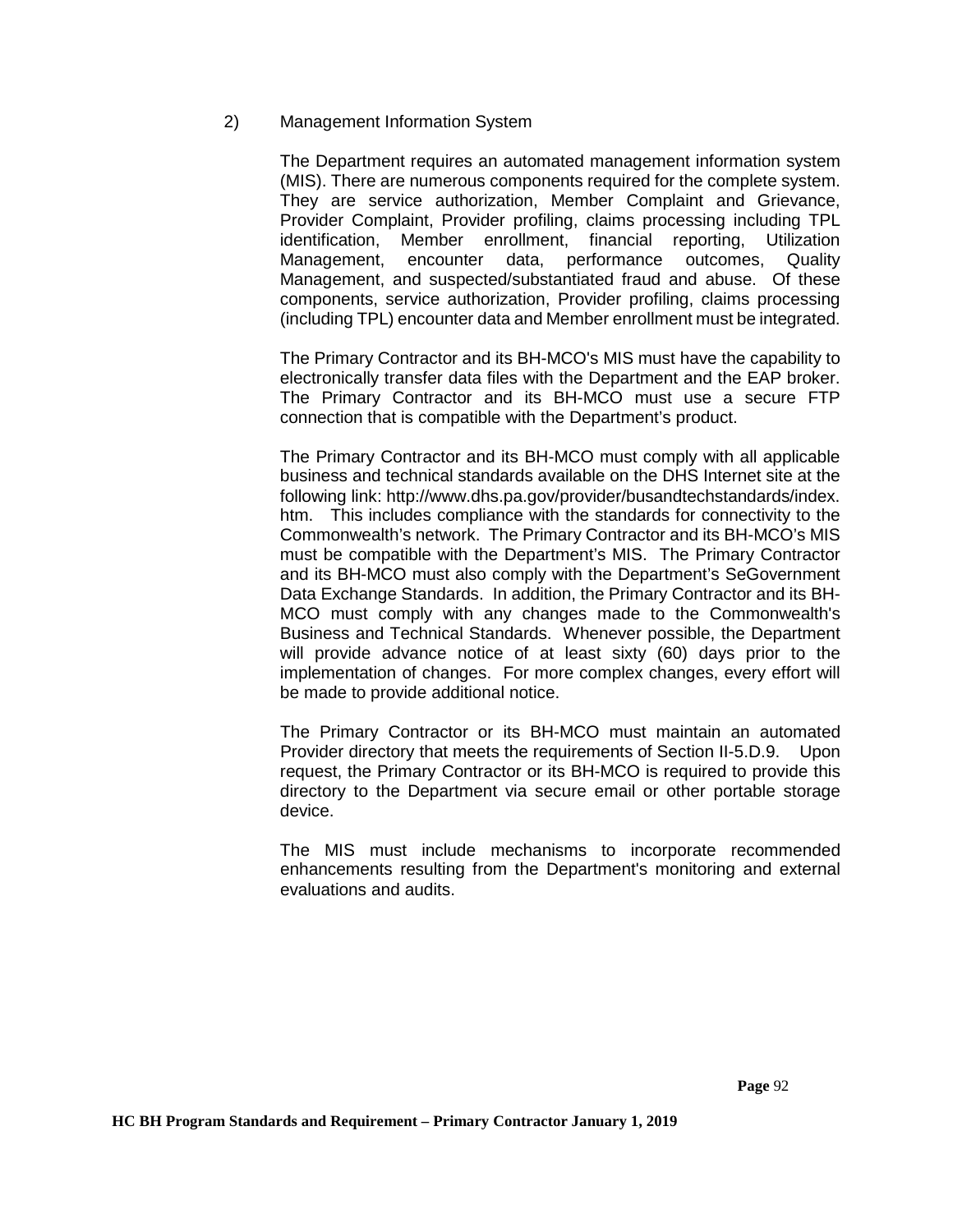2) Management Information System

The Department requires an automated management information system (MIS). There are numerous components required for the complete system. They are service authorization, Member Complaint and Grievance, Provider Complaint, Provider profiling, claims processing including TPL identification, Member enrollment, financial reporting, Utilization Management, encounter data, performance outcomes, Quality Management, and suspected/substantiated fraud and abuse. Of these components, service authorization, Provider profiling, claims processing (including TPL) encounter data and Member enrollment must be integrated.

The Primary Contractor and its BH-MCO's MIS must have the capability to electronically transfer data files with the Department and the EAP broker. The Primary Contractor and its BH-MCO must use a secure FTP connection that is compatible with the Department's product.

The Primary Contractor and its BH-MCO must comply with all applicable business and technical standards available on the DHS Internet site at the following link: http://www.dhs.pa.gov/provider/busandtechstandards/index.htm. This includes compliance with the standards for connectivity to the Commonwealth's network. The Primary Contractor and its BH-MCO's MIS must be compatible with the Department's MIS. The Primary Contractor and its BH-MCO must also comply with the Department's SeGovernment Data Exchange Standards. In addition, the Primary Contractor and its BH-MCO must comply with any changes made to the Commonwealth's Business and Technical Standards. Whenever possible, the Department will provide advance notice of at least sixty (60) days prior to the implementation of changes. For more complex changes, every effort will be made to provide additional notice.

The Primary Contractor or its BH-MCO must maintain an automated Provider directory that meets the requirements of Section II-5.D.9. Upon request, the Primary Contractor or its BH-MCO is required to provide this directory to the Department via secure email or other portable storage device.

The MIS must include mechanisms to incorporate recommended enhancements resulting from the Department's monitoring and external evaluations and audits.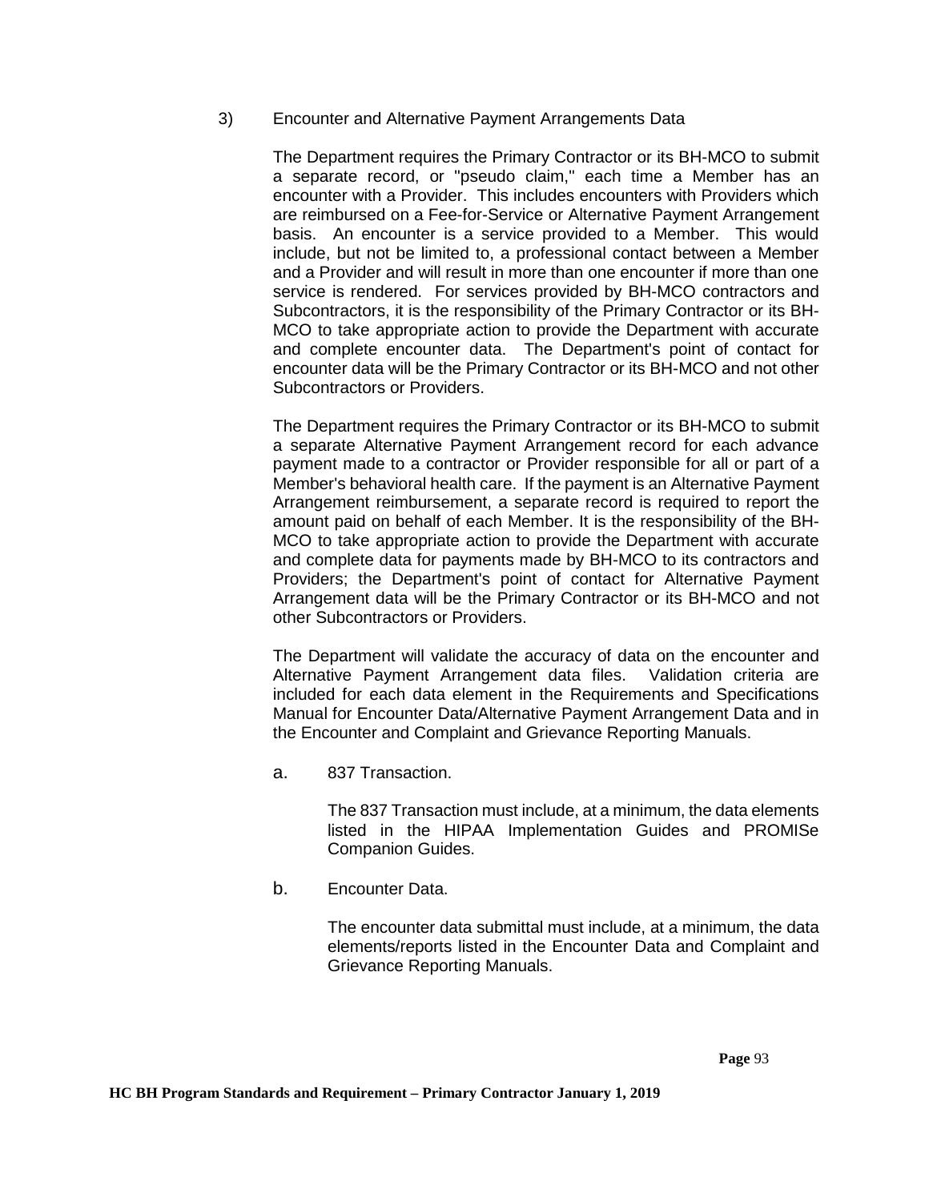3) Encounter and Alternative Payment Arrangements Data

The Department requires the Primary Contractor or its BH-MCO to submit a separate record, or "pseudo claim," each time a Member has an encounter with a Provider. This includes encounters with Providers which are reimbursed on a Fee-for-Service or Alternative Payment Arrangement basis. An encounter is a service provided to a Member. This would include, but not be limited to, a professional contact between a Member and a Provider and will result in more than one encounter if more than one service is rendered. For services provided by BH-MCO contractors and Subcontractors, it is the responsibility of the Primary Contractor or its BH-MCO to take appropriate action to provide the Department with accurate and complete encounter data. The Department's point of contact for encounter data will be the Primary Contractor or its BH-MCO and not other Subcontractors or Providers.

The Department requires the Primary Contractor or its BH-MCO to submit a separate Alternative Payment Arrangement record for each advance payment made to a contractor or Provider responsible for all or part of a Member's behavioral health care. If the payment is an Alternative Payment Arrangement reimbursement, a separate record is required to report the amount paid on behalf of each Member. It is the responsibility of the BH-MCO to take appropriate action to provide the Department with accurate and complete data for payments made by BH-MCO to its contractors and Providers; the Department's point of contact for Alternative Payment Arrangement data will be the Primary Contractor or its BH-MCO and not other Subcontractors or Providers.

The Department will validate the accuracy of data on the encounter and Alternative Payment Arrangement data files. Validation criteria are included for each data element in the Requirements and Specifications Manual for Encounter Data/Alternative Payment Arrangement Data and in the Encounter and Complaint and Grievance Reporting Manuals.

a. 837 Transaction.

The 837 Transaction must include, at a minimum, the data elements listed in the HIPAA Implementation Guides and PROMISe Companion Guides.

b. Encounter Data.

The encounter data submittal must include, at a minimum, the data elements/reports listed in the Encounter Data and Complaint and Grievance Reporting Manuals.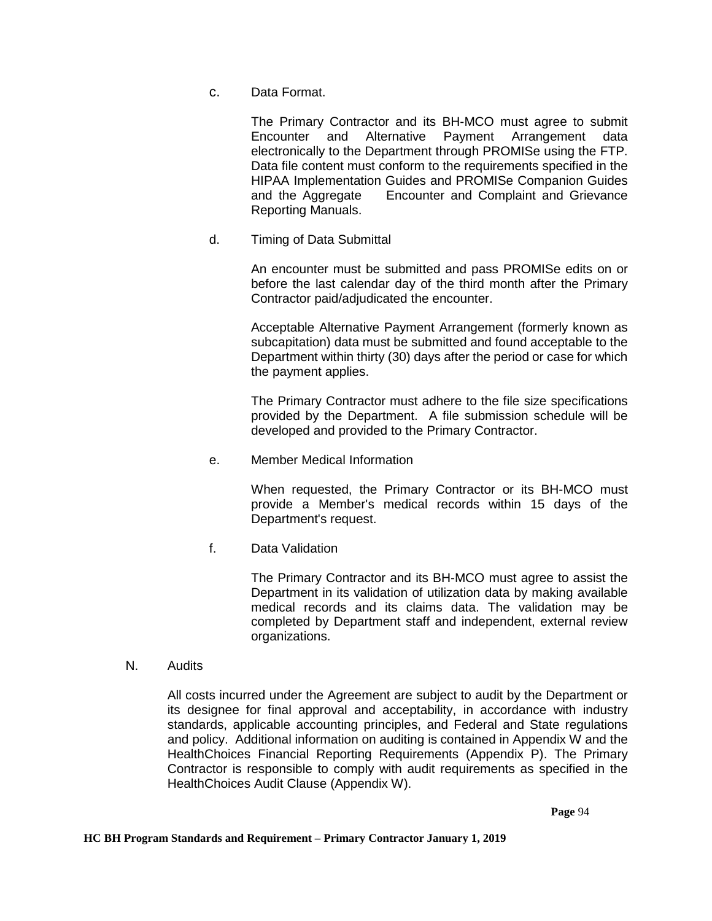c. Data Format.

The Primary Contractor and its BH-MCO must agree to submit Encounter and Alternative Payment Arrangement data electronically to the Department through PROMISe using the FTP. Data file content must conform to the requirements specified in the HIPAA Implementation Guides and PROMISe Companion Guides and the Aggregate Encounter and Complaint and Grievance Reporting Manuals.

d. Timing of Data Submittal

An encounter must be submitted and pass PROMISe edits on or before the last calendar day of the third month after the Primary Contractor paid/adjudicated the encounter.

Acceptable Alternative Payment Arrangement (formerly known as subcapitation) data must be submitted and found acceptable to the Department within thirty (30) days after the period or case for which the payment applies.

The Primary Contractor must adhere to the file size specifications provided by the Department. A file submission schedule will be developed and provided to the Primary Contractor.

e. Member Medical Information

When requested, the Primary Contractor or its BH-MCO must provide a Member's medical records within 15 days of the Department's request.

f. Data Validation

The Primary Contractor and its BH-MCO must agree to assist the Department in its validation of utilization data by making available medical records and its claims data. The validation may be completed by Department staff and independent, external review organizations.

N. Audits

All costs incurred under the Agreement are subject to audit by the Department or its designee for final approval and acceptability, in accordance with industry standards, applicable accounting principles, and Federal and State regulations and policy. Additional information on auditing is contained in Appendix W and the HealthChoices Financial Reporting Requirements (Appendix P). The Primary Contractor is responsible to comply with audit requirements as specified in the HealthChoices Audit Clause (Appendix W).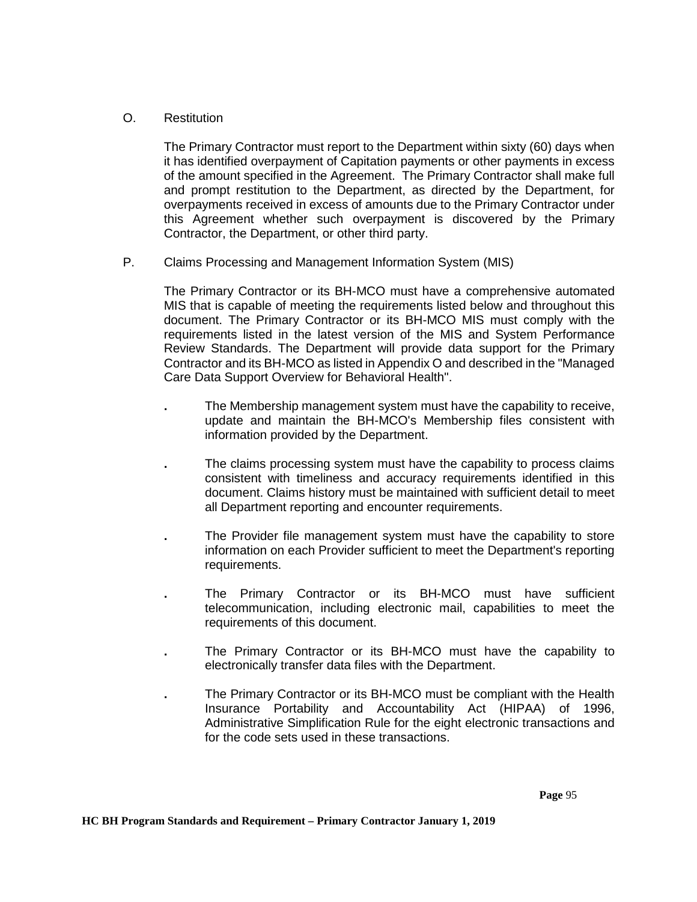O. Restitution

The Primary Contractor must report to the Department within sixty (60) days when it has identified overpayment of Capitation payments or other payments in excess of the amount specified in the Agreement. The Primary Contractor shall make full and prompt restitution to the Department, as directed by the Department, for overpayments received in excess of amounts due to the Primary Contractor under this Agreement whether such overpayment is discovered by the Primary Contractor, the Department, or other third party.

P. Claims Processing and Management Information System (MIS)

The Primary Contractor or its BH-MCO must have a comprehensive automated MIS that is capable of meeting the requirements listed below and throughout this document. The Primary Contractor or its BH-MCO MIS must comply with the requirements listed in the latest version of the MIS and System Performance Review Standards. The Department will provide data support for the Primary Contractor and its BH-MCO as listed in Appendix O and described in the "Managed Care Data Support Overview for Behavioral Health".

- The Membership management system must have the capability to receive, update and maintain the BH-MCO's Membership files consistent with information provided by the Department.
- The claims processing system must have the capability to process claims consistent with timeliness and accuracy requirements identified in this document. Claims history must be maintained with sufficient detail to meet all Department reporting and encounter requirements.
- The Provider file management system must have the capability to store information on each Provider sufficient to meet the Department's reporting requirements.
- The Primary Contractor or its BH-MCO must have sufficient telecommunication, including electronic mail, capabilities to meet the requirements of this document.
- The Primary Contractor or its BH-MCO must have the capability to electronically transfer data files with the Department.
- The Primary Contractor or its BH-MCO must be compliant with the Health Insurance Portability and Accountability Act (HIPAA) of 1996, Administrative Simplification Rule for the eight electronic transactions and for the code sets used in these transactions.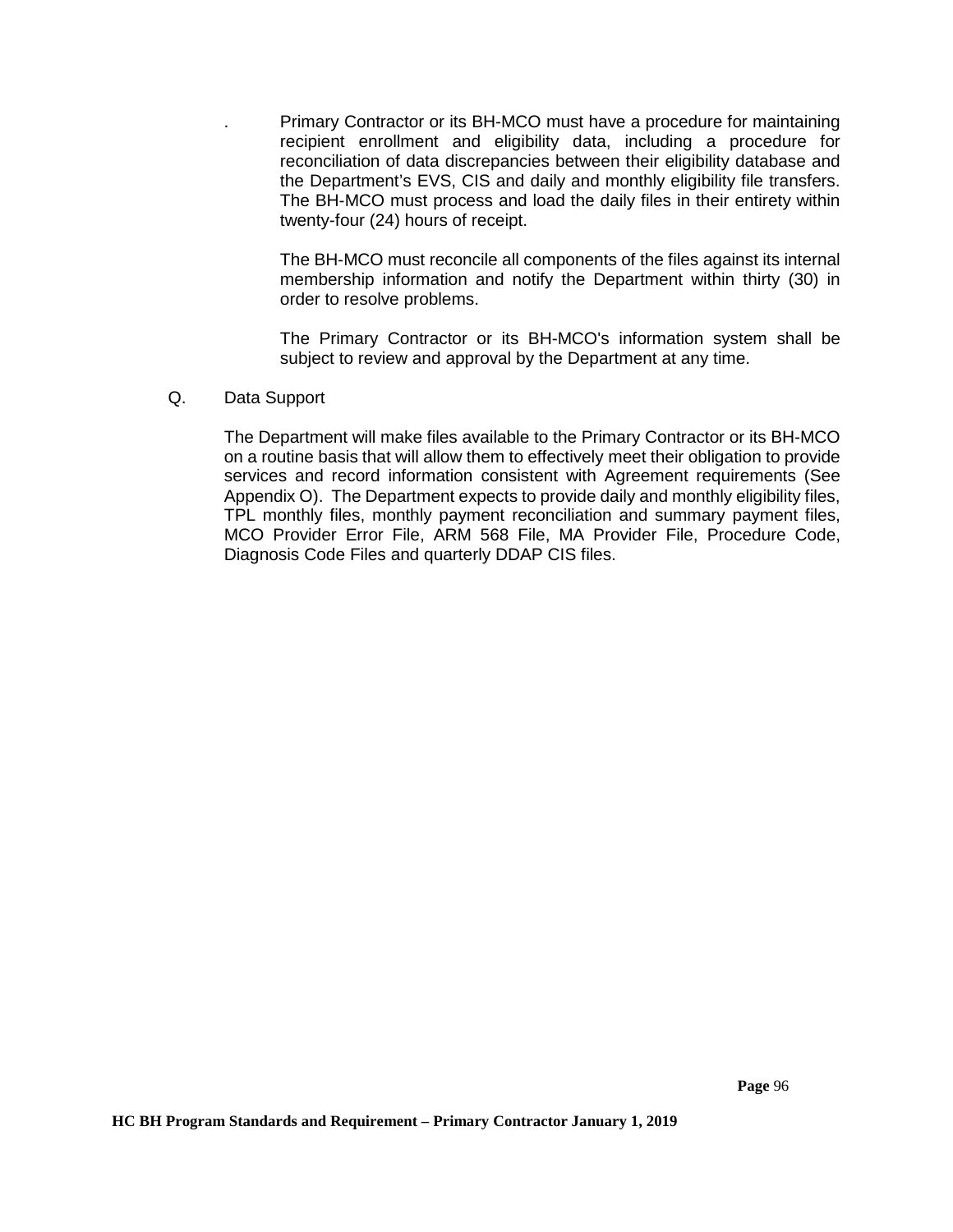. Primary Contractor or its BH-MCO must have a procedure for maintaining recipient enrollment and eligibility data, including a procedure for reconciliation of data discrepancies between their eligibility database and the Department's EVS, CIS and daily and monthly eligibility file transfers. The BH-MCO must process and load the daily files in their entirety within twenty-four (24) hours of receipt.

The BH-MCO must reconcile all components of the files against its internal membership information and notify the Department within thirty (30) in order to resolve problems.

The Primary Contractor or its BH-MCO's information system shall be subject to review and approval by the Department at any time.

Q. Data Support

The Department will make files available to the Primary Contractor or its BH-MCO on a routine basis that will allow them to effectively meet their obligation to provide services and record information consistent with Agreement requirements (See Appendix O). The Department expects to provide daily and monthly eligibility files, TPL monthly files, monthly payment reconciliation and summary payment files, MCO Provider Error File, ARM 568 File, MA Provider File, Procedure Code, Diagnosis Code Files and quarterly DDAP CIS files.